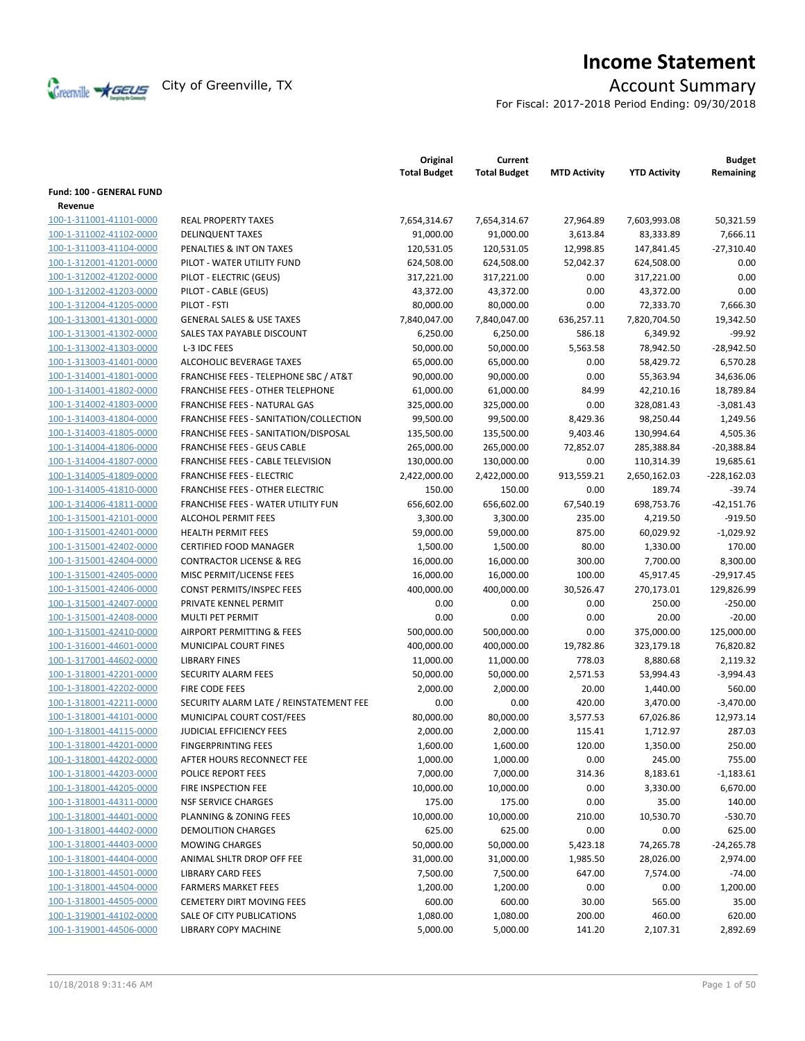# Income Statement

City of Greenville, TX

## Account Summary

For Fiscal: 2017-2018 Period Ending: 09/30/2018

| | | Original Total Budget | Current Total Budget | MTD Activity | YTD Activity | Budget Remaining |
|---|---|---|---|---|---|---|
| **Fund: 100 - GENERAL FUND** | | | | | | |
| **Revenue** | | | | | | |
| 100-1-311001-41101-0000 | REAL PROPERTY TAXES | 7,654,314.67 | 7,654,314.67 | 27,964.89 | 7,603,993.08 | 50,321.59 |
| 100-1-311002-41102-0000 | DELINQUENT TAXES | 91,000.00 | 91,000.00 | 3,613.84 | 83,333.89 | 7,666.11 |
| 100-1-311003-41104-0000 | PENALTIES & INT ON TAXES | 120,531.05 | 120,531.05 | 12,998.85 | 147,841.45 | -27,310.40 |
| 100-1-312001-41201-0000 | PILOT - WATER UTILITY FUND | 624,508.00 | 624,508.00 | 52,042.37 | 624,508.00 | 0.00 |
| 100-1-312002-41202-0000 | PILOT - ELECTRIC (GEUS) | 317,221.00 | 317,221.00 | 0.00 | 317,221.00 | 0.00 |
| 100-1-312002-41203-0000 | PILOT - CABLE (GEUS) | 43,372.00 | 43,372.00 | 0.00 | 43,372.00 | 0.00 |
| 100-1-312004-41205-0000 | PILOT - FSTI | 80,000.00 | 80,000.00 | 0.00 | 72,333.70 | 7,666.30 |
| 100-1-313001-41301-0000 | GENERAL SALES & USE TAXES | 7,840,047.00 | 7,840,047.00 | 636,257.11 | 7,820,704.50 | 19,342.50 |
| 100-1-313001-41302-0000 | SALES TAX PAYABLE DISCOUNT | 6,250.00 | 6,250.00 | 586.18 | 6,349.92 | -99.92 |
| 100-1-313002-41303-0000 | L-3 IDC FEES | 50,000.00 | 50,000.00 | 5,563.58 | 78,942.50 | -28,942.50 |
| 100-1-313003-41401-0000 | ALCOHOLIC BEVERAGE TAXES | 65,000.00 | 65,000.00 | 0.00 | 58,429.72 | 6,570.28 |
| 100-1-314001-41801-0000 | FRANCHISE FEES - TELEPHONE SBC / AT&T | 90,000.00 | 90,000.00 | 0.00 | 55,363.94 | 34,636.06 |
| 100-1-314001-41802-0000 | FRANCHISE FEES - OTHER TELEPHONE | 61,000.00 | 61,000.00 | 84.99 | 42,210.16 | 18,789.84 |
| 100-1-314002-41803-0000 | FRANCHISE FEES - NATURAL GAS | 325,000.00 | 325,000.00 | 0.00 | 328,081.43 | -3,081.43 |
| 100-1-314003-41804-0000 | FRANCHISE FEES - SANITATION/COLLECTION | 99,500.00 | 99,500.00 | 8,429.36 | 98,250.44 | 1,249.56 |
| 100-1-314003-41805-0000 | FRANCHISE FEES - SANITATION/DISPOSAL | 135,500.00 | 135,500.00 | 9,403.46 | 130,994.64 | 4,505.36 |
| 100-1-314004-41806-0000 | FRANCHISE FEES - GEUS CABLE | 265,000.00 | 265,000.00 | 72,852.07 | 285,388.84 | -20,388.84 |
| 100-1-314004-41807-0000 | FRANCHISE FEES - CABLE TELEVISION | 130,000.00 | 130,000.00 | 0.00 | 110,314.39 | 19,685.61 |
| 100-1-314005-41809-0000 | FRANCHISE FEES - ELECTRIC | 2,422,000.00 | 2,422,000.00 | 913,559.21 | 2,650,162.03 | -228,162.03 |
| 100-1-314005-41810-0000 | FRANCHISE FEES - OTHER ELECTRIC | 150.00 | 150.00 | 0.00 | 189.74 | -39.74 |
| 100-1-314006-41811-0000 | FRANCHISE FEES - WATER UTILITY FUN | 656,602.00 | 656,602.00 | 67,540.19 | 698,753.76 | -42,151.76 |
| 100-1-315001-42101-0000 | ALCOHOL PERMIT FEES | 3,300.00 | 3,300.00 | 235.00 | 4,219.50 | -919.50 |
| 100-1-315001-42401-0000 | HEALTH PERMIT FEES | 59,000.00 | 59,000.00 | 875.00 | 60,029.92 | -1,029.92 |
| 100-1-315001-42402-0000 | CERTIFIED FOOD MANAGER | 1,500.00 | 1,500.00 | 80.00 | 1,330.00 | 170.00 |
| 100-1-315001-42404-0000 | CONTRACTOR LICENSE & REG | 16,000.00 | 16,000.00 | 300.00 | 7,700.00 | 8,300.00 |
| 100-1-315001-42405-0000 | MISC PERMIT/LICENSE FEES | 16,000.00 | 16,000.00 | 100.00 | 45,917.45 | -29,917.45 |
| 100-1-315001-42406-0000 | CONST PERMITS/INSPEC FEES | 400,000.00 | 400,000.00 | 30,526.47 | 270,173.01 | 129,826.99 |
| 100-1-315001-42407-0000 | PRIVATE KENNEL PERMIT | 0.00 | 0.00 | 0.00 | 250.00 | -250.00 |
| 100-1-315001-42408-0000 | MULTI PET PERMIT | 0.00 | 0.00 | 0.00 | 20.00 | -20.00 |
| 100-1-315001-42410-0000 | AIRPORT PERMITTING & FEES | 500,000.00 | 500,000.00 | 0.00 | 375,000.00 | 125,000.00 |
| 100-1-316001-44601-0000 | MUNICIPAL COURT FINES | 400,000.00 | 400,000.00 | 19,782.86 | 323,179.18 | 76,820.82 |
| 100-1-317001-44602-0000 | LIBRARY FINES | 11,000.00 | 11,000.00 | 778.03 | 8,880.68 | 2,119.32 |
| 100-1-318001-42201-0000 | SECURITY ALARM FEES | 50,000.00 | 50,000.00 | 2,571.53 | 53,994.43 | -3,994.43 |
| 100-1-318001-42202-0000 | FIRE CODE FEES | 2,000.00 | 2,000.00 | 20.00 | 1,440.00 | 560.00 |
| 100-1-318001-42211-0000 | SECURITY ALARM LATE / REINSTATEMENT FEE | 0.00 | 0.00 | 420.00 | 3,470.00 | -3,470.00 |
| 100-1-318001-44101-0000 | MUNICIPAL COURT COST/FEES | 80,000.00 | 80,000.00 | 3,577.53 | 67,026.86 | 12,973.14 |
| 100-1-318001-44115-0000 | JUDICIAL EFFICIENCY FEES | 2,000.00 | 2,000.00 | 115.41 | 1,712.97 | 287.03 |
| 100-1-318001-44201-0000 | FINGERPRINTING FEES | 1,600.00 | 1,600.00 | 120.00 | 1,350.00 | 250.00 |
| 100-1-318001-44202-0000 | AFTER HOURS RECONNECT FEE | 1,000.00 | 1,000.00 | 0.00 | 245.00 | 755.00 |
| 100-1-318001-44203-0000 | POLICE REPORT FEES | 7,000.00 | 7,000.00 | 314.36 | 8,183.61 | -1,183.61 |
| 100-1-318001-44205-0000 | FIRE INSPECTION FEE | 10,000.00 | 10,000.00 | 0.00 | 3,330.00 | 6,670.00 |
| 100-1-318001-44311-0000 | NSF SERVICE CHARGES | 175.00 | 175.00 | 0.00 | 35.00 | 140.00 |
| 100-1-318001-44401-0000 | PLANNING & ZONING FEES | 10,000.00 | 10,000.00 | 210.00 | 10,530.70 | -530.70 |
| 100-1-318001-44402-0000 | DEMOLITION CHARGES | 625.00 | 625.00 | 0.00 | 0.00 | 625.00 |
| 100-1-318001-44403-0000 | MOWING CHARGES | 50,000.00 | 50,000.00 | 5,423.18 | 74,265.78 | -24,265.78 |
| 100-1-318001-44404-0000 | ANIMAL SHLTR DROP OFF FEE | 31,000.00 | 31,000.00 | 1,985.50 | 28,026.00 | 2,974.00 |
| 100-1-318001-44501-0000 | LIBRARY CARD FEES | 7,500.00 | 7,500.00 | 647.00 | 7,574.00 | -74.00 |
| 100-1-318001-44504-0000 | FARMERS MARKET FEES | 1,200.00 | 1,200.00 | 0.00 | 0.00 | 1,200.00 |
| 100-1-318001-44505-0000 | CEMETERY DIRT MOVING FEES | 600.00 | 600.00 | 30.00 | 565.00 | 35.00 |
| 100-1-319001-44102-0000 | SALE OF CITY PUBLICATIONS | 1,080.00 | 1,080.00 | 200.00 | 460.00 | 620.00 |
| 100-1-319001-44506-0000 | LIBRARY COPY MACHINE | 5,000.00 | 5,000.00 | 141.20 | 2,107.31 | 2,892.69 |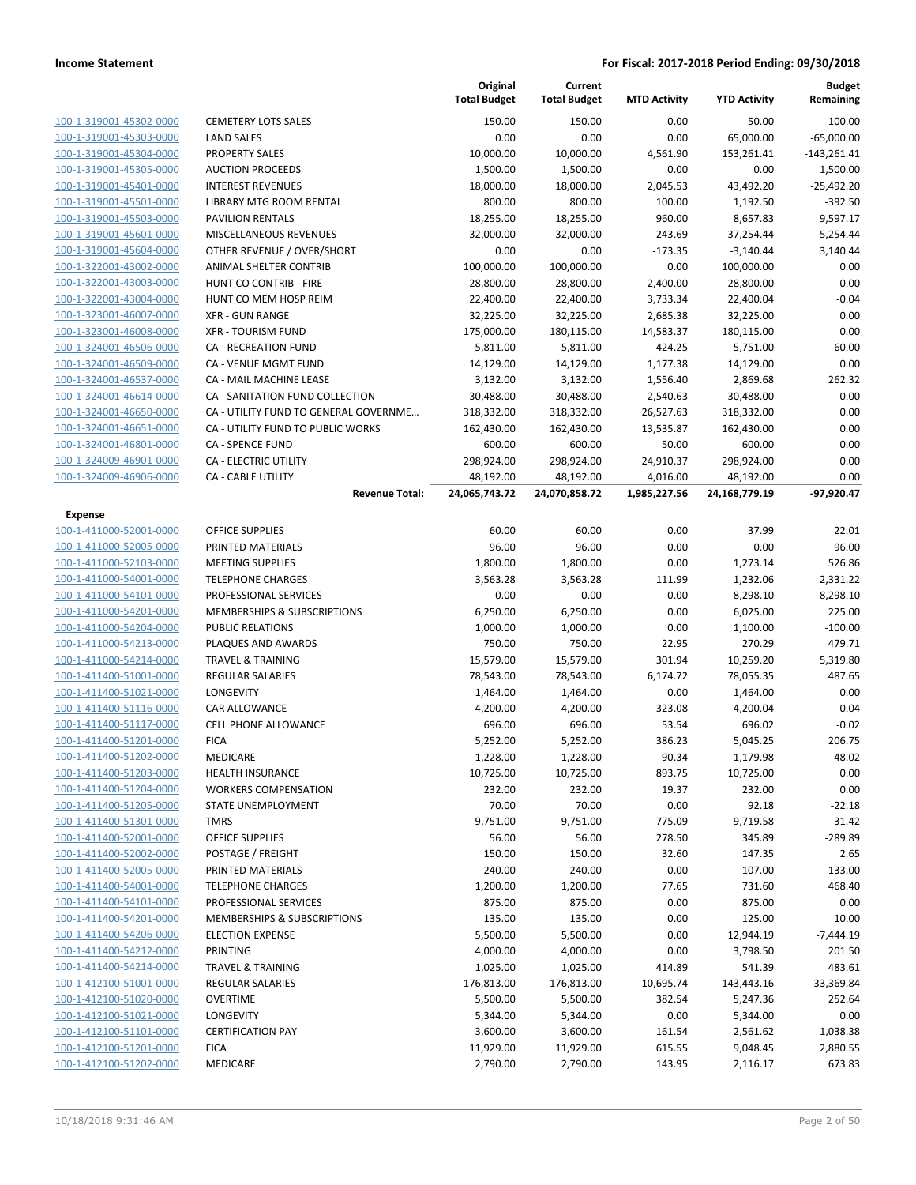| | | Original Total Budget | Current Total Budget | MTD Activity | YTD Activity | Budget Remaining |
|---|---|---|---|---|---|---|
| 100-1-319001-45302-0000 | CEMETERY LOTS SALES | 150.00 | 150.00 | 0.00 | 50.00 | 100.00 |
| 100-1-319001-45303-0000 | LAND SALES | 0.00 | 0.00 | 0.00 | 65,000.00 | -65,000.00 |
| 100-1-319001-45304-0000 | PROPERTY SALES | 10,000.00 | 10,000.00 | 4,561.90 | 153,261.41 | -143,261.41 |
| 100-1-319001-45305-0000 | AUCTION PROCEEDS | 1,500.00 | 1,500.00 | 0.00 | 0.00 | 1,500.00 |
| 100-1-319001-45401-0000 | INTEREST REVENUES | 18,000.00 | 18,000.00 | 2,045.53 | 43,492.20 | -25,492.20 |
| 100-1-319001-45501-0000 | LIBRARY MTG ROOM RENTAL | 800.00 | 800.00 | 100.00 | 1,192.50 | -392.50 |
| 100-1-319001-45503-0000 | PAVILION RENTALS | 18,255.00 | 18,255.00 | 960.00 | 8,657.83 | 9,597.17 |
| 100-1-319001-45601-0000 | MISCELLANEOUS REVENUES | 32,000.00 | 32,000.00 | 243.69 | 37,254.44 | -5,254.44 |
| 100-1-319001-45604-0000 | OTHER REVENUE / OVER/SHORT | 0.00 | 0.00 | -173.35 | -3,140.44 | 3,140.44 |
| 100-1-322001-43002-0000 | ANIMAL SHELTER CONTRIB | 100,000.00 | 100,000.00 | 0.00 | 100,000.00 | 0.00 |
| 100-1-322001-43003-0000 | HUNT CO CONTRIB - FIRE | 28,800.00 | 28,800.00 | 2,400.00 | 28,800.00 | 0.00 |
| 100-1-322001-43004-0000 | HUNT CO MEM HOSP REIM | 22,400.00 | 22,400.00 | 3,733.34 | 22,400.04 | -0.04 |
| 100-1-323001-46007-0000 | XFR - GUN RANGE | 32,225.00 | 32,225.00 | 2,685.38 | 32,225.00 | 0.00 |
| 100-1-323001-46008-0000 | XFR - TOURISM FUND | 175,000.00 | 180,115.00 | 14,583.37 | 180,115.00 | 0.00 |
| 100-1-324001-46506-0000 | CA - RECREATION FUND | 5,811.00 | 5,811.00 | 424.25 | 5,751.00 | 60.00 |
| 100-1-324001-46509-0000 | CA - VENUE MGMT FUND | 14,129.00 | 14,129.00 | 1,177.38 | 14,129.00 | 0.00 |
| 100-1-324001-46537-0000 | CA - MAIL MACHINE LEASE | 3,132.00 | 3,132.00 | 1,556.40 | 2,869.68 | 262.32 |
| 100-1-324001-46614-0000 | CA - SANITATION FUND COLLECTION | 30,488.00 | 30,488.00 | 2,540.63 | 30,488.00 | 0.00 |
| 100-1-324001-46650-0000 | CA - UTILITY FUND TO GENERAL GOVERNME… | 318,332.00 | 318,332.00 | 26,527.63 | 318,332.00 | 0.00 |
| 100-1-324001-46651-0000 | CA - UTILITY FUND TO PUBLIC WORKS | 162,430.00 | 162,430.00 | 13,535.87 | 162,430.00 | 0.00 |
| 100-1-324001-46801-0000 | CA - SPENCE FUND | 600.00 | 600.00 | 50.00 | 600.00 | 0.00 |
| 100-1-324009-46901-0000 | CA - ELECTRIC UTILITY | 298,924.00 | 298,924.00 | 24,910.37 | 298,924.00 | 0.00 |
| 100-1-324009-46906-0000 | CA - CABLE UTILITY | 48,192.00 | 48,192.00 | 4,016.00 | 48,192.00 | 0.00 |
| | **Revenue Total:** | **24,065,743.72** | **24,070,858.72** | **1,985,227.56** | **24,168,779.19** | **-97,920.47** |
| **Expense** | | | | | | |
| 100-1-411000-52001-0000 | OFFICE SUPPLIES | 60.00 | 60.00 | 0.00 | 37.99 | 22.01 |
| 100-1-411000-52005-0000 | PRINTED MATERIALS | 96.00 | 96.00 | 0.00 | 0.00 | 96.00 |
| 100-1-411000-52103-0000 | MEETING SUPPLIES | 1,800.00 | 1,800.00 | 0.00 | 1,273.14 | 526.86 |
| 100-1-411000-54001-0000 | TELEPHONE CHARGES | 3,563.28 | 3,563.28 | 111.99 | 1,232.06 | 2,331.22 |
| 100-1-411000-54101-0000 | PROFESSIONAL SERVICES | 0.00 | 0.00 | 0.00 | 8,298.10 | -8,298.10 |
| 100-1-411000-54201-0000 | MEMBERSHIPS & SUBSCRIPTIONS | 6,250.00 | 6,250.00 | 0.00 | 6,025.00 | 225.00 |
| 100-1-411000-54204-0000 | PUBLIC RELATIONS | 1,000.00 | 1,000.00 | 0.00 | 1,100.00 | -100.00 |
| 100-1-411000-54213-0000 | PLAQUES AND AWARDS | 750.00 | 750.00 | 22.95 | 270.29 | 479.71 |
| 100-1-411000-54214-0000 | TRAVEL & TRAINING | 15,579.00 | 15,579.00 | 301.94 | 10,259.20 | 5,319.80 |
| 100-1-411400-51001-0000 | REGULAR SALARIES | 78,543.00 | 78,543.00 | 6,174.72 | 78,055.35 | 487.65 |
| 100-1-411400-51021-0000 | LONGEVITY | 1,464.00 | 1,464.00 | 0.00 | 1,464.00 | 0.00 |
| 100-1-411400-51116-0000 | CAR ALLOWANCE | 4,200.00 | 4,200.00 | 323.08 | 4,200.04 | -0.04 |
| 100-1-411400-51117-0000 | CELL PHONE ALLOWANCE | 696.00 | 696.00 | 53.54 | 696.02 | -0.02 |
| 100-1-411400-51201-0000 | FICA | 5,252.00 | 5,252.00 | 386.23 | 5,045.25 | 206.75 |
| 100-1-411400-51202-0000 | MEDICARE | 1,228.00 | 1,228.00 | 90.34 | 1,179.98 | 48.02 |
| 100-1-411400-51203-0000 | HEALTH INSURANCE | 10,725.00 | 10,725.00 | 893.75 | 10,725.00 | 0.00 |
| 100-1-411400-51204-0000 | WORKERS COMPENSATION | 232.00 | 232.00 | 19.37 | 232.00 | 0.00 |
| 100-1-411400-51205-0000 | STATE UNEMPLOYMENT | 70.00 | 70.00 | 0.00 | 92.18 | -22.18 |
| 100-1-411400-51301-0000 | TMRS | 9,751.00 | 9,751.00 | 775.09 | 9,719.58 | 31.42 |
| 100-1-411400-52001-0000 | OFFICE SUPPLIES | 56.00 | 56.00 | 278.50 | 345.89 | -289.89 |
| 100-1-411400-52002-0000 | POSTAGE / FREIGHT | 150.00 | 150.00 | 32.60 | 147.35 | 2.65 |
| 100-1-411400-52005-0000 | PRINTED MATERIALS | 240.00 | 240.00 | 0.00 | 107.00 | 133.00 |
| 100-1-411400-54001-0000 | TELEPHONE CHARGES | 1,200.00 | 1,200.00 | 77.65 | 731.60 | 468.40 |
| 100-1-411400-54101-0000 | PROFESSIONAL SERVICES | 875.00 | 875.00 | 0.00 | 875.00 | 0.00 |
| 100-1-411400-54201-0000 | MEMBERSHIPS & SUBSCRIPTIONS | 135.00 | 135.00 | 0.00 | 125.00 | 10.00 |
| 100-1-411400-54206-0000 | ELECTION EXPENSE | 5,500.00 | 5,500.00 | 0.00 | 12,944.19 | -7,444.19 |
| 100-1-411400-54212-0000 | PRINTING | 4,000.00 | 4,000.00 | 0.00 | 3,798.50 | 201.50 |
| 100-1-411400-54214-0000 | TRAVEL & TRAINING | 1,025.00 | 1,025.00 | 414.89 | 541.39 | 483.61 |
| 100-1-412100-51001-0000 | REGULAR SALARIES | 176,813.00 | 176,813.00 | 10,695.74 | 143,443.16 | 33,369.84 |
| 100-1-412100-51020-0000 | OVERTIME | 5,500.00 | 5,500.00 | 382.54 | 5,247.36 | 252.64 |
| 100-1-412100-51021-0000 | LONGEVITY | 5,344.00 | 5,344.00 | 0.00 | 5,344.00 | 0.00 |
| 100-1-412100-51101-0000 | CERTIFICATION PAY | 3,600.00 | 3,600.00 | 161.54 | 2,561.62 | 1,038.38 |
| 100-1-412100-51201-0000 | FICA | 11,929.00 | 11,929.00 | 615.55 | 9,048.45 | 2,880.55 |
| 100-1-412100-51202-0000 | MEDICARE | 2,790.00 | 2,790.00 | 143.95 | 2,116.17 | 673.83 |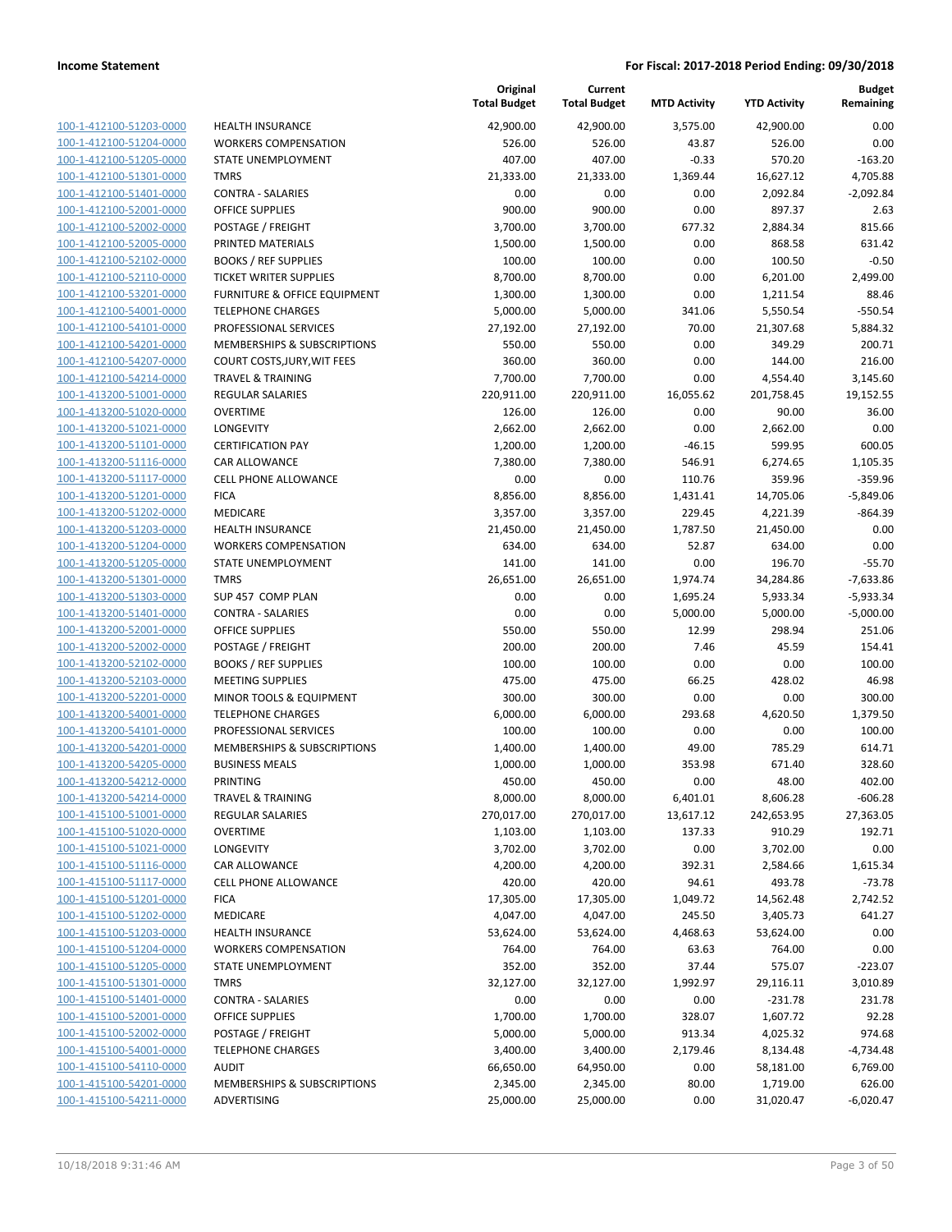| | | Original Total Budget | Current Total Budget | MTD Activity | YTD Activity | Budget Remaining |
|---|---|---|---|---|---|---|
| 100-1-412100-51203-0000 | HEALTH INSURANCE | 42,900.00 | 42,900.00 | 3,575.00 | 42,900.00 | 0.00 |
| 100-1-412100-51204-0000 | WORKERS COMPENSATION | 526.00 | 526.00 | 43.87 | 526.00 | 0.00 |
| 100-1-412100-51205-0000 | STATE UNEMPLOYMENT | 407.00 | 407.00 | -0.33 | 570.20 | -163.20 |
| 100-1-412100-51301-0000 | TMRS | 21,333.00 | 21,333.00 | 1,369.44 | 16,627.12 | 4,705.88 |
| 100-1-412100-51401-0000 | CONTRA - SALARIES | 0.00 | 0.00 | 0.00 | 2,092.84 | -2,092.84 |
| 100-1-412100-52001-0000 | OFFICE SUPPLIES | 900.00 | 900.00 | 0.00 | 897.37 | 2.63 |
| 100-1-412100-52002-0000 | POSTAGE / FREIGHT | 3,700.00 | 3,700.00 | 677.32 | 2,884.34 | 815.66 |
| 100-1-412100-52005-0000 | PRINTED MATERIALS | 1,500.00 | 1,500.00 | 0.00 | 868.58 | 631.42 |
| 100-1-412100-52102-0000 | BOOKS / REF SUPPLIES | 100.00 | 100.00 | 0.00 | 100.50 | -0.50 |
| 100-1-412100-52110-0000 | TICKET WRITER SUPPLIES | 8,700.00 | 8,700.00 | 0.00 | 6,201.00 | 2,499.00 |
| 100-1-412100-53201-0000 | FURNITURE & OFFICE EQUIPMENT | 1,300.00 | 1,300.00 | 0.00 | 1,211.54 | 88.46 |
| 100-1-412100-54001-0000 | TELEPHONE CHARGES | 5,000.00 | 5,000.00 | 341.06 | 5,550.54 | -550.54 |
| 100-1-412100-54101-0000 | PROFESSIONAL SERVICES | 27,192.00 | 27,192.00 | 70.00 | 21,307.68 | 5,884.32 |
| 100-1-412100-54201-0000 | MEMBERSHIPS & SUBSCRIPTIONS | 550.00 | 550.00 | 0.00 | 349.29 | 200.71 |
| 100-1-412100-54207-0000 | COURT COSTS,JURY,WIT FEES | 360.00 | 360.00 | 0.00 | 144.00 | 216.00 |
| 100-1-412100-54214-0000 | TRAVEL & TRAINING | 7,700.00 | 7,700.00 | 0.00 | 4,554.40 | 3,145.60 |
| 100-1-413200-51001-0000 | REGULAR SALARIES | 220,911.00 | 220,911.00 | 16,055.62 | 201,758.45 | 19,152.55 |
| 100-1-413200-51020-0000 | OVERTIME | 126.00 | 126.00 | 0.00 | 90.00 | 36.00 |
| 100-1-413200-51021-0000 | LONGEVITY | 2,662.00 | 2,662.00 | 0.00 | 2,662.00 | 0.00 |
| 100-1-413200-51101-0000 | CERTIFICATION PAY | 1,200.00 | 1,200.00 | -46.15 | 599.95 | 600.05 |
| 100-1-413200-51116-0000 | CAR ALLOWANCE | 7,380.00 | 7,380.00 | 546.91 | 6,274.65 | 1,105.35 |
| 100-1-413200-51117-0000 | CELL PHONE ALLOWANCE | 0.00 | 0.00 | 110.76 | 359.96 | -359.96 |
| 100-1-413200-51201-0000 | FICA | 8,856.00 | 8,856.00 | 1,431.41 | 14,705.06 | -5,849.06 |
| 100-1-413200-51202-0000 | MEDICARE | 3,357.00 | 3,357.00 | 229.45 | 4,221.39 | -864.39 |
| 100-1-413200-51203-0000 | HEALTH INSURANCE | 21,450.00 | 21,450.00 | 1,787.50 | 21,450.00 | 0.00 |
| 100-1-413200-51204-0000 | WORKERS COMPENSATION | 634.00 | 634.00 | 52.87 | 634.00 | 0.00 |
| 100-1-413200-51205-0000 | STATE UNEMPLOYMENT | 141.00 | 141.00 | 0.00 | 196.70 | -55.70 |
| 100-1-413200-51301-0000 | TMRS | 26,651.00 | 26,651.00 | 1,974.74 | 34,284.86 | -7,633.86 |
| 100-1-413200-51303-0000 | SUP 457 COMP PLAN | 0.00 | 0.00 | 1,695.24 | 5,933.34 | -5,933.34 |
| 100-1-413200-51401-0000 | CONTRA - SALARIES | 0.00 | 0.00 | 5,000.00 | 5,000.00 | -5,000.00 |
| 100-1-413200-52001-0000 | OFFICE SUPPLIES | 550.00 | 550.00 | 12.99 | 298.94 | 251.06 |
| 100-1-413200-52002-0000 | POSTAGE / FREIGHT | 200.00 | 200.00 | 7.46 | 45.59 | 154.41 |
| 100-1-413200-52102-0000 | BOOKS / REF SUPPLIES | 100.00 | 100.00 | 0.00 | 0.00 | 100.00 |
| 100-1-413200-52103-0000 | MEETING SUPPLIES | 475.00 | 475.00 | 66.25 | 428.02 | 46.98 |
| 100-1-413200-52201-0000 | MINOR TOOLS & EQUIPMENT | 300.00 | 300.00 | 0.00 | 0.00 | 300.00 |
| 100-1-413200-54001-0000 | TELEPHONE CHARGES | 6,000.00 | 6,000.00 | 293.68 | 4,620.50 | 1,379.50 |
| 100-1-413200-54101-0000 | PROFESSIONAL SERVICES | 100.00 | 100.00 | 0.00 | 0.00 | 100.00 |
| 100-1-413200-54201-0000 | MEMBERSHIPS & SUBSCRIPTIONS | 1,400.00 | 1,400.00 | 49.00 | 785.29 | 614.71 |
| 100-1-413200-54205-0000 | BUSINESS MEALS | 1,000.00 | 1,000.00 | 353.98 | 671.40 | 328.60 |
| 100-1-413200-54212-0000 | PRINTING | 450.00 | 450.00 | 0.00 | 48.00 | 402.00 |
| 100-1-413200-54214-0000 | TRAVEL & TRAINING | 8,000.00 | 8,000.00 | 6,401.01 | 8,606.28 | -606.28 |
| 100-1-415100-51001-0000 | REGULAR SALARIES | 270,017.00 | 270,017.00 | 13,617.12 | 242,653.95 | 27,363.05 |
| 100-1-415100-51020-0000 | OVERTIME | 1,103.00 | 1,103.00 | 137.33 | 910.29 | 192.71 |
| 100-1-415100-51021-0000 | LONGEVITY | 3,702.00 | 3,702.00 | 0.00 | 3,702.00 | 0.00 |
| 100-1-415100-51116-0000 | CAR ALLOWANCE | 4,200.00 | 4,200.00 | 392.31 | 2,584.66 | 1,615.34 |
| 100-1-415100-51117-0000 | CELL PHONE ALLOWANCE | 420.00 | 420.00 | 94.61 | 493.78 | -73.78 |
| 100-1-415100-51201-0000 | FICA | 17,305.00 | 17,305.00 | 1,049.72 | 14,562.48 | 2,742.52 |
| 100-1-415100-51202-0000 | MEDICARE | 4,047.00 | 4,047.00 | 245.50 | 3,405.73 | 641.27 |
| 100-1-415100-51203-0000 | HEALTH INSURANCE | 53,624.00 | 53,624.00 | 4,468.63 | 53,624.00 | 0.00 |
| 100-1-415100-51204-0000 | WORKERS COMPENSATION | 764.00 | 764.00 | 63.63 | 764.00 | 0.00 |
| 100-1-415100-51205-0000 | STATE UNEMPLOYMENT | 352.00 | 352.00 | 37.44 | 575.07 | -223.07 |
| 100-1-415100-51301-0000 | TMRS | 32,127.00 | 32,127.00 | 1,992.97 | 29,116.11 | 3,010.89 |
| 100-1-415100-51401-0000 | CONTRA - SALARIES | 0.00 | 0.00 | 0.00 | -231.78 | 231.78 |
| 100-1-415100-52001-0000 | OFFICE SUPPLIES | 1,700.00 | 1,700.00 | 328.07 | 1,607.72 | 92.28 |
| 100-1-415100-52002-0000 | POSTAGE / FREIGHT | 5,000.00 | 5,000.00 | 913.34 | 4,025.32 | 974.68 |
| 100-1-415100-54001-0000 | TELEPHONE CHARGES | 3,400.00 | 3,400.00 | 2,179.46 | 8,134.48 | -4,734.48 |
| 100-1-415100-54110-0000 | AUDIT | 66,650.00 | 64,950.00 | 0.00 | 58,181.00 | 6,769.00 |
| 100-1-415100-54201-0000 | MEMBERSHIPS & SUBSCRIPTIONS | 2,345.00 | 2,345.00 | 80.00 | 1,719.00 | 626.00 |
| 100-1-415100-54211-0000 | ADVERTISING | 25,000.00 | 25,000.00 | 0.00 | 31,020.47 | -6,020.47 |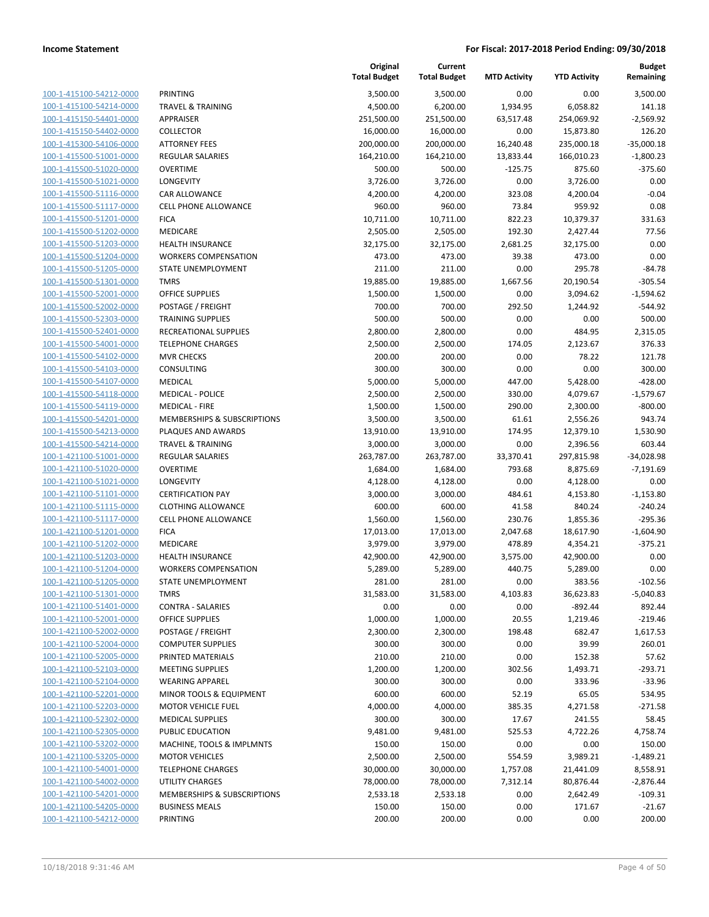# Income Statement

**For Fiscal: 2017-2018 Period Ending: 09/30/2018**

| | | Original Total Budget | Current Total Budget | MTD Activity | YTD Activity | Budget Remaining |
|---|---|---|---|---|---|---|
| 100-1-415100-54212-0000 | PRINTING | 3,500.00 | 3,500.00 | 0.00 | 0.00 | 3,500.00 |
| 100-1-415100-54214-0000 | TRAVEL & TRAINING | 4,500.00 | 6,200.00 | 1,934.95 | 6,058.82 | 141.18 |
| 100-1-415150-54401-0000 | APPRAISER | 251,500.00 | 251,500.00 | 63,517.48 | 254,069.92 | -2,569.92 |
| 100-1-415150-54402-0000 | COLLECTOR | 16,000.00 | 16,000.00 | 0.00 | 15,873.80 | 126.20 |
| 100-1-415300-54106-0000 | ATTORNEY FEES | 200,000.00 | 200,000.00 | 16,240.48 | 235,000.18 | -35,000.18 |
| 100-1-415500-51001-0000 | REGULAR SALARIES | 164,210.00 | 164,210.00 | 13,833.44 | 166,010.23 | -1,800.23 |
| 100-1-415500-51020-0000 | OVERTIME | 500.00 | 500.00 | -125.75 | 875.60 | -375.60 |
| 100-1-415500-51021-0000 | LONGEVITY | 3,726.00 | 3,726.00 | 0.00 | 3,726.00 | 0.00 |
| 100-1-415500-51116-0000 | CAR ALLOWANCE | 4,200.00 | 4,200.00 | 323.08 | 4,200.04 | -0.04 |
| 100-1-415500-51117-0000 | CELL PHONE ALLOWANCE | 960.00 | 960.00 | 73.84 | 959.92 | 0.08 |
| 100-1-415500-51201-0000 | FICA | 10,711.00 | 10,711.00 | 822.23 | 10,379.37 | 331.63 |
| 100-1-415500-51202-0000 | MEDICARE | 2,505.00 | 2,505.00 | 192.30 | 2,427.44 | 77.56 |
| 100-1-415500-51203-0000 | HEALTH INSURANCE | 32,175.00 | 32,175.00 | 2,681.25 | 32,175.00 | 0.00 |
| 100-1-415500-51204-0000 | WORKERS COMPENSATION | 473.00 | 473.00 | 39.38 | 473.00 | 0.00 |
| 100-1-415500-51205-0000 | STATE UNEMPLOYMENT | 211.00 | 211.00 | 0.00 | 295.78 | -84.78 |
| 100-1-415500-51301-0000 | TMRS | 19,885.00 | 19,885.00 | 1,667.56 | 20,190.54 | -305.54 |
| 100-1-415500-52001-0000 | OFFICE SUPPLIES | 1,500.00 | 1,500.00 | 0.00 | 3,094.62 | -1,594.62 |
| 100-1-415500-52002-0000 | POSTAGE / FREIGHT | 700.00 | 700.00 | 292.50 | 1,244.92 | -544.92 |
| 100-1-415500-52303-0000 | TRAINING SUPPLIES | 500.00 | 500.00 | 0.00 | 0.00 | 500.00 |
| 100-1-415500-52401-0000 | RECREATIONAL SUPPLIES | 2,800.00 | 2,800.00 | 0.00 | 484.95 | 2,315.05 |
| 100-1-415500-54001-0000 | TELEPHONE CHARGES | 2,500.00 | 2,500.00 | 174.05 | 2,123.67 | 376.33 |
| 100-1-415500-54102-0000 | MVR CHECKS | 200.00 | 200.00 | 0.00 | 78.22 | 121.78 |
| 100-1-415500-54103-0000 | CONSULTING | 300.00 | 300.00 | 0.00 | 0.00 | 300.00 |
| 100-1-415500-54107-0000 | MEDICAL | 5,000.00 | 5,000.00 | 447.00 | 5,428.00 | -428.00 |
| 100-1-415500-54118-0000 | MEDICAL - POLICE | 2,500.00 | 2,500.00 | 330.00 | 4,079.67 | -1,579.67 |
| 100-1-415500-54119-0000 | MEDICAL - FIRE | 1,500.00 | 1,500.00 | 290.00 | 2,300.00 | -800.00 |
| 100-1-415500-54201-0000 | MEMBERSHIPS & SUBSCRIPTIONS | 3,500.00 | 3,500.00 | 61.61 | 2,556.26 | 943.74 |
| 100-1-415500-54213-0000 | PLAQUES AND AWARDS | 13,910.00 | 13,910.00 | 174.95 | 12,379.10 | 1,530.90 |
| 100-1-415500-54214-0000 | TRAVEL & TRAINING | 3,000.00 | 3,000.00 | 0.00 | 2,396.56 | 603.44 |
| 100-1-421100-51001-0000 | REGULAR SALARIES | 263,787.00 | 263,787.00 | 33,370.41 | 297,815.98 | -34,028.98 |
| 100-1-421100-51020-0000 | OVERTIME | 1,684.00 | 1,684.00 | 793.68 | 8,875.69 | -7,191.69 |
| 100-1-421100-51021-0000 | LONGEVITY | 4,128.00 | 4,128.00 | 0.00 | 4,128.00 | 0.00 |
| 100-1-421100-51101-0000 | CERTIFICATION PAY | 3,000.00 | 3,000.00 | 484.61 | 4,153.80 | -1,153.80 |
| 100-1-421100-51115-0000 | CLOTHING ALLOWANCE | 600.00 | 600.00 | 41.58 | 840.24 | -240.24 |
| 100-1-421100-51117-0000 | CELL PHONE ALLOWANCE | 1,560.00 | 1,560.00 | 230.76 | 1,855.36 | -295.36 |
| 100-1-421100-51201-0000 | FICA | 17,013.00 | 17,013.00 | 2,047.68 | 18,617.90 | -1,604.90 |
| 100-1-421100-51202-0000 | MEDICARE | 3,979.00 | 3,979.00 | 478.89 | 4,354.21 | -375.21 |
| 100-1-421100-51203-0000 | HEALTH INSURANCE | 42,900.00 | 42,900.00 | 3,575.00 | 42,900.00 | 0.00 |
| 100-1-421100-51204-0000 | WORKERS COMPENSATION | 5,289.00 | 5,289.00 | 440.75 | 5,289.00 | 0.00 |
| 100-1-421100-51205-0000 | STATE UNEMPLOYMENT | 281.00 | 281.00 | 0.00 | 383.56 | -102.56 |
| 100-1-421100-51301-0000 | TMRS | 31,583.00 | 31,583.00 | 4,103.83 | 36,623.83 | -5,040.83 |
| 100-1-421100-51401-0000 | CONTRA - SALARIES | 0.00 | 0.00 | 0.00 | -892.44 | 892.44 |
| 100-1-421100-52001-0000 | OFFICE SUPPLIES | 1,000.00 | 1,000.00 | 20.55 | 1,219.46 | -219.46 |
| 100-1-421100-52002-0000 | POSTAGE / FREIGHT | 2,300.00 | 2,300.00 | 198.48 | 682.47 | 1,617.53 |
| 100-1-421100-52004-0000 | COMPUTER SUPPLIES | 300.00 | 300.00 | 0.00 | 39.99 | 260.01 |
| 100-1-421100-52005-0000 | PRINTED MATERIALS | 210.00 | 210.00 | 0.00 | 152.38 | 57.62 |
| 100-1-421100-52103-0000 | MEETING SUPPLIES | 1,200.00 | 1,200.00 | 302.56 | 1,493.71 | -293.71 |
| 100-1-421100-52104-0000 | WEARING APPAREL | 300.00 | 300.00 | 0.00 | 333.96 | -33.96 |
| 100-1-421100-52201-0000 | MINOR TOOLS & EQUIPMENT | 600.00 | 600.00 | 52.19 | 65.05 | 534.95 |
| 100-1-421100-52203-0000 | MOTOR VEHICLE FUEL | 4,000.00 | 4,000.00 | 385.35 | 4,271.58 | -271.58 |
| 100-1-421100-52302-0000 | MEDICAL SUPPLIES | 300.00 | 300.00 | 17.67 | 241.55 | 58.45 |
| 100-1-421100-52305-0000 | PUBLIC EDUCATION | 9,481.00 | 9,481.00 | 525.53 | 4,722.26 | 4,758.74 |
| 100-1-421100-53202-0000 | MACHINE, TOOLS & IMPLMNTS | 150.00 | 150.00 | 0.00 | 0.00 | 150.00 |
| 100-1-421100-53205-0000 | MOTOR VEHICLES | 2,500.00 | 2,500.00 | 554.59 | 3,989.21 | -1,489.21 |
| 100-1-421100-54001-0000 | TELEPHONE CHARGES | 30,000.00 | 30,000.00 | 1,757.08 | 21,441.09 | 8,558.91 |
| 100-1-421100-54002-0000 | UTILITY CHARGES | 78,000.00 | 78,000.00 | 7,312.14 | 80,876.44 | -2,876.44 |
| 100-1-421100-54201-0000 | MEMBERSHIPS & SUBSCRIPTIONS | 2,533.18 | 2,533.18 | 0.00 | 2,642.49 | -109.31 |
| 100-1-421100-54205-0000 | BUSINESS MEALS | 150.00 | 150.00 | 0.00 | 171.67 | -21.67 |
| 100-1-421100-54212-0000 | PRINTING | 200.00 | 200.00 | 0.00 | 0.00 | 200.00 |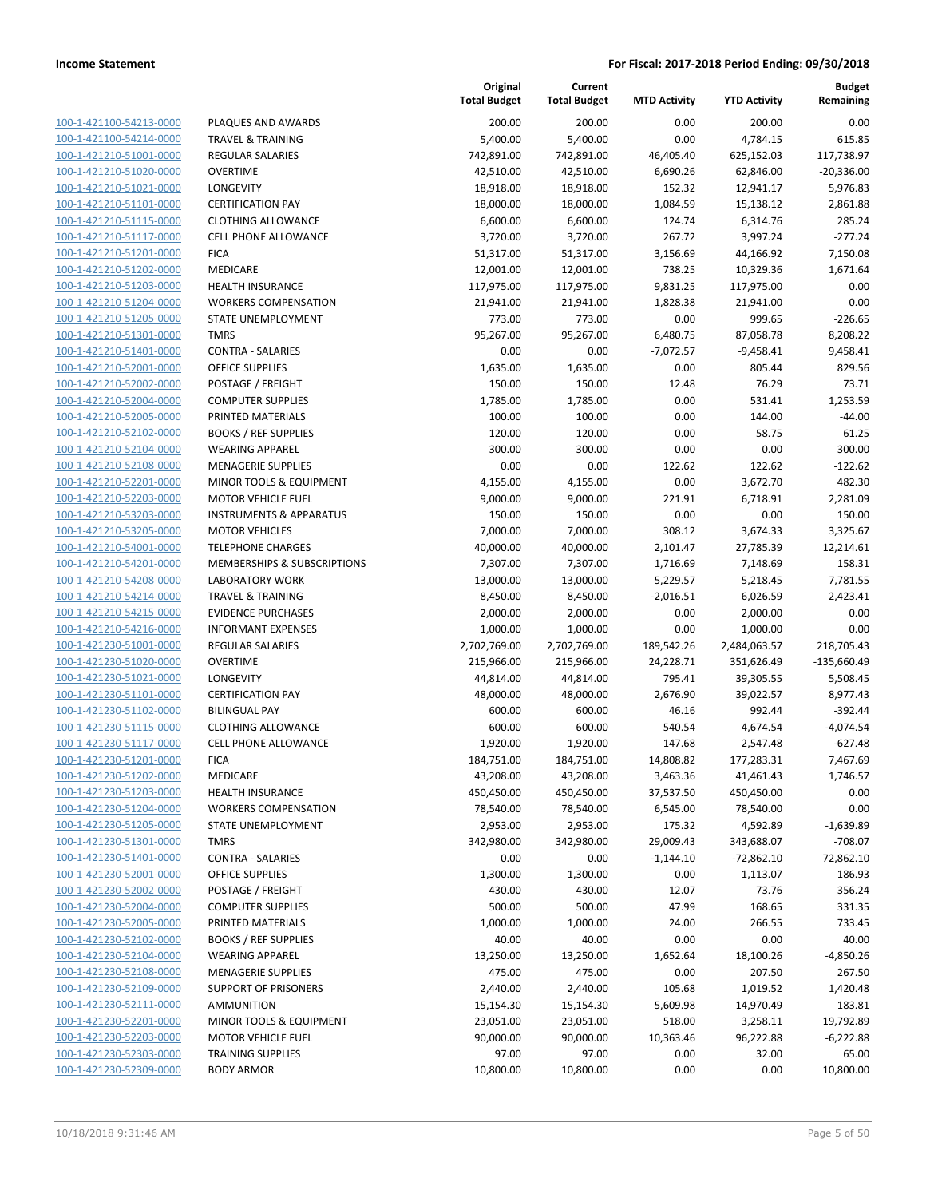**Income Statement** | **For Fiscal: 2017-2018 Period Ending: 09/30/2018**

| | | Original Total Budget | Current Total Budget | MTD Activity | YTD Activity | Budget Remaining |
|---|---|---|---|---|---|---|
| 100-1-421100-54213-0000 | PLAQUES AND AWARDS | 200.00 | 200.00 | 0.00 | 200.00 | 0.00 |
| 100-1-421100-54214-0000 | TRAVEL & TRAINING | 5,400.00 | 5,400.00 | 0.00 | 4,784.15 | 615.85 |
| 100-1-421210-51001-0000 | REGULAR SALARIES | 742,891.00 | 742,891.00 | 46,405.40 | 625,152.03 | 117,738.97 |
| 100-1-421210-51020-0000 | OVERTIME | 42,510.00 | 42,510.00 | 6,690.26 | 62,846.00 | -20,336.00 |
| 100-1-421210-51021-0000 | LONGEVITY | 18,918.00 | 18,918.00 | 152.32 | 12,941.17 | 5,976.83 |
| 100-1-421210-51101-0000 | CERTIFICATION PAY | 18,000.00 | 18,000.00 | 1,084.59 | 15,138.12 | 2,861.88 |
| 100-1-421210-51115-0000 | CLOTHING ALLOWANCE | 6,600.00 | 6,600.00 | 124.74 | 6,314.76 | 285.24 |
| 100-1-421210-51117-0000 | CELL PHONE ALLOWANCE | 3,720.00 | 3,720.00 | 267.72 | 3,997.24 | -277.24 |
| 100-1-421210-51201-0000 | FICA | 51,317.00 | 51,317.00 | 3,156.69 | 44,166.92 | 7,150.08 |
| 100-1-421210-51202-0000 | MEDICARE | 12,001.00 | 12,001.00 | 738.25 | 10,329.36 | 1,671.64 |
| 100-1-421210-51203-0000 | HEALTH INSURANCE | 117,975.00 | 117,975.00 | 9,831.25 | 117,975.00 | 0.00 |
| 100-1-421210-51204-0000 | WORKERS COMPENSATION | 21,941.00 | 21,941.00 | 1,828.38 | 21,941.00 | 0.00 |
| 100-1-421210-51205-0000 | STATE UNEMPLOYMENT | 773.00 | 773.00 | 0.00 | 999.65 | -226.65 |
| 100-1-421210-51301-0000 | TMRS | 95,267.00 | 95,267.00 | 6,480.75 | 87,058.78 | 8,208.22 |
| 100-1-421210-51401-0000 | CONTRA - SALARIES | 0.00 | 0.00 | -7,072.57 | -9,458.41 | 9,458.41 |
| 100-1-421210-52001-0000 | OFFICE SUPPLIES | 1,635.00 | 1,635.00 | 0.00 | 805.44 | 829.56 |
| 100-1-421210-52002-0000 | POSTAGE / FREIGHT | 150.00 | 150.00 | 12.48 | 76.29 | 73.71 |
| 100-1-421210-52004-0000 | COMPUTER SUPPLIES | 1,785.00 | 1,785.00 | 0.00 | 531.41 | 1,253.59 |
| 100-1-421210-52005-0000 | PRINTED MATERIALS | 100.00 | 100.00 | 0.00 | 144.00 | -44.00 |
| 100-1-421210-52102-0000 | BOOKS / REF SUPPLIES | 120.00 | 120.00 | 0.00 | 58.75 | 61.25 |
| 100-1-421210-52104-0000 | WEARING APPAREL | 300.00 | 300.00 | 0.00 | 0.00 | 300.00 |
| 100-1-421210-52108-0000 | MENAGERIE SUPPLIES | 0.00 | 0.00 | 122.62 | 122.62 | -122.62 |
| 100-1-421210-52201-0000 | MINOR TOOLS & EQUIPMENT | 4,155.00 | 4,155.00 | 0.00 | 3,672.70 | 482.30 |
| 100-1-421210-52203-0000 | MOTOR VEHICLE FUEL | 9,000.00 | 9,000.00 | 221.91 | 6,718.91 | 2,281.09 |
| 100-1-421210-53203-0000 | INSTRUMENTS & APPARATUS | 150.00 | 150.00 | 0.00 | 0.00 | 150.00 |
| 100-1-421210-53205-0000 | MOTOR VEHICLES | 7,000.00 | 7,000.00 | 308.12 | 3,674.33 | 3,325.67 |
| 100-1-421210-54001-0000 | TELEPHONE CHARGES | 40,000.00 | 40,000.00 | 2,101.47 | 27,785.39 | 12,214.61 |
| 100-1-421210-54201-0000 | MEMBERSHIPS & SUBSCRIPTIONS | 7,307.00 | 7,307.00 | 1,716.69 | 7,148.69 | 158.31 |
| 100-1-421210-54208-0000 | LABORATORY WORK | 13,000.00 | 13,000.00 | 5,229.57 | 5,218.45 | 7,781.55 |
| 100-1-421210-54214-0000 | TRAVEL & TRAINING | 8,450.00 | 8,450.00 | -2,016.51 | 6,026.59 | 2,423.41 |
| 100-1-421210-54215-0000 | EVIDENCE PURCHASES | 2,000.00 | 2,000.00 | 0.00 | 2,000.00 | 0.00 |
| 100-1-421210-54216-0000 | INFORMANT EXPENSES | 1,000.00 | 1,000.00 | 0.00 | 1,000.00 | 0.00 |
| 100-1-421230-51001-0000 | REGULAR SALARIES | 2,702,769.00 | 2,702,769.00 | 189,542.26 | 2,484,063.57 | 218,705.43 |
| 100-1-421230-51020-0000 | OVERTIME | 215,966.00 | 215,966.00 | 24,228.71 | 351,626.49 | -135,660.49 |
| 100-1-421230-51021-0000 | LONGEVITY | 44,814.00 | 44,814.00 | 795.41 | 39,305.55 | 5,508.45 |
| 100-1-421230-51101-0000 | CERTIFICATION PAY | 48,000.00 | 48,000.00 | 2,676.90 | 39,022.57 | 8,977.43 |
| 100-1-421230-51102-0000 | BILINGUAL PAY | 600.00 | 600.00 | 46.16 | 992.44 | -392.44 |
| 100-1-421230-51115-0000 | CLOTHING ALLOWANCE | 600.00 | 600.00 | 540.54 | 4,674.54 | -4,074.54 |
| 100-1-421230-51117-0000 | CELL PHONE ALLOWANCE | 1,920.00 | 1,920.00 | 147.68 | 2,547.48 | -627.48 |
| 100-1-421230-51201-0000 | FICA | 184,751.00 | 184,751.00 | 14,808.82 | 177,283.31 | 7,467.69 |
| 100-1-421230-51202-0000 | MEDICARE | 43,208.00 | 43,208.00 | 3,463.36 | 41,461.43 | 1,746.57 |
| 100-1-421230-51203-0000 | HEALTH INSURANCE | 450,450.00 | 450,450.00 | 37,537.50 | 450,450.00 | 0.00 |
| 100-1-421230-51204-0000 | WORKERS COMPENSATION | 78,540.00 | 78,540.00 | 6,545.00 | 78,540.00 | 0.00 |
| 100-1-421230-51205-0000 | STATE UNEMPLOYMENT | 2,953.00 | 2,953.00 | 175.32 | 4,592.89 | -1,639.89 |
| 100-1-421230-51301-0000 | TMRS | 342,980.00 | 342,980.00 | 29,009.43 | 343,688.07 | -708.07 |
| 100-1-421230-51401-0000 | CONTRA - SALARIES | 0.00 | 0.00 | -1,144.10 | -72,862.10 | 72,862.10 |
| 100-1-421230-52001-0000 | OFFICE SUPPLIES | 1,300.00 | 1,300.00 | 0.00 | 1,113.07 | 186.93 |
| 100-1-421230-52002-0000 | POSTAGE / FREIGHT | 430.00 | 430.00 | 12.07 | 73.76 | 356.24 |
| 100-1-421230-52004-0000 | COMPUTER SUPPLIES | 500.00 | 500.00 | 47.99 | 168.65 | 331.35 |
| 100-1-421230-52005-0000 | PRINTED MATERIALS | 1,000.00 | 1,000.00 | 24.00 | 266.55 | 733.45 |
| 100-1-421230-52102-0000 | BOOKS / REF SUPPLIES | 40.00 | 40.00 | 0.00 | 0.00 | 40.00 |
| 100-1-421230-52104-0000 | WEARING APPAREL | 13,250.00 | 13,250.00 | 1,652.64 | 18,100.26 | -4,850.26 |
| 100-1-421230-52108-0000 | MENAGERIE SUPPLIES | 475.00 | 475.00 | 0.00 | 207.50 | 267.50 |
| 100-1-421230-52109-0000 | SUPPORT OF PRISONERS | 2,440.00 | 2,440.00 | 105.68 | 1,019.52 | 1,420.48 |
| 100-1-421230-52111-0000 | AMMUNITION | 15,154.30 | 15,154.30 | 5,609.98 | 14,970.49 | 183.81 |
| 100-1-421230-52201-0000 | MINOR TOOLS & EQUIPMENT | 23,051.00 | 23,051.00 | 518.00 | 3,258.11 | 19,792.89 |
| 100-1-421230-52203-0000 | MOTOR VEHICLE FUEL | 90,000.00 | 90,000.00 | 10,363.46 | 96,222.88 | -6,222.88 |
| 100-1-421230-52303-0000 | TRAINING SUPPLIES | 97.00 | 97.00 | 0.00 | 32.00 | 65.00 |
| 100-1-421230-52309-0000 | BODY ARMOR | 10,800.00 | 10,800.00 | 0.00 | 0.00 | 10,800.00 |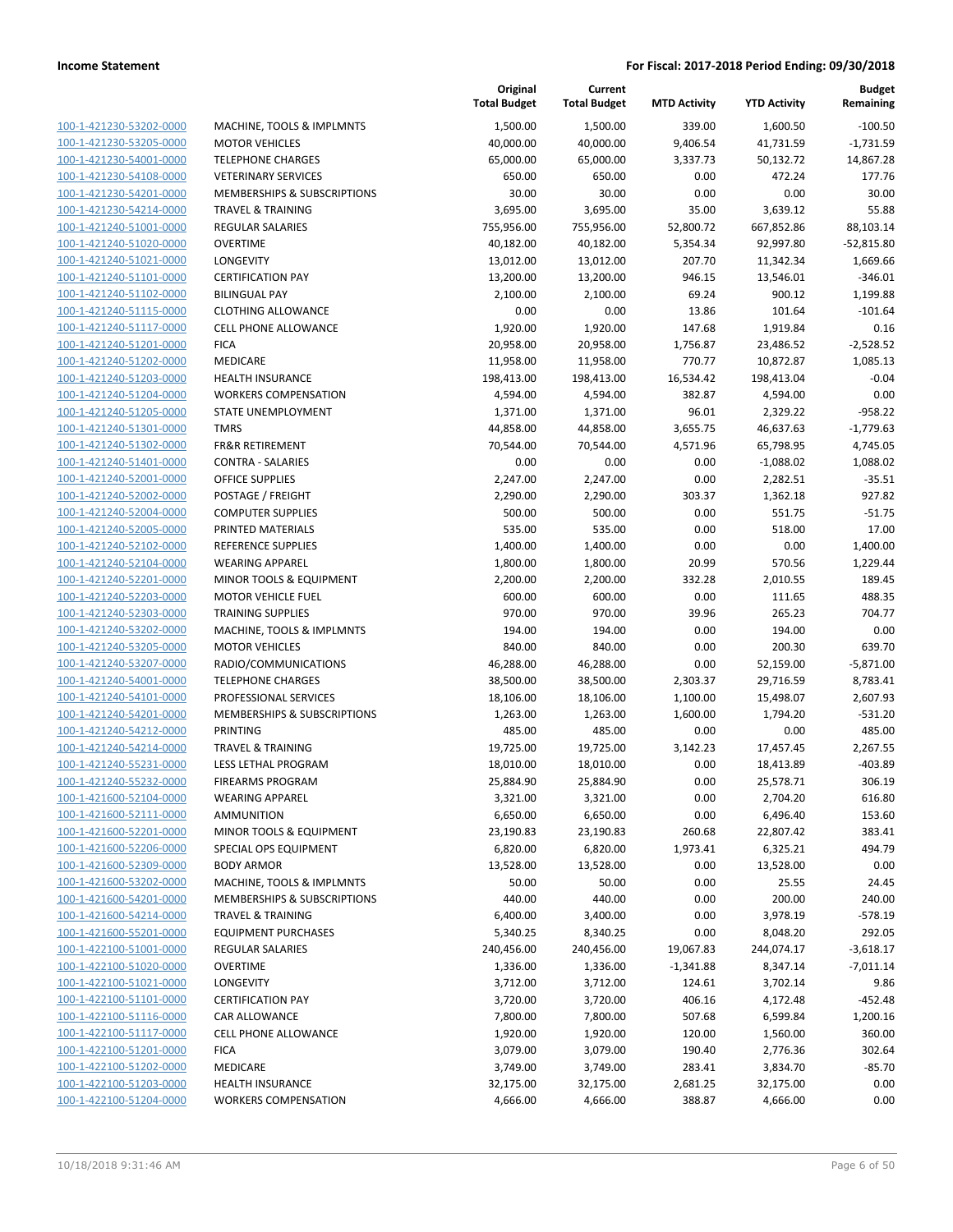| | | Original Total Budget | Current Total Budget | MTD Activity | YTD Activity | Budget Remaining |
|---|---|---|---|---|---|---|
| 100-1-421230-53202-0000 | MACHINE, TOOLS & IMPLMNTS | 1,500.00 | 1,500.00 | 339.00 | 1,600.50 | -100.50 |
| 100-1-421230-53205-0000 | MOTOR VEHICLES | 40,000.00 | 40,000.00 | 9,406.54 | 41,731.59 | -1,731.59 |
| 100-1-421230-54001-0000 | TELEPHONE CHARGES | 65,000.00 | 65,000.00 | 3,337.73 | 50,132.72 | 14,867.28 |
| 100-1-421230-54108-0000 | VETERINARY SERVICES | 650.00 | 650.00 | 0.00 | 472.24 | 177.76 |
| 100-1-421230-54201-0000 | MEMBERSHIPS & SUBSCRIPTIONS | 30.00 | 30.00 | 0.00 | 0.00 | 30.00 |
| 100-1-421230-54214-0000 | TRAVEL & TRAINING | 3,695.00 | 3,695.00 | 35.00 | 3,639.12 | 55.88 |
| 100-1-421240-51001-0000 | REGULAR SALARIES | 755,956.00 | 755,956.00 | 52,800.72 | 667,852.86 | 88,103.14 |
| 100-1-421240-51020-0000 | OVERTIME | 40,182.00 | 40,182.00 | 5,354.34 | 92,997.80 | -52,815.80 |
| 100-1-421240-51021-0000 | LONGEVITY | 13,012.00 | 13,012.00 | 207.70 | 11,342.34 | 1,669.66 |
| 100-1-421240-51101-0000 | CERTIFICATION PAY | 13,200.00 | 13,200.00 | 946.15 | 13,546.01 | -346.01 |
| 100-1-421240-51102-0000 | BILINGUAL PAY | 2,100.00 | 2,100.00 | 69.24 | 900.12 | 1,199.88 |
| 100-1-421240-51115-0000 | CLOTHING ALLOWANCE | 0.00 | 0.00 | 13.86 | 101.64 | -101.64 |
| 100-1-421240-51117-0000 | CELL PHONE ALLOWANCE | 1,920.00 | 1,920.00 | 147.68 | 1,919.84 | 0.16 |
| 100-1-421240-51201-0000 | FICA | 20,958.00 | 20,958.00 | 1,756.87 | 23,486.52 | -2,528.52 |
| 100-1-421240-51202-0000 | MEDICARE | 11,958.00 | 11,958.00 | 770.77 | 10,872.87 | 1,085.13 |
| 100-1-421240-51203-0000 | HEALTH INSURANCE | 198,413.00 | 198,413.00 | 16,534.42 | 198,413.04 | -0.04 |
| 100-1-421240-51204-0000 | WORKERS COMPENSATION | 4,594.00 | 4,594.00 | 382.87 | 4,594.00 | 0.00 |
| 100-1-421240-51205-0000 | STATE UNEMPLOYMENT | 1,371.00 | 1,371.00 | 96.01 | 2,329.22 | -958.22 |
| 100-1-421240-51301-0000 | TMRS | 44,858.00 | 44,858.00 | 3,655.75 | 46,637.63 | -1,779.63 |
| 100-1-421240-51302-0000 | FR&R RETIREMENT | 70,544.00 | 70,544.00 | 4,571.96 | 65,798.95 | 4,745.05 |
| 100-1-421240-51401-0000 | CONTRA - SALARIES | 0.00 | 0.00 | 0.00 | -1,088.02 | 1,088.02 |
| 100-1-421240-52001-0000 | OFFICE SUPPLIES | 2,247.00 | 2,247.00 | 0.00 | 2,282.51 | -35.51 |
| 100-1-421240-52002-0000 | POSTAGE / FREIGHT | 2,290.00 | 2,290.00 | 303.37 | 1,362.18 | 927.82 |
| 100-1-421240-52004-0000 | COMPUTER SUPPLIES | 500.00 | 500.00 | 0.00 | 551.75 | -51.75 |
| 100-1-421240-52005-0000 | PRINTED MATERIALS | 535.00 | 535.00 | 0.00 | 518.00 | 17.00 |
| 100-1-421240-52102-0000 | REFERENCE SUPPLIES | 1,400.00 | 1,400.00 | 0.00 | 0.00 | 1,400.00 |
| 100-1-421240-52104-0000 | WEARING APPAREL | 1,800.00 | 1,800.00 | 20.99 | 570.56 | 1,229.44 |
| 100-1-421240-52201-0000 | MINOR TOOLS & EQUIPMENT | 2,200.00 | 2,200.00 | 332.28 | 2,010.55 | 189.45 |
| 100-1-421240-52203-0000 | MOTOR VEHICLE FUEL | 600.00 | 600.00 | 0.00 | 111.65 | 488.35 |
| 100-1-421240-52303-0000 | TRAINING SUPPLIES | 970.00 | 970.00 | 39.96 | 265.23 | 704.77 |
| 100-1-421240-53202-0000 | MACHINE, TOOLS & IMPLMNTS | 194.00 | 194.00 | 0.00 | 194.00 | 0.00 |
| 100-1-421240-53205-0000 | MOTOR VEHICLES | 840.00 | 840.00 | 0.00 | 200.30 | 639.70 |
| 100-1-421240-53207-0000 | RADIO/COMMUNICATIONS | 46,288.00 | 46,288.00 | 0.00 | 52,159.00 | -5,871.00 |
| 100-1-421240-54001-0000 | TELEPHONE CHARGES | 38,500.00 | 38,500.00 | 2,303.37 | 29,716.59 | 8,783.41 |
| 100-1-421240-54101-0000 | PROFESSIONAL SERVICES | 18,106.00 | 18,106.00 | 1,100.00 | 15,498.07 | 2,607.93 |
| 100-1-421240-54201-0000 | MEMBERSHIPS & SUBSCRIPTIONS | 1,263.00 | 1,263.00 | 1,600.00 | 1,794.20 | -531.20 |
| 100-1-421240-54212-0000 | PRINTING | 485.00 | 485.00 | 0.00 | 0.00 | 485.00 |
| 100-1-421240-54214-0000 | TRAVEL & TRAINING | 19,725.00 | 19,725.00 | 3,142.23 | 17,457.45 | 2,267.55 |
| 100-1-421240-55231-0000 | LESS LETHAL PROGRAM | 18,010.00 | 18,010.00 | 0.00 | 18,413.89 | -403.89 |
| 100-1-421240-55232-0000 | FIREARMS PROGRAM | 25,884.90 | 25,884.90 | 0.00 | 25,578.71 | 306.19 |
| 100-1-421600-52104-0000 | WEARING APPAREL | 3,321.00 | 3,321.00 | 0.00 | 2,704.20 | 616.80 |
| 100-1-421600-52111-0000 | AMMUNITION | 6,650.00 | 6,650.00 | 0.00 | 6,496.40 | 153.60 |
| 100-1-421600-52201-0000 | MINOR TOOLS & EQUIPMENT | 23,190.83 | 23,190.83 | 260.68 | 22,807.42 | 383.41 |
| 100-1-421600-52206-0000 | SPECIAL OPS EQUIPMENT | 6,820.00 | 6,820.00 | 1,973.41 | 6,325.21 | 494.79 |
| 100-1-421600-52309-0000 | BODY ARMOR | 13,528.00 | 13,528.00 | 0.00 | 13,528.00 | 0.00 |
| 100-1-421600-53202-0000 | MACHINE, TOOLS & IMPLMNTS | 50.00 | 50.00 | 0.00 | 25.55 | 24.45 |
| 100-1-421600-54201-0000 | MEMBERSHIPS & SUBSCRIPTIONS | 440.00 | 440.00 | 0.00 | 200.00 | 240.00 |
| 100-1-421600-54214-0000 | TRAVEL & TRAINING | 6,400.00 | 3,400.00 | 0.00 | 3,978.19 | -578.19 |
| 100-1-421600-55201-0000 | EQUIPMENT PURCHASES | 5,340.25 | 8,340.25 | 0.00 | 8,048.20 | 292.05 |
| 100-1-422100-51001-0000 | REGULAR SALARIES | 240,456.00 | 240,456.00 | 19,067.83 | 244,074.17 | -3,618.17 |
| 100-1-422100-51020-0000 | OVERTIME | 1,336.00 | 1,336.00 | -1,341.88 | 8,347.14 | -7,011.14 |
| 100-1-422100-51021-0000 | LONGEVITY | 3,712.00 | 3,712.00 | 124.61 | 3,702.14 | 9.86 |
| 100-1-422100-51101-0000 | CERTIFICATION PAY | 3,720.00 | 3,720.00 | 406.16 | 4,172.48 | -452.48 |
| 100-1-422100-51116-0000 | CAR ALLOWANCE | 7,800.00 | 7,800.00 | 507.68 | 6,599.84 | 1,200.16 |
| 100-1-422100-51117-0000 | CELL PHONE ALLOWANCE | 1,920.00 | 1,920.00 | 120.00 | 1,560.00 | 360.00 |
| 100-1-422100-51201-0000 | FICA | 3,079.00 | 3,079.00 | 190.40 | 2,776.36 | 302.64 |
| 100-1-422100-51202-0000 | MEDICARE | 3,749.00 | 3,749.00 | 283.41 | 3,834.70 | -85.70 |
| 100-1-422100-51203-0000 | HEALTH INSURANCE | 32,175.00 | 32,175.00 | 2,681.25 | 32,175.00 | 0.00 |
| 100-1-422100-51204-0000 | WORKERS COMPENSATION | 4,666.00 | 4,666.00 | 388.87 | 4,666.00 | 0.00 |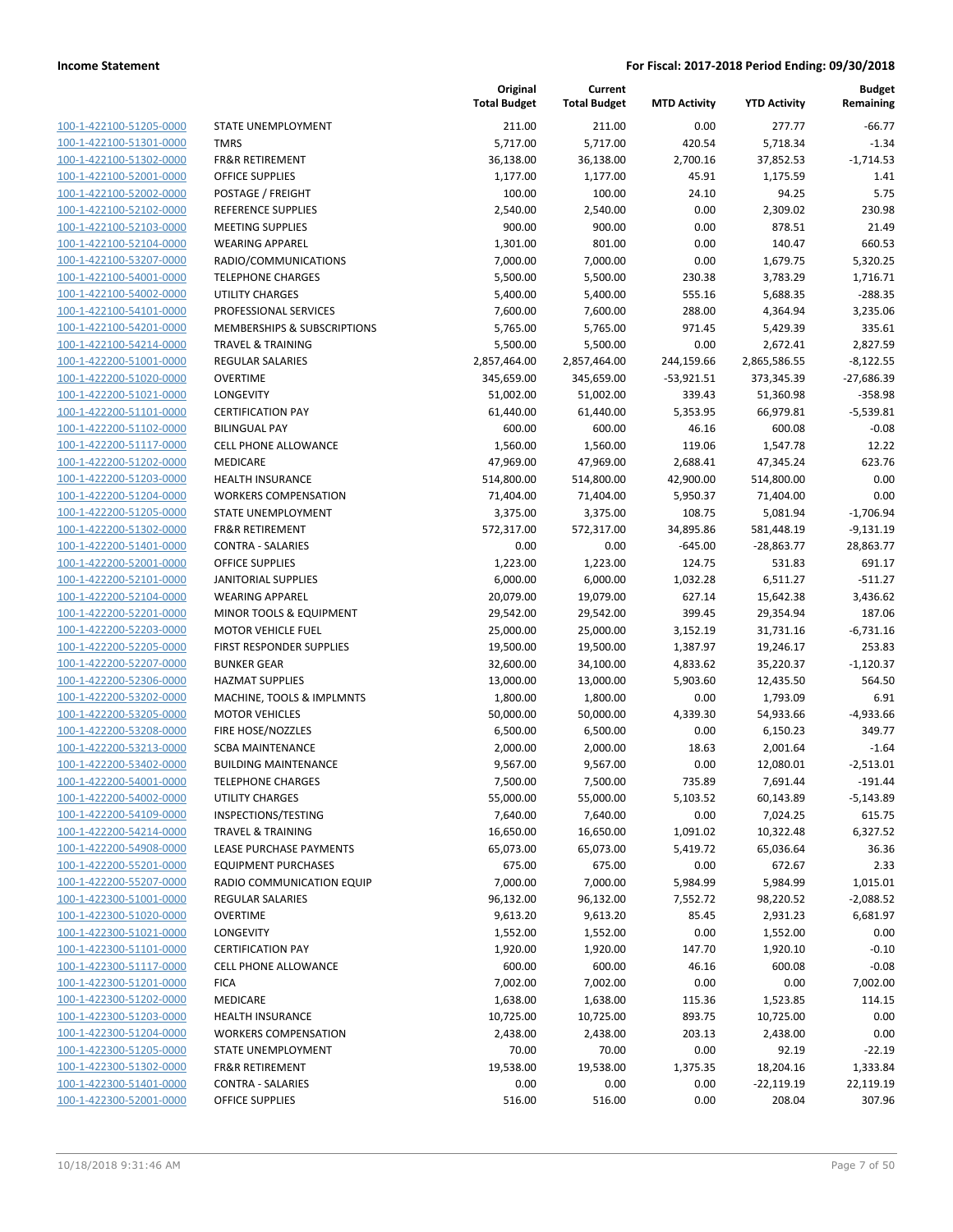| | | Original Total Budget | Current Total Budget | MTD Activity | YTD Activity | Budget Remaining |
|---|---|---|---|---|---|---|
| 100-1-422100-51205-0000 | STATE UNEMPLOYMENT | 211.00 | 211.00 | 0.00 | 277.77 | -66.77 |
| 100-1-422100-51301-0000 | TMRS | 5,717.00 | 5,717.00 | 420.54 | 5,718.34 | -1.34 |
| 100-1-422100-51302-0000 | FR&R RETIREMENT | 36,138.00 | 36,138.00 | 2,700.16 | 37,852.53 | -1,714.53 |
| 100-1-422100-52001-0000 | OFFICE SUPPLIES | 1,177.00 | 1,177.00 | 45.91 | 1,175.59 | 1.41 |
| 100-1-422100-52002-0000 | POSTAGE / FREIGHT | 100.00 | 100.00 | 24.10 | 94.25 | 5.75 |
| 100-1-422100-52102-0000 | REFERENCE SUPPLIES | 2,540.00 | 2,540.00 | 0.00 | 2,309.02 | 230.98 |
| 100-1-422100-52103-0000 | MEETING SUPPLIES | 900.00 | 900.00 | 0.00 | 878.51 | 21.49 |
| 100-1-422100-52104-0000 | WEARING APPAREL | 1,301.00 | 801.00 | 0.00 | 140.47 | 660.53 |
| 100-1-422100-53207-0000 | RADIO/COMMUNICATIONS | 7,000.00 | 7,000.00 | 0.00 | 1,679.75 | 5,320.25 |
| 100-1-422100-54001-0000 | TELEPHONE CHARGES | 5,500.00 | 5,500.00 | 230.38 | 3,783.29 | 1,716.71 |
| 100-1-422100-54002-0000 | UTILITY CHARGES | 5,400.00 | 5,400.00 | 555.16 | 5,688.35 | -288.35 |
| 100-1-422100-54101-0000 | PROFESSIONAL SERVICES | 7,600.00 | 7,600.00 | 288.00 | 4,364.94 | 3,235.06 |
| 100-1-422100-54201-0000 | MEMBERSHIPS & SUBSCRIPTIONS | 5,765.00 | 5,765.00 | 971.45 | 5,429.39 | 335.61 |
| 100-1-422100-54214-0000 | TRAVEL & TRAINING | 5,500.00 | 5,500.00 | 0.00 | 2,672.41 | 2,827.59 |
| 100-1-422200-51001-0000 | REGULAR SALARIES | 2,857,464.00 | 2,857,464.00 | 244,159.66 | 2,865,586.55 | -8,122.55 |
| 100-1-422200-51020-0000 | OVERTIME | 345,659.00 | 345,659.00 | -53,921.51 | 373,345.39 | -27,686.39 |
| 100-1-422200-51021-0000 | LONGEVITY | 51,002.00 | 51,002.00 | 339.43 | 51,360.98 | -358.98 |
| 100-1-422200-51101-0000 | CERTIFICATION PAY | 61,440.00 | 61,440.00 | 5,353.95 | 66,979.81 | -5,539.81 |
| 100-1-422200-51102-0000 | BILINGUAL PAY | 600.00 | 600.00 | 46.16 | 600.08 | -0.08 |
| 100-1-422200-51117-0000 | CELL PHONE ALLOWANCE | 1,560.00 | 1,560.00 | 119.06 | 1,547.78 | 12.22 |
| 100-1-422200-51202-0000 | MEDICARE | 47,969.00 | 47,969.00 | 2,688.41 | 47,345.24 | 623.76 |
| 100-1-422200-51203-0000 | HEALTH INSURANCE | 514,800.00 | 514,800.00 | 42,900.00 | 514,800.00 | 0.00 |
| 100-1-422200-51204-0000 | WORKERS COMPENSATION | 71,404.00 | 71,404.00 | 5,950.37 | 71,404.00 | 0.00 |
| 100-1-422200-51205-0000 | STATE UNEMPLOYMENT | 3,375.00 | 3,375.00 | 108.75 | 5,081.94 | -1,706.94 |
| 100-1-422200-51302-0000 | FR&R RETIREMENT | 572,317.00 | 572,317.00 | 34,895.86 | 581,448.19 | -9,131.19 |
| 100-1-422200-51401-0000 | CONTRA - SALARIES | 0.00 | 0.00 | -645.00 | -28,863.77 | 28,863.77 |
| 100-1-422200-52001-0000 | OFFICE SUPPLIES | 1,223.00 | 1,223.00 | 124.75 | 531.83 | 691.17 |
| 100-1-422200-52101-0000 | JANITORIAL SUPPLIES | 6,000.00 | 6,000.00 | 1,032.28 | 6,511.27 | -511.27 |
| 100-1-422200-52104-0000 | WEARING APPAREL | 20,079.00 | 19,079.00 | 627.14 | 15,642.38 | 3,436.62 |
| 100-1-422200-52201-0000 | MINOR TOOLS & EQUIPMENT | 29,542.00 | 29,542.00 | 399.45 | 29,354.94 | 187.06 |
| 100-1-422200-52203-0000 | MOTOR VEHICLE FUEL | 25,000.00 | 25,000.00 | 3,152.19 | 31,731.16 | -6,731.16 |
| 100-1-422200-52205-0000 | FIRST RESPONDER SUPPLIES | 19,500.00 | 19,500.00 | 1,387.97 | 19,246.17 | 253.83 |
| 100-1-422200-52207-0000 | BUNKER GEAR | 32,600.00 | 34,100.00 | 4,833.62 | 35,220.37 | -1,120.37 |
| 100-1-422200-52306-0000 | HAZMAT SUPPLIES | 13,000.00 | 13,000.00 | 5,903.60 | 12,435.50 | 564.50 |
| 100-1-422200-53202-0000 | MACHINE, TOOLS & IMPLMNTS | 1,800.00 | 1,800.00 | 0.00 | 1,793.09 | 6.91 |
| 100-1-422200-53205-0000 | MOTOR VEHICLES | 50,000.00 | 50,000.00 | 4,339.30 | 54,933.66 | -4,933.66 |
| 100-1-422200-53208-0000 | FIRE HOSE/NOZZLES | 6,500.00 | 6,500.00 | 0.00 | 6,150.23 | 349.77 |
| 100-1-422200-53213-0000 | SCBA MAINTENANCE | 2,000.00 | 2,000.00 | 18.63 | 2,001.64 | -1.64 |
| 100-1-422200-53402-0000 | BUILDING MAINTENANCE | 9,567.00 | 9,567.00 | 0.00 | 12,080.01 | -2,513.01 |
| 100-1-422200-54001-0000 | TELEPHONE CHARGES | 7,500.00 | 7,500.00 | 735.89 | 7,691.44 | -191.44 |
| 100-1-422200-54002-0000 | UTILITY CHARGES | 55,000.00 | 55,000.00 | 5,103.52 | 60,143.89 | -5,143.89 |
| 100-1-422200-54109-0000 | INSPECTIONS/TESTING | 7,640.00 | 7,640.00 | 0.00 | 7,024.25 | 615.75 |
| 100-1-422200-54214-0000 | TRAVEL & TRAINING | 16,650.00 | 16,650.00 | 1,091.02 | 10,322.48 | 6,327.52 |
| 100-1-422200-54908-0000 | LEASE PURCHASE PAYMENTS | 65,073.00 | 65,073.00 | 5,419.72 | 65,036.64 | 36.36 |
| 100-1-422200-55201-0000 | EQUIPMENT PURCHASES | 675.00 | 675.00 | 0.00 | 672.67 | 2.33 |
| 100-1-422200-55207-0000 | RADIO COMMUNICATION EQUIP | 7,000.00 | 7,000.00 | 5,984.99 | 5,984.99 | 1,015.01 |
| 100-1-422300-51001-0000 | REGULAR SALARIES | 96,132.00 | 96,132.00 | 7,552.72 | 98,220.52 | -2,088.52 |
| 100-1-422300-51020-0000 | OVERTIME | 9,613.20 | 9,613.20 | 85.45 | 2,931.23 | 6,681.97 |
| 100-1-422300-51021-0000 | LONGEVITY | 1,552.00 | 1,552.00 | 0.00 | 1,552.00 | 0.00 |
| 100-1-422300-51101-0000 | CERTIFICATION PAY | 1,920.00 | 1,920.00 | 147.70 | 1,920.10 | -0.10 |
| 100-1-422300-51117-0000 | CELL PHONE ALLOWANCE | 600.00 | 600.00 | 46.16 | 600.08 | -0.08 |
| 100-1-422300-51201-0000 | FICA | 7,002.00 | 7,002.00 | 0.00 | 0.00 | 7,002.00 |
| 100-1-422300-51202-0000 | MEDICARE | 1,638.00 | 1,638.00 | 115.36 | 1,523.85 | 114.15 |
| 100-1-422300-51203-0000 | HEALTH INSURANCE | 10,725.00 | 10,725.00 | 893.75 | 10,725.00 | 0.00 |
| 100-1-422300-51204-0000 | WORKERS COMPENSATION | 2,438.00 | 2,438.00 | 203.13 | 2,438.00 | 0.00 |
| 100-1-422300-51205-0000 | STATE UNEMPLOYMENT | 70.00 | 70.00 | 0.00 | 92.19 | -22.19 |
| 100-1-422300-51302-0000 | FR&R RETIREMENT | 19,538.00 | 19,538.00 | 1,375.35 | 18,204.16 | 1,333.84 |
| 100-1-422300-51401-0000 | CONTRA - SALARIES | 0.00 | 0.00 | 0.00 | -22,119.19 | 22,119.19 |
| 100-1-422300-52001-0000 | OFFICE SUPPLIES | 516.00 | 516.00 | 0.00 | 208.04 | 307.96 |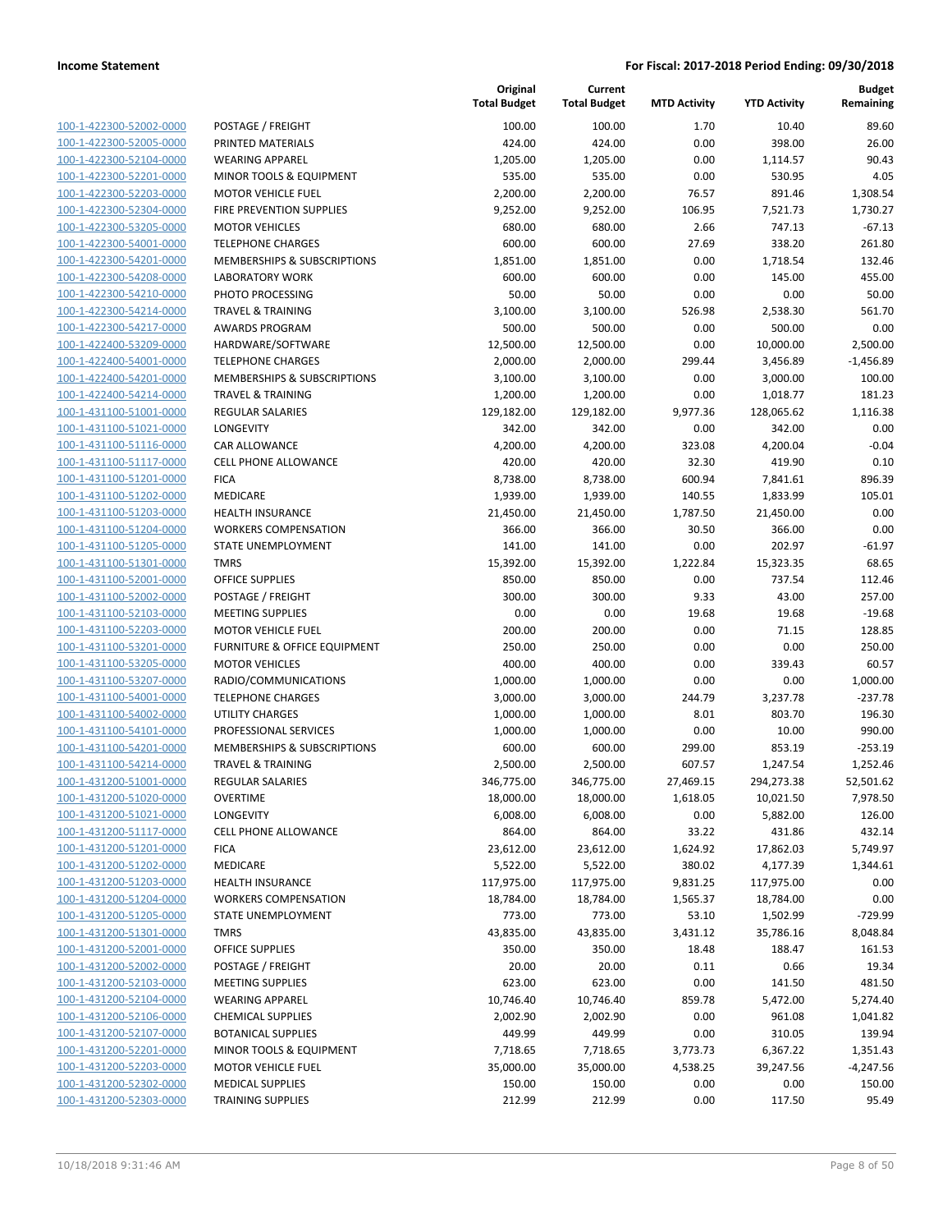**Income Statement** | **For Fiscal: 2017-2018 Period Ending: 09/30/2018**

| | | Original Total Budget | Current Total Budget | MTD Activity | YTD Activity | Budget Remaining |
|---|---|---|---|---|---|---|
| 100-1-422300-52002-0000 | POSTAGE / FREIGHT | 100.00 | 100.00 | 1.70 | 10.40 | 89.60 |
| 100-1-422300-52005-0000 | PRINTED MATERIALS | 424.00 | 424.00 | 0.00 | 398.00 | 26.00 |
| 100-1-422300-52104-0000 | WEARING APPAREL | 1,205.00 | 1,205.00 | 0.00 | 1,114.57 | 90.43 |
| 100-1-422300-52201-0000 | MINOR TOOLS & EQUIPMENT | 535.00 | 535.00 | 0.00 | 530.95 | 4.05 |
| 100-1-422300-52203-0000 | MOTOR VEHICLE FUEL | 2,200.00 | 2,200.00 | 76.57 | 891.46 | 1,308.54 |
| 100-1-422300-52304-0000 | FIRE PREVENTION SUPPLIES | 9,252.00 | 9,252.00 | 106.95 | 7,521.73 | 1,730.27 |
| 100-1-422300-53205-0000 | MOTOR VEHICLES | 680.00 | 680.00 | 2.66 | 747.13 | -67.13 |
| 100-1-422300-54001-0000 | TELEPHONE CHARGES | 600.00 | 600.00 | 27.69 | 338.20 | 261.80 |
| 100-1-422300-54201-0000 | MEMBERSHIPS & SUBSCRIPTIONS | 1,851.00 | 1,851.00 | 0.00 | 1,718.54 | 132.46 |
| 100-1-422300-54208-0000 | LABORATORY WORK | 600.00 | 600.00 | 0.00 | 145.00 | 455.00 |
| 100-1-422300-54210-0000 | PHOTO PROCESSING | 50.00 | 50.00 | 0.00 | 0.00 | 50.00 |
| 100-1-422300-54214-0000 | TRAVEL & TRAINING | 3,100.00 | 3,100.00 | 526.98 | 2,538.30 | 561.70 |
| 100-1-422300-54217-0000 | AWARDS PROGRAM | 500.00 | 500.00 | 0.00 | 500.00 | 0.00 |
| 100-1-422400-53209-0000 | HARDWARE/SOFTWARE | 12,500.00 | 12,500.00 | 0.00 | 10,000.00 | 2,500.00 |
| 100-1-422400-54001-0000 | TELEPHONE CHARGES | 2,000.00 | 2,000.00 | 299.44 | 3,456.89 | -1,456.89 |
| 100-1-422400-54201-0000 | MEMBERSHIPS & SUBSCRIPTIONS | 3,100.00 | 3,100.00 | 0.00 | 3,000.00 | 100.00 |
| 100-1-422400-54214-0000 | TRAVEL & TRAINING | 1,200.00 | 1,200.00 | 0.00 | 1,018.77 | 181.23 |
| 100-1-431100-51001-0000 | REGULAR SALARIES | 129,182.00 | 129,182.00 | 9,977.36 | 128,065.62 | 1,116.38 |
| 100-1-431100-51021-0000 | LONGEVITY | 342.00 | 342.00 | 0.00 | 342.00 | 0.00 |
| 100-1-431100-51116-0000 | CAR ALLOWANCE | 4,200.00 | 4,200.00 | 323.08 | 4,200.04 | -0.04 |
| 100-1-431100-51117-0000 | CELL PHONE ALLOWANCE | 420.00 | 420.00 | 32.30 | 419.90 | 0.10 |
| 100-1-431100-51201-0000 | FICA | 8,738.00 | 8,738.00 | 600.94 | 7,841.61 | 896.39 |
| 100-1-431100-51202-0000 | MEDICARE | 1,939.00 | 1,939.00 | 140.55 | 1,833.99 | 105.01 |
| 100-1-431100-51203-0000 | HEALTH INSURANCE | 21,450.00 | 21,450.00 | 1,787.50 | 21,450.00 | 0.00 |
| 100-1-431100-51204-0000 | WORKERS COMPENSATION | 366.00 | 366.00 | 30.50 | 366.00 | 0.00 |
| 100-1-431100-51205-0000 | STATE UNEMPLOYMENT | 141.00 | 141.00 | 0.00 | 202.97 | -61.97 |
| 100-1-431100-51301-0000 | TMRS | 15,392.00 | 15,392.00 | 1,222.84 | 15,323.35 | 68.65 |
| 100-1-431100-52001-0000 | OFFICE SUPPLIES | 850.00 | 850.00 | 0.00 | 737.54 | 112.46 |
| 100-1-431100-52002-0000 | POSTAGE / FREIGHT | 300.00 | 300.00 | 9.33 | 43.00 | 257.00 |
| 100-1-431100-52103-0000 | MEETING SUPPLIES | 0.00 | 0.00 | 19.68 | 19.68 | -19.68 |
| 100-1-431100-52203-0000 | MOTOR VEHICLE FUEL | 200.00 | 200.00 | 0.00 | 71.15 | 128.85 |
| 100-1-431100-53201-0000 | FURNITURE & OFFICE EQUIPMENT | 250.00 | 250.00 | 0.00 | 0.00 | 250.00 |
| 100-1-431100-53205-0000 | MOTOR VEHICLES | 400.00 | 400.00 | 0.00 | 339.43 | 60.57 |
| 100-1-431100-53207-0000 | RADIO/COMMUNICATIONS | 1,000.00 | 1,000.00 | 0.00 | 0.00 | 1,000.00 |
| 100-1-431100-54001-0000 | TELEPHONE CHARGES | 3,000.00 | 3,000.00 | 244.79 | 3,237.78 | -237.78 |
| 100-1-431100-54002-0000 | UTILITY CHARGES | 1,000.00 | 1,000.00 | 8.01 | 803.70 | 196.30 |
| 100-1-431100-54101-0000 | PROFESSIONAL SERVICES | 1,000.00 | 1,000.00 | 0.00 | 10.00 | 990.00 |
| 100-1-431100-54201-0000 | MEMBERSHIPS & SUBSCRIPTIONS | 600.00 | 600.00 | 299.00 | 853.19 | -253.19 |
| 100-1-431100-54214-0000 | TRAVEL & TRAINING | 2,500.00 | 2,500.00 | 607.57 | 1,247.54 | 1,252.46 |
| 100-1-431200-51001-0000 | REGULAR SALARIES | 346,775.00 | 346,775.00 | 27,469.15 | 294,273.38 | 52,501.62 |
| 100-1-431200-51020-0000 | OVERTIME | 18,000.00 | 18,000.00 | 1,618.05 | 10,021.50 | 7,978.50 |
| 100-1-431200-51021-0000 | LONGEVITY | 6,008.00 | 6,008.00 | 0.00 | 5,882.00 | 126.00 |
| 100-1-431200-51117-0000 | CELL PHONE ALLOWANCE | 864.00 | 864.00 | 33.22 | 431.86 | 432.14 |
| 100-1-431200-51201-0000 | FICA | 23,612.00 | 23,612.00 | 1,624.92 | 17,862.03 | 5,749.97 |
| 100-1-431200-51202-0000 | MEDICARE | 5,522.00 | 5,522.00 | 380.02 | 4,177.39 | 1,344.61 |
| 100-1-431200-51203-0000 | HEALTH INSURANCE | 117,975.00 | 117,975.00 | 9,831.25 | 117,975.00 | 0.00 |
| 100-1-431200-51204-0000 | WORKERS COMPENSATION | 18,784.00 | 18,784.00 | 1,565.37 | 18,784.00 | 0.00 |
| 100-1-431200-51205-0000 | STATE UNEMPLOYMENT | 773.00 | 773.00 | 53.10 | 1,502.99 | -729.99 |
| 100-1-431200-51301-0000 | TMRS | 43,835.00 | 43,835.00 | 3,431.12 | 35,786.16 | 8,048.84 |
| 100-1-431200-52001-0000 | OFFICE SUPPLIES | 350.00 | 350.00 | 18.48 | 188.47 | 161.53 |
| 100-1-431200-52002-0000 | POSTAGE / FREIGHT | 20.00 | 20.00 | 0.11 | 0.66 | 19.34 |
| 100-1-431200-52103-0000 | MEETING SUPPLIES | 623.00 | 623.00 | 0.00 | 141.50 | 481.50 |
| 100-1-431200-52104-0000 | WEARING APPAREL | 10,746.40 | 10,746.40 | 859.78 | 5,472.00 | 5,274.40 |
| 100-1-431200-52106-0000 | CHEMICAL SUPPLIES | 2,002.90 | 2,002.90 | 0.00 | 961.08 | 1,041.82 |
| 100-1-431200-52107-0000 | BOTANICAL SUPPLIES | 449.99 | 449.99 | 0.00 | 310.05 | 139.94 |
| 100-1-431200-52201-0000 | MINOR TOOLS & EQUIPMENT | 7,718.65 | 7,718.65 | 3,773.73 | 6,367.22 | 1,351.43 |
| 100-1-431200-52203-0000 | MOTOR VEHICLE FUEL | 35,000.00 | 35,000.00 | 4,538.25 | 39,247.56 | -4,247.56 |
| 100-1-431200-52302-0000 | MEDICAL SUPPLIES | 150.00 | 150.00 | 0.00 | 0.00 | 150.00 |
| 100-1-431200-52303-0000 | TRAINING SUPPLIES | 212.99 | 212.99 | 0.00 | 117.50 | 95.49 |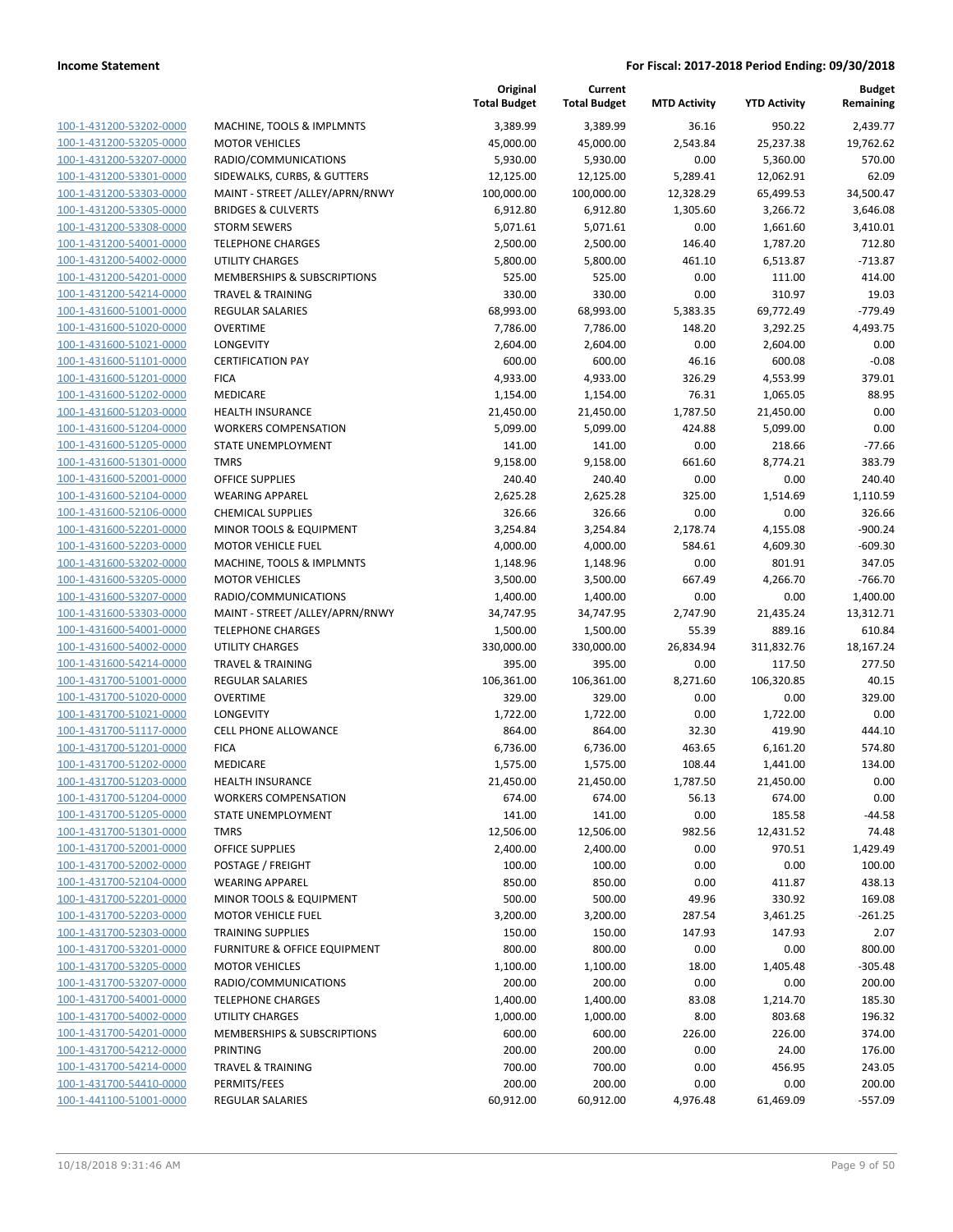| | | Original Total Budget | Current Total Budget | MTD Activity | YTD Activity | Budget Remaining |
|---|---|---|---|---|---|---|
| 100-1-431200-53202-0000 | MACHINE, TOOLS & IMPLMNTS | 3,389.99 | 3,389.99 | 36.16 | 950.22 | 2,439.77 |
| 100-1-431200-53205-0000 | MOTOR VEHICLES | 45,000.00 | 45,000.00 | 2,543.84 | 25,237.38 | 19,762.62 |
| 100-1-431200-53207-0000 | RADIO/COMMUNICATIONS | 5,930.00 | 5,930.00 | 0.00 | 5,360.00 | 570.00 |
| 100-1-431200-53301-0000 | SIDEWALKS, CURBS, & GUTTERS | 12,125.00 | 12,125.00 | 5,289.41 | 12,062.91 | 62.09 |
| 100-1-431200-53303-0000 | MAINT - STREET /ALLEY/APRN/RNWY | 100,000.00 | 100,000.00 | 12,328.29 | 65,499.53 | 34,500.47 |
| 100-1-431200-53305-0000 | BRIDGES & CULVERTS | 6,912.80 | 6,912.80 | 1,305.60 | 3,266.72 | 3,646.08 |
| 100-1-431200-53308-0000 | STORM SEWERS | 5,071.61 | 5,071.61 | 0.00 | 1,661.60 | 3,410.01 |
| 100-1-431200-54001-0000 | TELEPHONE CHARGES | 2,500.00 | 2,500.00 | 146.40 | 1,787.20 | 712.80 |
| 100-1-431200-54002-0000 | UTILITY CHARGES | 5,800.00 | 5,800.00 | 461.10 | 6,513.87 | -713.87 |
| 100-1-431200-54201-0000 | MEMBERSHIPS & SUBSCRIPTIONS | 525.00 | 525.00 | 0.00 | 111.00 | 414.00 |
| 100-1-431200-54214-0000 | TRAVEL & TRAINING | 330.00 | 330.00 | 0.00 | 310.97 | 19.03 |
| 100-1-431600-51001-0000 | REGULAR SALARIES | 68,993.00 | 68,993.00 | 5,383.35 | 69,772.49 | -779.49 |
| 100-1-431600-51020-0000 | OVERTIME | 7,786.00 | 7,786.00 | 148.20 | 3,292.25 | 4,493.75 |
| 100-1-431600-51021-0000 | LONGEVITY | 2,604.00 | 2,604.00 | 0.00 | 2,604.00 | 0.00 |
| 100-1-431600-51101-0000 | CERTIFICATION PAY | 600.00 | 600.00 | 46.16 | 600.08 | -0.08 |
| 100-1-431600-51201-0000 | FICA | 4,933.00 | 4,933.00 | 326.29 | 4,553.99 | 379.01 |
| 100-1-431600-51202-0000 | MEDICARE | 1,154.00 | 1,154.00 | 76.31 | 1,065.05 | 88.95 |
| 100-1-431600-51203-0000 | HEALTH INSURANCE | 21,450.00 | 21,450.00 | 1,787.50 | 21,450.00 | 0.00 |
| 100-1-431600-51204-0000 | WORKERS COMPENSATION | 5,099.00 | 5,099.00 | 424.88 | 5,099.00 | 0.00 |
| 100-1-431600-51205-0000 | STATE UNEMPLOYMENT | 141.00 | 141.00 | 0.00 | 218.66 | -77.66 |
| 100-1-431600-51301-0000 | TMRS | 9,158.00 | 9,158.00 | 661.60 | 8,774.21 | 383.79 |
| 100-1-431600-52001-0000 | OFFICE SUPPLIES | 240.40 | 240.40 | 0.00 | 0.00 | 240.40 |
| 100-1-431600-52104-0000 | WEARING APPAREL | 2,625.28 | 2,625.28 | 325.00 | 1,514.69 | 1,110.59 |
| 100-1-431600-52106-0000 | CHEMICAL SUPPLIES | 326.66 | 326.66 | 0.00 | 0.00 | 326.66 |
| 100-1-431600-52201-0000 | MINOR TOOLS & EQUIPMENT | 3,254.84 | 3,254.84 | 2,178.74 | 4,155.08 | -900.24 |
| 100-1-431600-52203-0000 | MOTOR VEHICLE FUEL | 4,000.00 | 4,000.00 | 584.61 | 4,609.30 | -609.30 |
| 100-1-431600-53202-0000 | MACHINE, TOOLS & IMPLMNTS | 1,148.96 | 1,148.96 | 0.00 | 801.91 | 347.05 |
| 100-1-431600-53205-0000 | MOTOR VEHICLES | 3,500.00 | 3,500.00 | 667.49 | 4,266.70 | -766.70 |
| 100-1-431600-53207-0000 | RADIO/COMMUNICATIONS | 1,400.00 | 1,400.00 | 0.00 | 0.00 | 1,400.00 |
| 100-1-431600-53303-0000 | MAINT - STREET /ALLEY/APRN/RNWY | 34,747.95 | 34,747.95 | 2,747.90 | 21,435.24 | 13,312.71 |
| 100-1-431600-54001-0000 | TELEPHONE CHARGES | 1,500.00 | 1,500.00 | 55.39 | 889.16 | 610.84 |
| 100-1-431600-54002-0000 | UTILITY CHARGES | 330,000.00 | 330,000.00 | 26,834.94 | 311,832.76 | 18,167.24 |
| 100-1-431600-54214-0000 | TRAVEL & TRAINING | 395.00 | 395.00 | 0.00 | 117.50 | 277.50 |
| 100-1-431700-51001-0000 | REGULAR SALARIES | 106,361.00 | 106,361.00 | 8,271.60 | 106,320.85 | 40.15 |
| 100-1-431700-51020-0000 | OVERTIME | 329.00 | 329.00 | 0.00 | 0.00 | 329.00 |
| 100-1-431700-51021-0000 | LONGEVITY | 1,722.00 | 1,722.00 | 0.00 | 1,722.00 | 0.00 |
| 100-1-431700-51117-0000 | CELL PHONE ALLOWANCE | 864.00 | 864.00 | 32.30 | 419.90 | 444.10 |
| 100-1-431700-51201-0000 | FICA | 6,736.00 | 6,736.00 | 463.65 | 6,161.20 | 574.80 |
| 100-1-431700-51202-0000 | MEDICARE | 1,575.00 | 1,575.00 | 108.44 | 1,441.00 | 134.00 |
| 100-1-431700-51203-0000 | HEALTH INSURANCE | 21,450.00 | 21,450.00 | 1,787.50 | 21,450.00 | 0.00 |
| 100-1-431700-51204-0000 | WORKERS COMPENSATION | 674.00 | 674.00 | 56.13 | 674.00 | 0.00 |
| 100-1-431700-51205-0000 | STATE UNEMPLOYMENT | 141.00 | 141.00 | 0.00 | 185.58 | -44.58 |
| 100-1-431700-51301-0000 | TMRS | 12,506.00 | 12,506.00 | 982.56 | 12,431.52 | 74.48 |
| 100-1-431700-52001-0000 | OFFICE SUPPLIES | 2,400.00 | 2,400.00 | 0.00 | 970.51 | 1,429.49 |
| 100-1-431700-52002-0000 | POSTAGE / FREIGHT | 100.00 | 100.00 | 0.00 | 0.00 | 100.00 |
| 100-1-431700-52104-0000 | WEARING APPAREL | 850.00 | 850.00 | 0.00 | 411.87 | 438.13 |
| 100-1-431700-52201-0000 | MINOR TOOLS & EQUIPMENT | 500.00 | 500.00 | 49.96 | 330.92 | 169.08 |
| 100-1-431700-52203-0000 | MOTOR VEHICLE FUEL | 3,200.00 | 3,200.00 | 287.54 | 3,461.25 | -261.25 |
| 100-1-431700-52303-0000 | TRAINING SUPPLIES | 150.00 | 150.00 | 147.93 | 147.93 | 2.07 |
| 100-1-431700-53201-0000 | FURNITURE & OFFICE EQUIPMENT | 800.00 | 800.00 | 0.00 | 0.00 | 800.00 |
| 100-1-431700-53205-0000 | MOTOR VEHICLES | 1,100.00 | 1,100.00 | 18.00 | 1,405.48 | -305.48 |
| 100-1-431700-53207-0000 | RADIO/COMMUNICATIONS | 200.00 | 200.00 | 0.00 | 0.00 | 200.00 |
| 100-1-431700-54001-0000 | TELEPHONE CHARGES | 1,400.00 | 1,400.00 | 83.08 | 1,214.70 | 185.30 |
| 100-1-431700-54002-0000 | UTILITY CHARGES | 1,000.00 | 1,000.00 | 8.00 | 803.68 | 196.32 |
| 100-1-431700-54201-0000 | MEMBERSHIPS & SUBSCRIPTIONS | 600.00 | 600.00 | 226.00 | 226.00 | 374.00 |
| 100-1-431700-54212-0000 | PRINTING | 200.00 | 200.00 | 0.00 | 24.00 | 176.00 |
| 100-1-431700-54214-0000 | TRAVEL & TRAINING | 700.00 | 700.00 | 0.00 | 456.95 | 243.05 |
| 100-1-431700-54410-0000 | PERMITS/FEES | 200.00 | 200.00 | 0.00 | 0.00 | 200.00 |
| 100-1-441100-51001-0000 | REGULAR SALARIES | 60,912.00 | 60,912.00 | 4,976.48 | 61,469.09 | -557.09 |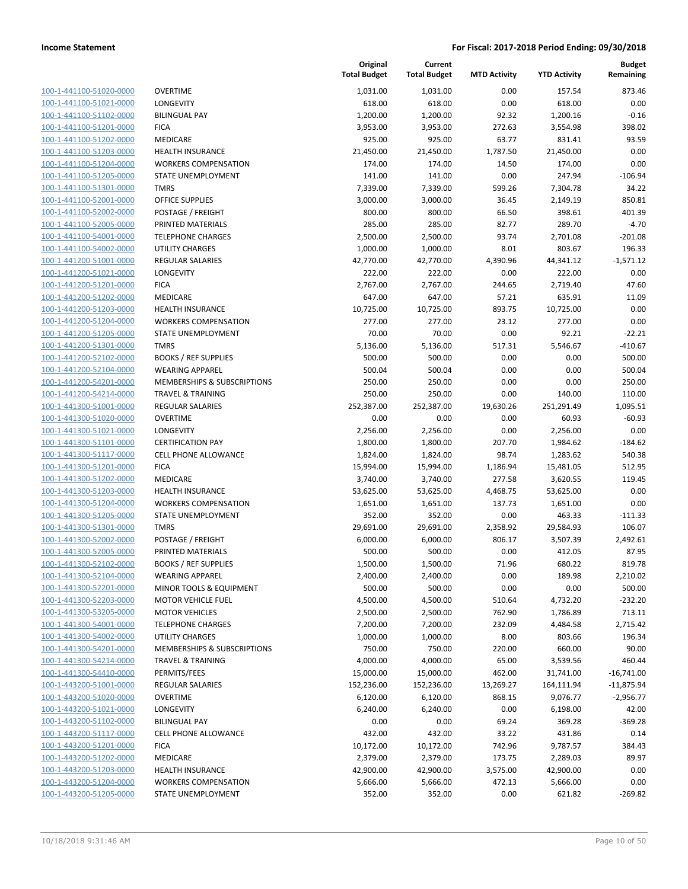| | | Original Total Budget | Current Total Budget | MTD Activity | YTD Activity | Budget Remaining |
|---|---|---|---|---|---|---|
| 100-1-441100-51020-0000 | OVERTIME | 1,031.00 | 1,031.00 | 0.00 | 157.54 | 873.46 |
| 100-1-441100-51021-0000 | LONGEVITY | 618.00 | 618.00 | 0.00 | 618.00 | 0.00 |
| 100-1-441100-51102-0000 | BILINGUAL PAY | 1,200.00 | 1,200.00 | 92.32 | 1,200.16 | -0.16 |
| 100-1-441100-51201-0000 | FICA | 3,953.00 | 3,953.00 | 272.63 | 3,554.98 | 398.02 |
| 100-1-441100-51202-0000 | MEDICARE | 925.00 | 925.00 | 63.77 | 831.41 | 93.59 |
| 100-1-441100-51203-0000 | HEALTH INSURANCE | 21,450.00 | 21,450.00 | 1,787.50 | 21,450.00 | 0.00 |
| 100-1-441100-51204-0000 | WORKERS COMPENSATION | 174.00 | 174.00 | 14.50 | 174.00 | 0.00 |
| 100-1-441100-51205-0000 | STATE UNEMPLOYMENT | 141.00 | 141.00 | 0.00 | 247.94 | -106.94 |
| 100-1-441100-51301-0000 | TMRS | 7,339.00 | 7,339.00 | 599.26 | 7,304.78 | 34.22 |
| 100-1-441100-52001-0000 | OFFICE SUPPLIES | 3,000.00 | 3,000.00 | 36.45 | 2,149.19 | 850.81 |
| 100-1-441100-52002-0000 | POSTAGE / FREIGHT | 800.00 | 800.00 | 66.50 | 398.61 | 401.39 |
| 100-1-441100-52005-0000 | PRINTED MATERIALS | 285.00 | 285.00 | 82.77 | 289.70 | -4.70 |
| 100-1-441100-54001-0000 | TELEPHONE CHARGES | 2,500.00 | 2,500.00 | 93.74 | 2,701.08 | -201.08 |
| 100-1-441100-54002-0000 | UTILITY CHARGES | 1,000.00 | 1,000.00 | 8.01 | 803.67 | 196.33 |
| 100-1-441200-51001-0000 | REGULAR SALARIES | 42,770.00 | 42,770.00 | 4,390.96 | 44,341.12 | -1,571.12 |
| 100-1-441200-51021-0000 | LONGEVITY | 222.00 | 222.00 | 0.00 | 222.00 | 0.00 |
| 100-1-441200-51201-0000 | FICA | 2,767.00 | 2,767.00 | 244.65 | 2,719.40 | 47.60 |
| 100-1-441200-51202-0000 | MEDICARE | 647.00 | 647.00 | 57.21 | 635.91 | 11.09 |
| 100-1-441200-51203-0000 | HEALTH INSURANCE | 10,725.00 | 10,725.00 | 893.75 | 10,725.00 | 0.00 |
| 100-1-441200-51204-0000 | WORKERS COMPENSATION | 277.00 | 277.00 | 23.12 | 277.00 | 0.00 |
| 100-1-441200-51205-0000 | STATE UNEMPLOYMENT | 70.00 | 70.00 | 0.00 | 92.21 | -22.21 |
| 100-1-441200-51301-0000 | TMRS | 5,136.00 | 5,136.00 | 517.31 | 5,546.67 | -410.67 |
| 100-1-441200-52102-0000 | BOOKS / REF SUPPLIES | 500.00 | 500.00 | 0.00 | 0.00 | 500.00 |
| 100-1-441200-52104-0000 | WEARING APPAREL | 500.04 | 500.04 | 0.00 | 0.00 | 500.04 |
| 100-1-441200-54201-0000 | MEMBERSHIPS & SUBSCRIPTIONS | 250.00 | 250.00 | 0.00 | 0.00 | 250.00 |
| 100-1-441200-54214-0000 | TRAVEL & TRAINING | 250.00 | 250.00 | 0.00 | 140.00 | 110.00 |
| 100-1-441300-51001-0000 | REGULAR SALARIES | 252,387.00 | 252,387.00 | 19,630.26 | 251,291.49 | 1,095.51 |
| 100-1-441300-51020-0000 | OVERTIME | 0.00 | 0.00 | 0.00 | 60.93 | -60.93 |
| 100-1-441300-51021-0000 | LONGEVITY | 2,256.00 | 2,256.00 | 0.00 | 2,256.00 | 0.00 |
| 100-1-441300-51101-0000 | CERTIFICATION PAY | 1,800.00 | 1,800.00 | 207.70 | 1,984.62 | -184.62 |
| 100-1-441300-51117-0000 | CELL PHONE ALLOWANCE | 1,824.00 | 1,824.00 | 98.74 | 1,283.62 | 540.38 |
| 100-1-441300-51201-0000 | FICA | 15,994.00 | 15,994.00 | 1,186.94 | 15,481.05 | 512.95 |
| 100-1-441300-51202-0000 | MEDICARE | 3,740.00 | 3,740.00 | 277.58 | 3,620.55 | 119.45 |
| 100-1-441300-51203-0000 | HEALTH INSURANCE | 53,625.00 | 53,625.00 | 4,468.75 | 53,625.00 | 0.00 |
| 100-1-441300-51204-0000 | WORKERS COMPENSATION | 1,651.00 | 1,651.00 | 137.73 | 1,651.00 | 0.00 |
| 100-1-441300-51205-0000 | STATE UNEMPLOYMENT | 352.00 | 352.00 | 0.00 | 463.33 | -111.33 |
| 100-1-441300-51301-0000 | TMRS | 29,691.00 | 29,691.00 | 2,358.92 | 29,584.93 | 106.07 |
| 100-1-441300-52002-0000 | POSTAGE / FREIGHT | 6,000.00 | 6,000.00 | 806.17 | 3,507.39 | 2,492.61 |
| 100-1-441300-52005-0000 | PRINTED MATERIALS | 500.00 | 500.00 | 0.00 | 412.05 | 87.95 |
| 100-1-441300-52102-0000 | BOOKS / REF SUPPLIES | 1,500.00 | 1,500.00 | 71.96 | 680.22 | 819.78 |
| 100-1-441300-52104-0000 | WEARING APPAREL | 2,400.00 | 2,400.00 | 0.00 | 189.98 | 2,210.02 |
| 100-1-441300-52201-0000 | MINOR TOOLS & EQUIPMENT | 500.00 | 500.00 | 0.00 | 0.00 | 500.00 |
| 100-1-441300-52203-0000 | MOTOR VEHICLE FUEL | 4,500.00 | 4,500.00 | 510.64 | 4,732.20 | -232.20 |
| 100-1-441300-53205-0000 | MOTOR VEHICLES | 2,500.00 | 2,500.00 | 762.90 | 1,786.89 | 713.11 |
| 100-1-441300-54001-0000 | TELEPHONE CHARGES | 7,200.00 | 7,200.00 | 232.09 | 4,484.58 | 2,715.42 |
| 100-1-441300-54002-0000 | UTILITY CHARGES | 1,000.00 | 1,000.00 | 8.00 | 803.66 | 196.34 |
| 100-1-441300-54201-0000 | MEMBERSHIPS & SUBSCRIPTIONS | 750.00 | 750.00 | 220.00 | 660.00 | 90.00 |
| 100-1-441300-54214-0000 | TRAVEL & TRAINING | 4,000.00 | 4,000.00 | 65.00 | 3,539.56 | 460.44 |
| 100-1-441300-54410-0000 | PERMITS/FEES | 15,000.00 | 15,000.00 | 462.00 | 31,741.00 | -16,741.00 |
| 100-1-443200-51001-0000 | REGULAR SALARIES | 152,236.00 | 152,236.00 | 13,269.27 | 164,111.94 | -11,875.94 |
| 100-1-443200-51020-0000 | OVERTIME | 6,120.00 | 6,120.00 | 868.15 | 9,076.77 | -2,956.77 |
| 100-1-443200-51021-0000 | LONGEVITY | 6,240.00 | 6,240.00 | 0.00 | 6,198.00 | 42.00 |
| 100-1-443200-51102-0000 | BILINGUAL PAY | 0.00 | 0.00 | 69.24 | 369.28 | -369.28 |
| 100-1-443200-51117-0000 | CELL PHONE ALLOWANCE | 432.00 | 432.00 | 33.22 | 431.86 | 0.14 |
| 100-1-443200-51201-0000 | FICA | 10,172.00 | 10,172.00 | 742.96 | 9,787.57 | 384.43 |
| 100-1-443200-51202-0000 | MEDICARE | 2,379.00 | 2,379.00 | 173.75 | 2,289.03 | 89.97 |
| 100-1-443200-51203-0000 | HEALTH INSURANCE | 42,900.00 | 42,900.00 | 3,575.00 | 42,900.00 | 0.00 |
| 100-1-443200-51204-0000 | WORKERS COMPENSATION | 5,666.00 | 5,666.00 | 472.13 | 5,666.00 | 0.00 |
| 100-1-443200-51205-0000 | STATE UNEMPLOYMENT | 352.00 | 352.00 | 0.00 | 621.82 | -269.82 |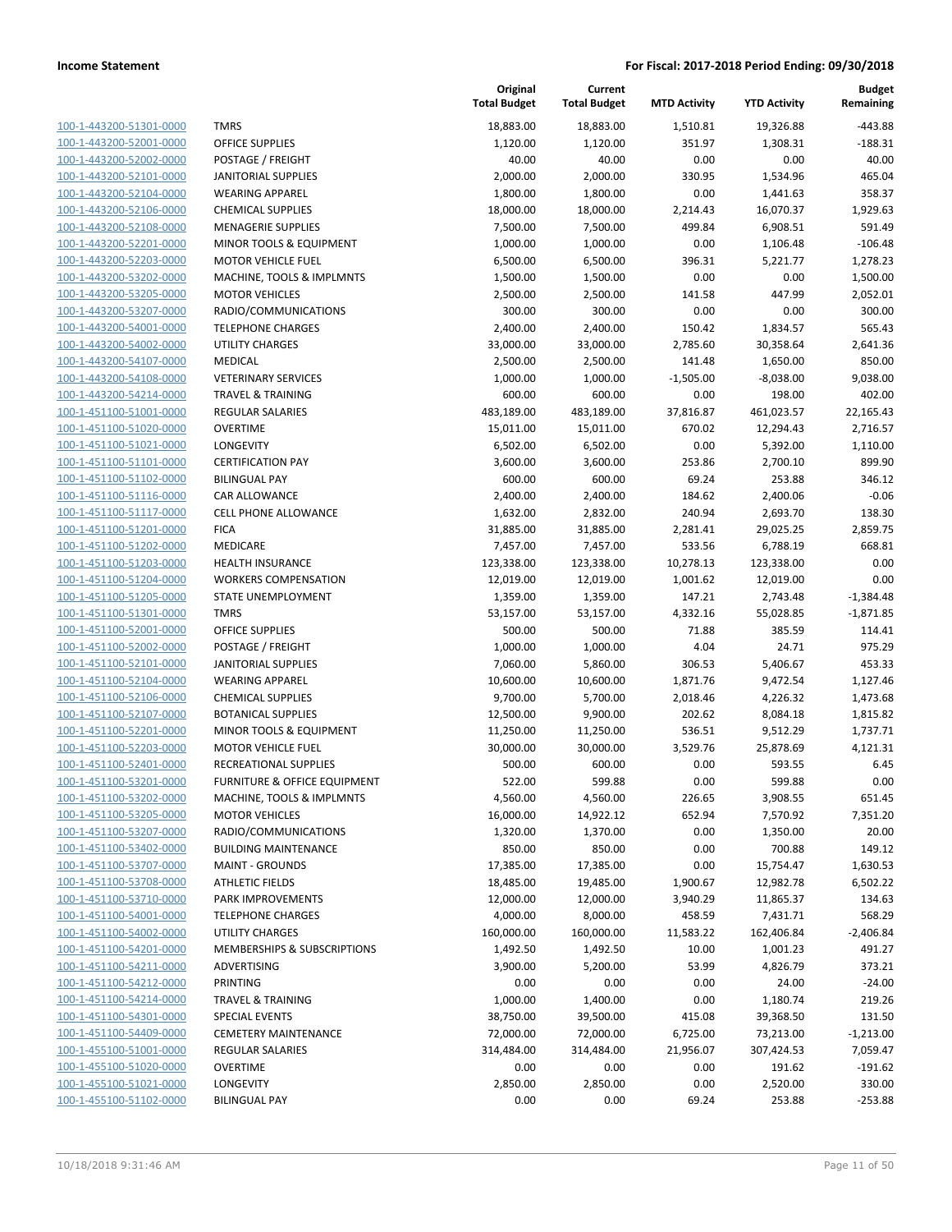**Income Statement** — **For Fiscal: 2017-2018 Period Ending: 09/30/2018**

| | | Original Total Budget | Current Total Budget | MTD Activity | YTD Activity | Budget Remaining |
|---|---|---|---|---|---|---|
| 100-1-443200-51301-0000 | TMRS | 18,883.00 | 18,883.00 | 1,510.81 | 19,326.88 | -443.88 |
| 100-1-443200-52001-0000 | OFFICE SUPPLIES | 1,120.00 | 1,120.00 | 351.97 | 1,308.31 | -188.31 |
| 100-1-443200-52002-0000 | POSTAGE / FREIGHT | 40.00 | 40.00 | 0.00 | 0.00 | 40.00 |
| 100-1-443200-52101-0000 | JANITORIAL SUPPLIES | 2,000.00 | 2,000.00 | 330.95 | 1,534.96 | 465.04 |
| 100-1-443200-52104-0000 | WEARING APPAREL | 1,800.00 | 1,800.00 | 0.00 | 1,441.63 | 358.37 |
| 100-1-443200-52106-0000 | CHEMICAL SUPPLIES | 18,000.00 | 18,000.00 | 2,214.43 | 16,070.37 | 1,929.63 |
| 100-1-443200-52108-0000 | MENAGERIE SUPPLIES | 7,500.00 | 7,500.00 | 499.84 | 6,908.51 | 591.49 |
| 100-1-443200-52201-0000 | MINOR TOOLS & EQUIPMENT | 1,000.00 | 1,000.00 | 0.00 | 1,106.48 | -106.48 |
| 100-1-443200-52203-0000 | MOTOR VEHICLE FUEL | 6,500.00 | 6,500.00 | 396.31 | 5,221.77 | 1,278.23 |
| 100-1-443200-53202-0000 | MACHINE, TOOLS & IMPLMNTS | 1,500.00 | 1,500.00 | 0.00 | 0.00 | 1,500.00 |
| 100-1-443200-53205-0000 | MOTOR VEHICLES | 2,500.00 | 2,500.00 | 141.58 | 447.99 | 2,052.01 |
| 100-1-443200-53207-0000 | RADIO/COMMUNICATIONS | 300.00 | 300.00 | 0.00 | 0.00 | 300.00 |
| 100-1-443200-54001-0000 | TELEPHONE CHARGES | 2,400.00 | 2,400.00 | 150.42 | 1,834.57 | 565.43 |
| 100-1-443200-54002-0000 | UTILITY CHARGES | 33,000.00 | 33,000.00 | 2,785.60 | 30,358.64 | 2,641.36 |
| 100-1-443200-54107-0000 | MEDICAL | 2,500.00 | 2,500.00 | 141.48 | 1,650.00 | 850.00 |
| 100-1-443200-54108-0000 | VETERINARY SERVICES | 1,000.00 | 1,000.00 | -1,505.00 | -8,038.00 | 9,038.00 |
| 100-1-443200-54214-0000 | TRAVEL & TRAINING | 600.00 | 600.00 | 0.00 | 198.00 | 402.00 |
| 100-1-451100-51001-0000 | REGULAR SALARIES | 483,189.00 | 483,189.00 | 37,816.87 | 461,023.57 | 22,165.43 |
| 100-1-451100-51020-0000 | OVERTIME | 15,011.00 | 15,011.00 | 670.02 | 12,294.43 | 2,716.57 |
| 100-1-451100-51021-0000 | LONGEVITY | 6,502.00 | 6,502.00 | 0.00 | 5,392.00 | 1,110.00 |
| 100-1-451100-51101-0000 | CERTIFICATION PAY | 3,600.00 | 3,600.00 | 253.86 | 2,700.10 | 899.90 |
| 100-1-451100-51102-0000 | BILINGUAL PAY | 600.00 | 600.00 | 69.24 | 253.88 | 346.12 |
| 100-1-451100-51116-0000 | CAR ALLOWANCE | 2,400.00 | 2,400.00 | 184.62 | 2,400.06 | -0.06 |
| 100-1-451100-51117-0000 | CELL PHONE ALLOWANCE | 1,632.00 | 2,832.00 | 240.94 | 2,693.70 | 138.30 |
| 100-1-451100-51201-0000 | FICA | 31,885.00 | 31,885.00 | 2,281.41 | 29,025.25 | 2,859.75 |
| 100-1-451100-51202-0000 | MEDICARE | 7,457.00 | 7,457.00 | 533.56 | 6,788.19 | 668.81 |
| 100-1-451100-51203-0000 | HEALTH INSURANCE | 123,338.00 | 123,338.00 | 10,278.13 | 123,338.00 | 0.00 |
| 100-1-451100-51204-0000 | WORKERS COMPENSATION | 12,019.00 | 12,019.00 | 1,001.62 | 12,019.00 | 0.00 |
| 100-1-451100-51205-0000 | STATE UNEMPLOYMENT | 1,359.00 | 1,359.00 | 147.21 | 2,743.48 | -1,384.48 |
| 100-1-451100-51301-0000 | TMRS | 53,157.00 | 53,157.00 | 4,332.16 | 55,028.85 | -1,871.85 |
| 100-1-451100-52001-0000 | OFFICE SUPPLIES | 500.00 | 500.00 | 71.88 | 385.59 | 114.41 |
| 100-1-451100-52002-0000 | POSTAGE / FREIGHT | 1,000.00 | 1,000.00 | 4.04 | 24.71 | 975.29 |
| 100-1-451100-52101-0000 | JANITORIAL SUPPLIES | 7,060.00 | 5,860.00 | 306.53 | 5,406.67 | 453.33 |
| 100-1-451100-52104-0000 | WEARING APPAREL | 10,600.00 | 10,600.00 | 1,871.76 | 9,472.54 | 1,127.46 |
| 100-1-451100-52106-0000 | CHEMICAL SUPPLIES | 9,700.00 | 5,700.00 | 2,018.46 | 4,226.32 | 1,473.68 |
| 100-1-451100-52107-0000 | BOTANICAL SUPPLIES | 12,500.00 | 9,900.00 | 202.62 | 8,084.18 | 1,815.82 |
| 100-1-451100-52201-0000 | MINOR TOOLS & EQUIPMENT | 11,250.00 | 11,250.00 | 536.51 | 9,512.29 | 1,737.71 |
| 100-1-451100-52203-0000 | MOTOR VEHICLE FUEL | 30,000.00 | 30,000.00 | 3,529.76 | 25,878.69 | 4,121.31 |
| 100-1-451100-52401-0000 | RECREATIONAL SUPPLIES | 500.00 | 600.00 | 0.00 | 593.55 | 6.45 |
| 100-1-451100-53201-0000 | FURNITURE & OFFICE EQUIPMENT | 522.00 | 599.88 | 0.00 | 599.88 | 0.00 |
| 100-1-451100-53202-0000 | MACHINE, TOOLS & IMPLMNTS | 4,560.00 | 4,560.00 | 226.65 | 3,908.55 | 651.45 |
| 100-1-451100-53205-0000 | MOTOR VEHICLES | 16,000.00 | 14,922.12 | 652.94 | 7,570.92 | 7,351.20 |
| 100-1-451100-53207-0000 | RADIO/COMMUNICATIONS | 1,320.00 | 1,370.00 | 0.00 | 1,350.00 | 20.00 |
| 100-1-451100-53402-0000 | BUILDING MAINTENANCE | 850.00 | 850.00 | 0.00 | 700.88 | 149.12 |
| 100-1-451100-53707-0000 | MAINT - GROUNDS | 17,385.00 | 17,385.00 | 0.00 | 15,754.47 | 1,630.53 |
| 100-1-451100-53708-0000 | ATHLETIC FIELDS | 18,485.00 | 19,485.00 | 1,900.67 | 12,982.78 | 6,502.22 |
| 100-1-451100-53710-0000 | PARK IMPROVEMENTS | 12,000.00 | 12,000.00 | 3,940.29 | 11,865.37 | 134.63 |
| 100-1-451100-54001-0000 | TELEPHONE CHARGES | 4,000.00 | 8,000.00 | 458.59 | 7,431.71 | 568.29 |
| 100-1-451100-54002-0000 | UTILITY CHARGES | 160,000.00 | 160,000.00 | 11,583.22 | 162,406.84 | -2,406.84 |
| 100-1-451100-54201-0000 | MEMBERSHIPS & SUBSCRIPTIONS | 1,492.50 | 1,492.50 | 10.00 | 1,001.23 | 491.27 |
| 100-1-451100-54211-0000 | ADVERTISING | 3,900.00 | 5,200.00 | 53.99 | 4,826.79 | 373.21 |
| 100-1-451100-54212-0000 | PRINTING | 0.00 | 0.00 | 0.00 | 24.00 | -24.00 |
| 100-1-451100-54214-0000 | TRAVEL & TRAINING | 1,000.00 | 1,400.00 | 0.00 | 1,180.74 | 219.26 |
| 100-1-451100-54301-0000 | SPECIAL EVENTS | 38,750.00 | 39,500.00 | 415.08 | 39,368.50 | 131.50 |
| 100-1-451100-54409-0000 | CEMETERY MAINTENANCE | 72,000.00 | 72,000.00 | 6,725.00 | 73,213.00 | -1,213.00 |
| 100-1-455100-51001-0000 | REGULAR SALARIES | 314,484.00 | 314,484.00 | 21,956.07 | 307,424.53 | 7,059.47 |
| 100-1-455100-51020-0000 | OVERTIME | 0.00 | 0.00 | 0.00 | 191.62 | -191.62 |
| 100-1-455100-51021-0000 | LONGEVITY | 2,850.00 | 2,850.00 | 0.00 | 2,520.00 | 330.00 |
| 100-1-455100-51102-0000 | BILINGUAL PAY | 0.00 | 0.00 | 69.24 | 253.88 | -253.88 |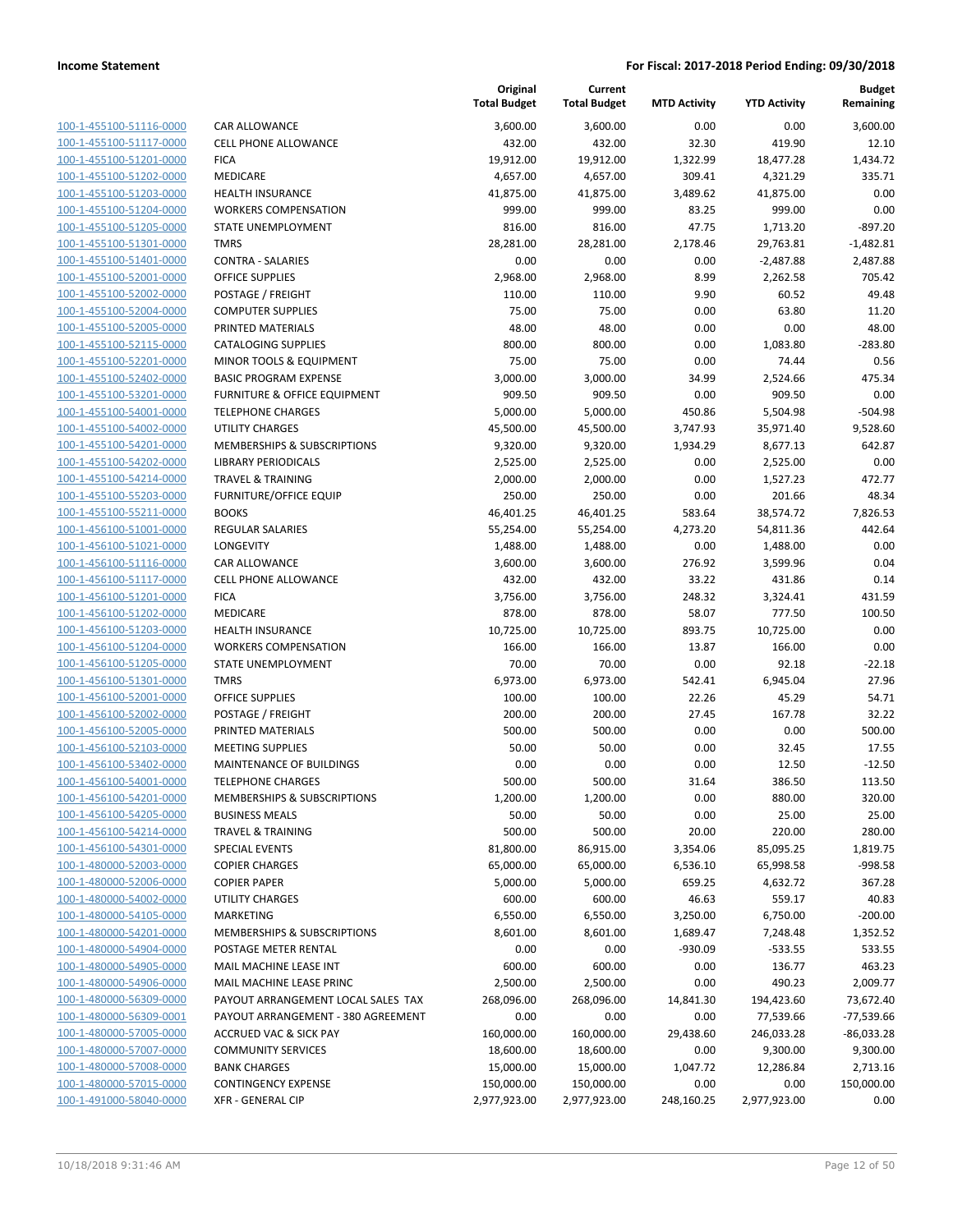| | | Original Total Budget | Current Total Budget | MTD Activity | YTD Activity | Budget Remaining |
|---|---|---|---|---|---|---|
| 100-1-455100-51116-0000 | CAR ALLOWANCE | 3,600.00 | 3,600.00 | 0.00 | 0.00 | 3,600.00 |
| 100-1-455100-51117-0000 | CELL PHONE ALLOWANCE | 432.00 | 432.00 | 32.30 | 419.90 | 12.10 |
| 100-1-455100-51201-0000 | FICA | 19,912.00 | 19,912.00 | 1,322.99 | 18,477.28 | 1,434.72 |
| 100-1-455100-51202-0000 | MEDICARE | 4,657.00 | 4,657.00 | 309.41 | 4,321.29 | 335.71 |
| 100-1-455100-51203-0000 | HEALTH INSURANCE | 41,875.00 | 41,875.00 | 3,489.62 | 41,875.00 | 0.00 |
| 100-1-455100-51204-0000 | WORKERS COMPENSATION | 999.00 | 999.00 | 83.25 | 999.00 | 0.00 |
| 100-1-455100-51205-0000 | STATE UNEMPLOYMENT | 816.00 | 816.00 | 47.75 | 1,713.20 | -897.20 |
| 100-1-455100-51301-0000 | TMRS | 28,281.00 | 28,281.00 | 2,178.46 | 29,763.81 | -1,482.81 |
| 100-1-455100-51401-0000 | CONTRA - SALARIES | 0.00 | 0.00 | 0.00 | -2,487.88 | 2,487.88 |
| 100-1-455100-52001-0000 | OFFICE SUPPLIES | 2,968.00 | 2,968.00 | 8.99 | 2,262.58 | 705.42 |
| 100-1-455100-52002-0000 | POSTAGE / FREIGHT | 110.00 | 110.00 | 9.90 | 60.52 | 49.48 |
| 100-1-455100-52004-0000 | COMPUTER SUPPLIES | 75.00 | 75.00 | 0.00 | 63.80 | 11.20 |
| 100-1-455100-52005-0000 | PRINTED MATERIALS | 48.00 | 48.00 | 0.00 | 0.00 | 48.00 |
| 100-1-455100-52115-0000 | CATALOGING SUPPLIES | 800.00 | 800.00 | 0.00 | 1,083.80 | -283.80 |
| 100-1-455100-52201-0000 | MINOR TOOLS & EQUIPMENT | 75.00 | 75.00 | 0.00 | 74.44 | 0.56 |
| 100-1-455100-52402-0000 | BASIC PROGRAM EXPENSE | 3,000.00 | 3,000.00 | 34.99 | 2,524.66 | 475.34 |
| 100-1-455100-53201-0000 | FURNITURE & OFFICE EQUIPMENT | 909.50 | 909.50 | 0.00 | 909.50 | 0.00 |
| 100-1-455100-54001-0000 | TELEPHONE CHARGES | 5,000.00 | 5,000.00 | 450.86 | 5,504.98 | -504.98 |
| 100-1-455100-54002-0000 | UTILITY CHARGES | 45,500.00 | 45,500.00 | 3,747.93 | 35,971.40 | 9,528.60 |
| 100-1-455100-54201-0000 | MEMBERSHIPS & SUBSCRIPTIONS | 9,320.00 | 9,320.00 | 1,934.29 | 8,677.13 | 642.87 |
| 100-1-455100-54202-0000 | LIBRARY PERIODICALS | 2,525.00 | 2,525.00 | 0.00 | 2,525.00 | 0.00 |
| 100-1-455100-54214-0000 | TRAVEL & TRAINING | 2,000.00 | 2,000.00 | 0.00 | 1,527.23 | 472.77 |
| 100-1-455100-55203-0000 | FURNITURE/OFFICE EQUIP | 250.00 | 250.00 | 0.00 | 201.66 | 48.34 |
| 100-1-455100-55211-0000 | BOOKS | 46,401.25 | 46,401.25 | 583.64 | 38,574.72 | 7,826.53 |
| 100-1-456100-51001-0000 | REGULAR SALARIES | 55,254.00 | 55,254.00 | 4,273.20 | 54,811.36 | 442.64 |
| 100-1-456100-51021-0000 | LONGEVITY | 1,488.00 | 1,488.00 | 0.00 | 1,488.00 | 0.00 |
| 100-1-456100-51116-0000 | CAR ALLOWANCE | 3,600.00 | 3,600.00 | 276.92 | 3,599.96 | 0.04 |
| 100-1-456100-51117-0000 | CELL PHONE ALLOWANCE | 432.00 | 432.00 | 33.22 | 431.86 | 0.14 |
| 100-1-456100-51201-0000 | FICA | 3,756.00 | 3,756.00 | 248.32 | 3,324.41 | 431.59 |
| 100-1-456100-51202-0000 | MEDICARE | 878.00 | 878.00 | 58.07 | 777.50 | 100.50 |
| 100-1-456100-51203-0000 | HEALTH INSURANCE | 10,725.00 | 10,725.00 | 893.75 | 10,725.00 | 0.00 |
| 100-1-456100-51204-0000 | WORKERS COMPENSATION | 166.00 | 166.00 | 13.87 | 166.00 | 0.00 |
| 100-1-456100-51205-0000 | STATE UNEMPLOYMENT | 70.00 | 70.00 | 0.00 | 92.18 | -22.18 |
| 100-1-456100-51301-0000 | TMRS | 6,973.00 | 6,973.00 | 542.41 | 6,945.04 | 27.96 |
| 100-1-456100-52001-0000 | OFFICE SUPPLIES | 100.00 | 100.00 | 22.26 | 45.29 | 54.71 |
| 100-1-456100-52002-0000 | POSTAGE / FREIGHT | 200.00 | 200.00 | 27.45 | 167.78 | 32.22 |
| 100-1-456100-52005-0000 | PRINTED MATERIALS | 500.00 | 500.00 | 0.00 | 0.00 | 500.00 |
| 100-1-456100-52103-0000 | MEETING SUPPLIES | 50.00 | 50.00 | 0.00 | 32.45 | 17.55 |
| 100-1-456100-53402-0000 | MAINTENANCE OF BUILDINGS | 0.00 | 0.00 | 0.00 | 12.50 | -12.50 |
| 100-1-456100-54001-0000 | TELEPHONE CHARGES | 500.00 | 500.00 | 31.64 | 386.50 | 113.50 |
| 100-1-456100-54201-0000 | MEMBERSHIPS & SUBSCRIPTIONS | 1,200.00 | 1,200.00 | 0.00 | 880.00 | 320.00 |
| 100-1-456100-54205-0000 | BUSINESS MEALS | 50.00 | 50.00 | 0.00 | 25.00 | 25.00 |
| 100-1-456100-54214-0000 | TRAVEL & TRAINING | 500.00 | 500.00 | 20.00 | 220.00 | 280.00 |
| 100-1-456100-54301-0000 | SPECIAL EVENTS | 81,800.00 | 86,915.00 | 3,354.06 | 85,095.25 | 1,819.75 |
| 100-1-480000-52003-0000 | COPIER CHARGES | 65,000.00 | 65,000.00 | 6,536.10 | 65,998.58 | -998.58 |
| 100-1-480000-52006-0000 | COPIER PAPER | 5,000.00 | 5,000.00 | 659.25 | 4,632.72 | 367.28 |
| 100-1-480000-54002-0000 | UTILITY CHARGES | 600.00 | 600.00 | 46.63 | 559.17 | 40.83 |
| 100-1-480000-54105-0000 | MARKETING | 6,550.00 | 6,550.00 | 3,250.00 | 6,750.00 | -200.00 |
| 100-1-480000-54201-0000 | MEMBERSHIPS & SUBSCRIPTIONS | 8,601.00 | 8,601.00 | 1,689.47 | 7,248.48 | 1,352.52 |
| 100-1-480000-54904-0000 | POSTAGE METER RENTAL | 0.00 | 0.00 | -930.09 | -533.55 | 533.55 |
| 100-1-480000-54905-0000 | MAIL MACHINE LEASE INT | 600.00 | 600.00 | 0.00 | 136.77 | 463.23 |
| 100-1-480000-54906-0000 | MAIL MACHINE LEASE PRINC | 2,500.00 | 2,500.00 | 0.00 | 490.23 | 2,009.77 |
| 100-1-480000-56309-0000 | PAYOUT ARRANGEMENT LOCAL SALES TAX | 268,096.00 | 268,096.00 | 14,841.30 | 194,423.60 | 73,672.40 |
| 100-1-480000-56309-0001 | PAYOUT ARRANGEMENT - 380 AGREEMENT | 0.00 | 0.00 | 0.00 | 77,539.66 | -77,539.66 |
| 100-1-480000-57005-0000 | ACCRUED VAC & SICK PAY | 160,000.00 | 160,000.00 | 29,438.60 | 246,033.28 | -86,033.28 |
| 100-1-480000-57007-0000 | COMMUNITY SERVICES | 18,600.00 | 18,600.00 | 0.00 | 9,300.00 | 9,300.00 |
| 100-1-480000-57008-0000 | BANK CHARGES | 15,000.00 | 15,000.00 | 1,047.72 | 12,286.84 | 2,713.16 |
| 100-1-480000-57015-0000 | CONTINGENCY EXPENSE | 150,000.00 | 150,000.00 | 0.00 | 0.00 | 150,000.00 |
| 100-1-491000-58040-0000 | XFR - GENERAL CIP | 2,977,923.00 | 2,977,923.00 | 248,160.25 | 2,977,923.00 | 0.00 |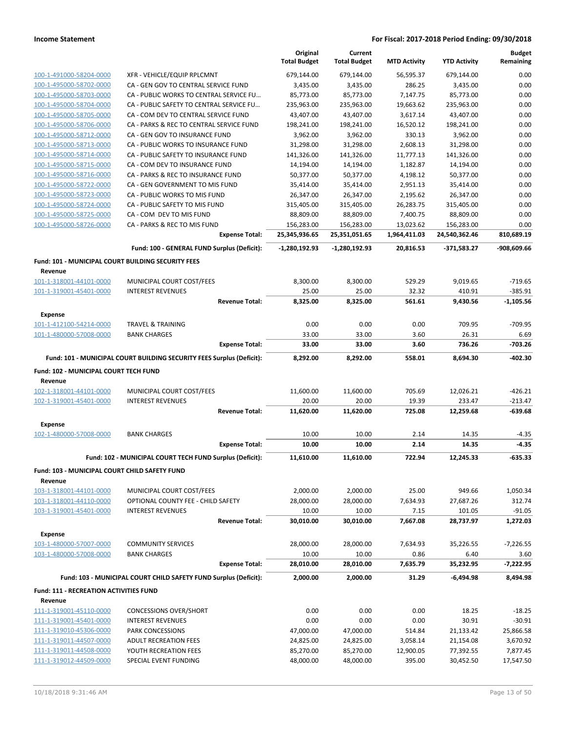**Income Statement** — For Fiscal: 2017-2018 Period Ending: 09/30/2018

| | | Original Total Budget | Current Total Budget | MTD Activity | YTD Activity | Budget Remaining |
|---|---|---|---|---|---|---|
| 100-1-491000-58204-0000 | XFR - VEHICLE/EQUIP RPLCMNT | 679,144.00 | 679,144.00 | 56,595.37 | 679,144.00 | 0.00 |
| 100-1-495000-58702-0000 | CA - GEN GOV TO CENTRAL SERVICE FUND | 3,435.00 | 3,435.00 | 286.25 | 3,435.00 | 0.00 |
| 100-1-495000-58703-0000 | CA - PUBLIC WORKS TO CENTRAL SERVICE FU… | 85,773.00 | 85,773.00 | 7,147.75 | 85,773.00 | 0.00 |
| 100-1-495000-58704-0000 | CA - PUBLIC SAFETY TO CENTRAL SERVICE FU… | 235,963.00 | 235,963.00 | 19,663.62 | 235,963.00 | 0.00 |
| 100-1-495000-58705-0000 | CA - COM DEV TO CENTRAL SERVICE FUND | 43,407.00 | 43,407.00 | 3,617.14 | 43,407.00 | 0.00 |
| 100-1-495000-58706-0000 | CA - PARKS & REC TO CENTRAL SERVICE FUND | 198,241.00 | 198,241.00 | 16,520.12 | 198,241.00 | 0.00 |
| 100-1-495000-58712-0000 | CA - GEN GOV TO INSURANCE FUND | 3,962.00 | 3,962.00 | 330.13 | 3,962.00 | 0.00 |
| 100-1-495000-58713-0000 | CA - PUBLIC WORKS TO INSURANCE FUND | 31,298.00 | 31,298.00 | 2,608.13 | 31,298.00 | 0.00 |
| 100-1-495000-58714-0000 | CA - PUBLIC SAFETY TO INSURANCE FUND | 141,326.00 | 141,326.00 | 11,777.13 | 141,326.00 | 0.00 |
| 100-1-495000-58715-0000 | CA - COM DEV TO INSURANCE FUND | 14,194.00 | 14,194.00 | 1,182.87 | 14,194.00 | 0.00 |
| 100-1-495000-58716-0000 | CA - PARKS & REC TO INSURANCE FUND | 50,377.00 | 50,377.00 | 4,198.12 | 50,377.00 | 0.00 |
| 100-1-495000-58722-0000 | CA - GEN GOVERNMENT TO MIS FUND | 35,414.00 | 35,414.00 | 2,951.13 | 35,414.00 | 0.00 |
| 100-1-495000-58723-0000 | CA - PUBLIC WORKS TO MIS FUND | 26,347.00 | 26,347.00 | 2,195.62 | 26,347.00 | 0.00 |
| 100-1-495000-58724-0000 | CA - PUBLIC SAFETY TO MIS FUND | 315,405.00 | 315,405.00 | 26,283.75 | 315,405.00 | 0.00 |
| 100-1-495000-58725-0000 | CA - COM DEV TO MIS FUND | 88,809.00 | 88,809.00 | 7,400.75 | 88,809.00 | 0.00 |
| 100-1-495000-58726-0000 | CA - PARKS & REC TO MIS FUND | 156,283.00 | 156,283.00 | 13,023.62 | 156,283.00 | 0.00 |
| | **Expense Total:** | **25,345,936.65** | **25,351,051.65** | **1,964,411.03** | **24,540,362.46** | **810,689.19** |
| | **Fund: 100 - GENERAL FUND Surplus (Deficit):** | **-1,280,192.93** | **-1,280,192.93** | **20,816.53** | **-371,583.27** | **-908,609.66** |
| **Fund: 101 - MUNICIPAL COURT BUILDING SECURITY FEES** | | | | | | |
| **Revenue** | | | | | | |
| 101-1-318001-44101-0000 | MUNICIPAL COURT COST/FEES | 8,300.00 | 8,300.00 | 529.29 | 9,019.65 | -719.65 |
| 101-1-319001-45401-0000 | INTEREST REVENUES | 25.00 | 25.00 | 32.32 | 410.91 | -385.91 |
| | **Revenue Total:** | **8,325.00** | **8,325.00** | **561.61** | **9,430.56** | **-1,105.56** |
| **Expense** | | | | | | |
| 101-1-412100-54214-0000 | TRAVEL & TRAINING | 0.00 | 0.00 | 0.00 | 709.95 | -709.95 |
| 101-1-480000-57008-0000 | BANK CHARGES | 33.00 | 33.00 | 3.60 | 26.31 | 6.69 |
| | **Expense Total:** | **33.00** | **33.00** | **3.60** | **736.26** | **-703.26** |
| | **Fund: 101 - MUNICIPAL COURT BUILDING SECURITY FEES Surplus (Deficit):** | **8,292.00** | **8,292.00** | **558.01** | **8,694.30** | **-402.30** |
| **Fund: 102 - MUNICIPAL COURT TECH FUND** | | | | | | |
| **Revenue** | | | | | | |
| 102-1-318001-44101-0000 | MUNICIPAL COURT COST/FEES | 11,600.00 | 11,600.00 | 705.69 | 12,026.21 | -426.21 |
| 102-1-319001-45401-0000 | INTEREST REVENUES | 20.00 | 20.00 | 19.39 | 233.47 | -213.47 |
| | **Revenue Total:** | **11,620.00** | **11,620.00** | **725.08** | **12,259.68** | **-639.68** |
| **Expense** | | | | | | |
| 102-1-480000-57008-0000 | BANK CHARGES | 10.00 | 10.00 | 2.14 | 14.35 | -4.35 |
| | **Expense Total:** | **10.00** | **10.00** | **2.14** | **14.35** | **-4.35** |
| | **Fund: 102 - MUNICIPAL COURT TECH FUND Surplus (Deficit):** | **11,610.00** | **11,610.00** | **722.94** | **12,245.33** | **-635.33** |
| **Fund: 103 - MUNICIPAL COURT CHILD SAFETY FUND** | | | | | | |
| **Revenue** | | | | | | |
| 103-1-318001-44101-0000 | MUNICIPAL COURT COST/FEES | 2,000.00 | 2,000.00 | 25.00 | 949.66 | 1,050.34 |
| 103-1-318001-44110-0000 | OPTIONAL COUNTY FEE - CHILD SAFETY | 28,000.00 | 28,000.00 | 7,634.93 | 27,687.26 | 312.74 |
| 103-1-319001-45401-0000 | INTEREST REVENUES | 10.00 | 10.00 | 7.15 | 101.05 | -91.05 |
| | **Revenue Total:** | **30,010.00** | **30,010.00** | **7,667.08** | **28,737.97** | **1,272.03** |
| **Expense** | | | | | | |
| 103-1-480000-57007-0000 | COMMUNITY SERVICES | 28,000.00 | 28,000.00 | 7,634.93 | 35,226.55 | -7,226.55 |
| 103-1-480000-57008-0000 | BANK CHARGES | 10.00 | 10.00 | 0.86 | 6.40 | 3.60 |
| | **Expense Total:** | **28,010.00** | **28,010.00** | **7,635.79** | **35,232.95** | **-7,222.95** |
| | **Fund: 103 - MUNICIPAL COURT CHILD SAFETY FUND Surplus (Deficit):** | **2,000.00** | **2,000.00** | **31.29** | **-6,494.98** | **8,494.98** |
| **Fund: 111 - RECREATION ACTIVITIES FUND** | | | | | | |
| **Revenue** | | | | | | |
| 111-1-319001-45110-0000 | CONCESSIONS OVER/SHORT | 0.00 | 0.00 | 0.00 | 18.25 | -18.25 |
| 111-1-319001-45401-0000 | INTEREST REVENUES | 0.00 | 0.00 | 0.00 | 30.91 | -30.91 |
| 111-1-319010-45306-0000 | PARK CONCESSIONS | 47,000.00 | 47,000.00 | 514.84 | 21,133.42 | 25,866.58 |
| 111-1-319011-44507-0000 | ADULT RECREATION FEES | 24,825.00 | 24,825.00 | 3,058.14 | 21,154.08 | 3,670.92 |
| 111-1-319011-44508-0000 | YOUTH RECREATION FEES | 85,270.00 | 85,270.00 | 12,900.05 | 77,392.55 | 7,877.45 |
| 111-1-319012-44509-0000 | SPECIAL EVENT FUNDING | 48,000.00 | 48,000.00 | 395.00 | 30,452.50 | 17,547.50 |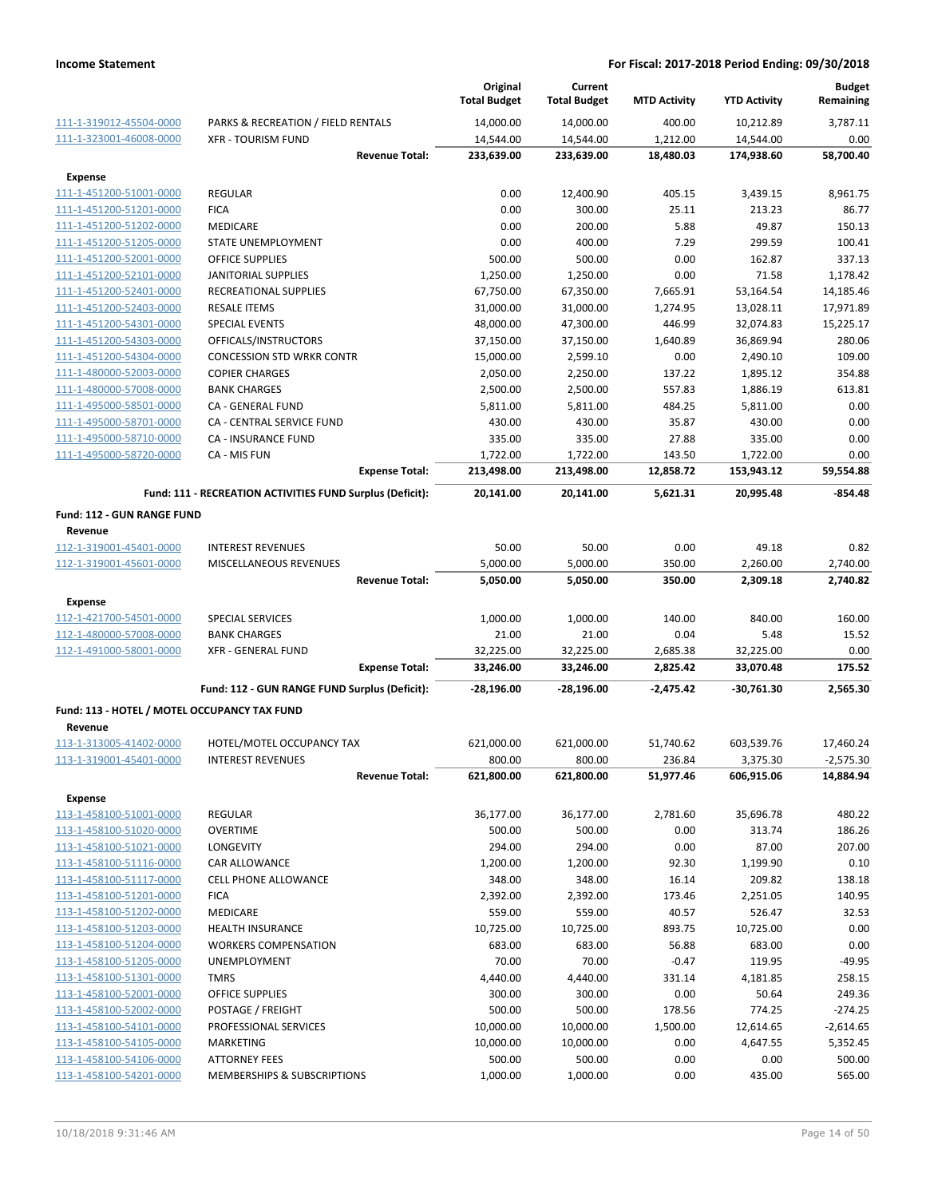| | | Original Total Budget | Current Total Budget | MTD Activity | YTD Activity | Budget Remaining |
|---|---|---|---|---|---|---|
| 111-1-319012-45504-0000 | PARKS & RECREATION / FIELD RENTALS | 14,000.00 | 14,000.00 | 400.00 | 10,212.89 | 3,787.11 |
| 111-1-323001-46008-0000 | XFR - TOURISM FUND | 14,544.00 | 14,544.00 | 1,212.00 | 14,544.00 | 0.00 |
| | **Revenue Total:** | **233,639.00** | **233,639.00** | **18,480.03** | **174,938.60** | **58,700.40** |
| **Expense** | | | | | | |
| 111-1-451200-51001-0000 | REGULAR | 0.00 | 12,400.90 | 405.15 | 3,439.15 | 8,961.75 |
| 111-1-451200-51201-0000 | FICA | 0.00 | 300.00 | 25.11 | 213.23 | 86.77 |
| 111-1-451200-51202-0000 | MEDICARE | 0.00 | 200.00 | 5.88 | 49.87 | 150.13 |
| 111-1-451200-51205-0000 | STATE UNEMPLOYMENT | 0.00 | 400.00 | 7.29 | 299.59 | 100.41 |
| 111-1-451200-52001-0000 | OFFICE SUPPLIES | 500.00 | 500.00 | 0.00 | 162.87 | 337.13 |
| 111-1-451200-52101-0000 | JANITORIAL SUPPLIES | 1,250.00 | 1,250.00 | 0.00 | 71.58 | 1,178.42 |
| 111-1-451200-52401-0000 | RECREATIONAL SUPPLIES | 67,750.00 | 67,350.00 | 7,665.91 | 53,164.54 | 14,185.46 |
| 111-1-451200-52403-0000 | RESALE ITEMS | 31,000.00 | 31,000.00 | 1,274.95 | 13,028.11 | 17,971.89 |
| 111-1-451200-54301-0000 | SPECIAL EVENTS | 48,000.00 | 47,300.00 | 446.99 | 32,074.83 | 15,225.17 |
| 111-1-451200-54303-0000 | OFFICALS/INSTRUCTORS | 37,150.00 | 37,150.00 | 1,640.89 | 36,869.94 | 280.06 |
| 111-1-451200-54304-0000 | CONCESSION STD WRKR CONTR | 15,000.00 | 2,599.10 | 0.00 | 2,490.10 | 109.00 |
| 111-1-480000-52003-0000 | COPIER CHARGES | 2,050.00 | 2,250.00 | 137.22 | 1,895.12 | 354.88 |
| 111-1-480000-57008-0000 | BANK CHARGES | 2,500.00 | 2,500.00 | 557.83 | 1,886.19 | 613.81 |
| 111-1-495000-58501-0000 | CA - GENERAL FUND | 5,811.00 | 5,811.00 | 484.25 | 5,811.00 | 0.00 |
| 111-1-495000-58701-0000 | CA - CENTRAL SERVICE FUND | 430.00 | 430.00 | 35.87 | 430.00 | 0.00 |
| 111-1-495000-58710-0000 | CA - INSURANCE FUND | 335.00 | 335.00 | 27.88 | 335.00 | 0.00 |
| 111-1-495000-58720-0000 | CA - MIS FUN | 1,722.00 | 1,722.00 | 143.50 | 1,722.00 | 0.00 |
| | **Expense Total:** | **213,498.00** | **213,498.00** | **12,858.72** | **153,943.12** | **59,554.88** |
| | **Fund: 111 - RECREATION ACTIVITIES FUND Surplus (Deficit):** | **20,141.00** | **20,141.00** | **5,621.31** | **20,995.48** | **-854.48** |
| **Fund: 112 - GUN RANGE FUND** | | | | | | |
| **Revenue** | | | | | | |
| 112-1-319001-45401-0000 | INTEREST REVENUES | 50.00 | 50.00 | 0.00 | 49.18 | 0.82 |
| 112-1-319001-45601-0000 | MISCELLANEOUS REVENUES | 5,000.00 | 5,000.00 | 350.00 | 2,260.00 | 2,740.00 |
| | **Revenue Total:** | **5,050.00** | **5,050.00** | **350.00** | **2,309.18** | **2,740.82** |
| **Expense** | | | | | | |
| 112-1-421700-54501-0000 | SPECIAL SERVICES | 1,000.00 | 1,000.00 | 140.00 | 840.00 | 160.00 |
| 112-1-480000-57008-0000 | BANK CHARGES | 21.00 | 21.00 | 0.04 | 5.48 | 15.52 |
| 112-1-491000-58001-0000 | XFR - GENERAL FUND | 32,225.00 | 32,225.00 | 2,685.38 | 32,225.00 | 0.00 |
| | **Expense Total:** | **33,246.00** | **33,246.00** | **2,825.42** | **33,070.48** | **175.52** |
| | **Fund: 112 - GUN RANGE FUND Surplus (Deficit):** | **-28,196.00** | **-28,196.00** | **-2,475.42** | **-30,761.30** | **2,565.30** |
| **Fund: 113 - HOTEL / MOTEL OCCUPANCY TAX FUND** | | | | | | |
| **Revenue** | | | | | | |
| 113-1-313005-41402-0000 | HOTEL/MOTEL OCCUPANCY TAX | 621,000.00 | 621,000.00 | 51,740.62 | 603,539.76 | 17,460.24 |
| 113-1-319001-45401-0000 | INTEREST REVENUES | 800.00 | 800.00 | 236.84 | 3,375.30 | -2,575.30 |
| | **Revenue Total:** | **621,800.00** | **621,800.00** | **51,977.46** | **606,915.06** | **14,884.94** |
| **Expense** | | | | | | |
| 113-1-458100-51001-0000 | REGULAR | 36,177.00 | 36,177.00 | 2,781.60 | 35,696.78 | 480.22 |
| 113-1-458100-51020-0000 | OVERTIME | 500.00 | 500.00 | 0.00 | 313.74 | 186.26 |
| 113-1-458100-51021-0000 | LONGEVITY | 294.00 | 294.00 | 0.00 | 87.00 | 207.00 |
| 113-1-458100-51116-0000 | CAR ALLOWANCE | 1,200.00 | 1,200.00 | 92.30 | 1,199.90 | 0.10 |
| 113-1-458100-51117-0000 | CELL PHONE ALLOWANCE | 348.00 | 348.00 | 16.14 | 209.82 | 138.18 |
| 113-1-458100-51201-0000 | FICA | 2,392.00 | 2,392.00 | 173.46 | 2,251.05 | 140.95 |
| 113-1-458100-51202-0000 | MEDICARE | 559.00 | 559.00 | 40.57 | 526.47 | 32.53 |
| 113-1-458100-51203-0000 | HEALTH INSURANCE | 10,725.00 | 10,725.00 | 893.75 | 10,725.00 | 0.00 |
| 113-1-458100-51204-0000 | WORKERS COMPENSATION | 683.00 | 683.00 | 56.88 | 683.00 | 0.00 |
| 113-1-458100-51205-0000 | UNEMPLOYMENT | 70.00 | 70.00 | -0.47 | 119.95 | -49.95 |
| 113-1-458100-51301-0000 | TMRS | 4,440.00 | 4,440.00 | 331.14 | 4,181.85 | 258.15 |
| 113-1-458100-52001-0000 | OFFICE SUPPLIES | 300.00 | 300.00 | 0.00 | 50.64 | 249.36 |
| 113-1-458100-52002-0000 | POSTAGE / FREIGHT | 500.00 | 500.00 | 178.56 | 774.25 | -274.25 |
| 113-1-458100-54101-0000 | PROFESSIONAL SERVICES | 10,000.00 | 10,000.00 | 1,500.00 | 12,614.65 | -2,614.65 |
| 113-1-458100-54105-0000 | MARKETING | 10,000.00 | 10,000.00 | 0.00 | 4,647.55 | 5,352.45 |
| 113-1-458100-54106-0000 | ATTORNEY FEES | 500.00 | 500.00 | 0.00 | 0.00 | 500.00 |
| 113-1-458100-54201-0000 | MEMBERSHIPS & SUBSCRIPTIONS | 1,000.00 | 1,000.00 | 0.00 | 435.00 | 565.00 |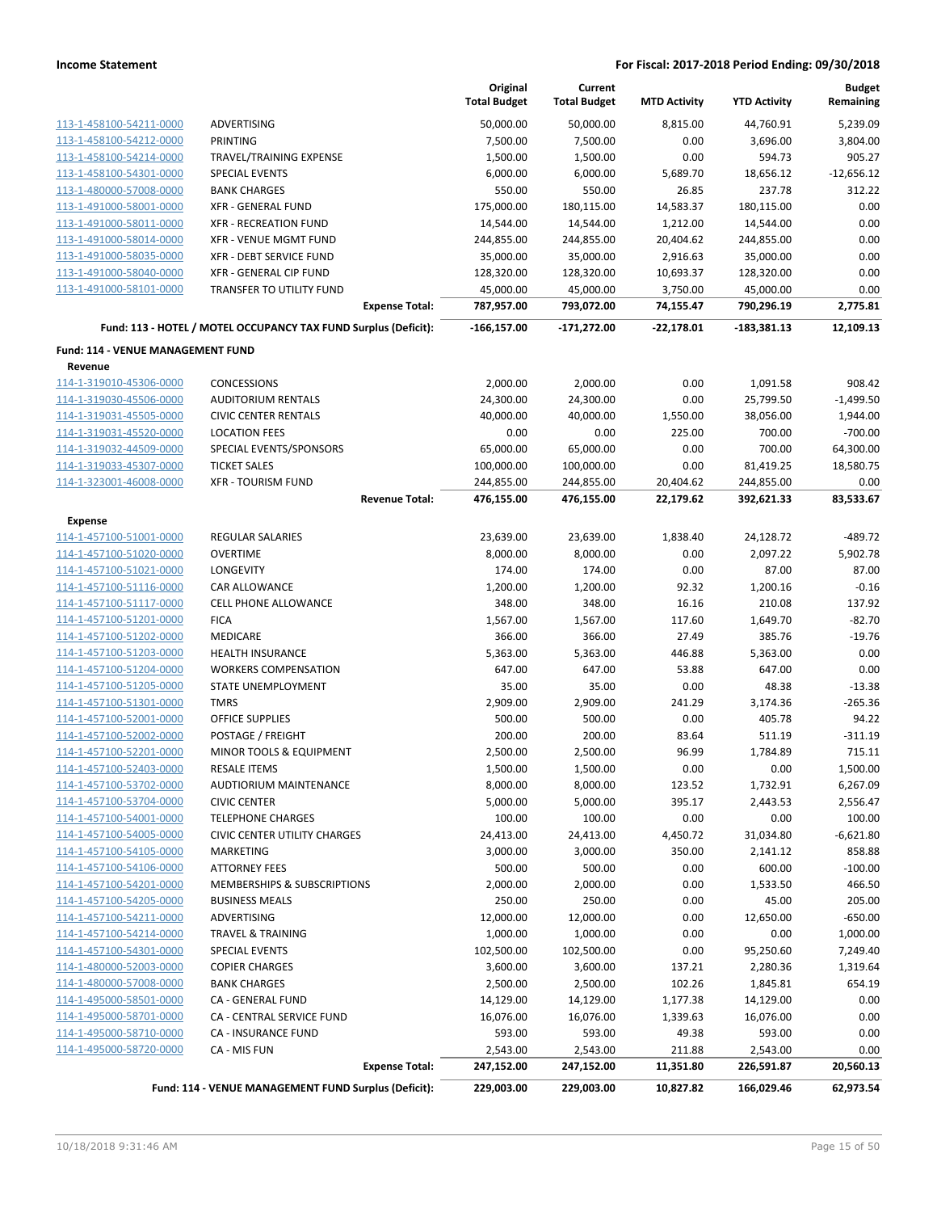**Income Statement** — **For Fiscal: 2017-2018 Period Ending: 09/30/2018**

| | | Original Total Budget | Current Total Budget | MTD Activity | YTD Activity | Budget Remaining |
|---|---|---|---|---|---|---|
| 113-1-458100-54211-0000 | ADVERTISING | 50,000.00 | 50,000.00 | 8,815.00 | 44,760.91 | 5,239.09 |
| 113-1-458100-54212-0000 | PRINTING | 7,500.00 | 7,500.00 | 0.00 | 3,696.00 | 3,804.00 |
| 113-1-458100-54214-0000 | TRAVEL/TRAINING EXPENSE | 1,500.00 | 1,500.00 | 0.00 | 594.73 | 905.27 |
| 113-1-458100-54301-0000 | SPECIAL EVENTS | 6,000.00 | 6,000.00 | 5,689.70 | 18,656.12 | -12,656.12 |
| 113-1-480000-57008-0000 | BANK CHARGES | 550.00 | 550.00 | 26.85 | 237.78 | 312.22 |
| 113-1-491000-58001-0000 | XFR - GENERAL FUND | 175,000.00 | 180,115.00 | 14,583.37 | 180,115.00 | 0.00 |
| 113-1-491000-58011-0000 | XFR - RECREATION FUND | 14,544.00 | 14,544.00 | 1,212.00 | 14,544.00 | 0.00 |
| 113-1-491000-58014-0000 | XFR - VENUE MGMT FUND | 244,855.00 | 244,855.00 | 20,404.62 | 244,855.00 | 0.00 |
| 113-1-491000-58035-0000 | XFR - DEBT SERVICE FUND | 35,000.00 | 35,000.00 | 2,916.63 | 35,000.00 | 0.00 |
| 113-1-491000-58040-0000 | XFR - GENERAL CIP FUND | 128,320.00 | 128,320.00 | 10,693.37 | 128,320.00 | 0.00 |
| 113-1-491000-58101-0000 | TRANSFER TO UTILITY FUND | 45,000.00 | 45,000.00 | 3,750.00 | 45,000.00 | 0.00 |
| | **Expense Total:** | **787,957.00** | **793,072.00** | **74,155.47** | **790,296.19** | **2,775.81** |
| | **Fund: 113 - HOTEL / MOTEL OCCUPANCY TAX FUND Surplus (Deficit):** | **-166,157.00** | **-171,272.00** | **-22,178.01** | **-183,381.13** | **12,109.13** |

**Fund: 114 - VENUE MANAGEMENT FUND**

**Revenue**

| | | Original Total Budget | Current Total Budget | MTD Activity | YTD Activity | Budget Remaining |
|---|---|---|---|---|---|---|
| 114-1-319010-45306-0000 | CONCESSIONS | 2,000.00 | 2,000.00 | 0.00 | 1,091.58 | 908.42 |
| 114-1-319030-45506-0000 | AUDITORIUM RENTALS | 24,300.00 | 24,300.00 | 0.00 | 25,799.50 | -1,499.50 |
| 114-1-319031-45505-0000 | CIVIC CENTER RENTALS | 40,000.00 | 40,000.00 | 1,550.00 | 38,056.00 | 1,944.00 |
| 114-1-319031-45520-0000 | LOCATION FEES | 0.00 | 0.00 | 225.00 | 700.00 | -700.00 |
| 114-1-319032-44509-0000 | SPECIAL EVENTS/SPONSORS | 65,000.00 | 65,000.00 | 0.00 | 700.00 | 64,300.00 |
| 114-1-319033-45307-0000 | TICKET SALES | 100,000.00 | 100,000.00 | 0.00 | 81,419.25 | 18,580.75 |
| 114-1-323001-46008-0000 | XFR - TOURISM FUND | 244,855.00 | 244,855.00 | 20,404.62 | 244,855.00 | 0.00 |
| | **Revenue Total:** | **476,155.00** | **476,155.00** | **22,179.62** | **392,621.33** | **83,533.67** |

**Expense**

| | | Original Total Budget | Current Total Budget | MTD Activity | YTD Activity | Budget Remaining |
|---|---|---|---|---|---|---|
| 114-1-457100-51001-0000 | REGULAR SALARIES | 23,639.00 | 23,639.00 | 1,838.40 | 24,128.72 | -489.72 |
| 114-1-457100-51020-0000 | OVERTIME | 8,000.00 | 8,000.00 | 0.00 | 2,097.22 | 5,902.78 |
| 114-1-457100-51021-0000 | LONGEVITY | 174.00 | 174.00 | 0.00 | 87.00 | 87.00 |
| 114-1-457100-51116-0000 | CAR ALLOWANCE | 1,200.00 | 1,200.00 | 92.32 | 1,200.16 | -0.16 |
| 114-1-457100-51117-0000 | CELL PHONE ALLOWANCE | 348.00 | 348.00 | 16.16 | 210.08 | 137.92 |
| 114-1-457100-51201-0000 | FICA | 1,567.00 | 1,567.00 | 117.60 | 1,649.70 | -82.70 |
| 114-1-457100-51202-0000 | MEDICARE | 366.00 | 366.00 | 27.49 | 385.76 | -19.76 |
| 114-1-457100-51203-0000 | HEALTH INSURANCE | 5,363.00 | 5,363.00 | 446.88 | 5,363.00 | 0.00 |
| 114-1-457100-51204-0000 | WORKERS COMPENSATION | 647.00 | 647.00 | 53.88 | 647.00 | 0.00 |
| 114-1-457100-51205-0000 | STATE UNEMPLOYMENT | 35.00 | 35.00 | 0.00 | 48.38 | -13.38 |
| 114-1-457100-51301-0000 | TMRS | 2,909.00 | 2,909.00 | 241.29 | 3,174.36 | -265.36 |
| 114-1-457100-52001-0000 | OFFICE SUPPLIES | 500.00 | 500.00 | 0.00 | 405.78 | 94.22 |
| 114-1-457100-52002-0000 | POSTAGE / FREIGHT | 200.00 | 200.00 | 83.64 | 511.19 | -311.19 |
| 114-1-457100-52201-0000 | MINOR TOOLS & EQUIPMENT | 2,500.00 | 2,500.00 | 96.99 | 1,784.89 | 715.11 |
| 114-1-457100-52403-0000 | RESALE ITEMS | 1,500.00 | 1,500.00 | 0.00 | 0.00 | 1,500.00 |
| 114-1-457100-53702-0000 | AUDTIORIUM MAINTENANCE | 8,000.00 | 8,000.00 | 123.52 | 1,732.91 | 6,267.09 |
| 114-1-457100-53704-0000 | CIVIC CENTER | 5,000.00 | 5,000.00 | 395.17 | 2,443.53 | 2,556.47 |
| 114-1-457100-54001-0000 | TELEPHONE CHARGES | 100.00 | 100.00 | 0.00 | 0.00 | 100.00 |
| 114-1-457100-54005-0000 | CIVIC CENTER UTILITY CHARGES | 24,413.00 | 24,413.00 | 4,450.72 | 31,034.80 | -6,621.80 |
| 114-1-457100-54105-0000 | MARKETING | 3,000.00 | 3,000.00 | 350.00 | 2,141.12 | 858.88 |
| 114-1-457100-54106-0000 | ATTORNEY FEES | 500.00 | 500.00 | 0.00 | 600.00 | -100.00 |
| 114-1-457100-54201-0000 | MEMBERSHIPS & SUBSCRIPTIONS | 2,000.00 | 2,000.00 | 0.00 | 1,533.50 | 466.50 |
| 114-1-457100-54205-0000 | BUSINESS MEALS | 250.00 | 250.00 | 0.00 | 45.00 | 205.00 |
| 114-1-457100-54211-0000 | ADVERTISING | 12,000.00 | 12,000.00 | 0.00 | 12,650.00 | -650.00 |
| 114-1-457100-54214-0000 | TRAVEL & TRAINING | 1,000.00 | 1,000.00 | 0.00 | 0.00 | 1,000.00 |
| 114-1-457100-54301-0000 | SPECIAL EVENTS | 102,500.00 | 102,500.00 | 0.00 | 95,250.60 | 7,249.40 |
| 114-1-480000-52003-0000 | COPIER CHARGES | 3,600.00 | 3,600.00 | 137.21 | 2,280.36 | 1,319.64 |
| 114-1-480000-57008-0000 | BANK CHARGES | 2,500.00 | 2,500.00 | 102.26 | 1,845.81 | 654.19 |
| 114-1-495000-58501-0000 | CA - GENERAL FUND | 14,129.00 | 14,129.00 | 1,177.38 | 14,129.00 | 0.00 |
| 114-1-495000-58701-0000 | CA - CENTRAL SERVICE FUND | 16,076.00 | 16,076.00 | 1,339.63 | 16,076.00 | 0.00 |
| 114-1-495000-58710-0000 | CA - INSURANCE FUND | 593.00 | 593.00 | 49.38 | 593.00 | 0.00 |
| 114-1-495000-58720-0000 | CA - MIS FUN | 2,543.00 | 2,543.00 | 211.88 | 2,543.00 | 0.00 |
| | **Expense Total:** | **247,152.00** | **247,152.00** | **11,351.80** | **226,591.87** | **20,560.13** |
| | **Fund: 114 - VENUE MANAGEMENT FUND Surplus (Deficit):** | **229,003.00** | **229,003.00** | **10,827.82** | **166,029.46** | **62,973.54** |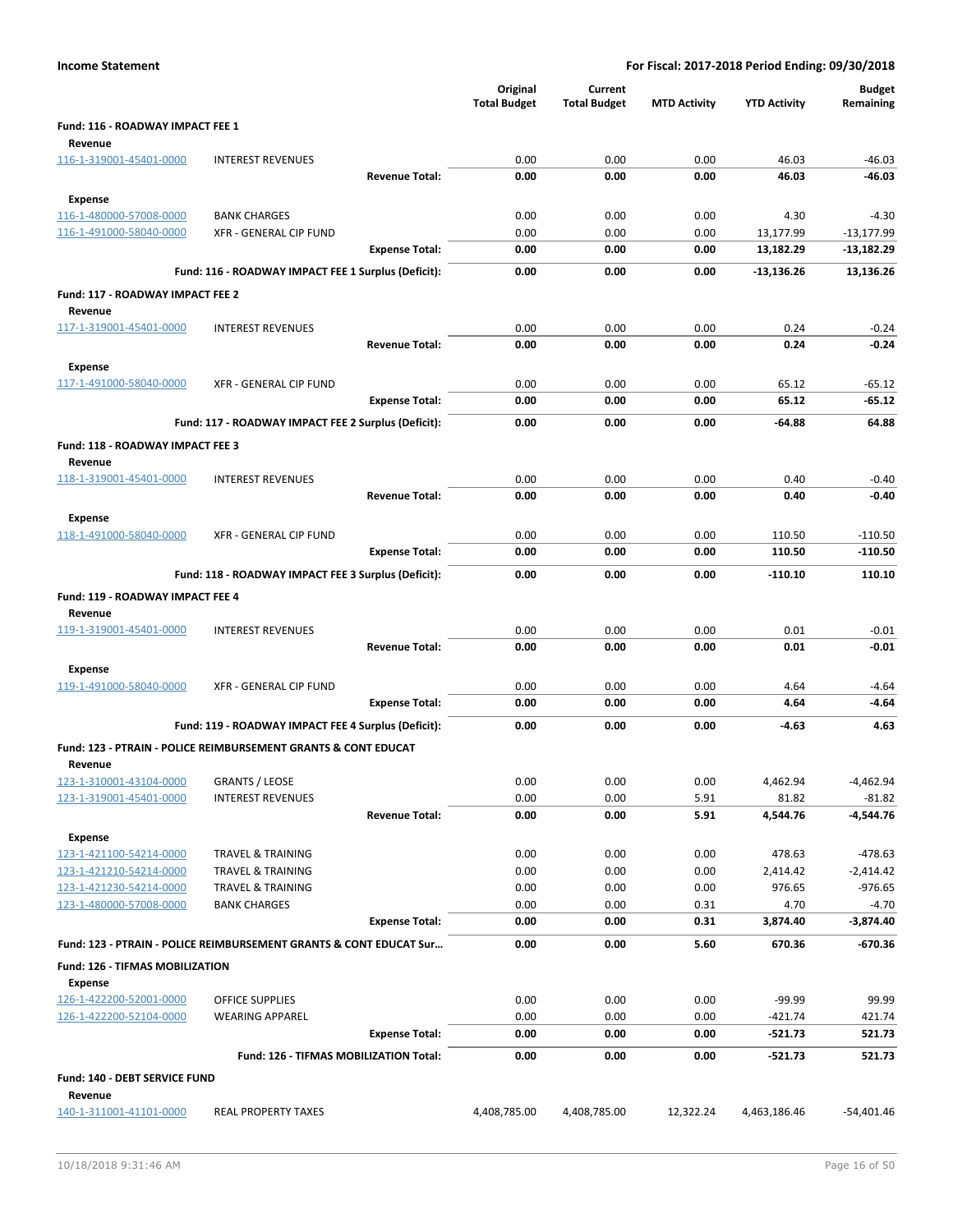**Income Statement** | **For Fiscal: 2017-2018 Period Ending: 09/30/2018**

| | | Original Total Budget | Current Total Budget | MTD Activity | YTD Activity | Budget Remaining |
|---|---|---|---|---|---|---|
| **Fund: 116 - ROADWAY IMPACT FEE 1** | | | | | | |
| **Revenue** | | | | | | |
| 116-1-319001-45401-0000 | INTEREST REVENUES | 0.00 | 0.00 | 0.00 | 46.03 | -46.03 |
| | **Revenue Total:** | **0.00** | **0.00** | **0.00** | **46.03** | **-46.03** |
| **Expense** | | | | | | |
| 116-1-480000-57008-0000 | BANK CHARGES | 0.00 | 0.00 | 0.00 | 4.30 | -4.30 |
| 116-1-491000-58040-0000 | XFR - GENERAL CIP FUND | 0.00 | 0.00 | 0.00 | 13,177.99 | -13,177.99 |
| | **Expense Total:** | **0.00** | **0.00** | **0.00** | **13,182.29** | **-13,182.29** |
| | **Fund: 116 - ROADWAY IMPACT FEE 1 Surplus (Deficit):** | **0.00** | **0.00** | **0.00** | **-13,136.26** | **13,136.26** |
| **Fund: 117 - ROADWAY IMPACT FEE 2** | | | | | | |
| **Revenue** | | | | | | |
| 117-1-319001-45401-0000 | INTEREST REVENUES | 0.00 | 0.00 | 0.00 | 0.24 | -0.24 |
| | **Revenue Total:** | **0.00** | **0.00** | **0.00** | **0.24** | **-0.24** |
| **Expense** | | | | | | |
| 117-1-491000-58040-0000 | XFR - GENERAL CIP FUND | 0.00 | 0.00 | 0.00 | 65.12 | -65.12 |
| | **Expense Total:** | **0.00** | **0.00** | **0.00** | **65.12** | **-65.12** |
| | **Fund: 117 - ROADWAY IMPACT FEE 2 Surplus (Deficit):** | **0.00** | **0.00** | **0.00** | **-64.88** | **64.88** |
| **Fund: 118 - ROADWAY IMPACT FEE 3** | | | | | | |
| **Revenue** | | | | | | |
| 118-1-319001-45401-0000 | INTEREST REVENUES | 0.00 | 0.00 | 0.00 | 0.40 | -0.40 |
| | **Revenue Total:** | **0.00** | **0.00** | **0.00** | **0.40** | **-0.40** |
| **Expense** | | | | | | |
| 118-1-491000-58040-0000 | XFR - GENERAL CIP FUND | 0.00 | 0.00 | 0.00 | 110.50 | -110.50 |
| | **Expense Total:** | **0.00** | **0.00** | **0.00** | **110.50** | **-110.50** |
| | **Fund: 118 - ROADWAY IMPACT FEE 3 Surplus (Deficit):** | **0.00** | **0.00** | **0.00** | **-110.10** | **110.10** |
| **Fund: 119 - ROADWAY IMPACT FEE 4** | | | | | | |
| **Revenue** | | | | | | |
| 119-1-319001-45401-0000 | INTEREST REVENUES | 0.00 | 0.00 | 0.00 | 0.01 | -0.01 |
| | **Revenue Total:** | **0.00** | **0.00** | **0.00** | **0.01** | **-0.01** |
| **Expense** | | | | | | |
| 119-1-491000-58040-0000 | XFR - GENERAL CIP FUND | 0.00 | 0.00 | 0.00 | 4.64 | -4.64 |
| | **Expense Total:** | **0.00** | **0.00** | **0.00** | **4.64** | **-4.64** |
| | **Fund: 119 - ROADWAY IMPACT FEE 4 Surplus (Deficit):** | **0.00** | **0.00** | **0.00** | **-4.63** | **4.63** |
| **Fund: 123 - PTRAIN - POLICE REIMBURSEMENT GRANTS & CONT EDUCAT** | | | | | | |
| **Revenue** | | | | | | |
| 123-1-310001-43104-0000 | GRANTS / LEOSE | 0.00 | 0.00 | 0.00 | 4,462.94 | -4,462.94 |
| 123-1-319001-45401-0000 | INTEREST REVENUES | 0.00 | 0.00 | 5.91 | 81.82 | -81.82 |
| | **Revenue Total:** | **0.00** | **0.00** | **5.91** | **4,544.76** | **-4,544.76** |
| **Expense** | | | | | | |
| 123-1-421100-54214-0000 | TRAVEL & TRAINING | 0.00 | 0.00 | 0.00 | 478.63 | -478.63 |
| 123-1-421210-54214-0000 | TRAVEL & TRAINING | 0.00 | 0.00 | 0.00 | 2,414.42 | -2,414.42 |
| 123-1-421230-54214-0000 | TRAVEL & TRAINING | 0.00 | 0.00 | 0.00 | 976.65 | -976.65 |
| 123-1-480000-57008-0000 | BANK CHARGES | 0.00 | 0.00 | 0.31 | 4.70 | -4.70 |
| | **Expense Total:** | **0.00** | **0.00** | **0.31** | **3,874.40** | **-3,874.40** |
| | **Fund: 123 - PTRAIN - POLICE REIMBURSEMENT GRANTS & CONT EDUCAT Sur...** | **0.00** | **0.00** | **5.60** | **670.36** | **-670.36** |
| **Fund: 126 - TIFMAS MOBILIZATION** | | | | | | |
| **Expense** | | | | | | |
| 126-1-422200-52001-0000 | OFFICE SUPPLIES | 0.00 | 0.00 | 0.00 | -99.99 | 99.99 |
| 126-1-422200-52104-0000 | WEARING APPAREL | 0.00 | 0.00 | 0.00 | -421.74 | 421.74 |
| | **Expense Total:** | **0.00** | **0.00** | **0.00** | **-521.73** | **521.73** |
| | **Fund: 126 - TIFMAS MOBILIZATION Total:** | **0.00** | **0.00** | **0.00** | **-521.73** | **521.73** |
| **Fund: 140 - DEBT SERVICE FUND** | | | | | | |
| **Revenue** | | | | | | |
| 140-1-311001-41101-0000 | REAL PROPERTY TAXES | 4,408,785.00 | 4,408,785.00 | 12,322.24 | 4,463,186.46 | -54,401.46 |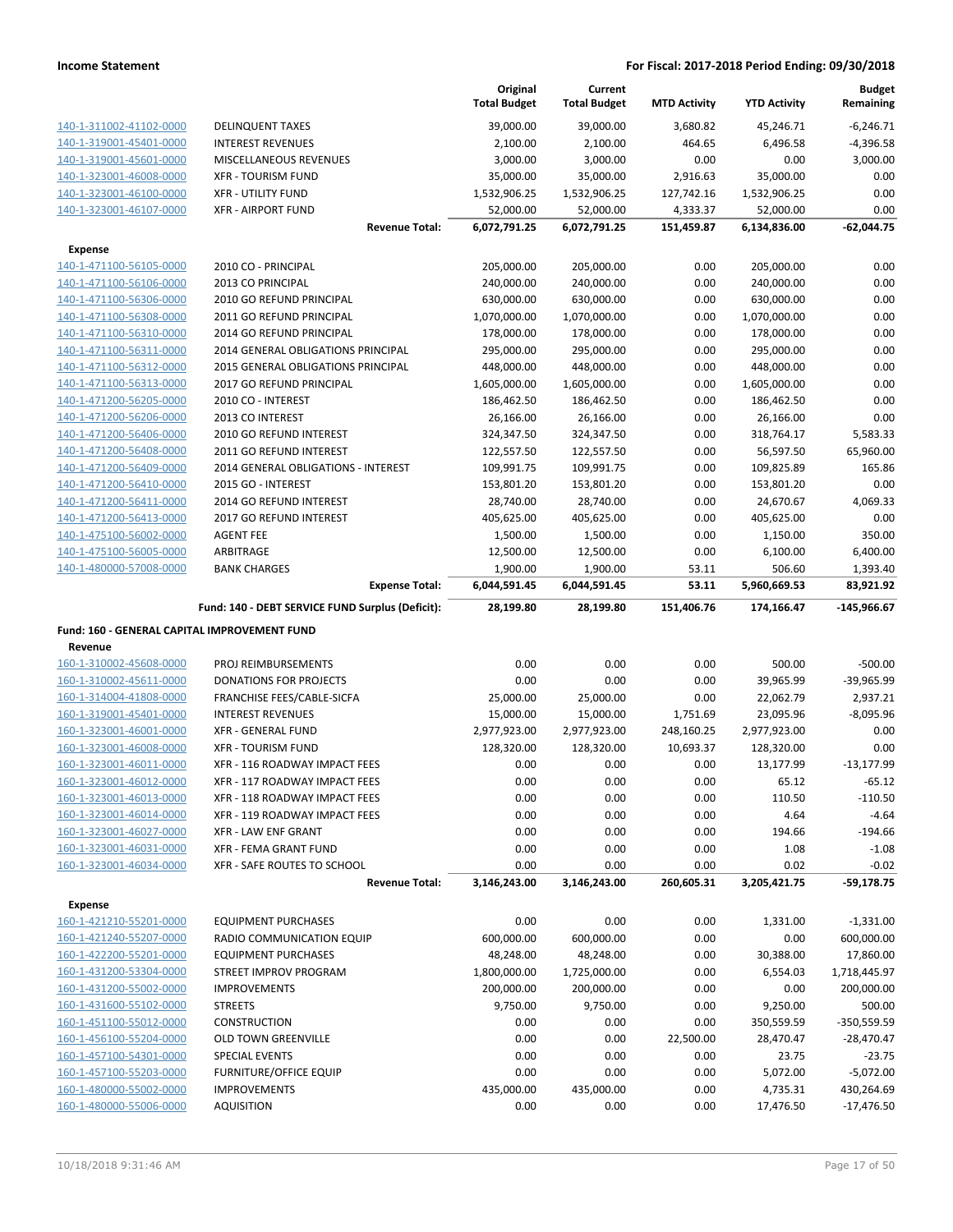| | | Original Total Budget | Current Total Budget | MTD Activity | YTD Activity | Budget Remaining |
|---|---|---|---|---|---|---|
| 140-1-311002-41102-0000 | DELINQUENT TAXES | 39,000.00 | 39,000.00 | 3,680.82 | 45,246.71 | -6,246.71 |
| 140-1-319001-45401-0000 | INTEREST REVENUES | 2,100.00 | 2,100.00 | 464.65 | 6,496.58 | -4,396.58 |
| 140-1-319001-45601-0000 | MISCELLANEOUS REVENUES | 3,000.00 | 3,000.00 | 0.00 | 0.00 | 3,000.00 |
| 140-1-323001-46008-0000 | XFR - TOURISM FUND | 35,000.00 | 35,000.00 | 2,916.63 | 35,000.00 | 0.00 |
| 140-1-323001-46100-0000 | XFR - UTILITY FUND | 1,532,906.25 | 1,532,906.25 | 127,742.16 | 1,532,906.25 | 0.00 |
| 140-1-323001-46107-0000 | XFR - AIRPORT FUND | 52,000.00 | 52,000.00 | 4,333.37 | 52,000.00 | 0.00 |
| | **Revenue Total:** | **6,072,791.25** | **6,072,791.25** | **151,459.87** | **6,134,836.00** | **-62,044.75** |
| **Expense** | | | | | | |
| 140-1-471100-56105-0000 | 2010 CO - PRINCIPAL | 205,000.00 | 205,000.00 | 0.00 | 205,000.00 | 0.00 |
| 140-1-471100-56106-0000 | 2013 CO PRINCIPAL | 240,000.00 | 240,000.00 | 0.00 | 240,000.00 | 0.00 |
| 140-1-471100-56306-0000 | 2010 GO REFUND PRINCIPAL | 630,000.00 | 630,000.00 | 0.00 | 630,000.00 | 0.00 |
| 140-1-471100-56308-0000 | 2011 GO REFUND PRINCIPAL | 1,070,000.00 | 1,070,000.00 | 0.00 | 1,070,000.00 | 0.00 |
| 140-1-471100-56310-0000 | 2014 GO REFUND PRINCIPAL | 178,000.00 | 178,000.00 | 0.00 | 178,000.00 | 0.00 |
| 140-1-471100-56311-0000 | 2014 GENERAL OBLIGATIONS PRINCIPAL | 295,000.00 | 295,000.00 | 0.00 | 295,000.00 | 0.00 |
| 140-1-471100-56312-0000 | 2015 GENERAL OBLIGATIONS PRINCIPAL | 448,000.00 | 448,000.00 | 0.00 | 448,000.00 | 0.00 |
| 140-1-471100-56313-0000 | 2017 GO REFUND PRINCIPAL | 1,605,000.00 | 1,605,000.00 | 0.00 | 1,605,000.00 | 0.00 |
| 140-1-471200-56205-0000 | 2010 CO - INTEREST | 186,462.50 | 186,462.50 | 0.00 | 186,462.50 | 0.00 |
| 140-1-471200-56206-0000 | 2013 CO INTEREST | 26,166.00 | 26,166.00 | 0.00 | 26,166.00 | 0.00 |
| 140-1-471200-56406-0000 | 2010 GO REFUND INTEREST | 324,347.50 | 324,347.50 | 0.00 | 318,764.17 | 5,583.33 |
| 140-1-471200-56408-0000 | 2011 GO REFUND INTEREST | 122,557.50 | 122,557.50 | 0.00 | 56,597.50 | 65,960.00 |
| 140-1-471200-56409-0000 | 2014 GENERAL OBLIGATIONS - INTEREST | 109,991.75 | 109,991.75 | 0.00 | 109,825.89 | 165.86 |
| 140-1-471200-56410-0000 | 2015 GO - INTEREST | 153,801.20 | 153,801.20 | 0.00 | 153,801.20 | 0.00 |
| 140-1-471200-56411-0000 | 2014 GO REFUND INTEREST | 28,740.00 | 28,740.00 | 0.00 | 24,670.67 | 4,069.33 |
| 140-1-471200-56413-0000 | 2017 GO REFUND INTEREST | 405,625.00 | 405,625.00 | 0.00 | 405,625.00 | 0.00 |
| 140-1-475100-56002-0000 | AGENT FEE | 1,500.00 | 1,500.00 | 0.00 | 1,150.00 | 350.00 |
| 140-1-475100-56005-0000 | ARBITRAGE | 12,500.00 | 12,500.00 | 0.00 | 6,100.00 | 6,400.00 |
| 140-1-480000-57008-0000 | BANK CHARGES | 1,900.00 | 1,900.00 | 53.11 | 506.60 | 1,393.40 |
| | **Expense Total:** | **6,044,591.45** | **6,044,591.45** | **53.11** | **5,960,669.53** | **83,921.92** |
| | **Fund: 140 - DEBT SERVICE FUND Surplus (Deficit):** | **28,199.80** | **28,199.80** | **151,406.76** | **174,166.47** | **-145,966.67** |

**Fund: 160 - GENERAL CAPITAL IMPROVEMENT FUND**

| | | Original Total Budget | Current Total Budget | MTD Activity | YTD Activity | Budget Remaining |
|---|---|---|---|---|---|---|
| **Revenue** | | | | | | |
| 160-1-310002-45608-0000 | PROJ REIMBURSEMENTS | 0.00 | 0.00 | 0.00 | 500.00 | -500.00 |
| 160-1-310002-45611-0000 | DONATIONS FOR PROJECTS | 0.00 | 0.00 | 0.00 | 39,965.99 | -39,965.99 |
| 160-1-314004-41808-0000 | FRANCHISE FEES/CABLE-SICFA | 25,000.00 | 25,000.00 | 0.00 | 22,062.79 | 2,937.21 |
| 160-1-319001-45401-0000 | INTEREST REVENUES | 15,000.00 | 15,000.00 | 1,751.69 | 23,095.96 | -8,095.96 |
| 160-1-323001-46001-0000 | XFR - GENERAL FUND | 2,977,923.00 | 2,977,923.00 | 248,160.25 | 2,977,923.00 | 0.00 |
| 160-1-323001-46008-0000 | XFR - TOURISM FUND | 128,320.00 | 128,320.00 | 10,693.37 | 128,320.00 | 0.00 |
| 160-1-323001-46011-0000 | XFR - 116 ROADWAY IMPACT FEES | 0.00 | 0.00 | 0.00 | 13,177.99 | -13,177.99 |
| 160-1-323001-46012-0000 | XFR - 117 ROADWAY IMPACT FEES | 0.00 | 0.00 | 0.00 | 65.12 | -65.12 |
| 160-1-323001-46013-0000 | XFR - 118 ROADWAY IMPACT FEES | 0.00 | 0.00 | 0.00 | 110.50 | -110.50 |
| 160-1-323001-46014-0000 | XFR - 119 ROADWAY IMPACT FEES | 0.00 | 0.00 | 0.00 | 4.64 | -4.64 |
| 160-1-323001-46027-0000 | XFR - LAW ENF GRANT | 0.00 | 0.00 | 0.00 | 194.66 | -194.66 |
| 160-1-323001-46031-0000 | XFR - FEMA GRANT FUND | 0.00 | 0.00 | 0.00 | 1.08 | -1.08 |
| 160-1-323001-46034-0000 | XFR - SAFE ROUTES TO SCHOOL | 0.00 | 0.00 | 0.00 | 0.02 | -0.02 |
| | **Revenue Total:** | **3,146,243.00** | **3,146,243.00** | **260,605.31** | **3,205,421.75** | **-59,178.75** |
| **Expense** | | | | | | |
| 160-1-421210-55201-0000 | EQUIPMENT PURCHASES | 0.00 | 0.00 | 0.00 | 1,331.00 | -1,331.00 |
| 160-1-421240-55207-0000 | RADIO COMMUNICATION EQUIP | 600,000.00 | 600,000.00 | 0.00 | 0.00 | 600,000.00 |
| 160-1-422200-55201-0000 | EQUIPMENT PURCHASES | 48,248.00 | 48,248.00 | 0.00 | 30,388.00 | 17,860.00 |
| 160-1-431200-53304-0000 | STREET IMPROV PROGRAM | 1,800,000.00 | 1,725,000.00 | 0.00 | 6,554.03 | 1,718,445.97 |
| 160-1-431200-55002-0000 | IMPROVEMENTS | 200,000.00 | 200,000.00 | 0.00 | 0.00 | 200,000.00 |
| 160-1-431600-55102-0000 | STREETS | 9,750.00 | 9,750.00 | 0.00 | 9,250.00 | 500.00 |
| 160-1-451100-55012-0000 | CONSTRUCTION | 0.00 | 0.00 | 0.00 | 350,559.59 | -350,559.59 |
| 160-1-456100-55204-0000 | OLD TOWN GREENVILLE | 0.00 | 0.00 | 22,500.00 | 28,470.47 | -28,470.47 |
| 160-1-457100-54301-0000 | SPECIAL EVENTS | 0.00 | 0.00 | 0.00 | 23.75 | -23.75 |
| 160-1-457100-55203-0000 | FURNITURE/OFFICE EQUIP | 0.00 | 0.00 | 0.00 | 5,072.00 | -5,072.00 |
| 160-1-480000-55002-0000 | IMPROVEMENTS | 435,000.00 | 435,000.00 | 0.00 | 4,735.31 | 430,264.69 |
| 160-1-480000-55006-0000 | AQUISITION | 0.00 | 0.00 | 0.00 | 17,476.50 | -17,476.50 |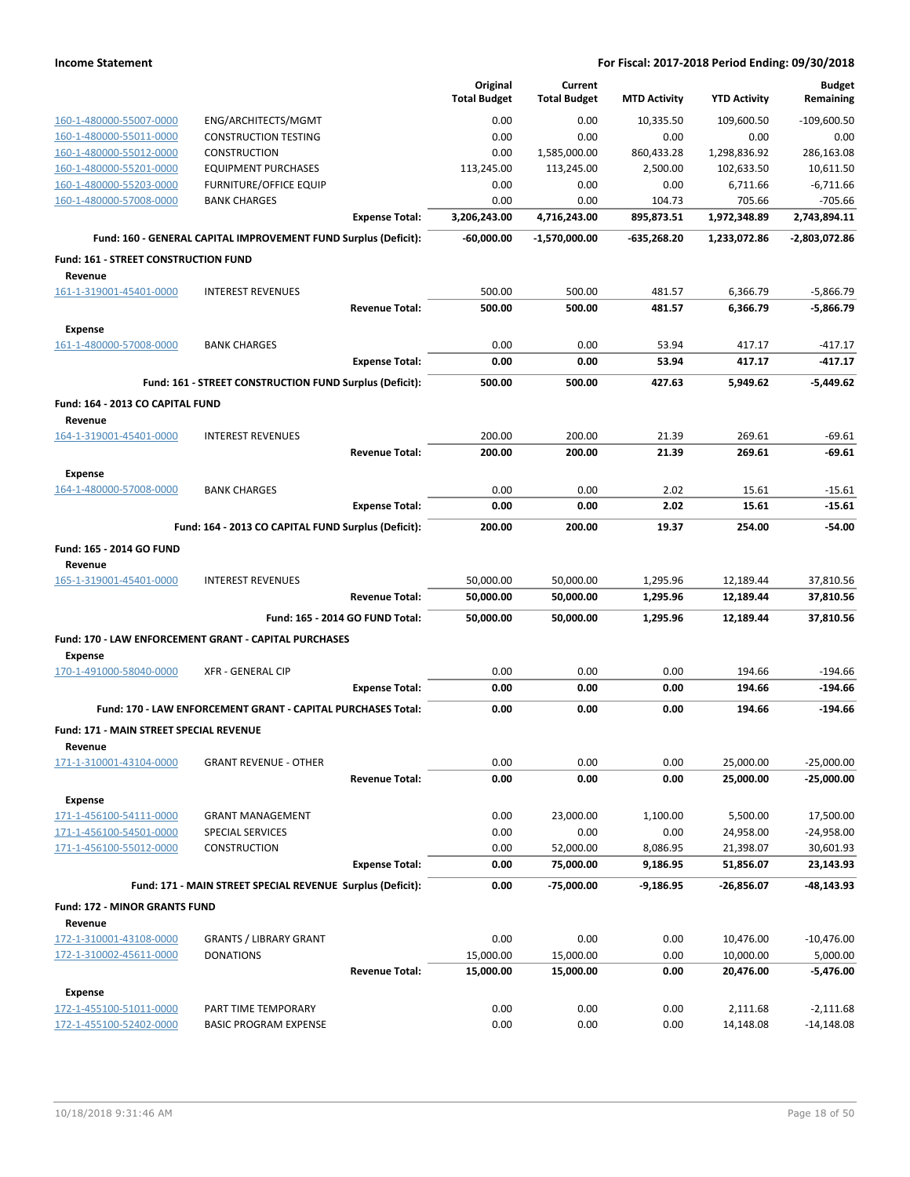| | | Original Total Budget | Current Total Budget | MTD Activity | YTD Activity | Budget Remaining |
|---|---|---|---|---|---|---|
| 160-1-480000-55007-0000 | ENG/ARCHITECTS/MGMT | 0.00 | 0.00 | 10,335.50 | 109,600.50 | -109,600.50 |
| 160-1-480000-55011-0000 | CONSTRUCTION TESTING | 0.00 | 0.00 | 0.00 | 0.00 | 0.00 |
| 160-1-480000-55012-0000 | CONSTRUCTION | 0.00 | 1,585,000.00 | 860,433.28 | 1,298,836.92 | 286,163.08 |
| 160-1-480000-55201-0000 | EQUIPMENT PURCHASES | 113,245.00 | 113,245.00 | 2,500.00 | 102,633.50 | 10,611.50 |
| 160-1-480000-55203-0000 | FURNITURE/OFFICE EQUIP | 0.00 | 0.00 | 0.00 | 6,711.66 | -6,711.66 |
| 160-1-480000-57008-0000 | BANK CHARGES | 0.00 | 0.00 | 104.73 | 705.66 | -705.66 |
| | **Expense Total:** | **3,206,243.00** | **4,716,243.00** | **895,873.51** | **1,972,348.89** | **2,743,894.11** |
| | **Fund: 160 - GENERAL CAPITAL IMPROVEMENT FUND Surplus (Deficit):** | **-60,000.00** | **-1,570,000.00** | **-635,268.20** | **1,233,072.86** | **-2,803,072.86** |
| **Fund: 161 - STREET CONSTRUCTION FUND** | | | | | | |
| **Revenue** | | | | | | |
| 161-1-319001-45401-0000 | INTEREST REVENUES | 500.00 | 500.00 | 481.57 | 6,366.79 | -5,866.79 |
| | **Revenue Total:** | **500.00** | **500.00** | **481.57** | **6,366.79** | **-5,866.79** |
| **Expense** | | | | | | |
| 161-1-480000-57008-0000 | BANK CHARGES | 0.00 | 0.00 | 53.94 | 417.17 | -417.17 |
| | **Expense Total:** | **0.00** | **0.00** | **53.94** | **417.17** | **-417.17** |
| | **Fund: 161 - STREET CONSTRUCTION FUND Surplus (Deficit):** | **500.00** | **500.00** | **427.63** | **5,949.62** | **-5,449.62** |
| **Fund: 164 - 2013 CO CAPITAL FUND** | | | | | | |
| **Revenue** | | | | | | |
| 164-1-319001-45401-0000 | INTEREST REVENUES | 200.00 | 200.00 | 21.39 | 269.61 | -69.61 |
| | **Revenue Total:** | **200.00** | **200.00** | **21.39** | **269.61** | **-69.61** |
| **Expense** | | | | | | |
| 164-1-480000-57008-0000 | BANK CHARGES | 0.00 | 0.00 | 2.02 | 15.61 | -15.61 |
| | **Expense Total:** | **0.00** | **0.00** | **2.02** | **15.61** | **-15.61** |
| | **Fund: 164 - 2013 CO CAPITAL FUND Surplus (Deficit):** | **200.00** | **200.00** | **19.37** | **254.00** | **-54.00** |
| **Fund: 165 - 2014 GO FUND** | | | | | | |
| **Revenue** | | | | | | |
| 165-1-319001-45401-0000 | INTEREST REVENUES | 50,000.00 | 50,000.00 | 1,295.96 | 12,189.44 | 37,810.56 |
| | **Revenue Total:** | **50,000.00** | **50,000.00** | **1,295.96** | **12,189.44** | **37,810.56** |
| | **Fund: 165 - 2014 GO FUND Total:** | **50,000.00** | **50,000.00** | **1,295.96** | **12,189.44** | **37,810.56** |
| **Fund: 170 - LAW ENFORCEMENT GRANT - CAPITAL PURCHASES** | | | | | | |
| **Expense** | | | | | | |
| 170-1-491000-58040-0000 | XFR - GENERAL CIP | 0.00 | 0.00 | 0.00 | 194.66 | -194.66 |
| | **Expense Total:** | **0.00** | **0.00** | **0.00** | **194.66** | **-194.66** |
| | **Fund: 170 - LAW ENFORCEMENT GRANT - CAPITAL PURCHASES Total:** | **0.00** | **0.00** | **0.00** | **194.66** | **-194.66** |
| **Fund: 171 - MAIN STREET SPECIAL REVENUE** | | | | | | |
| **Revenue** | | | | | | |
| 171-1-310001-43104-0000 | GRANT REVENUE - OTHER | 0.00 | 0.00 | 0.00 | 25,000.00 | -25,000.00 |
| | **Revenue Total:** | **0.00** | **0.00** | **0.00** | **25,000.00** | **-25,000.00** |
| **Expense** | | | | | | |
| 171-1-456100-54111-0000 | GRANT MANAGEMENT | 0.00 | 23,000.00 | 1,100.00 | 5,500.00 | 17,500.00 |
| 171-1-456100-54501-0000 | SPECIAL SERVICES | 0.00 | 0.00 | 0.00 | 24,958.00 | -24,958.00 |
| 171-1-456100-55012-0000 | CONSTRUCTION | 0.00 | 52,000.00 | 8,086.95 | 21,398.07 | 30,601.93 |
| | **Expense Total:** | **0.00** | **75,000.00** | **9,186.95** | **51,856.07** | **23,143.93** |
| | **Fund: 171 - MAIN STREET SPECIAL REVENUE Surplus (Deficit):** | **0.00** | **-75,000.00** | **-9,186.95** | **-26,856.07** | **-48,143.93** |
| **Fund: 172 - MINOR GRANTS FUND** | | | | | | |
| **Revenue** | | | | | | |
| 172-1-310001-43108-0000 | GRANTS / LIBRARY GRANT | 0.00 | 0.00 | 0.00 | 10,476.00 | -10,476.00 |
| 172-1-310002-45611-0000 | DONATIONS | 15,000.00 | 15,000.00 | 0.00 | 10,000.00 | 5,000.00 |
| | **Revenue Total:** | **15,000.00** | **15,000.00** | **0.00** | **20,476.00** | **-5,476.00** |
| **Expense** | | | | | | |
| 172-1-455100-51011-0000 | PART TIME TEMPORARY | 0.00 | 0.00 | 0.00 | 2,111.68 | -2,111.68 |
| 172-1-455100-52402-0000 | BASIC PROGRAM EXPENSE | 0.00 | 0.00 | 0.00 | 14,148.08 | -14,148.08 |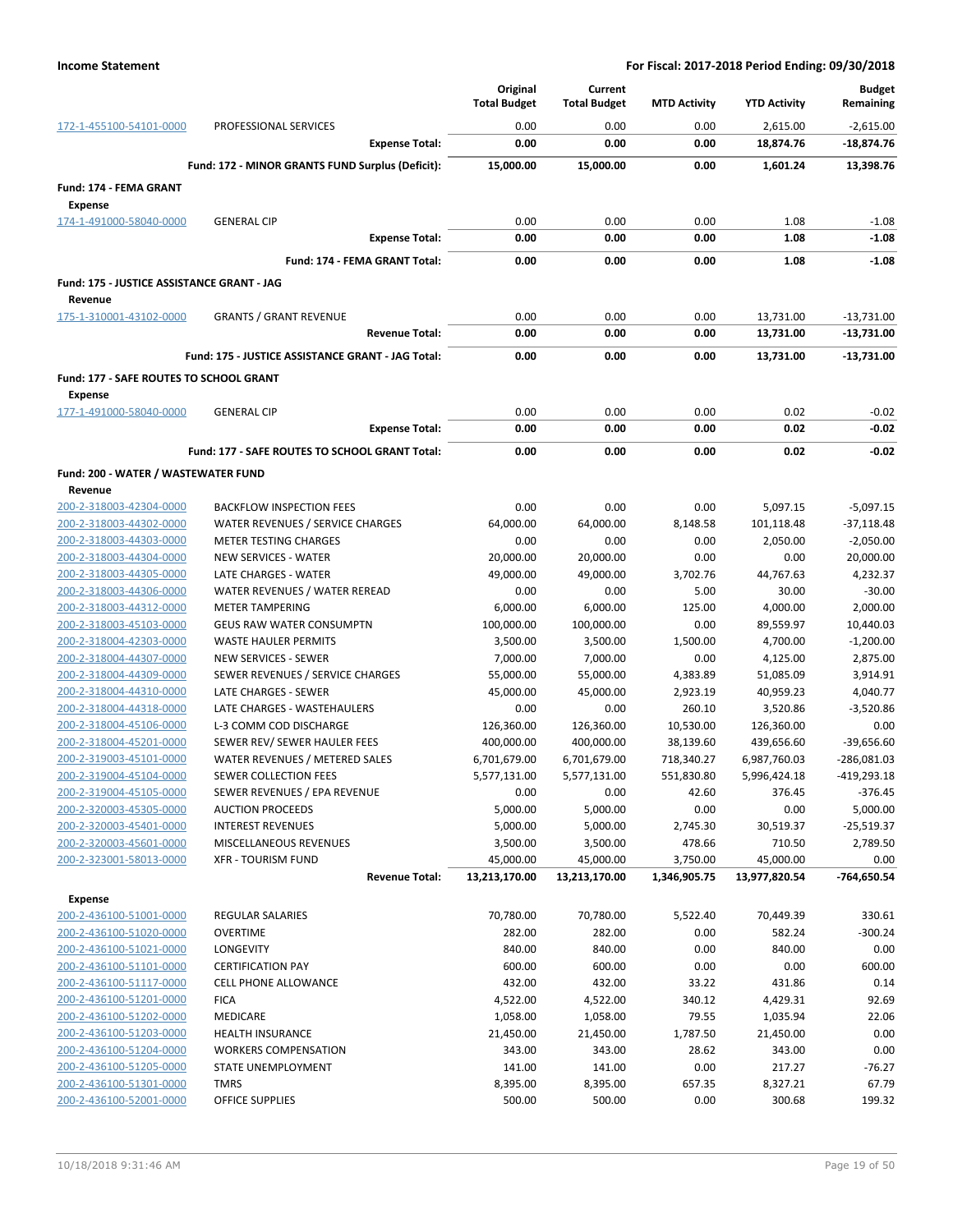**Income Statement** — **For Fiscal: 2017-2018 Period Ending: 09/30/2018**

| | | Original Total Budget | Current Total Budget | MTD Activity | YTD Activity | Budget Remaining |
|---|---|---|---|---|---|---|
| 172-1-455100-54101-0000 | PROFESSIONAL SERVICES | 0.00 | 0.00 | 0.00 | 2,615.00 | -2,615.00 |
| | **Expense Total:** | **0.00** | **0.00** | **0.00** | **18,874.76** | **-18,874.76** |
| | **Fund: 172 - MINOR GRANTS FUND Surplus (Deficit):** | **15,000.00** | **15,000.00** | **0.00** | **1,601.24** | **13,398.76** |
| **Fund: 174 - FEMA GRANT** | | | | | | |
| **Expense** | | | | | | |
| 174-1-491000-58040-0000 | GENERAL CIP | 0.00 | 0.00 | 0.00 | 1.08 | -1.08 |
| | **Expense Total:** | **0.00** | **0.00** | **0.00** | **1.08** | **-1.08** |
| | **Fund: 174 - FEMA GRANT Total:** | **0.00** | **0.00** | **0.00** | **1.08** | **-1.08** |
| **Fund: 175 - JUSTICE ASSISTANCE GRANT - JAG** | | | | | | |
| **Revenue** | | | | | | |
| 175-1-310001-43102-0000 | GRANTS / GRANT REVENUE | 0.00 | 0.00 | 0.00 | 13,731.00 | -13,731.00 |
| | **Revenue Total:** | **0.00** | **0.00** | **0.00** | **13,731.00** | **-13,731.00** |
| | **Fund: 175 - JUSTICE ASSISTANCE GRANT - JAG Total:** | **0.00** | **0.00** | **0.00** | **13,731.00** | **-13,731.00** |
| **Fund: 177 - SAFE ROUTES TO SCHOOL GRANT** | | | | | | |
| **Expense** | | | | | | |
| 177-1-491000-58040-0000 | GENERAL CIP | 0.00 | 0.00 | 0.00 | 0.02 | -0.02 |
| | **Expense Total:** | **0.00** | **0.00** | **0.00** | **0.02** | **-0.02** |
| | **Fund: 177 - SAFE ROUTES TO SCHOOL GRANT Total:** | **0.00** | **0.00** | **0.00** | **0.02** | **-0.02** |
| **Fund: 200 - WATER / WASTEWATER FUND** | | | | | | |
| **Revenue** | | | | | | |
| 200-2-318003-42304-0000 | BACKFLOW INSPECTION FEES | 0.00 | 0.00 | 0.00 | 5,097.15 | -5,097.15 |
| 200-2-318003-44302-0000 | WATER REVENUES / SERVICE CHARGES | 64,000.00 | 64,000.00 | 8,148.58 | 101,118.48 | -37,118.48 |
| 200-2-318003-44303-0000 | METER TESTING CHARGES | 0.00 | 0.00 | 0.00 | 2,050.00 | -2,050.00 |
| 200-2-318003-44304-0000 | NEW SERVICES - WATER | 20,000.00 | 20,000.00 | 0.00 | 0.00 | 20,000.00 |
| 200-2-318003-44305-0000 | LATE CHARGES - WATER | 49,000.00 | 49,000.00 | 3,702.76 | 44,767.63 | 4,232.37 |
| 200-2-318003-44306-0000 | WATER REVENUES / WATER REREAD | 0.00 | 0.00 | 5.00 | 30.00 | -30.00 |
| 200-2-318003-44312-0000 | METER TAMPERING | 6,000.00 | 6,000.00 | 125.00 | 4,000.00 | 2,000.00 |
| 200-2-318003-45103-0000 | GEUS RAW WATER CONSUMPTN | 100,000.00 | 100,000.00 | 0.00 | 89,559.97 | 10,440.03 |
| 200-2-318004-42303-0000 | WASTE HAULER PERMITS | 3,500.00 | 3,500.00 | 1,500.00 | 4,700.00 | -1,200.00 |
| 200-2-318004-44307-0000 | NEW SERVICES - SEWER | 7,000.00 | 7,000.00 | 0.00 | 4,125.00 | 2,875.00 |
| 200-2-318004-44309-0000 | SEWER REVENUES / SERVICE CHARGES | 55,000.00 | 55,000.00 | 4,383.89 | 51,085.09 | 3,914.91 |
| 200-2-318004-44310-0000 | LATE CHARGES - SEWER | 45,000.00 | 45,000.00 | 2,923.19 | 40,959.23 | 4,040.77 |
| 200-2-318004-44318-0000 | LATE CHARGES - WASTEHAULERS | 0.00 | 0.00 | 260.10 | 3,520.86 | -3,520.86 |
| 200-2-318004-45106-0000 | L-3 COMM COD DISCHARGE | 126,360.00 | 126,360.00 | 10,530.00 | 126,360.00 | 0.00 |
| 200-2-318004-45201-0000 | SEWER REV/ SEWER HAULER FEES | 400,000.00 | 400,000.00 | 38,139.60 | 439,656.60 | -39,656.60 |
| 200-2-319003-45101-0000 | WATER REVENUES / METERED SALES | 6,701,679.00 | 6,701,679.00 | 718,340.27 | 6,987,760.03 | -286,081.03 |
| 200-2-319004-45104-0000 | SEWER COLLECTION FEES | 5,577,131.00 | 5,577,131.00 | 551,830.80 | 5,996,424.18 | -419,293.18 |
| 200-2-319004-45105-0000 | SEWER REVENUES / EPA REVENUE | 0.00 | 0.00 | 42.60 | 376.45 | -376.45 |
| 200-2-320003-45305-0000 | AUCTION PROCEEDS | 5,000.00 | 5,000.00 | 0.00 | 0.00 | 5,000.00 |
| 200-2-320003-45401-0000 | INTEREST REVENUES | 5,000.00 | 5,000.00 | 2,745.30 | 30,519.37 | -25,519.37 |
| 200-2-320003-45601-0000 | MISCELLANEOUS REVENUES | 3,500.00 | 3,500.00 | 478.66 | 710.50 | 2,789.50 |
| 200-2-323001-58013-0000 | XFR - TOURISM FUND | 45,000.00 | 45,000.00 | 3,750.00 | 45,000.00 | 0.00 |
| | **Revenue Total:** | **13,213,170.00** | **13,213,170.00** | **1,346,905.75** | **13,977,820.54** | **-764,650.54** |
| **Expense** | | | | | | |
| 200-2-436100-51001-0000 | REGULAR SALARIES | 70,780.00 | 70,780.00 | 5,522.40 | 70,449.39 | 330.61 |
| 200-2-436100-51020-0000 | OVERTIME | 282.00 | 282.00 | 0.00 | 582.24 | -300.24 |
| 200-2-436100-51021-0000 | LONGEVITY | 840.00 | 840.00 | 0.00 | 840.00 | 0.00 |
| 200-2-436100-51101-0000 | CERTIFICATION PAY | 600.00 | 600.00 | 0.00 | 0.00 | 600.00 |
| 200-2-436100-51117-0000 | CELL PHONE ALLOWANCE | 432.00 | 432.00 | 33.22 | 431.86 | 0.14 |
| 200-2-436100-51201-0000 | FICA | 4,522.00 | 4,522.00 | 340.12 | 4,429.31 | 92.69 |
| 200-2-436100-51202-0000 | MEDICARE | 1,058.00 | 1,058.00 | 79.55 | 1,035.94 | 22.06 |
| 200-2-436100-51203-0000 | HEALTH INSURANCE | 21,450.00 | 21,450.00 | 1,787.50 | 21,450.00 | 0.00 |
| 200-2-436100-51204-0000 | WORKERS COMPENSATION | 343.00 | 343.00 | 28.62 | 343.00 | 0.00 |
| 200-2-436100-51205-0000 | STATE UNEMPLOYMENT | 141.00 | 141.00 | 0.00 | 217.27 | -76.27 |
| 200-2-436100-51301-0000 | TMRS | 8,395.00 | 8,395.00 | 657.35 | 8,327.21 | 67.79 |
| 200-2-436100-52001-0000 | OFFICE SUPPLIES | 500.00 | 500.00 | 0.00 | 300.68 | 199.32 |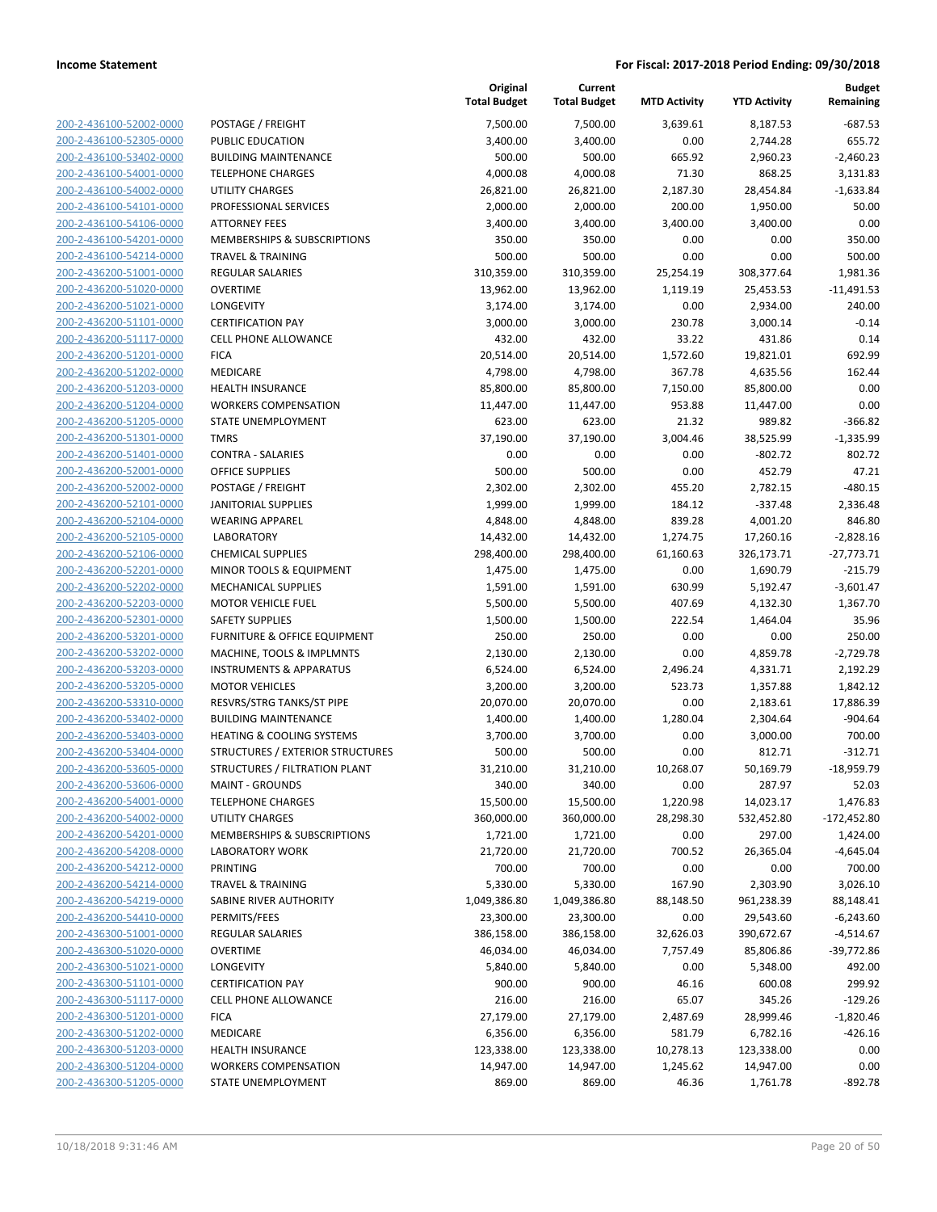| | | Original Total Budget | Current Total Budget | MTD Activity | YTD Activity | Budget Remaining |
|---|---|---|---|---|---|---|
| 200-2-436100-52002-0000 | POSTAGE / FREIGHT | 7,500.00 | 7,500.00 | 3,639.61 | 8,187.53 | -687.53 |
| 200-2-436100-52305-0000 | PUBLIC EDUCATION | 3,400.00 | 3,400.00 | 0.00 | 2,744.28 | 655.72 |
| 200-2-436100-53402-0000 | BUILDING MAINTENANCE | 500.00 | 500.00 | 665.92 | 2,960.23 | -2,460.23 |
| 200-2-436100-54001-0000 | TELEPHONE CHARGES | 4,000.08 | 4,000.08 | 71.30 | 868.25 | 3,131.83 |
| 200-2-436100-54002-0000 | UTILITY CHARGES | 26,821.00 | 26,821.00 | 2,187.30 | 28,454.84 | -1,633.84 |
| 200-2-436100-54101-0000 | PROFESSIONAL SERVICES | 2,000.00 | 2,000.00 | 200.00 | 1,950.00 | 50.00 |
| 200-2-436100-54106-0000 | ATTORNEY FEES | 3,400.00 | 3,400.00 | 3,400.00 | 3,400.00 | 0.00 |
| 200-2-436100-54201-0000 | MEMBERSHIPS & SUBSCRIPTIONS | 350.00 | 350.00 | 0.00 | 0.00 | 350.00 |
| 200-2-436100-54214-0000 | TRAVEL & TRAINING | 500.00 | 500.00 | 0.00 | 0.00 | 500.00 |
| 200-2-436200-51001-0000 | REGULAR SALARIES | 310,359.00 | 310,359.00 | 25,254.19 | 308,377.64 | 1,981.36 |
| 200-2-436200-51020-0000 | OVERTIME | 13,962.00 | 13,962.00 | 1,119.19 | 25,453.53 | -11,491.53 |
| 200-2-436200-51021-0000 | LONGEVITY | 3,174.00 | 3,174.00 | 0.00 | 2,934.00 | 240.00 |
| 200-2-436200-51101-0000 | CERTIFICATION PAY | 3,000.00 | 3,000.00 | 230.78 | 3,000.14 | -0.14 |
| 200-2-436200-51117-0000 | CELL PHONE ALLOWANCE | 432.00 | 432.00 | 33.22 | 431.86 | 0.14 |
| 200-2-436200-51201-0000 | FICA | 20,514.00 | 20,514.00 | 1,572.60 | 19,821.01 | 692.99 |
| 200-2-436200-51202-0000 | MEDICARE | 4,798.00 | 4,798.00 | 367.78 | 4,635.56 | 162.44 |
| 200-2-436200-51203-0000 | HEALTH INSURANCE | 85,800.00 | 85,800.00 | 7,150.00 | 85,800.00 | 0.00 |
| 200-2-436200-51204-0000 | WORKERS COMPENSATION | 11,447.00 | 11,447.00 | 953.88 | 11,447.00 | 0.00 |
| 200-2-436200-51205-0000 | STATE UNEMPLOYMENT | 623.00 | 623.00 | 21.32 | 989.82 | -366.82 |
| 200-2-436200-51301-0000 | TMRS | 37,190.00 | 37,190.00 | 3,004.46 | 38,525.99 | -1,335.99 |
| 200-2-436200-51401-0000 | CONTRA - SALARIES | 0.00 | 0.00 | 0.00 | -802.72 | 802.72 |
| 200-2-436200-52001-0000 | OFFICE SUPPLIES | 500.00 | 500.00 | 0.00 | 452.79 | 47.21 |
| 200-2-436200-52002-0000 | POSTAGE / FREIGHT | 2,302.00 | 2,302.00 | 455.20 | 2,782.15 | -480.15 |
| 200-2-436200-52101-0000 | JANITORIAL SUPPLIES | 1,999.00 | 1,999.00 | 184.12 | -337.48 | 2,336.48 |
| 200-2-436200-52104-0000 | WEARING APPAREL | 4,848.00 | 4,848.00 | 839.28 | 4,001.20 | 846.80 |
| 200-2-436200-52105-0000 | LABORATORY | 14,432.00 | 14,432.00 | 1,274.75 | 17,260.16 | -2,828.16 |
| 200-2-436200-52106-0000 | CHEMICAL SUPPLIES | 298,400.00 | 298,400.00 | 61,160.63 | 326,173.71 | -27,773.71 |
| 200-2-436200-52201-0000 | MINOR TOOLS & EQUIPMENT | 1,475.00 | 1,475.00 | 0.00 | 1,690.79 | -215.79 |
| 200-2-436200-52202-0000 | MECHANICAL SUPPLIES | 1,591.00 | 1,591.00 | 630.99 | 5,192.47 | -3,601.47 |
| 200-2-436200-52203-0000 | MOTOR VEHICLE FUEL | 5,500.00 | 5,500.00 | 407.69 | 4,132.30 | 1,367.70 |
| 200-2-436200-52301-0000 | SAFETY SUPPLIES | 1,500.00 | 1,500.00 | 222.54 | 1,464.04 | 35.96 |
| 200-2-436200-53201-0000 | FURNITURE & OFFICE EQUIPMENT | 250.00 | 250.00 | 0.00 | 0.00 | 250.00 |
| 200-2-436200-53202-0000 | MACHINE, TOOLS & IMPLMNTS | 2,130.00 | 2,130.00 | 0.00 | 4,859.78 | -2,729.78 |
| 200-2-436200-53203-0000 | INSTRUMENTS & APPARATUS | 6,524.00 | 6,524.00 | 2,496.24 | 4,331.71 | 2,192.29 |
| 200-2-436200-53205-0000 | MOTOR VEHICLES | 3,200.00 | 3,200.00 | 523.73 | 1,357.88 | 1,842.12 |
| 200-2-436200-53310-0000 | RESVRS/STRG TANKS/ST PIPE | 20,070.00 | 20,070.00 | 0.00 | 2,183.61 | 17,886.39 |
| 200-2-436200-53402-0000 | BUILDING MAINTENANCE | 1,400.00 | 1,400.00 | 1,280.04 | 2,304.64 | -904.64 |
| 200-2-436200-53403-0000 | HEATING & COOLING SYSTEMS | 3,700.00 | 3,700.00 | 0.00 | 3,000.00 | 700.00 |
| 200-2-436200-53404-0000 | STRUCTURES / EXTERIOR STRUCTURES | 500.00 | 500.00 | 0.00 | 812.71 | -312.71 |
| 200-2-436200-53605-0000 | STRUCTURES / FILTRATION PLANT | 31,210.00 | 31,210.00 | 10,268.07 | 50,169.79 | -18,959.79 |
| 200-2-436200-53606-0000 | MAINT - GROUNDS | 340.00 | 340.00 | 0.00 | 287.97 | 52.03 |
| 200-2-436200-54001-0000 | TELEPHONE CHARGES | 15,500.00 | 15,500.00 | 1,220.98 | 14,023.17 | 1,476.83 |
| 200-2-436200-54002-0000 | UTILITY CHARGES | 360,000.00 | 360,000.00 | 28,298.30 | 532,452.80 | -172,452.80 |
| 200-2-436200-54201-0000 | MEMBERSHIPS & SUBSCRIPTIONS | 1,721.00 | 1,721.00 | 0.00 | 297.00 | 1,424.00 |
| 200-2-436200-54208-0000 | LABORATORY WORK | 21,720.00 | 21,720.00 | 700.52 | 26,365.04 | -4,645.04 |
| 200-2-436200-54212-0000 | PRINTING | 700.00 | 700.00 | 0.00 | 0.00 | 700.00 |
| 200-2-436200-54214-0000 | TRAVEL & TRAINING | 5,330.00 | 5,330.00 | 167.90 | 2,303.90 | 3,026.10 |
| 200-2-436200-54219-0000 | SABINE RIVER AUTHORITY | 1,049,386.80 | 1,049,386.80 | 88,148.50 | 961,238.39 | 88,148.41 |
| 200-2-436200-54410-0000 | PERMITS/FEES | 23,300.00 | 23,300.00 | 0.00 | 29,543.60 | -6,243.60 |
| 200-2-436300-51001-0000 | REGULAR SALARIES | 386,158.00 | 386,158.00 | 32,626.03 | 390,672.67 | -4,514.67 |
| 200-2-436300-51020-0000 | OVERTIME | 46,034.00 | 46,034.00 | 7,757.49 | 85,806.86 | -39,772.86 |
| 200-2-436300-51021-0000 | LONGEVITY | 5,840.00 | 5,840.00 | 0.00 | 5,348.00 | 492.00 |
| 200-2-436300-51101-0000 | CERTIFICATION PAY | 900.00 | 900.00 | 46.16 | 600.08 | 299.92 |
| 200-2-436300-51117-0000 | CELL PHONE ALLOWANCE | 216.00 | 216.00 | 65.07 | 345.26 | -129.26 |
| 200-2-436300-51201-0000 | FICA | 27,179.00 | 27,179.00 | 2,487.69 | 28,999.46 | -1,820.46 |
| 200-2-436300-51202-0000 | MEDICARE | 6,356.00 | 6,356.00 | 581.79 | 6,782.16 | -426.16 |
| 200-2-436300-51203-0000 | HEALTH INSURANCE | 123,338.00 | 123,338.00 | 10,278.13 | 123,338.00 | 0.00 |
| 200-2-436300-51204-0000 | WORKERS COMPENSATION | 14,947.00 | 14,947.00 | 1,245.62 | 14,947.00 | 0.00 |
| 200-2-436300-51205-0000 | STATE UNEMPLOYMENT | 869.00 | 869.00 | 46.36 | 1,761.78 | -892.78 |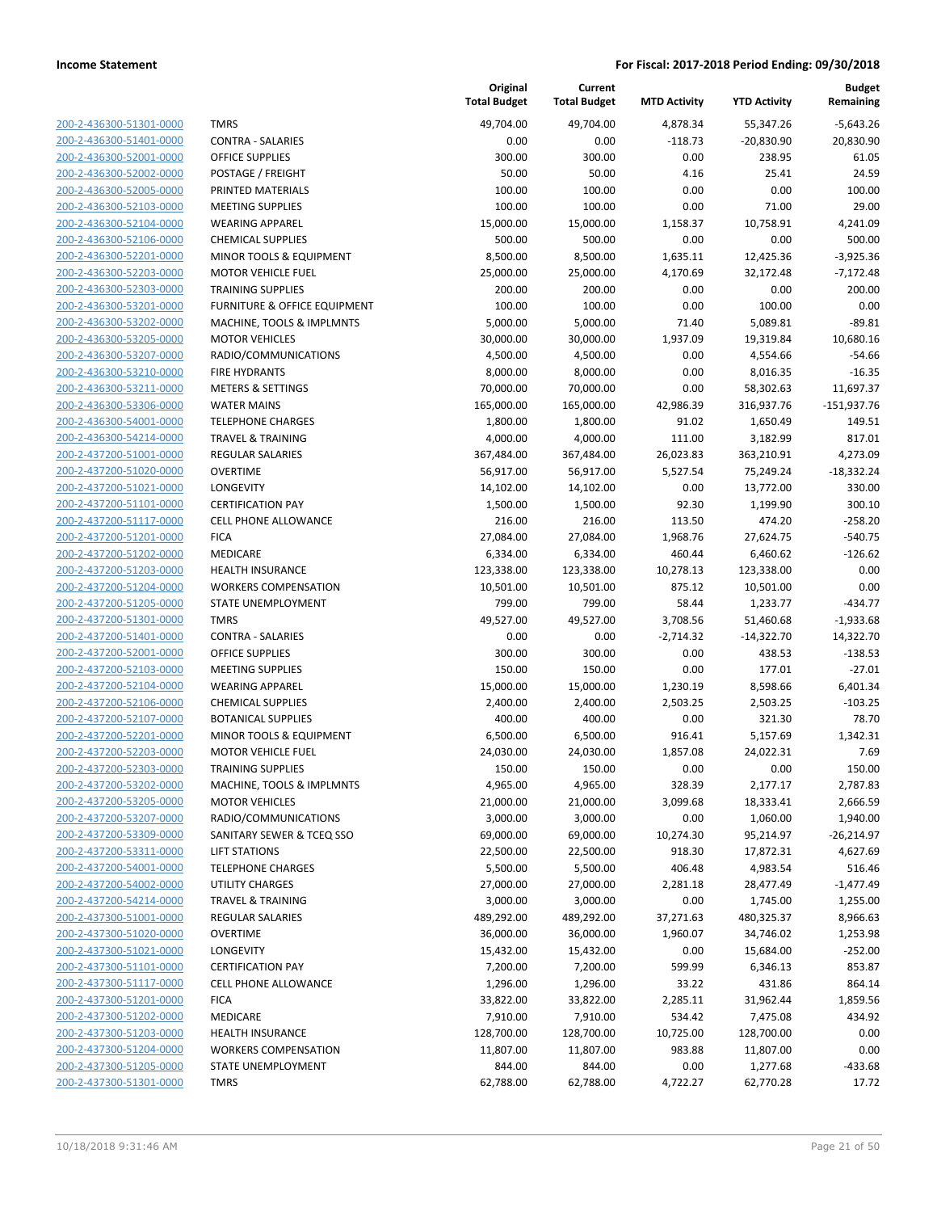**Income Statement** | **For Fiscal: 2017-2018 Period Ending: 09/30/2018**

| | | Original Total Budget | Current Total Budget | MTD Activity | YTD Activity | Budget Remaining |
|---|---|---|---|---|---|---|
| 200-2-436300-51301-0000 | TMRS | 49,704.00 | 49,704.00 | 4,878.34 | 55,347.26 | -5,643.26 |
| 200-2-436300-51401-0000 | CONTRA - SALARIES | 0.00 | 0.00 | -118.73 | -20,830.90 | 20,830.90 |
| 200-2-436300-52001-0000 | OFFICE SUPPLIES | 300.00 | 300.00 | 0.00 | 238.95 | 61.05 |
| 200-2-436300-52002-0000 | POSTAGE / FREIGHT | 50.00 | 50.00 | 4.16 | 25.41 | 24.59 |
| 200-2-436300-52005-0000 | PRINTED MATERIALS | 100.00 | 100.00 | 0.00 | 0.00 | 100.00 |
| 200-2-436300-52103-0000 | MEETING SUPPLIES | 100.00 | 100.00 | 0.00 | 71.00 | 29.00 |
| 200-2-436300-52104-0000 | WEARING APPAREL | 15,000.00 | 15,000.00 | 1,158.37 | 10,758.91 | 4,241.09 |
| 200-2-436300-52106-0000 | CHEMICAL SUPPLIES | 500.00 | 500.00 | 0.00 | 0.00 | 500.00 |
| 200-2-436300-52201-0000 | MINOR TOOLS & EQUIPMENT | 8,500.00 | 8,500.00 | 1,635.11 | 12,425.36 | -3,925.36 |
| 200-2-436300-52203-0000 | MOTOR VEHICLE FUEL | 25,000.00 | 25,000.00 | 4,170.69 | 32,172.48 | -7,172.48 |
| 200-2-436300-52303-0000 | TRAINING SUPPLIES | 200.00 | 200.00 | 0.00 | 0.00 | 200.00 |
| 200-2-436300-53201-0000 | FURNITURE & OFFICE EQUIPMENT | 100.00 | 100.00 | 0.00 | 100.00 | 0.00 |
| 200-2-436300-53202-0000 | MACHINE, TOOLS & IMPLMNTS | 5,000.00 | 5,000.00 | 71.40 | 5,089.81 | -89.81 |
| 200-2-436300-53205-0000 | MOTOR VEHICLES | 30,000.00 | 30,000.00 | 1,937.09 | 19,319.84 | 10,680.16 |
| 200-2-436300-53207-0000 | RADIO/COMMUNICATIONS | 4,500.00 | 4,500.00 | 0.00 | 4,554.66 | -54.66 |
| 200-2-436300-53210-0000 | FIRE HYDRANTS | 8,000.00 | 8,000.00 | 0.00 | 8,016.35 | -16.35 |
| 200-2-436300-53211-0000 | METERS & SETTINGS | 70,000.00 | 70,000.00 | 0.00 | 58,302.63 | 11,697.37 |
| 200-2-436300-53306-0000 | WATER MAINS | 165,000.00 | 165,000.00 | 42,986.39 | 316,937.76 | -151,937.76 |
| 200-2-436300-54001-0000 | TELEPHONE CHARGES | 1,800.00 | 1,800.00 | 91.02 | 1,650.49 | 149.51 |
| 200-2-436300-54214-0000 | TRAVEL & TRAINING | 4,000.00 | 4,000.00 | 111.00 | 3,182.99 | 817.01 |
| 200-2-437200-51001-0000 | REGULAR SALARIES | 367,484.00 | 367,484.00 | 26,023.83 | 363,210.91 | 4,273.09 |
| 200-2-437200-51020-0000 | OVERTIME | 56,917.00 | 56,917.00 | 5,527.54 | 75,249.24 | -18,332.24 |
| 200-2-437200-51021-0000 | LONGEVITY | 14,102.00 | 14,102.00 | 0.00 | 13,772.00 | 330.00 |
| 200-2-437200-51101-0000 | CERTIFICATION PAY | 1,500.00 | 1,500.00 | 92.30 | 1,199.90 | 300.10 |
| 200-2-437200-51117-0000 | CELL PHONE ALLOWANCE | 216.00 | 216.00 | 113.50 | 474.20 | -258.20 |
| 200-2-437200-51201-0000 | FICA | 27,084.00 | 27,084.00 | 1,968.76 | 27,624.75 | -540.75 |
| 200-2-437200-51202-0000 | MEDICARE | 6,334.00 | 6,334.00 | 460.44 | 6,460.62 | -126.62 |
| 200-2-437200-51203-0000 | HEALTH INSURANCE | 123,338.00 | 123,338.00 | 10,278.13 | 123,338.00 | 0.00 |
| 200-2-437200-51204-0000 | WORKERS COMPENSATION | 10,501.00 | 10,501.00 | 875.12 | 10,501.00 | 0.00 |
| 200-2-437200-51205-0000 | STATE UNEMPLOYMENT | 799.00 | 799.00 | 58.44 | 1,233.77 | -434.77 |
| 200-2-437200-51301-0000 | TMRS | 49,527.00 | 49,527.00 | 3,708.56 | 51,460.68 | -1,933.68 |
| 200-2-437200-51401-0000 | CONTRA - SALARIES | 0.00 | 0.00 | -2,714.32 | -14,322.70 | 14,322.70 |
| 200-2-437200-52001-0000 | OFFICE SUPPLIES | 300.00 | 300.00 | 0.00 | 438.53 | -138.53 |
| 200-2-437200-52103-0000 | MEETING SUPPLIES | 150.00 | 150.00 | 0.00 | 177.01 | -27.01 |
| 200-2-437200-52104-0000 | WEARING APPAREL | 15,000.00 | 15,000.00 | 1,230.19 | 8,598.66 | 6,401.34 |
| 200-2-437200-52106-0000 | CHEMICAL SUPPLIES | 2,400.00 | 2,400.00 | 2,503.25 | 2,503.25 | -103.25 |
| 200-2-437200-52107-0000 | BOTANICAL SUPPLIES | 400.00 | 400.00 | 0.00 | 321.30 | 78.70 |
| 200-2-437200-52201-0000 | MINOR TOOLS & EQUIPMENT | 6,500.00 | 6,500.00 | 916.41 | 5,157.69 | 1,342.31 |
| 200-2-437200-52203-0000 | MOTOR VEHICLE FUEL | 24,030.00 | 24,030.00 | 1,857.08 | 24,022.31 | 7.69 |
| 200-2-437200-52303-0000 | TRAINING SUPPLIES | 150.00 | 150.00 | 0.00 | 0.00 | 150.00 |
| 200-2-437200-53202-0000 | MACHINE, TOOLS & IMPLMNTS | 4,965.00 | 4,965.00 | 328.39 | 2,177.17 | 2,787.83 |
| 200-2-437200-53205-0000 | MOTOR VEHICLES | 21,000.00 | 21,000.00 | 3,099.68 | 18,333.41 | 2,666.59 |
| 200-2-437200-53207-0000 | RADIO/COMMUNICATIONS | 3,000.00 | 3,000.00 | 0.00 | 1,060.00 | 1,940.00 |
| 200-2-437200-53309-0000 | SANITARY SEWER & TCEQ SSO | 69,000.00 | 69,000.00 | 10,274.30 | 95,214.97 | -26,214.97 |
| 200-2-437200-53311-0000 | LIFT STATIONS | 22,500.00 | 22,500.00 | 918.30 | 17,872.31 | 4,627.69 |
| 200-2-437200-54001-0000 | TELEPHONE CHARGES | 5,500.00 | 5,500.00 | 406.48 | 4,983.54 | 516.46 |
| 200-2-437200-54002-0000 | UTILITY CHARGES | 27,000.00 | 27,000.00 | 2,281.18 | 28,477.49 | -1,477.49 |
| 200-2-437200-54214-0000 | TRAVEL & TRAINING | 3,000.00 | 3,000.00 | 0.00 | 1,745.00 | 1,255.00 |
| 200-2-437300-51001-0000 | REGULAR SALARIES | 489,292.00 | 489,292.00 | 37,271.63 | 480,325.37 | 8,966.63 |
| 200-2-437300-51020-0000 | OVERTIME | 36,000.00 | 36,000.00 | 1,960.07 | 34,746.02 | 1,253.98 |
| 200-2-437300-51021-0000 | LONGEVITY | 15,432.00 | 15,432.00 | 0.00 | 15,684.00 | -252.00 |
| 200-2-437300-51101-0000 | CERTIFICATION PAY | 7,200.00 | 7,200.00 | 599.99 | 6,346.13 | 853.87 |
| 200-2-437300-51117-0000 | CELL PHONE ALLOWANCE | 1,296.00 | 1,296.00 | 33.22 | 431.86 | 864.14 |
| 200-2-437300-51201-0000 | FICA | 33,822.00 | 33,822.00 | 2,285.11 | 31,962.44 | 1,859.56 |
| 200-2-437300-51202-0000 | MEDICARE | 7,910.00 | 7,910.00 | 534.42 | 7,475.08 | 434.92 |
| 200-2-437300-51203-0000 | HEALTH INSURANCE | 128,700.00 | 128,700.00 | 10,725.00 | 128,700.00 | 0.00 |
| 200-2-437300-51204-0000 | WORKERS COMPENSATION | 11,807.00 | 11,807.00 | 983.88 | 11,807.00 | 0.00 |
| 200-2-437300-51205-0000 | STATE UNEMPLOYMENT | 844.00 | 844.00 | 0.00 | 1,277.68 | -433.68 |
| 200-2-437300-51301-0000 | TMRS | 62,788.00 | 62,788.00 | 4,722.27 | 62,770.28 | 17.72 |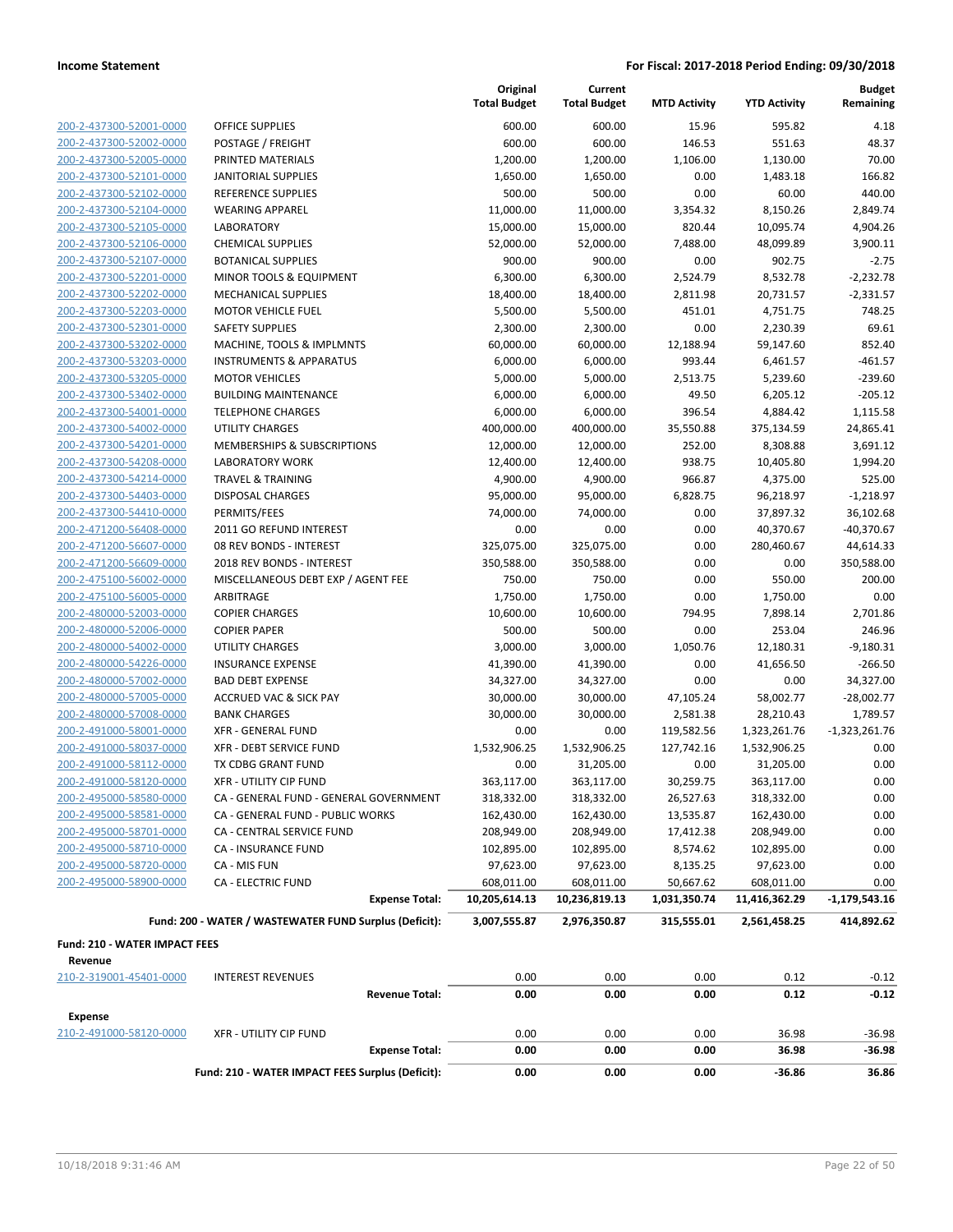**Income Statement** — For Fiscal: 2017-2018 Period Ending: 09/30/2018

| | | Original Total Budget | Current Total Budget | MTD Activity | YTD Activity | Budget Remaining |
|---|---|---|---|---|---|---|
| 200-2-437300-52001-0000 | OFFICE SUPPLIES | 600.00 | 600.00 | 15.96 | 595.82 | 4.18 |
| 200-2-437300-52002-0000 | POSTAGE / FREIGHT | 600.00 | 600.00 | 146.53 | 551.63 | 48.37 |
| 200-2-437300-52005-0000 | PRINTED MATERIALS | 1,200.00 | 1,200.00 | 1,106.00 | 1,130.00 | 70.00 |
| 200-2-437300-52101-0000 | JANITORIAL SUPPLIES | 1,650.00 | 1,650.00 | 0.00 | 1,483.18 | 166.82 |
| 200-2-437300-52102-0000 | REFERENCE SUPPLIES | 500.00 | 500.00 | 0.00 | 60.00 | 440.00 |
| 200-2-437300-52104-0000 | WEARING APPAREL | 11,000.00 | 11,000.00 | 3,354.32 | 8,150.26 | 2,849.74 |
| 200-2-437300-52105-0000 | LABORATORY | 15,000.00 | 15,000.00 | 820.44 | 10,095.74 | 4,904.26 |
| 200-2-437300-52106-0000 | CHEMICAL SUPPLIES | 52,000.00 | 52,000.00 | 7,488.00 | 48,099.89 | 3,900.11 |
| 200-2-437300-52107-0000 | BOTANICAL SUPPLIES | 900.00 | 900.00 | 0.00 | 902.75 | -2.75 |
| 200-2-437300-52201-0000 | MINOR TOOLS & EQUIPMENT | 6,300.00 | 6,300.00 | 2,524.79 | 8,532.78 | -2,232.78 |
| 200-2-437300-52202-0000 | MECHANICAL SUPPLIES | 18,400.00 | 18,400.00 | 2,811.98 | 20,731.57 | -2,331.57 |
| 200-2-437300-52203-0000 | MOTOR VEHICLE FUEL | 5,500.00 | 5,500.00 | 451.01 | 4,751.75 | 748.25 |
| 200-2-437300-52301-0000 | SAFETY SUPPLIES | 2,300.00 | 2,300.00 | 0.00 | 2,230.39 | 69.61 |
| 200-2-437300-53202-0000 | MACHINE, TOOLS & IMPLMNTS | 60,000.00 | 60,000.00 | 12,188.94 | 59,147.60 | 852.40 |
| 200-2-437300-53203-0000 | INSTRUMENTS & APPARATUS | 6,000.00 | 6,000.00 | 993.44 | 6,461.57 | -461.57 |
| 200-2-437300-53205-0000 | MOTOR VEHICLES | 5,000.00 | 5,000.00 | 2,513.75 | 5,239.60 | -239.60 |
| 200-2-437300-53402-0000 | BUILDING MAINTENANCE | 6,000.00 | 6,000.00 | 49.50 | 6,205.12 | -205.12 |
| 200-2-437300-54001-0000 | TELEPHONE CHARGES | 6,000.00 | 6,000.00 | 396.54 | 4,884.42 | 1,115.58 |
| 200-2-437300-54002-0000 | UTILITY CHARGES | 400,000.00 | 400,000.00 | 35,550.88 | 375,134.59 | 24,865.41 |
| 200-2-437300-54201-0000 | MEMBERSHIPS & SUBSCRIPTIONS | 12,000.00 | 12,000.00 | 252.00 | 8,308.88 | 3,691.12 |
| 200-2-437300-54208-0000 | LABORATORY WORK | 12,400.00 | 12,400.00 | 938.75 | 10,405.80 | 1,994.20 |
| 200-2-437300-54214-0000 | TRAVEL & TRAINING | 4,900.00 | 4,900.00 | 966.87 | 4,375.00 | 525.00 |
| 200-2-437300-54403-0000 | DISPOSAL CHARGES | 95,000.00 | 95,000.00 | 6,828.75 | 96,218.97 | -1,218.97 |
| 200-2-437300-54410-0000 | PERMITS/FEES | 74,000.00 | 74,000.00 | 0.00 | 37,897.32 | 36,102.68 |
| 200-2-471200-56408-0000 | 2011 GO REFUND INTEREST | 0.00 | 0.00 | 0.00 | 40,370.67 | -40,370.67 |
| 200-2-471200-56607-0000 | 08 REV BONDS - INTEREST | 325,075.00 | 325,075.00 | 0.00 | 280,460.67 | 44,614.33 |
| 200-2-471200-56609-0000 | 2018 REV BONDS - INTEREST | 350,588.00 | 350,588.00 | 0.00 | 0.00 | 350,588.00 |
| 200-2-475100-56002-0000 | MISCELLANEOUS DEBT EXP / AGENT FEE | 750.00 | 750.00 | 0.00 | 550.00 | 200.00 |
| 200-2-475100-56005-0000 | ARBITRAGE | 1,750.00 | 1,750.00 | 0.00 | 1,750.00 | 0.00 |
| 200-2-480000-52003-0000 | COPIER CHARGES | 10,600.00 | 10,600.00 | 794.95 | 7,898.14 | 2,701.86 |
| 200-2-480000-52006-0000 | COPIER PAPER | 500.00 | 500.00 | 0.00 | 253.04 | 246.96 |
| 200-2-480000-54002-0000 | UTILITY CHARGES | 3,000.00 | 3,000.00 | 1,050.76 | 12,180.31 | -9,180.31 |
| 200-2-480000-54226-0000 | INSURANCE EXPENSE | 41,390.00 | 41,390.00 | 0.00 | 41,656.50 | -266.50 |
| 200-2-480000-57002-0000 | BAD DEBT EXPENSE | 34,327.00 | 34,327.00 | 0.00 | 0.00 | 34,327.00 |
| 200-2-480000-57005-0000 | ACCRUED VAC & SICK PAY | 30,000.00 | 30,000.00 | 47,105.24 | 58,002.77 | -28,002.77 |
| 200-2-480000-57008-0000 | BANK CHARGES | 30,000.00 | 30,000.00 | 2,581.38 | 28,210.43 | 1,789.57 |
| 200-2-491000-58001-0000 | XFR - GENERAL FUND | 0.00 | 0.00 | 119,582.56 | 1,323,261.76 | -1,323,261.76 |
| 200-2-491000-58037-0000 | XFR - DEBT SERVICE FUND | 1,532,906.25 | 1,532,906.25 | 127,742.16 | 1,532,906.25 | 0.00 |
| 200-2-491000-58112-0000 | TX CDBG GRANT FUND | 0.00 | 31,205.00 | 0.00 | 31,205.00 | 0.00 |
| 200-2-491000-58120-0000 | XFR - UTILITY CIP FUND | 363,117.00 | 363,117.00 | 30,259.75 | 363,117.00 | 0.00 |
| 200-2-495000-58580-0000 | CA - GENERAL FUND - GENERAL GOVERNMENT | 318,332.00 | 318,332.00 | 26,527.63 | 318,332.00 | 0.00 |
| 200-2-495000-58581-0000 | CA - GENERAL FUND - PUBLIC WORKS | 162,430.00 | 162,430.00 | 13,535.87 | 162,430.00 | 0.00 |
| 200-2-495000-58701-0000 | CA - CENTRAL SERVICE FUND | 208,949.00 | 208,949.00 | 17,412.38 | 208,949.00 | 0.00 |
| 200-2-495000-58710-0000 | CA - INSURANCE FUND | 102,895.00 | 102,895.00 | 8,574.62 | 102,895.00 | 0.00 |
| 200-2-495000-58720-0000 | CA - MIS FUN | 97,623.00 | 97,623.00 | 8,135.25 | 97,623.00 | 0.00 |
| 200-2-495000-58900-0000 | CA - ELECTRIC FUND | 608,011.00 | 608,011.00 | 50,667.62 | 608,011.00 | 0.00 |
| | **Expense Total:** | **10,205,614.13** | **10,236,819.13** | **1,031,350.74** | **11,416,362.29** | **-1,179,543.16** |
| | **Fund: 200 - WATER / WASTEWATER FUND Surplus (Deficit):** | **3,007,555.87** | **2,976,350.87** | **315,555.01** | **2,561,458.25** | **414,892.62** |

**Fund: 210 - WATER IMPACT FEES**

**Revenue**

| | | Original Total Budget | Current Total Budget | MTD Activity | YTD Activity | Budget Remaining |
|---|---|---|---|---|---|---|
| 210-2-319001-45401-0000 | INTEREST REVENUES | 0.00 | 0.00 | 0.00 | 0.12 | -0.12 |
| | **Revenue Total:** | **0.00** | **0.00** | **0.00** | **0.12** | **-0.12** |

**Expense**

| | | Original Total Budget | Current Total Budget | MTD Activity | YTD Activity | Budget Remaining |
|---|---|---|---|---|---|---|
| 210-2-491000-58120-0000 | XFR - UTILITY CIP FUND | 0.00 | 0.00 | 0.00 | 36.98 | -36.98 |
| | **Expense Total:** | **0.00** | **0.00** | **0.00** | **36.98** | **-36.98** |
| | **Fund: 210 - WATER IMPACT FEES Surplus (Deficit):** | **0.00** | **0.00** | **0.00** | **-36.86** | **36.86** |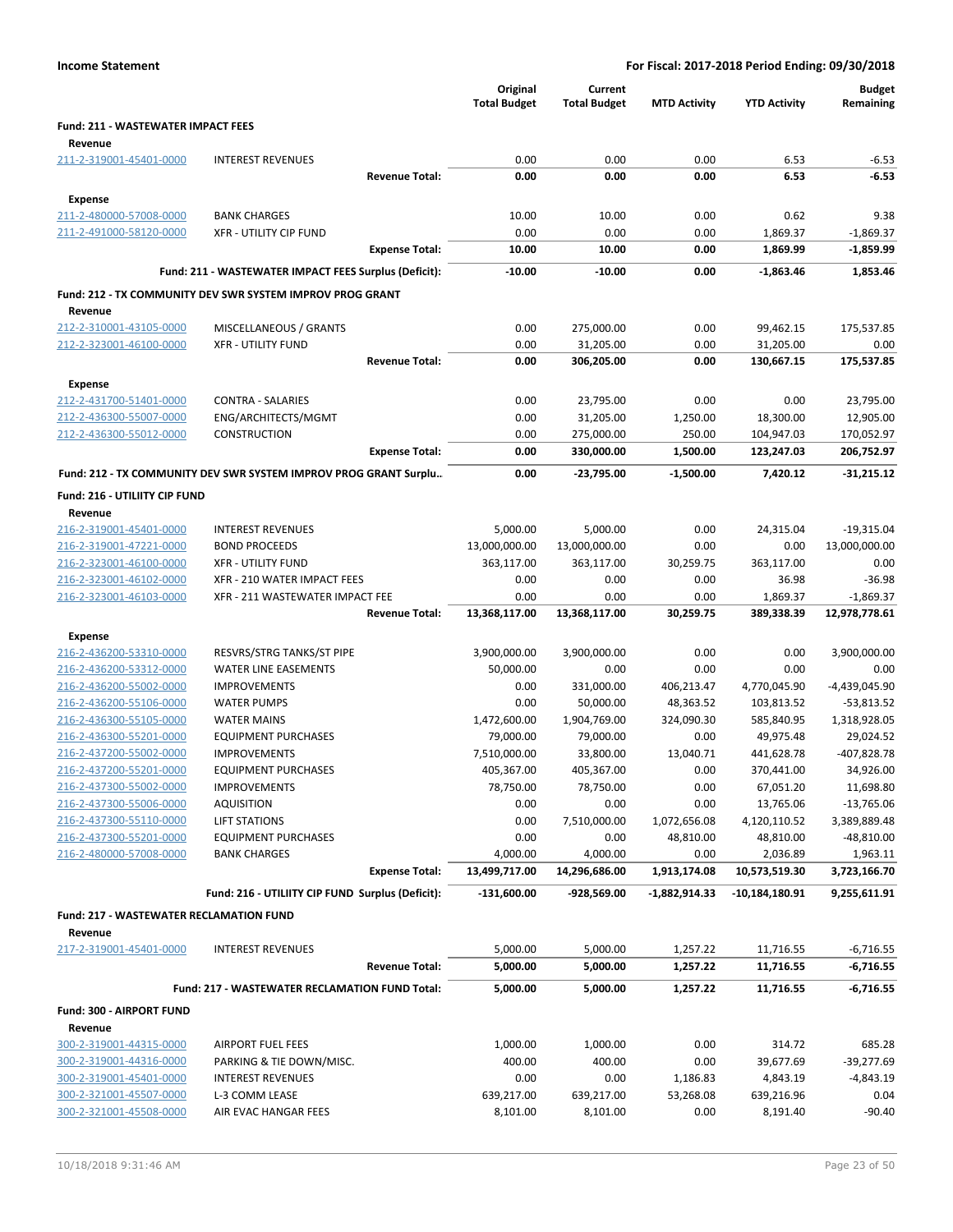**Income Statement** — **For Fiscal: 2017-2018 Period Ending: 09/30/2018**

| | | Original Total Budget | Current Total Budget | MTD Activity | YTD Activity | Budget Remaining |
|---|---|---|---|---|---|---|
| **Fund: 211 - WASTEWATER IMPACT FEES** | | | | | | |
| **Revenue** | | | | | | |
| 211-2-319001-45401-0000 | INTEREST REVENUES | 0.00 | 0.00 | 0.00 | 6.53 | -6.53 |
| | **Revenue Total:** | **0.00** | **0.00** | **0.00** | **6.53** | **-6.53** |
| **Expense** | | | | | | |
| 211-2-480000-57008-0000 | BANK CHARGES | 10.00 | 10.00 | 0.00 | 0.62 | 9.38 |
| 211-2-491000-58120-0000 | XFR - UTILITY CIP FUND | 0.00 | 0.00 | 0.00 | 1,869.37 | -1,869.37 |
| | **Expense Total:** | **10.00** | **10.00** | **0.00** | **1,869.99** | **-1,859.99** |
| | **Fund: 211 - WASTEWATER IMPACT FEES Surplus (Deficit):** | **-10.00** | **-10.00** | **0.00** | **-1,863.46** | **1,853.46** |
| **Fund: 212 - TX COMMUNITY DEV SWR SYSTEM IMPROV PROG GRANT** | | | | | | |
| **Revenue** | | | | | | |
| 212-2-310001-43105-0000 | MISCELLANEOUS / GRANTS | 0.00 | 275,000.00 | 0.00 | 99,462.15 | 175,537.85 |
| 212-2-323001-46100-0000 | XFR - UTILITY FUND | 0.00 | 31,205.00 | 0.00 | 31,205.00 | 0.00 |
| | **Revenue Total:** | **0.00** | **306,205.00** | **0.00** | **130,667.15** | **175,537.85** |
| **Expense** | | | | | | |
| 212-2-431700-51401-0000 | CONTRA - SALARIES | 0.00 | 23,795.00 | 0.00 | 0.00 | 23,795.00 |
| 212-2-436300-55007-0000 | ENG/ARCHITECTS/MGMT | 0.00 | 31,205.00 | 1,250.00 | 18,300.00 | 12,905.00 |
| 212-2-436300-55012-0000 | CONSTRUCTION | 0.00 | 275,000.00 | 250.00 | 104,947.03 | 170,052.97 |
| | **Expense Total:** | **0.00** | **330,000.00** | **1,500.00** | **123,247.03** | **206,752.97** |
| | **Fund: 212 - TX COMMUNITY DEV SWR SYSTEM IMPROV PROG GRANT Surplu..** | **0.00** | **-23,795.00** | **-1,500.00** | **7,420.12** | **-31,215.12** |
| **Fund: 216 - UTILIITY CIP FUND** | | | | | | |
| **Revenue** | | | | | | |
| 216-2-319001-45401-0000 | INTEREST REVENUES | 5,000.00 | 5,000.00 | 0.00 | 24,315.04 | -19,315.04 |
| 216-2-319001-47221-0000 | BOND PROCEEDS | 13,000,000.00 | 13,000,000.00 | 0.00 | 0.00 | 13,000,000.00 |
| 216-2-323001-46100-0000 | XFR - UTILITY FUND | 363,117.00 | 363,117.00 | 30,259.75 | 363,117.00 | 0.00 |
| 216-2-323001-46102-0000 | XFR - 210 WATER IMPACT FEES | 0.00 | 0.00 | 0.00 | 36.98 | -36.98 |
| 216-2-323001-46103-0000 | XFR - 211 WASTEWATER IMPACT FEE | 0.00 | 0.00 | 0.00 | 1,869.37 | -1,869.37 |
| | **Revenue Total:** | **13,368,117.00** | **13,368,117.00** | **30,259.75** | **389,338.39** | **12,978,778.61** |
| **Expense** | | | | | | |
| 216-2-436200-53310-0000 | RESVRS/STRG TANKS/ST PIPE | 3,900,000.00 | 3,900,000.00 | 0.00 | 0.00 | 3,900,000.00 |
| 216-2-436200-53312-0000 | WATER LINE EASEMENTS | 50,000.00 | 0.00 | 0.00 | 0.00 | 0.00 |
| 216-2-436200-55002-0000 | IMPROVEMENTS | 0.00 | 331,000.00 | 406,213.47 | 4,770,045.90 | -4,439,045.90 |
| 216-2-436200-55106-0000 | WATER PUMPS | 0.00 | 50,000.00 | 48,363.52 | 103,813.52 | -53,813.52 |
| 216-2-436300-55105-0000 | WATER MAINS | 1,472,600.00 | 1,904,769.00 | 324,090.30 | 585,840.95 | 1,318,928.05 |
| 216-2-436300-55201-0000 | EQUIPMENT PURCHASES | 79,000.00 | 79,000.00 | 0.00 | 49,975.48 | 29,024.52 |
| 216-2-437200-55002-0000 | IMPROVEMENTS | 7,510,000.00 | 33,800.00 | 13,040.71 | 441,628.78 | -407,828.78 |
| 216-2-437200-55201-0000 | EQUIPMENT PURCHASES | 405,367.00 | 405,367.00 | 0.00 | 370,441.00 | 34,926.00 |
| 216-2-437300-55002-0000 | IMPROVEMENTS | 78,750.00 | 78,750.00 | 0.00 | 67,051.20 | 11,698.80 |
| 216-2-437300-55006-0000 | AQUISITION | 0.00 | 0.00 | 0.00 | 13,765.06 | -13,765.06 |
| 216-2-437300-55110-0000 | LIFT STATIONS | 0.00 | 7,510,000.00 | 1,072,656.08 | 4,120,110.52 | 3,389,889.48 |
| 216-2-437300-55201-0000 | EQUIPMENT PURCHASES | 0.00 | 0.00 | 48,810.00 | 48,810.00 | -48,810.00 |
| 216-2-480000-57008-0000 | BANK CHARGES | 4,000.00 | 4,000.00 | 0.00 | 2,036.89 | 1,963.11 |
| | **Expense Total:** | **13,499,717.00** | **14,296,686.00** | **1,913,174.08** | **10,573,519.30** | **3,723,166.70** |
| | **Fund: 216 - UTILIITY CIP FUND Surplus (Deficit):** | **-131,600.00** | **-928,569.00** | **-1,882,914.33** | **-10,184,180.91** | **9,255,611.91** |
| **Fund: 217 - WASTEWATER RECLAMATION FUND** | | | | | | |
| **Revenue** | | | | | | |
| 217-2-319001-45401-0000 | INTEREST REVENUES | 5,000.00 | 5,000.00 | 1,257.22 | 11,716.55 | -6,716.55 |
| | **Revenue Total:** | **5,000.00** | **5,000.00** | **1,257.22** | **11,716.55** | **-6,716.55** |
| | **Fund: 217 - WASTEWATER RECLAMATION FUND Total:** | **5,000.00** | **5,000.00** | **1,257.22** | **11,716.55** | **-6,716.55** |
| **Fund: 300 - AIRPORT FUND** | | | | | | |
| **Revenue** | | | | | | |
| 300-2-319001-44315-0000 | AIRPORT FUEL FEES | 1,000.00 | 1,000.00 | 0.00 | 314.72 | 685.28 |
| 300-2-319001-44316-0000 | PARKING & TIE DOWN/MISC. | 400.00 | 400.00 | 0.00 | 39,677.69 | -39,277.69 |
| 300-2-319001-45401-0000 | INTEREST REVENUES | 0.00 | 0.00 | 1,186.83 | 4,843.19 | -4,843.19 |
| 300-2-321001-45507-0000 | L-3 COMM LEASE | 639,217.00 | 639,217.00 | 53,268.08 | 639,216.96 | 0.04 |
| 300-2-321001-45508-0000 | AIR EVAC HANGAR FEES | 8,101.00 | 8,101.00 | 0.00 | 8,191.40 | -90.40 |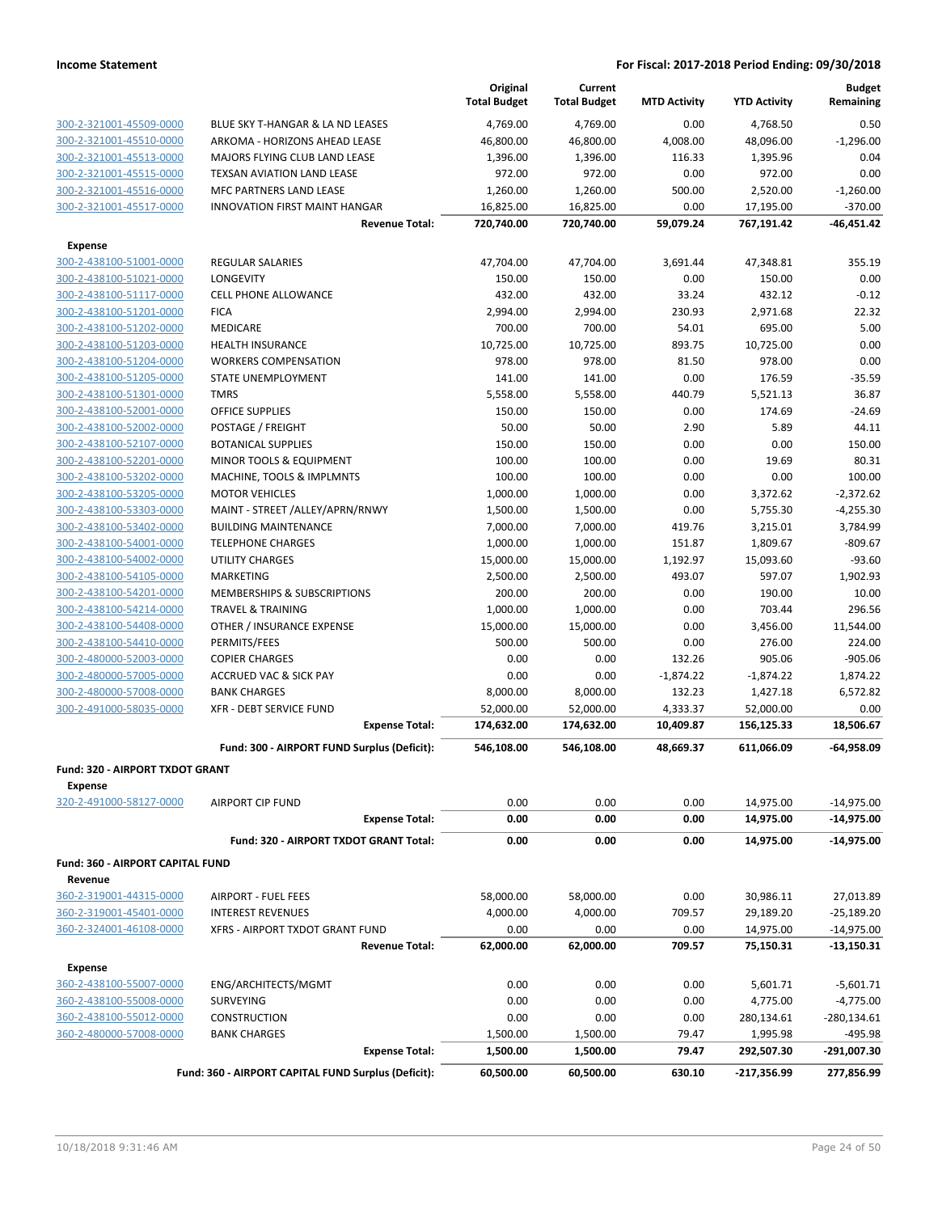| | | Original Total Budget | Current Total Budget | MTD Activity | YTD Activity | Budget Remaining |
|---|---|---|---|---|---|---|
| 300-2-321001-45509-0000 | BLUE SKY T-HANGAR & LA ND LEASES | 4,769.00 | 4,769.00 | 0.00 | 4,768.50 | 0.50 |
| 300-2-321001-45510-0000 | ARKOMA - HORIZONS AHEAD LEASE | 46,800.00 | 46,800.00 | 4,008.00 | 48,096.00 | -1,296.00 |
| 300-2-321001-45513-0000 | MAJORS FLYING CLUB LAND LEASE | 1,396.00 | 1,396.00 | 116.33 | 1,395.96 | 0.04 |
| 300-2-321001-45515-0000 | TEXSAN AVIATION LAND LEASE | 972.00 | 972.00 | 0.00 | 972.00 | 0.00 |
| 300-2-321001-45516-0000 | MFC PARTNERS LAND LEASE | 1,260.00 | 1,260.00 | 500.00 | 2,520.00 | -1,260.00 |
| 300-2-321001-45517-0000 | INNOVATION FIRST MAINT HANGAR | 16,825.00 | 16,825.00 | 0.00 | 17,195.00 | -370.00 |
| | **Revenue Total:** | **720,740.00** | **720,740.00** | **59,079.24** | **767,191.42** | **-46,451.42** |
| **Expense** | | | | | | |
| 300-2-438100-51001-0000 | REGULAR SALARIES | 47,704.00 | 47,704.00 | 3,691.44 | 47,348.81 | 355.19 |
| 300-2-438100-51021-0000 | LONGEVITY | 150.00 | 150.00 | 0.00 | 150.00 | 0.00 |
| 300-2-438100-51117-0000 | CELL PHONE ALLOWANCE | 432.00 | 432.00 | 33.24 | 432.12 | -0.12 |
| 300-2-438100-51201-0000 | FICA | 2,994.00 | 2,994.00 | 230.93 | 2,971.68 | 22.32 |
| 300-2-438100-51202-0000 | MEDICARE | 700.00 | 700.00 | 54.01 | 695.00 | 5.00 |
| 300-2-438100-51203-0000 | HEALTH INSURANCE | 10,725.00 | 10,725.00 | 893.75 | 10,725.00 | 0.00 |
| 300-2-438100-51204-0000 | WORKERS COMPENSATION | 978.00 | 978.00 | 81.50 | 978.00 | 0.00 |
| 300-2-438100-51205-0000 | STATE UNEMPLOYMENT | 141.00 | 141.00 | 0.00 | 176.59 | -35.59 |
| 300-2-438100-51301-0000 | TMRS | 5,558.00 | 5,558.00 | 440.79 | 5,521.13 | 36.87 |
| 300-2-438100-52001-0000 | OFFICE SUPPLIES | 150.00 | 150.00 | 0.00 | 174.69 | -24.69 |
| 300-2-438100-52002-0000 | POSTAGE / FREIGHT | 50.00 | 50.00 | 2.90 | 5.89 | 44.11 |
| 300-2-438100-52107-0000 | BOTANICAL SUPPLIES | 150.00 | 150.00 | 0.00 | 0.00 | 150.00 |
| 300-2-438100-52201-0000 | MINOR TOOLS & EQUIPMENT | 100.00 | 100.00 | 0.00 | 19.69 | 80.31 |
| 300-2-438100-53202-0000 | MACHINE, TOOLS & IMPLMNTS | 100.00 | 100.00 | 0.00 | 0.00 | 100.00 |
| 300-2-438100-53205-0000 | MOTOR VEHICLES | 1,000.00 | 1,000.00 | 0.00 | 3,372.62 | -2,372.62 |
| 300-2-438100-53303-0000 | MAINT - STREET /ALLEY/APRN/RNWY | 1,500.00 | 1,500.00 | 0.00 | 5,755.30 | -4,255.30 |
| 300-2-438100-53402-0000 | BUILDING MAINTENANCE | 7,000.00 | 7,000.00 | 419.76 | 3,215.01 | 3,784.99 |
| 300-2-438100-54001-0000 | TELEPHONE CHARGES | 1,000.00 | 1,000.00 | 151.87 | 1,809.67 | -809.67 |
| 300-2-438100-54002-0000 | UTILITY CHARGES | 15,000.00 | 15,000.00 | 1,192.97 | 15,093.60 | -93.60 |
| 300-2-438100-54105-0000 | MARKETING | 2,500.00 | 2,500.00 | 493.07 | 597.07 | 1,902.93 |
| 300-2-438100-54201-0000 | MEMBERSHIPS & SUBSCRIPTIONS | 200.00 | 200.00 | 0.00 | 190.00 | 10.00 |
| 300-2-438100-54214-0000 | TRAVEL & TRAINING | 1,000.00 | 1,000.00 | 0.00 | 703.44 | 296.56 |
| 300-2-438100-54408-0000 | OTHER / INSURANCE EXPENSE | 15,000.00 | 15,000.00 | 0.00 | 3,456.00 | 11,544.00 |
| 300-2-438100-54410-0000 | PERMITS/FEES | 500.00 | 500.00 | 0.00 | 276.00 | 224.00 |
| 300-2-480000-52003-0000 | COPIER CHARGES | 0.00 | 0.00 | 132.26 | 905.06 | -905.06 |
| 300-2-480000-57005-0000 | ACCRUED VAC & SICK PAY | 0.00 | 0.00 | -1,874.22 | -1,874.22 | 1,874.22 |
| 300-2-480000-57008-0000 | BANK CHARGES | 8,000.00 | 8,000.00 | 132.23 | 1,427.18 | 6,572.82 |
| 300-2-491000-58035-0000 | XFR - DEBT SERVICE FUND | 52,000.00 | 52,000.00 | 4,333.37 | 52,000.00 | 0.00 |
| | **Expense Total:** | **174,632.00** | **174,632.00** | **10,409.87** | **156,125.33** | **18,506.67** |
| | **Fund: 300 - AIRPORT FUND Surplus (Deficit):** | **546,108.00** | **546,108.00** | **48,669.37** | **611,066.09** | **-64,958.09** |
| **Fund: 320 - AIRPORT TXDOT GRANT** | | | | | | |
| **Expense** | | | | | | |
| 320-2-491000-58127-0000 | AIRPORT CIP FUND | 0.00 | 0.00 | 0.00 | 14,975.00 | -14,975.00 |
| | **Expense Total:** | **0.00** | **0.00** | **0.00** | **14,975.00** | **-14,975.00** |
| | **Fund: 320 - AIRPORT TXDOT GRANT Total:** | **0.00** | **0.00** | **0.00** | **14,975.00** | **-14,975.00** |
| **Fund: 360 - AIRPORT CAPITAL FUND** | | | | | | |
| **Revenue** | | | | | | |
| 360-2-319001-44315-0000 | AIRPORT - FUEL FEES | 58,000.00 | 58,000.00 | 0.00 | 30,986.11 | 27,013.89 |
| 360-2-319001-45401-0000 | INTEREST REVENUES | 4,000.00 | 4,000.00 | 709.57 | 29,189.20 | -25,189.20 |
| 360-2-324001-46108-0000 | XFRS - AIRPORT TXDOT GRANT FUND | 0.00 | 0.00 | 0.00 | 14,975.00 | -14,975.00 |
| | **Revenue Total:** | **62,000.00** | **62,000.00** | **709.57** | **75,150.31** | **-13,150.31** |
| **Expense** | | | | | | |
| 360-2-438100-55007-0000 | ENG/ARCHITECTS/MGMT | 0.00 | 0.00 | 0.00 | 5,601.71 | -5,601.71 |
| 360-2-438100-55008-0000 | SURVEYING | 0.00 | 0.00 | 0.00 | 4,775.00 | -4,775.00 |
| 360-2-438100-55012-0000 | CONSTRUCTION | 0.00 | 0.00 | 0.00 | 280,134.61 | -280,134.61 |
| 360-2-480000-57008-0000 | BANK CHARGES | 1,500.00 | 1,500.00 | 79.47 | 1,995.98 | -495.98 |
| | **Expense Total:** | **1,500.00** | **1,500.00** | **79.47** | **292,507.30** | **-291,007.30** |
| | **Fund: 360 - AIRPORT CAPITAL FUND Surplus (Deficit):** | **60,500.00** | **60,500.00** | **630.10** | **-217,356.99** | **277,856.99** |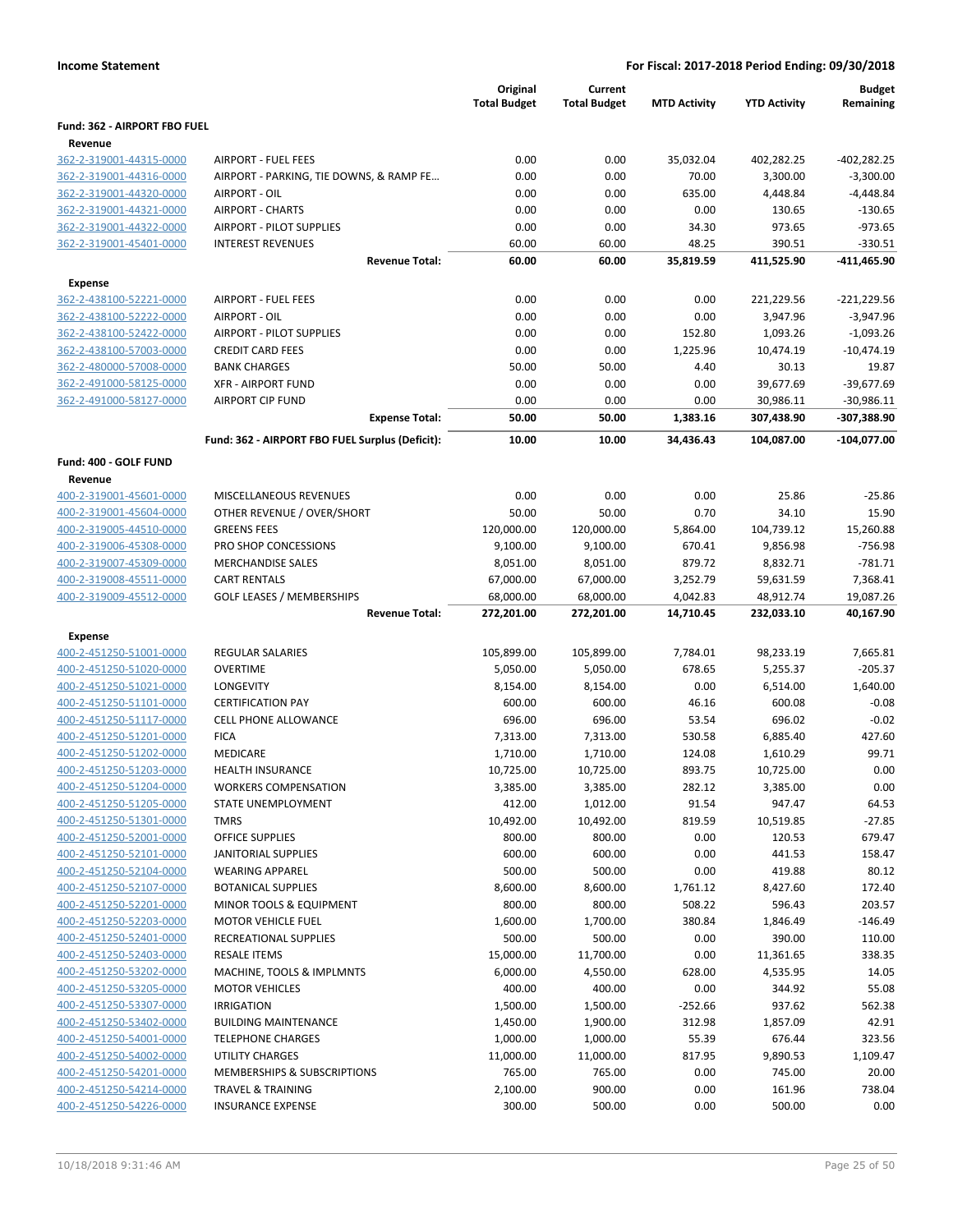**Income Statement** — **For Fiscal: 2017-2018 Period Ending: 09/30/2018**

| | | Original Total Budget | Current Total Budget | MTD Activity | YTD Activity | Budget Remaining |
|---|---|---|---|---|---|---|
| **Fund: 362 - AIRPORT FBO FUEL** | | | | | | |
| **Revenue** | | | | | | |
| 362-2-319001-44315-0000 | AIRPORT - FUEL FEES | 0.00 | 0.00 | 35,032.04 | 402,282.25 | -402,282.25 |
| 362-2-319001-44316-0000 | AIRPORT - PARKING, TIE DOWNS, & RAMP FE… | 0.00 | 0.00 | 70.00 | 3,300.00 | -3,300.00 |
| 362-2-319001-44320-0000 | AIRPORT - OIL | 0.00 | 0.00 | 635.00 | 4,448.84 | -4,448.84 |
| 362-2-319001-44321-0000 | AIRPORT - CHARTS | 0.00 | 0.00 | 0.00 | 130.65 | -130.65 |
| 362-2-319001-44322-0000 | AIRPORT - PILOT SUPPLIES | 0.00 | 0.00 | 34.30 | 973.65 | -973.65 |
| 362-2-319001-45401-0000 | INTEREST REVENUES | 60.00 | 60.00 | 48.25 | 390.51 | -330.51 |
| | **Revenue Total:** | **60.00** | **60.00** | **35,819.59** | **411,525.90** | **-411,465.90** |
| **Expense** | | | | | | |
| 362-2-438100-52221-0000 | AIRPORT - FUEL FEES | 0.00 | 0.00 | 0.00 | 221,229.56 | -221,229.56 |
| 362-2-438100-52222-0000 | AIRPORT - OIL | 0.00 | 0.00 | 0.00 | 3,947.96 | -3,947.96 |
| 362-2-438100-52422-0000 | AIRPORT - PILOT SUPPLIES | 0.00 | 0.00 | 152.80 | 1,093.26 | -1,093.26 |
| 362-2-438100-57003-0000 | CREDIT CARD FEES | 0.00 | 0.00 | 1,225.96 | 10,474.19 | -10,474.19 |
| 362-2-480000-57008-0000 | BANK CHARGES | 50.00 | 50.00 | 4.40 | 30.13 | 19.87 |
| 362-2-491000-58125-0000 | XFR - AIRPORT FUND | 0.00 | 0.00 | 0.00 | 39,677.69 | -39,677.69 |
| 362-2-491000-58127-0000 | AIRPORT CIP FUND | 0.00 | 0.00 | 0.00 | 30,986.11 | -30,986.11 |
| | **Expense Total:** | **50.00** | **50.00** | **1,383.16** | **307,438.90** | **-307,388.90** |
| | **Fund: 362 - AIRPORT FBO FUEL Surplus (Deficit):** | **10.00** | **10.00** | **34,436.43** | **104,087.00** | **-104,077.00** |
| **Fund: 400 - GOLF FUND** | | | | | | |
| **Revenue** | | | | | | |
| 400-2-319001-45601-0000 | MISCELLANEOUS REVENUES | 0.00 | 0.00 | 0.00 | 25.86 | -25.86 |
| 400-2-319001-45604-0000 | OTHER REVENUE / OVER/SHORT | 50.00 | 50.00 | 0.70 | 34.10 | 15.90 |
| 400-2-319005-44510-0000 | GREENS FEES | 120,000.00 | 120,000.00 | 5,864.00 | 104,739.12 | 15,260.88 |
| 400-2-319006-45308-0000 | PRO SHOP CONCESSIONS | 9,100.00 | 9,100.00 | 670.41 | 9,856.98 | -756.98 |
| 400-2-319007-45309-0000 | MERCHANDISE SALES | 8,051.00 | 8,051.00 | 879.72 | 8,832.71 | -781.71 |
| 400-2-319008-45511-0000 | CART RENTALS | 67,000.00 | 67,000.00 | 3,252.79 | 59,631.59 | 7,368.41 |
| 400-2-319009-45512-0000 | GOLF LEASES / MEMBERSHIPS | 68,000.00 | 68,000.00 | 4,042.83 | 48,912.74 | 19,087.26 |
| | **Revenue Total:** | **272,201.00** | **272,201.00** | **14,710.45** | **232,033.10** | **40,167.90** |
| **Expense** | | | | | | |
| 400-2-451250-51001-0000 | REGULAR SALARIES | 105,899.00 | 105,899.00 | 7,784.01 | 98,233.19 | 7,665.81 |
| 400-2-451250-51020-0000 | OVERTIME | 5,050.00 | 5,050.00 | 678.65 | 5,255.37 | -205.37 |
| 400-2-451250-51021-0000 | LONGEVITY | 8,154.00 | 8,154.00 | 0.00 | 6,514.00 | 1,640.00 |
| 400-2-451250-51101-0000 | CERTIFICATION PAY | 600.00 | 600.00 | 46.16 | 600.08 | -0.08 |
| 400-2-451250-51117-0000 | CELL PHONE ALLOWANCE | 696.00 | 696.00 | 53.54 | 696.02 | -0.02 |
| 400-2-451250-51201-0000 | FICA | 7,313.00 | 7,313.00 | 530.58 | 6,885.40 | 427.60 |
| 400-2-451250-51202-0000 | MEDICARE | 1,710.00 | 1,710.00 | 124.08 | 1,610.29 | 99.71 |
| 400-2-451250-51203-0000 | HEALTH INSURANCE | 10,725.00 | 10,725.00 | 893.75 | 10,725.00 | 0.00 |
| 400-2-451250-51204-0000 | WORKERS COMPENSATION | 3,385.00 | 3,385.00 | 282.12 | 3,385.00 | 0.00 |
| 400-2-451250-51205-0000 | STATE UNEMPLOYMENT | 412.00 | 1,012.00 | 91.54 | 947.47 | 64.53 |
| 400-2-451250-51301-0000 | TMRS | 10,492.00 | 10,492.00 | 819.59 | 10,519.85 | -27.85 |
| 400-2-451250-52001-0000 | OFFICE SUPPLIES | 800.00 | 800.00 | 0.00 | 120.53 | 679.47 |
| 400-2-451250-52101-0000 | JANITORIAL SUPPLIES | 600.00 | 600.00 | 0.00 | 441.53 | 158.47 |
| 400-2-451250-52104-0000 | WEARING APPAREL | 500.00 | 500.00 | 0.00 | 419.88 | 80.12 |
| 400-2-451250-52107-0000 | BOTANICAL SUPPLIES | 8,600.00 | 8,600.00 | 1,761.12 | 8,427.60 | 172.40 |
| 400-2-451250-52201-0000 | MINOR TOOLS & EQUIPMENT | 800.00 | 800.00 | 508.22 | 596.43 | 203.57 |
| 400-2-451250-52203-0000 | MOTOR VEHICLE FUEL | 1,600.00 | 1,700.00 | 380.84 | 1,846.49 | -146.49 |
| 400-2-451250-52401-0000 | RECREATIONAL SUPPLIES | 500.00 | 500.00 | 0.00 | 390.00 | 110.00 |
| 400-2-451250-52403-0000 | RESALE ITEMS | 15,000.00 | 11,700.00 | 0.00 | 11,361.65 | 338.35 |
| 400-2-451250-53202-0000 | MACHINE, TOOLS & IMPLMNTS | 6,000.00 | 4,550.00 | 628.00 | 4,535.95 | 14.05 |
| 400-2-451250-53205-0000 | MOTOR VEHICLES | 400.00 | 400.00 | 0.00 | 344.92 | 55.08 |
| 400-2-451250-53307-0000 | IRRIGATION | 1,500.00 | 1,500.00 | -252.66 | 937.62 | 562.38 |
| 400-2-451250-53402-0000 | BUILDING MAINTENANCE | 1,450.00 | 1,900.00 | 312.98 | 1,857.09 | 42.91 |
| 400-2-451250-54001-0000 | TELEPHONE CHARGES | 1,000.00 | 1,000.00 | 55.39 | 676.44 | 323.56 |
| 400-2-451250-54002-0000 | UTILITY CHARGES | 11,000.00 | 11,000.00 | 817.95 | 9,890.53 | 1,109.47 |
| 400-2-451250-54201-0000 | MEMBERSHIPS & SUBSCRIPTIONS | 765.00 | 765.00 | 0.00 | 745.00 | 20.00 |
| 400-2-451250-54214-0000 | TRAVEL & TRAINING | 2,100.00 | 900.00 | 0.00 | 161.96 | 738.04 |
| 400-2-451250-54226-0000 | INSURANCE EXPENSE | 300.00 | 500.00 | 0.00 | 500.00 | 0.00 |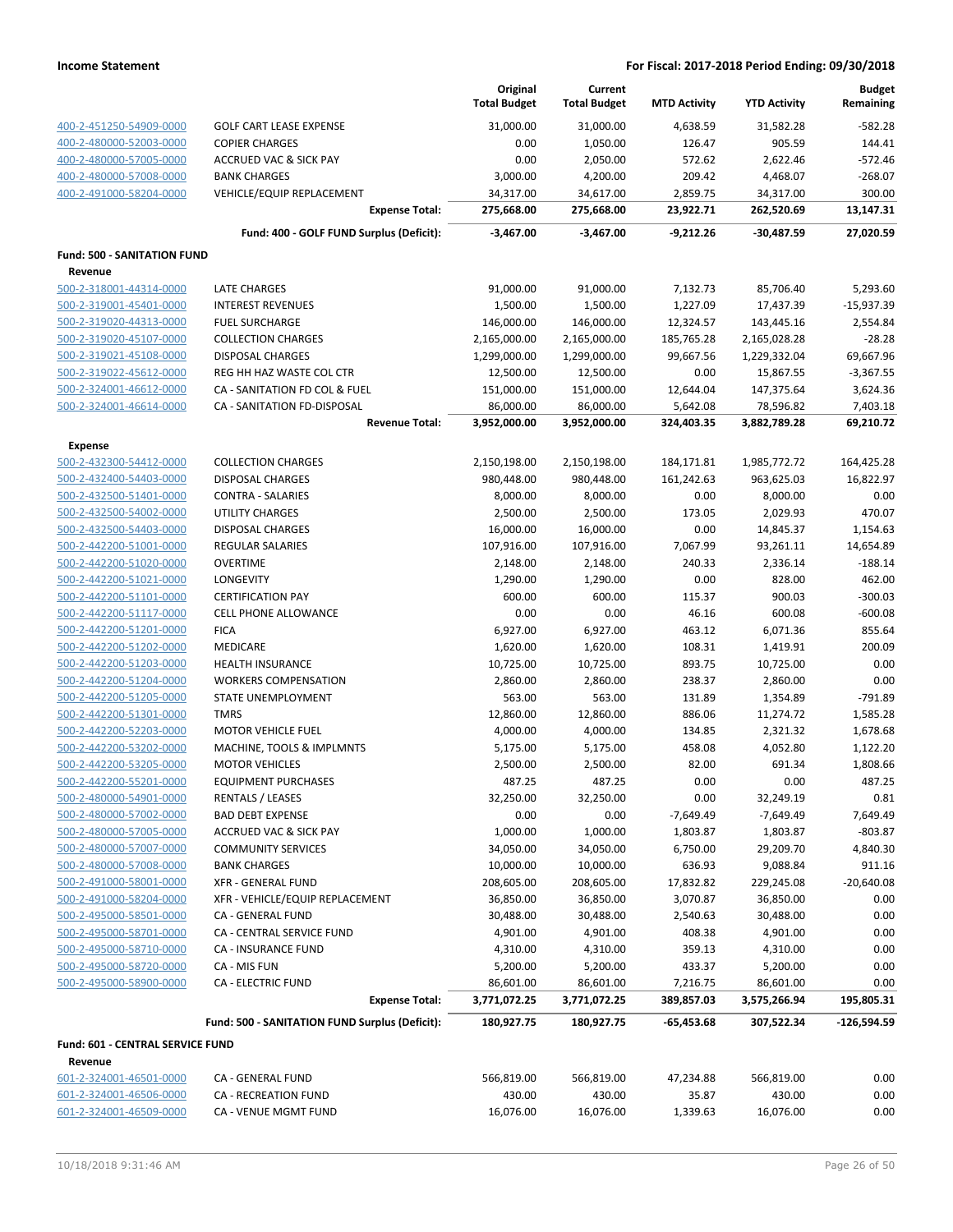**Income Statement** — **For Fiscal: 2017-2018 Period Ending: 09/30/2018**

| | | Original Total Budget | Current Total Budget | MTD Activity | YTD Activity | Budget Remaining |
|---|---|---|---|---|---|---|
| 400-2-451250-54909-0000 | GOLF CART LEASE EXPENSE | 31,000.00 | 31,000.00 | 4,638.59 | 31,582.28 | -582.28 |
| 400-2-480000-52003-0000 | COPIER CHARGES | 0.00 | 1,050.00 | 126.47 | 905.59 | 144.41 |
| 400-2-480000-57005-0000 | ACCRUED VAC & SICK PAY | 0.00 | 2,050.00 | 572.62 | 2,622.46 | -572.46 |
| 400-2-480000-57008-0000 | BANK CHARGES | 3,000.00 | 4,200.00 | 209.42 | 4,468.07 | -268.07 |
| 400-2-491000-58204-0000 | VEHICLE/EQUIP REPLACEMENT | 34,317.00 | 34,617.00 | 2,859.75 | 34,317.00 | 300.00 |
| | **Expense Total:** | **275,668.00** | **275,668.00** | **23,922.71** | **262,520.69** | **13,147.31** |
| | **Fund: 400 - GOLF FUND Surplus (Deficit):** | **-3,467.00** | **-3,467.00** | **-9,212.26** | **-30,487.59** | **27,020.59** |
| **Fund: 500 - SANITATION FUND** | | | | | | |
| **Revenue** | | | | | | |
| 500-2-318001-44314-0000 | LATE CHARGES | 91,000.00 | 91,000.00 | 7,132.73 | 85,706.40 | 5,293.60 |
| 500-2-319001-45401-0000 | INTEREST REVENUES | 1,500.00 | 1,500.00 | 1,227.09 | 17,437.39 | -15,937.39 |
| 500-2-319020-44313-0000 | FUEL SURCHARGE | 146,000.00 | 146,000.00 | 12,324.57 | 143,445.16 | 2,554.84 |
| 500-2-319020-45107-0000 | COLLECTION CHARGES | 2,165,000.00 | 2,165,000.00 | 185,765.28 | 2,165,028.28 | -28.28 |
| 500-2-319021-45108-0000 | DISPOSAL CHARGES | 1,299,000.00 | 1,299,000.00 | 99,667.56 | 1,229,332.04 | 69,667.96 |
| 500-2-319022-45612-0000 | REG HH HAZ WASTE COL CTR | 12,500.00 | 12,500.00 | 0.00 | 15,867.55 | -3,367.55 |
| 500-2-324001-46612-0000 | CA - SANITATION FD COL & FUEL | 151,000.00 | 151,000.00 | 12,644.04 | 147,375.64 | 3,624.36 |
| 500-2-324001-46614-0000 | CA - SANITATION FD-DISPOSAL | 86,000.00 | 86,000.00 | 5,642.08 | 78,596.82 | 7,403.18 |
| | **Revenue Total:** | **3,952,000.00** | **3,952,000.00** | **324,403.35** | **3,882,789.28** | **69,210.72** |
| **Expense** | | | | | | |
| 500-2-432300-54412-0000 | COLLECTION CHARGES | 2,150,198.00 | 2,150,198.00 | 184,171.81 | 1,985,772.72 | 164,425.28 |
| 500-2-432400-54403-0000 | DISPOSAL CHARGES | 980,448.00 | 980,448.00 | 161,242.63 | 963,625.03 | 16,822.97 |
| 500-2-432500-51401-0000 | CONTRA - SALARIES | 8,000.00 | 8,000.00 | 0.00 | 8,000.00 | 0.00 |
| 500-2-432500-54002-0000 | UTILITY CHARGES | 2,500.00 | 2,500.00 | 173.05 | 2,029.93 | 470.07 |
| 500-2-432500-54403-0000 | DISPOSAL CHARGES | 16,000.00 | 16,000.00 | 0.00 | 14,845.37 | 1,154.63 |
| 500-2-442200-51001-0000 | REGULAR SALARIES | 107,916.00 | 107,916.00 | 7,067.99 | 93,261.11 | 14,654.89 |
| 500-2-442200-51020-0000 | OVERTIME | 2,148.00 | 2,148.00 | 240.33 | 2,336.14 | -188.14 |
| 500-2-442200-51021-0000 | LONGEVITY | 1,290.00 | 1,290.00 | 0.00 | 828.00 | 462.00 |
| 500-2-442200-51101-0000 | CERTIFICATION PAY | 600.00 | 600.00 | 115.37 | 900.03 | -300.03 |
| 500-2-442200-51117-0000 | CELL PHONE ALLOWANCE | 0.00 | 0.00 | 46.16 | 600.08 | -600.08 |
| 500-2-442200-51201-0000 | FICA | 6,927.00 | 6,927.00 | 463.12 | 6,071.36 | 855.64 |
| 500-2-442200-51202-0000 | MEDICARE | 1,620.00 | 1,620.00 | 108.31 | 1,419.91 | 200.09 |
| 500-2-442200-51203-0000 | HEALTH INSURANCE | 10,725.00 | 10,725.00 | 893.75 | 10,725.00 | 0.00 |
| 500-2-442200-51204-0000 | WORKERS COMPENSATION | 2,860.00 | 2,860.00 | 238.37 | 2,860.00 | 0.00 |
| 500-2-442200-51205-0000 | STATE UNEMPLOYMENT | 563.00 | 563.00 | 131.89 | 1,354.89 | -791.89 |
| 500-2-442200-51301-0000 | TMRS | 12,860.00 | 12,860.00 | 886.06 | 11,274.72 | 1,585.28 |
| 500-2-442200-52203-0000 | MOTOR VEHICLE FUEL | 4,000.00 | 4,000.00 | 134.85 | 2,321.32 | 1,678.68 |
| 500-2-442200-53202-0000 | MACHINE, TOOLS & IMPLMNTS | 5,175.00 | 5,175.00 | 458.08 | 4,052.80 | 1,122.20 |
| 500-2-442200-53205-0000 | MOTOR VEHICLES | 2,500.00 | 2,500.00 | 82.00 | 691.34 | 1,808.66 |
| 500-2-442200-55201-0000 | EQUIPMENT PURCHASES | 487.25 | 487.25 | 0.00 | 0.00 | 487.25 |
| 500-2-480000-54901-0000 | RENTALS / LEASES | 32,250.00 | 32,250.00 | 0.00 | 32,249.19 | 0.81 |
| 500-2-480000-57002-0000 | BAD DEBT EXPENSE | 0.00 | 0.00 | -7,649.49 | -7,649.49 | 7,649.49 |
| 500-2-480000-57005-0000 | ACCRUED VAC & SICK PAY | 1,000.00 | 1,000.00 | 1,803.87 | 1,803.87 | -803.87 |
| 500-2-480000-57007-0000 | COMMUNITY SERVICES | 34,050.00 | 34,050.00 | 6,750.00 | 29,209.70 | 4,840.30 |
| 500-2-480000-57008-0000 | BANK CHARGES | 10,000.00 | 10,000.00 | 636.93 | 9,088.84 | 911.16 |
| 500-2-491000-58001-0000 | XFR - GENERAL FUND | 208,605.00 | 208,605.00 | 17,832.82 | 229,245.08 | -20,640.08 |
| 500-2-491000-58204-0000 | XFR - VEHICLE/EQUIP REPLACEMENT | 36,850.00 | 36,850.00 | 3,070.87 | 36,850.00 | 0.00 |
| 500-2-495000-58501-0000 | CA - GENERAL FUND | 30,488.00 | 30,488.00 | 2,540.63 | 30,488.00 | 0.00 |
| 500-2-495000-58701-0000 | CA - CENTRAL SERVICE FUND | 4,901.00 | 4,901.00 | 408.38 | 4,901.00 | 0.00 |
| 500-2-495000-58710-0000 | CA - INSURANCE FUND | 4,310.00 | 4,310.00 | 359.13 | 4,310.00 | 0.00 |
| 500-2-495000-58720-0000 | CA - MIS FUN | 5,200.00 | 5,200.00 | 433.37 | 5,200.00 | 0.00 |
| 500-2-495000-58900-0000 | CA - ELECTRIC FUND | 86,601.00 | 86,601.00 | 7,216.75 | 86,601.00 | 0.00 |
| | **Expense Total:** | **3,771,072.25** | **3,771,072.25** | **389,857.03** | **3,575,266.94** | **195,805.31** |
| | **Fund: 500 - SANITATION FUND Surplus (Deficit):** | **180,927.75** | **180,927.75** | **-65,453.68** | **307,522.34** | **-126,594.59** |
| **Fund: 601 - CENTRAL SERVICE FUND** | | | | | | |
| **Revenue** | | | | | | |
| 601-2-324001-46501-0000 | CA - GENERAL FUND | 566,819.00 | 566,819.00 | 47,234.88 | 566,819.00 | 0.00 |
| 601-2-324001-46506-0000 | CA - RECREATION FUND | 430.00 | 430.00 | 35.87 | 430.00 | 0.00 |
| 601-2-324001-46509-0000 | CA - VENUE MGMT FUND | 16,076.00 | 16,076.00 | 1,339.63 | 16,076.00 | 0.00 |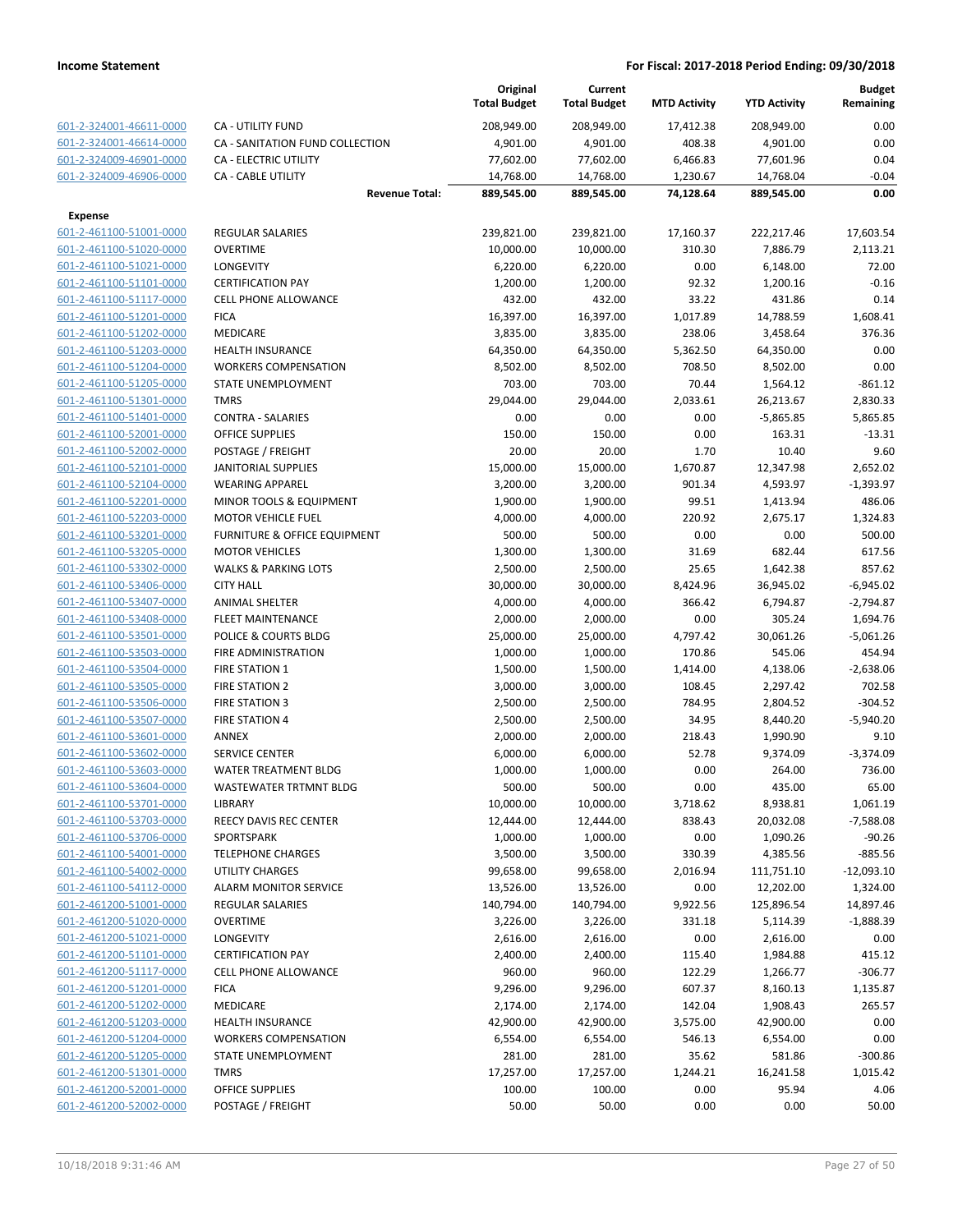**Income Statement** | **For Fiscal: 2017-2018 Period Ending: 09/30/2018**

| | | Original Total Budget | Current Total Budget | MTD Activity | YTD Activity | Budget Remaining |
|---|---|---|---|---|---|---|
| 601-2-324001-46611-0000 | CA - UTILITY FUND | 208,949.00 | 208,949.00 | 17,412.38 | 208,949.00 | 0.00 |
| 601-2-324001-46614-0000 | CA - SANITATION FUND COLLECTION | 4,901.00 | 4,901.00 | 408.38 | 4,901.00 | 0.00 |
| 601-2-324009-46901-0000 | CA - ELECTRIC UTILITY | 77,602.00 | 77,602.00 | 6,466.83 | 77,601.96 | 0.04 |
| 601-2-324009-46906-0000 | CA - CABLE UTILITY | 14,768.00 | 14,768.00 | 1,230.67 | 14,768.04 | -0.04 |
| | **Revenue Total:** | **889,545.00** | **889,545.00** | **74,128.64** | **889,545.00** | **0.00** |
| **Expense** | | | | | | |
| 601-2-461100-51001-0000 | REGULAR SALARIES | 239,821.00 | 239,821.00 | 17,160.37 | 222,217.46 | 17,603.54 |
| 601-2-461100-51020-0000 | OVERTIME | 10,000.00 | 10,000.00 | 310.30 | 7,886.79 | 2,113.21 |
| 601-2-461100-51021-0000 | LONGEVITY | 6,220.00 | 6,220.00 | 0.00 | 6,148.00 | 72.00 |
| 601-2-461100-51101-0000 | CERTIFICATION PAY | 1,200.00 | 1,200.00 | 92.32 | 1,200.16 | -0.16 |
| 601-2-461100-51117-0000 | CELL PHONE ALLOWANCE | 432.00 | 432.00 | 33.22 | 431.86 | 0.14 |
| 601-2-461100-51201-0000 | FICA | 16,397.00 | 16,397.00 | 1,017.89 | 14,788.59 | 1,608.41 |
| 601-2-461100-51202-0000 | MEDICARE | 3,835.00 | 3,835.00 | 238.06 | 3,458.64 | 376.36 |
| 601-2-461100-51203-0000 | HEALTH INSURANCE | 64,350.00 | 64,350.00 | 5,362.50 | 64,350.00 | 0.00 |
| 601-2-461100-51204-0000 | WORKERS COMPENSATION | 8,502.00 | 8,502.00 | 708.50 | 8,502.00 | 0.00 |
| 601-2-461100-51205-0000 | STATE UNEMPLOYMENT | 703.00 | 703.00 | 70.44 | 1,564.12 | -861.12 |
| 601-2-461100-51301-0000 | TMRS | 29,044.00 | 29,044.00 | 2,033.61 | 26,213.67 | 2,830.33 |
| 601-2-461100-51401-0000 | CONTRA - SALARIES | 0.00 | 0.00 | 0.00 | -5,865.85 | 5,865.85 |
| 601-2-461100-52001-0000 | OFFICE SUPPLIES | 150.00 | 150.00 | 0.00 | 163.31 | -13.31 |
| 601-2-461100-52002-0000 | POSTAGE / FREIGHT | 20.00 | 20.00 | 1.70 | 10.40 | 9.60 |
| 601-2-461100-52101-0000 | JANITORIAL SUPPLIES | 15,000.00 | 15,000.00 | 1,670.87 | 12,347.98 | 2,652.02 |
| 601-2-461100-52104-0000 | WEARING APPAREL | 3,200.00 | 3,200.00 | 901.34 | 4,593.97 | -1,393.97 |
| 601-2-461100-52201-0000 | MINOR TOOLS & EQUIPMENT | 1,900.00 | 1,900.00 | 99.51 | 1,413.94 | 486.06 |
| 601-2-461100-52203-0000 | MOTOR VEHICLE FUEL | 4,000.00 | 4,000.00 | 220.92 | 2,675.17 | 1,324.83 |
| 601-2-461100-53201-0000 | FURNITURE & OFFICE EQUIPMENT | 500.00 | 500.00 | 0.00 | 0.00 | 500.00 |
| 601-2-461100-53205-0000 | MOTOR VEHICLES | 1,300.00 | 1,300.00 | 31.69 | 682.44 | 617.56 |
| 601-2-461100-53302-0000 | WALKS & PARKING LOTS | 2,500.00 | 2,500.00 | 25.65 | 1,642.38 | 857.62 |
| 601-2-461100-53406-0000 | CITY HALL | 30,000.00 | 30,000.00 | 8,424.96 | 36,945.02 | -6,945.02 |
| 601-2-461100-53407-0000 | ANIMAL SHELTER | 4,000.00 | 4,000.00 | 366.42 | 6,794.87 | -2,794.87 |
| 601-2-461100-53408-0000 | FLEET MAINTENANCE | 2,000.00 | 2,000.00 | 0.00 | 305.24 | 1,694.76 |
| 601-2-461100-53501-0000 | POLICE & COURTS BLDG | 25,000.00 | 25,000.00 | 4,797.42 | 30,061.26 | -5,061.26 |
| 601-2-461100-53503-0000 | FIRE ADMINISTRATION | 1,000.00 | 1,000.00 | 170.86 | 545.06 | 454.94 |
| 601-2-461100-53504-0000 | FIRE STATION 1 | 1,500.00 | 1,500.00 | 1,414.00 | 4,138.06 | -2,638.06 |
| 601-2-461100-53505-0000 | FIRE STATION 2 | 3,000.00 | 3,000.00 | 108.45 | 2,297.42 | 702.58 |
| 601-2-461100-53506-0000 | FIRE STATION 3 | 2,500.00 | 2,500.00 | 784.95 | 2,804.52 | -304.52 |
| 601-2-461100-53507-0000 | FIRE STATION 4 | 2,500.00 | 2,500.00 | 34.95 | 8,440.20 | -5,940.20 |
| 601-2-461100-53601-0000 | ANNEX | 2,000.00 | 2,000.00 | 218.43 | 1,990.90 | 9.10 |
| 601-2-461100-53602-0000 | SERVICE CENTER | 6,000.00 | 6,000.00 | 52.78 | 9,374.09 | -3,374.09 |
| 601-2-461100-53603-0000 | WATER TREATMENT BLDG | 1,000.00 | 1,000.00 | 0.00 | 264.00 | 736.00 |
| 601-2-461100-53604-0000 | WASTEWATER TRTMNT BLDG | 500.00 | 500.00 | 0.00 | 435.00 | 65.00 |
| 601-2-461100-53701-0000 | LIBRARY | 10,000.00 | 10,000.00 | 3,718.62 | 8,938.81 | 1,061.19 |
| 601-2-461100-53703-0000 | REECY DAVIS REC CENTER | 12,444.00 | 12,444.00 | 838.43 | 20,032.08 | -7,588.08 |
| 601-2-461100-53706-0000 | SPORTSPARK | 1,000.00 | 1,000.00 | 0.00 | 1,090.26 | -90.26 |
| 601-2-461100-54001-0000 | TELEPHONE CHARGES | 3,500.00 | 3,500.00 | 330.39 | 4,385.56 | -885.56 |
| 601-2-461100-54002-0000 | UTILITY CHARGES | 99,658.00 | 99,658.00 | 2,016.94 | 111,751.10 | -12,093.10 |
| 601-2-461100-54112-0000 | ALARM MONITOR SERVICE | 13,526.00 | 13,526.00 | 0.00 | 12,202.00 | 1,324.00 |
| 601-2-461200-51001-0000 | REGULAR SALARIES | 140,794.00 | 140,794.00 | 9,922.56 | 125,896.54 | 14,897.46 |
| 601-2-461200-51020-0000 | OVERTIME | 3,226.00 | 3,226.00 | 331.18 | 5,114.39 | -1,888.39 |
| 601-2-461200-51021-0000 | LONGEVITY | 2,616.00 | 2,616.00 | 0.00 | 2,616.00 | 0.00 |
| 601-2-461200-51101-0000 | CERTIFICATION PAY | 2,400.00 | 2,400.00 | 115.40 | 1,984.88 | 415.12 |
| 601-2-461200-51117-0000 | CELL PHONE ALLOWANCE | 960.00 | 960.00 | 122.29 | 1,266.77 | -306.77 |
| 601-2-461200-51201-0000 | FICA | 9,296.00 | 9,296.00 | 607.37 | 8,160.13 | 1,135.87 |
| 601-2-461200-51202-0000 | MEDICARE | 2,174.00 | 2,174.00 | 142.04 | 1,908.43 | 265.57 |
| 601-2-461200-51203-0000 | HEALTH INSURANCE | 42,900.00 | 42,900.00 | 3,575.00 | 42,900.00 | 0.00 |
| 601-2-461200-51204-0000 | WORKERS COMPENSATION | 6,554.00 | 6,554.00 | 546.13 | 6,554.00 | 0.00 |
| 601-2-461200-51205-0000 | STATE UNEMPLOYMENT | 281.00 | 281.00 | 35.62 | 581.86 | -300.86 |
| 601-2-461200-51301-0000 | TMRS | 17,257.00 | 17,257.00 | 1,244.21 | 16,241.58 | 1,015.42 |
| 601-2-461200-52001-0000 | OFFICE SUPPLIES | 100.00 | 100.00 | 0.00 | 95.94 | 4.06 |
| 601-2-461200-52002-0000 | POSTAGE / FREIGHT | 50.00 | 50.00 | 0.00 | 0.00 | 50.00 |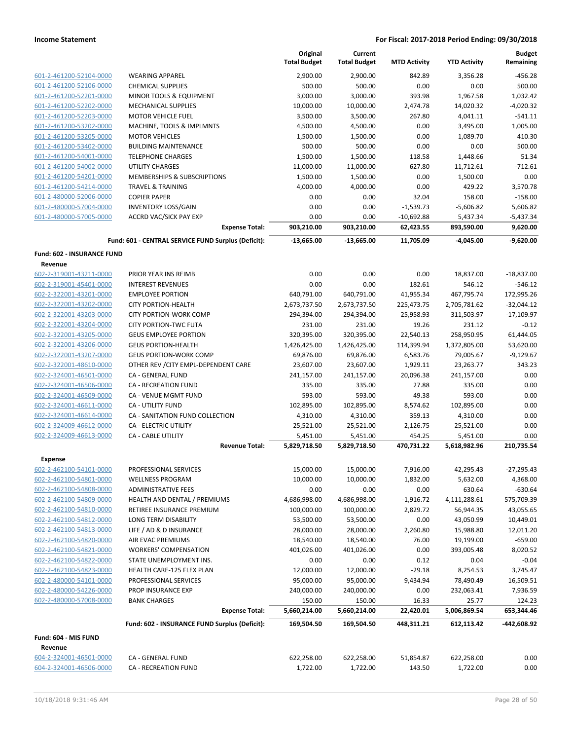**Income Statement** — For Fiscal: 2017-2018 Period Ending: 09/30/2018

| | | Original Total Budget | Current Total Budget | MTD Activity | YTD Activity | Budget Remaining |
|---|---|---|---|---|---|---|
| 601-2-461200-52104-0000 | WEARING APPAREL | 2,900.00 | 2,900.00 | 842.89 | 3,356.28 | -456.28 |
| 601-2-461200-52106-0000 | CHEMICAL SUPPLIES | 500.00 | 500.00 | 0.00 | 0.00 | 500.00 |
| 601-2-461200-52201-0000 | MINOR TOOLS & EQUIPMENT | 3,000.00 | 3,000.00 | 393.98 | 1,967.58 | 1,032.42 |
| 601-2-461200-52202-0000 | MECHANICAL SUPPLIES | 10,000.00 | 10,000.00 | 2,474.78 | 14,020.32 | -4,020.32 |
| 601-2-461200-52203-0000 | MOTOR VEHICLE FUEL | 3,500.00 | 3,500.00 | 267.80 | 4,041.11 | -541.11 |
| 601-2-461200-53202-0000 | MACHINE, TOOLS & IMPLMNTS | 4,500.00 | 4,500.00 | 0.00 | 3,495.00 | 1,005.00 |
| 601-2-461200-53205-0000 | MOTOR VEHICLES | 1,500.00 | 1,500.00 | 0.00 | 1,089.70 | 410.30 |
| 601-2-461200-53402-0000 | BUILDING MAINTENANCE | 500.00 | 500.00 | 0.00 | 0.00 | 500.00 |
| 601-2-461200-54001-0000 | TELEPHONE CHARGES | 1,500.00 | 1,500.00 | 118.58 | 1,448.66 | 51.34 |
| 601-2-461200-54002-0000 | UTILITY CHARGES | 11,000.00 | 11,000.00 | 627.80 | 11,712.61 | -712.61 |
| 601-2-461200-54201-0000 | MEMBERSHIPS & SUBSCRIPTIONS | 1,500.00 | 1,500.00 | 0.00 | 1,500.00 | 0.00 |
| 601-2-461200-54214-0000 | TRAVEL & TRAINING | 4,000.00 | 4,000.00 | 0.00 | 429.22 | 3,570.78 |
| 601-2-480000-52006-0000 | COPIER PAPER | 0.00 | 0.00 | 32.04 | 158.00 | -158.00 |
| 601-2-480000-57004-0000 | INVENTORY LOSS/GAIN | 0.00 | 0.00 | -1,539.73 | -5,606.82 | 5,606.82 |
| 601-2-480000-57005-0000 | ACCRD VAC/SICK PAY EXP | 0.00 | 0.00 | -10,692.88 | 5,437.34 | -5,437.34 |
| | **Expense Total:** | **903,210.00** | **903,210.00** | **62,423.55** | **893,590.00** | **9,620.00** |
| | **Fund: 601 - CENTRAL SERVICE FUND Surplus (Deficit):** | **-13,665.00** | **-13,665.00** | **11,705.09** | **-4,045.00** | **-9,620.00** |
| **Fund: 602 - INSURANCE FUND** | | | | | | |
| **Revenue** | | | | | | |
| 602-2-319001-43211-0000 | PRIOR YEAR INS REIMB | 0.00 | 0.00 | 0.00 | 18,837.00 | -18,837.00 |
| 602-2-319001-45401-0000 | INTEREST REVENUES | 0.00 | 0.00 | 182.61 | 546.12 | -546.12 |
| 602-2-322001-43201-0000 | EMPLOYEE PORTION | 640,791.00 | 640,791.00 | 41,955.34 | 467,795.74 | 172,995.26 |
| 602-2-322001-43202-0000 | CITY PORTION-HEALTH | 2,673,737.50 | 2,673,737.50 | 225,473.75 | 2,705,781.62 | -32,044.12 |
| 602-2-322001-43203-0000 | CITY PORTION-WORK COMP | 294,394.00 | 294,394.00 | 25,958.93 | 311,503.97 | -17,109.97 |
| 602-2-322001-43204-0000 | CITY PORTION-TWC FUTA | 231.00 | 231.00 | 19.26 | 231.12 | -0.12 |
| 602-2-322001-43205-0000 | GEUS EMPLOYEE PORTION | 320,395.00 | 320,395.00 | 22,540.13 | 258,950.95 | 61,444.05 |
| 602-2-322001-43206-0000 | GEUS PORTION-HEALTH | 1,426,425.00 | 1,426,425.00 | 114,399.94 | 1,372,805.00 | 53,620.00 |
| 602-2-322001-43207-0000 | GEUS PORTION-WORK COMP | 69,876.00 | 69,876.00 | 6,583.76 | 79,005.67 | -9,129.67 |
| 602-2-322001-48610-0000 | OTHER REV /CITY EMPL-DEPENDENT CARE | 23,607.00 | 23,607.00 | 1,929.11 | 23,263.77 | 343.23 |
| 602-2-324001-46501-0000 | CA - GENERAL FUND | 241,157.00 | 241,157.00 | 20,096.38 | 241,157.00 | 0.00 |
| 602-2-324001-46506-0000 | CA - RECREATION FUND | 335.00 | 335.00 | 27.88 | 335.00 | 0.00 |
| 602-2-324001-46509-0000 | CA - VENUE MGMT FUND | 593.00 | 593.00 | 49.38 | 593.00 | 0.00 |
| 602-2-324001-46611-0000 | CA - UTILITY FUND | 102,895.00 | 102,895.00 | 8,574.62 | 102,895.00 | 0.00 |
| 602-2-324001-46614-0000 | CA - SANITATION FUND COLLECTION | 4,310.00 | 4,310.00 | 359.13 | 4,310.00 | 0.00 |
| 602-2-324009-46612-0000 | CA - ELECTRIC UTILITY | 25,521.00 | 25,521.00 | 2,126.75 | 25,521.00 | 0.00 |
| 602-2-324009-46613-0000 | CA - CABLE UTILITY | 5,451.00 | 5,451.00 | 454.25 | 5,451.00 | 0.00 |
| | **Revenue Total:** | **5,829,718.50** | **5,829,718.50** | **470,731.22** | **5,618,982.96** | **210,735.54** |
| **Expense** | | | | | | |
| 602-2-462100-54101-0000 | PROFESSIONAL SERVICES | 15,000.00 | 15,000.00 | 7,916.00 | 42,295.43 | -27,295.43 |
| 602-2-462100-54801-0000 | WELLNESS PROGRAM | 10,000.00 | 10,000.00 | 1,832.00 | 5,632.00 | 4,368.00 |
| 602-2-462100-54808-0000 | ADMINISTRATIVE FEES | 0.00 | 0.00 | 0.00 | 630.64 | -630.64 |
| 602-2-462100-54809-0000 | HEALTH AND DENTAL / PREMIUMS | 4,686,998.00 | 4,686,998.00 | -1,916.72 | 4,111,288.61 | 575,709.39 |
| 602-2-462100-54810-0000 | RETIREE INSURANCE PREMIUM | 100,000.00 | 100,000.00 | 2,829.72 | 56,944.35 | 43,055.65 |
| 602-2-462100-54812-0000 | LONG TERM DISABILITY | 53,500.00 | 53,500.00 | 0.00 | 43,050.99 | 10,449.01 |
| 602-2-462100-54813-0000 | LIFE / AD & D INSURANCE | 28,000.00 | 28,000.00 | 2,260.80 | 15,988.80 | 12,011.20 |
| 602-2-462100-54820-0000 | AIR EVAC PREMIUMS | 18,540.00 | 18,540.00 | 76.00 | 19,199.00 | -659.00 |
| 602-2-462100-54821-0000 | WORKERS' COMPENSATION | 401,026.00 | 401,026.00 | 0.00 | 393,005.48 | 8,020.52 |
| 602-2-462100-54822-0000 | STATE UNEMPLOYMENT INS. | 0.00 | 0.00 | 0.12 | 0.04 | -0.04 |
| 602-2-462100-54823-0000 | HEALTH CARE-125 FLEX PLAN | 12,000.00 | 12,000.00 | -29.18 | 8,254.53 | 3,745.47 |
| 602-2-480000-54101-0000 | PROFESSIONAL SERVICES | 95,000.00 | 95,000.00 | 9,434.94 | 78,490.49 | 16,509.51 |
| 602-2-480000-54226-0000 | PROP INSURANCE EXP | 240,000.00 | 240,000.00 | 0.00 | 232,063.41 | 7,936.59 |
| 602-2-480000-57008-0000 | BANK CHARGES | 150.00 | 150.00 | 16.33 | 25.77 | 124.23 |
| | **Expense Total:** | **5,660,214.00** | **5,660,214.00** | **22,420.01** | **5,006,869.54** | **653,344.46** |
| | **Fund: 602 - INSURANCE FUND Surplus (Deficit):** | **169,504.50** | **169,504.50** | **448,311.21** | **612,113.42** | **-442,608.92** |
| **Fund: 604 - MIS FUND** | | | | | | |
| **Revenue** | | | | | | |
| 604-2-324001-46501-0000 | CA - GENERAL FUND | 622,258.00 | 622,258.00 | 51,854.87 | 622,258.00 | 0.00 |
| 604-2-324001-46506-0000 | CA - RECREATION FUND | 1,722.00 | 1,722.00 | 143.50 | 1,722.00 | 0.00 |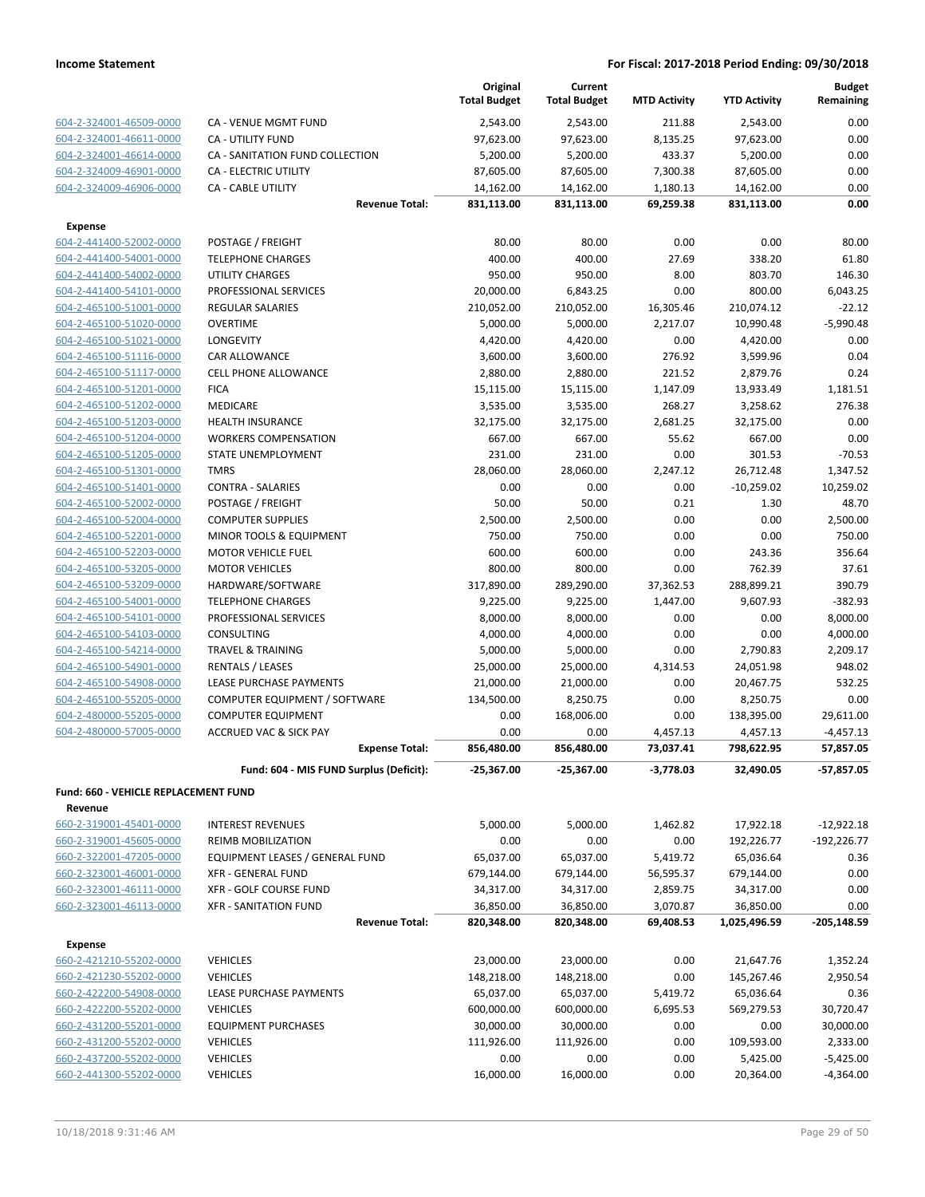| | | Original Total Budget | Current Total Budget | MTD Activity | YTD Activity | Budget Remaining |
|---|---|---|---|---|---|---|
| 604-2-324001-46509-0000 | CA - VENUE MGMT FUND | 2,543.00 | 2,543.00 | 211.88 | 2,543.00 | 0.00 |
| 604-2-324001-46611-0000 | CA - UTILITY FUND | 97,623.00 | 97,623.00 | 8,135.25 | 97,623.00 | 0.00 |
| 604-2-324001-46614-0000 | CA - SANITATION FUND COLLECTION | 5,200.00 | 5,200.00 | 433.37 | 5,200.00 | 0.00 |
| 604-2-324009-46901-0000 | CA - ELECTRIC UTILITY | 87,605.00 | 87,605.00 | 7,300.38 | 87,605.00 | 0.00 |
| 604-2-324009-46906-0000 | CA - CABLE UTILITY | 14,162.00 | 14,162.00 | 1,180.13 | 14,162.00 | 0.00 |
| | **Revenue Total:** | **831,113.00** | **831,113.00** | **69,259.38** | **831,113.00** | **0.00** |
| **Expense** | | | | | | |
| 604-2-441400-52002-0000 | POSTAGE / FREIGHT | 80.00 | 80.00 | 0.00 | 0.00 | 80.00 |
| 604-2-441400-54001-0000 | TELEPHONE CHARGES | 400.00 | 400.00 | 27.69 | 338.20 | 61.80 |
| 604-2-441400-54002-0000 | UTILITY CHARGES | 950.00 | 950.00 | 8.00 | 803.70 | 146.30 |
| 604-2-441400-54101-0000 | PROFESSIONAL SERVICES | 20,000.00 | 6,843.25 | 0.00 | 800.00 | 6,043.25 |
| 604-2-465100-51001-0000 | REGULAR SALARIES | 210,052.00 | 210,052.00 | 16,305.46 | 210,074.12 | -22.12 |
| 604-2-465100-51020-0000 | OVERTIME | 5,000.00 | 5,000.00 | 2,217.07 | 10,990.48 | -5,990.48 |
| 604-2-465100-51021-0000 | LONGEVITY | 4,420.00 | 4,420.00 | 0.00 | 4,420.00 | 0.00 |
| 604-2-465100-51116-0000 | CAR ALLOWANCE | 3,600.00 | 3,600.00 | 276.92 | 3,599.96 | 0.04 |
| 604-2-465100-51117-0000 | CELL PHONE ALLOWANCE | 2,880.00 | 2,880.00 | 221.52 | 2,879.76 | 0.24 |
| 604-2-465100-51201-0000 | FICA | 15,115.00 | 15,115.00 | 1,147.09 | 13,933.49 | 1,181.51 |
| 604-2-465100-51202-0000 | MEDICARE | 3,535.00 | 3,535.00 | 268.27 | 3,258.62 | 276.38 |
| 604-2-465100-51203-0000 | HEALTH INSURANCE | 32,175.00 | 32,175.00 | 2,681.25 | 32,175.00 | 0.00 |
| 604-2-465100-51204-0000 | WORKERS COMPENSATION | 667.00 | 667.00 | 55.62 | 667.00 | 0.00 |
| 604-2-465100-51205-0000 | STATE UNEMPLOYMENT | 231.00 | 231.00 | 0.00 | 301.53 | -70.53 |
| 604-2-465100-51301-0000 | TMRS | 28,060.00 | 28,060.00 | 2,247.12 | 26,712.48 | 1,347.52 |
| 604-2-465100-51401-0000 | CONTRA - SALARIES | 0.00 | 0.00 | 0.00 | -10,259.02 | 10,259.02 |
| 604-2-465100-52002-0000 | POSTAGE / FREIGHT | 50.00 | 50.00 | 0.21 | 1.30 | 48.70 |
| 604-2-465100-52004-0000 | COMPUTER SUPPLIES | 2,500.00 | 2,500.00 | 0.00 | 0.00 | 2,500.00 |
| 604-2-465100-52201-0000 | MINOR TOOLS & EQUIPMENT | 750.00 | 750.00 | 0.00 | 0.00 | 750.00 |
| 604-2-465100-52203-0000 | MOTOR VEHICLE FUEL | 600.00 | 600.00 | 0.00 | 243.36 | 356.64 |
| 604-2-465100-53205-0000 | MOTOR VEHICLES | 800.00 | 800.00 | 0.00 | 762.39 | 37.61 |
| 604-2-465100-53209-0000 | HARDWARE/SOFTWARE | 317,890.00 | 289,290.00 | 37,362.53 | 288,899.21 | 390.79 |
| 604-2-465100-54001-0000 | TELEPHONE CHARGES | 9,225.00 | 9,225.00 | 1,447.00 | 9,607.93 | -382.93 |
| 604-2-465100-54101-0000 | PROFESSIONAL SERVICES | 8,000.00 | 8,000.00 | 0.00 | 0.00 | 8,000.00 |
| 604-2-465100-54103-0000 | CONSULTING | 4,000.00 | 4,000.00 | 0.00 | 0.00 | 4,000.00 |
| 604-2-465100-54214-0000 | TRAVEL & TRAINING | 5,000.00 | 5,000.00 | 0.00 | 2,790.83 | 2,209.17 |
| 604-2-465100-54901-0000 | RENTALS / LEASES | 25,000.00 | 25,000.00 | 4,314.53 | 24,051.98 | 948.02 |
| 604-2-465100-54908-0000 | LEASE PURCHASE PAYMENTS | 21,000.00 | 21,000.00 | 0.00 | 20,467.75 | 532.25 |
| 604-2-465100-55205-0000 | COMPUTER EQUIPMENT / SOFTWARE | 134,500.00 | 8,250.75 | 0.00 | 8,250.75 | 0.00 |
| 604-2-480000-55205-0000 | COMPUTER EQUIPMENT | 0.00 | 168,006.00 | 0.00 | 138,395.00 | 29,611.00 |
| 604-2-480000-57005-0000 | ACCRUED VAC & SICK PAY | 0.00 | 0.00 | 4,457.13 | 4,457.13 | -4,457.13 |
| | **Expense Total:** | **856,480.00** | **856,480.00** | **73,037.41** | **798,622.95** | **57,857.05** |
| | **Fund: 604 - MIS FUND Surplus (Deficit):** | **-25,367.00** | **-25,367.00** | **-3,778.03** | **32,490.05** | **-57,857.05** |
| **Fund: 660 - VEHICLE REPLACEMENT FUND** | | | | | | |
| **Revenue** | | | | | | |
| 660-2-319001-45401-0000 | INTEREST REVENUES | 5,000.00 | 5,000.00 | 1,462.82 | 17,922.18 | -12,922.18 |
| 660-2-319001-45605-0000 | REIMB MOBILIZATION | 0.00 | 0.00 | 0.00 | 192,226.77 | -192,226.77 |
| 660-2-322001-47205-0000 | EQUIPMENT LEASES / GENERAL FUND | 65,037.00 | 65,037.00 | 5,419.72 | 65,036.64 | 0.36 |
| 660-2-323001-46001-0000 | XFR - GENERAL FUND | 679,144.00 | 679,144.00 | 56,595.37 | 679,144.00 | 0.00 |
| 660-2-323001-46111-0000 | XFR - GOLF COURSE FUND | 34,317.00 | 34,317.00 | 2,859.75 | 34,317.00 | 0.00 |
| 660-2-323001-46113-0000 | XFR - SANITATION FUND | 36,850.00 | 36,850.00 | 3,070.87 | 36,850.00 | 0.00 |
| | **Revenue Total:** | **820,348.00** | **820,348.00** | **69,408.53** | **1,025,496.59** | **-205,148.59** |
| **Expense** | | | | | | |
| 660-2-421210-55202-0000 | VEHICLES | 23,000.00 | 23,000.00 | 0.00 | 21,647.76 | 1,352.24 |
| 660-2-421230-55202-0000 | VEHICLES | 148,218.00 | 148,218.00 | 0.00 | 145,267.46 | 2,950.54 |
| 660-2-422200-54908-0000 | LEASE PURCHASE PAYMENTS | 65,037.00 | 65,037.00 | 5,419.72 | 65,036.64 | 0.36 |
| 660-2-422200-55202-0000 | VEHICLES | 600,000.00 | 600,000.00 | 6,695.53 | 569,279.53 | 30,720.47 |
| 660-2-431200-55201-0000 | EQUIPMENT PURCHASES | 30,000.00 | 30,000.00 | 0.00 | 0.00 | 30,000.00 |
| 660-2-431200-55202-0000 | VEHICLES | 111,926.00 | 111,926.00 | 0.00 | 109,593.00 | 2,333.00 |
| 660-2-437200-55202-0000 | VEHICLES | 0.00 | 0.00 | 0.00 | 5,425.00 | -5,425.00 |
| 660-2-441300-55202-0000 | VEHICLES | 16,000.00 | 16,000.00 | 0.00 | 20,364.00 | -4,364.00 |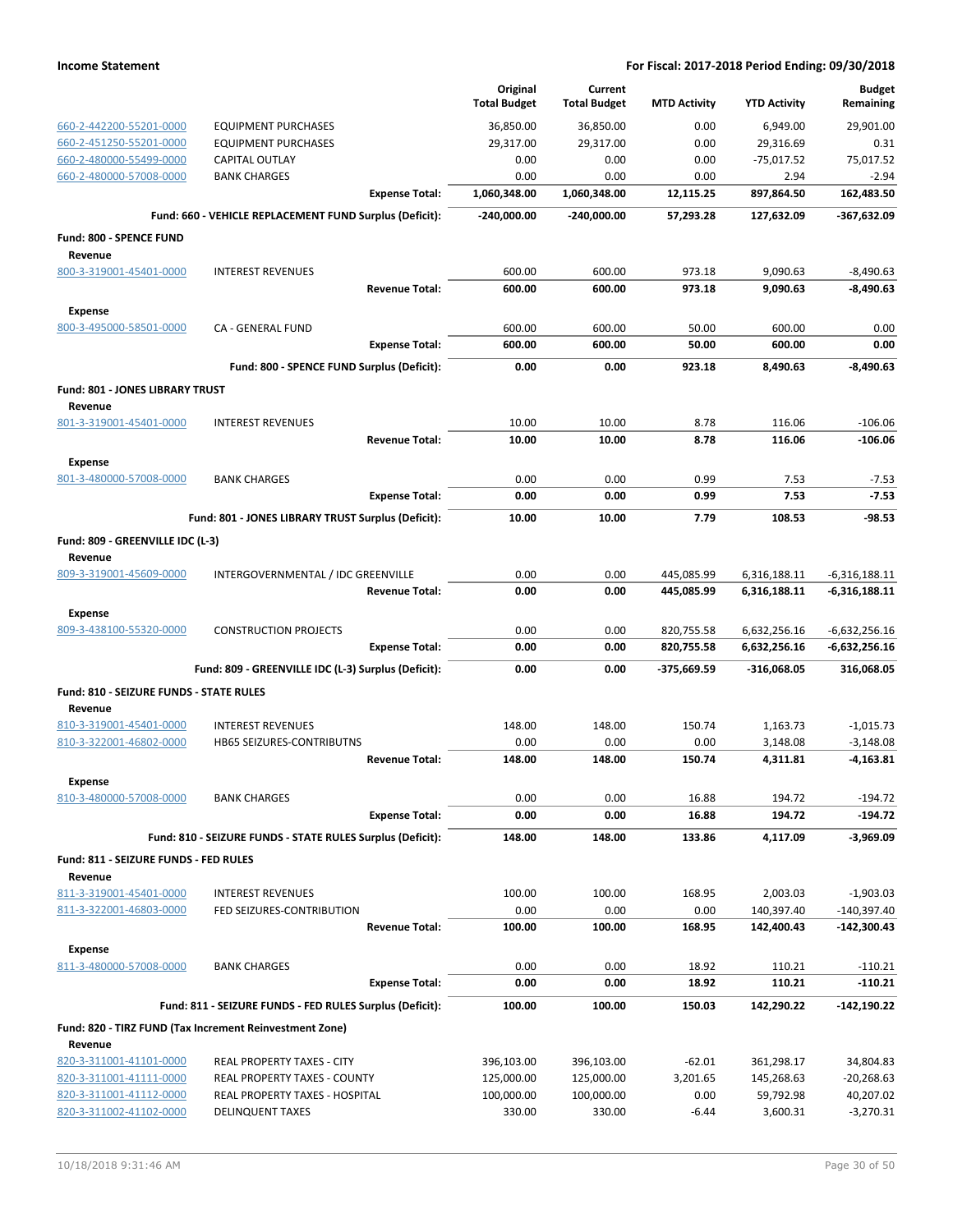| | | Original Total Budget | Current Total Budget | MTD Activity | YTD Activity | Budget Remaining |
|---|---|---|---|---|---|---|
| 660-2-442200-55201-0000 | EQUIPMENT PURCHASES | 36,850.00 | 36,850.00 | 0.00 | 6,949.00 | 29,901.00 |
| 660-2-451250-55201-0000 | EQUIPMENT PURCHASES | 29,317.00 | 29,317.00 | 0.00 | 29,316.69 | 0.31 |
| 660-2-480000-55499-0000 | CAPITAL OUTLAY | 0.00 | 0.00 | 0.00 | -75,017.52 | 75,017.52 |
| 660-2-480000-57008-0000 | BANK CHARGES | 0.00 | 0.00 | 0.00 | 2.94 | -2.94 |
| | **Expense Total:** | **1,060,348.00** | **1,060,348.00** | **12,115.25** | **897,864.50** | **162,483.50** |
| | **Fund: 660 - VEHICLE REPLACEMENT FUND Surplus (Deficit):** | **-240,000.00** | **-240,000.00** | **57,293.28** | **127,632.09** | **-367,632.09** |
| **Fund: 800 - SPENCE FUND** | | | | | | |
| **Revenue** | | | | | | |
| 800-3-319001-45401-0000 | INTEREST REVENUES | 600.00 | 600.00 | 973.18 | 9,090.63 | -8,490.63 |
| | **Revenue Total:** | **600.00** | **600.00** | **973.18** | **9,090.63** | **-8,490.63** |
| **Expense** | | | | | | |
| 800-3-495000-58501-0000 | CA - GENERAL FUND | 600.00 | 600.00 | 50.00 | 600.00 | 0.00 |
| | **Expense Total:** | **600.00** | **600.00** | **50.00** | **600.00** | **0.00** |
| | **Fund: 800 - SPENCE FUND Surplus (Deficit):** | **0.00** | **0.00** | **923.18** | **8,490.63** | **-8,490.63** |
| **Fund: 801 - JONES LIBRARY TRUST** | | | | | | |
| **Revenue** | | | | | | |
| 801-3-319001-45401-0000 | INTEREST REVENUES | 10.00 | 10.00 | 8.78 | 116.06 | -106.06 |
| | **Revenue Total:** | **10.00** | **10.00** | **8.78** | **116.06** | **-106.06** |
| **Expense** | | | | | | |
| 801-3-480000-57008-0000 | BANK CHARGES | 0.00 | 0.00 | 0.99 | 7.53 | -7.53 |
| | **Expense Total:** | **0.00** | **0.00** | **0.99** | **7.53** | **-7.53** |
| | **Fund: 801 - JONES LIBRARY TRUST Surplus (Deficit):** | **10.00** | **10.00** | **7.79** | **108.53** | **-98.53** |
| **Fund: 809 - GREENVILLE IDC (L-3)** | | | | | | |
| **Revenue** | | | | | | |
| 809-3-319001-45609-0000 | INTERGOVERNMENTAL / IDC GREENVILLE | 0.00 | 0.00 | 445,085.99 | 6,316,188.11 | -6,316,188.11 |
| | **Revenue Total:** | **0.00** | **0.00** | **445,085.99** | **6,316,188.11** | **-6,316,188.11** |
| **Expense** | | | | | | |
| 809-3-438100-55320-0000 | CONSTRUCTION PROJECTS | 0.00 | 0.00 | 820,755.58 | 6,632,256.16 | -6,632,256.16 |
| | **Expense Total:** | **0.00** | **0.00** | **820,755.58** | **6,632,256.16** | **-6,632,256.16** |
| | **Fund: 809 - GREENVILLE IDC (L-3) Surplus (Deficit):** | **0.00** | **0.00** | **-375,669.59** | **-316,068.05** | **316,068.05** |
| **Fund: 810 - SEIZURE FUNDS - STATE RULES** | | | | | | |
| **Revenue** | | | | | | |
| 810-3-319001-45401-0000 | INTEREST REVENUES | 148.00 | 148.00 | 150.74 | 1,163.73 | -1,015.73 |
| 810-3-322001-46802-0000 | HB65 SEIZURES-CONTRIBUTNS | 0.00 | 0.00 | 0.00 | 3,148.08 | -3,148.08 |
| | **Revenue Total:** | **148.00** | **148.00** | **150.74** | **4,311.81** | **-4,163.81** |
| **Expense** | | | | | | |
| 810-3-480000-57008-0000 | BANK CHARGES | 0.00 | 0.00 | 16.88 | 194.72 | -194.72 |
| | **Expense Total:** | **0.00** | **0.00** | **16.88** | **194.72** | **-194.72** |
| | **Fund: 810 - SEIZURE FUNDS - STATE RULES Surplus (Deficit):** | **148.00** | **148.00** | **133.86** | **4,117.09** | **-3,969.09** |
| **Fund: 811 - SEIZURE FUNDS - FED RULES** | | | | | | |
| **Revenue** | | | | | | |
| 811-3-319001-45401-0000 | INTEREST REVENUES | 100.00 | 100.00 | 168.95 | 2,003.03 | -1,903.03 |
| 811-3-322001-46803-0000 | FED SEIZURES-CONTRIBUTION | 0.00 | 0.00 | 0.00 | 140,397.40 | -140,397.40 |
| | **Revenue Total:** | **100.00** | **100.00** | **168.95** | **142,400.43** | **-142,300.43** |
| **Expense** | | | | | | |
| 811-3-480000-57008-0000 | BANK CHARGES | 0.00 | 0.00 | 18.92 | 110.21 | -110.21 |
| | **Expense Total:** | **0.00** | **0.00** | **18.92** | **110.21** | **-110.21** |
| | **Fund: 811 - SEIZURE FUNDS - FED RULES Surplus (Deficit):** | **100.00** | **100.00** | **150.03** | **142,290.22** | **-142,190.22** |
| **Fund: 820 - TIRZ FUND (Tax Increment Reinvestment Zone)** | | | | | | |
| **Revenue** | | | | | | |
| 820-3-311001-41101-0000 | REAL PROPERTY TAXES - CITY | 396,103.00 | 396,103.00 | -62.01 | 361,298.17 | 34,804.83 |
| 820-3-311001-41111-0000 | REAL PROPERTY TAXES - COUNTY | 125,000.00 | 125,000.00 | 3,201.65 | 145,268.63 | -20,268.63 |
| 820-3-311001-41112-0000 | REAL PROPERTY TAXES - HOSPITAL | 100,000.00 | 100,000.00 | 0.00 | 59,792.98 | 40,207.02 |
| 820-3-311002-41102-0000 | DELINQUENT TAXES | 330.00 | 330.00 | -6.44 | 3,600.31 | -3,270.31 |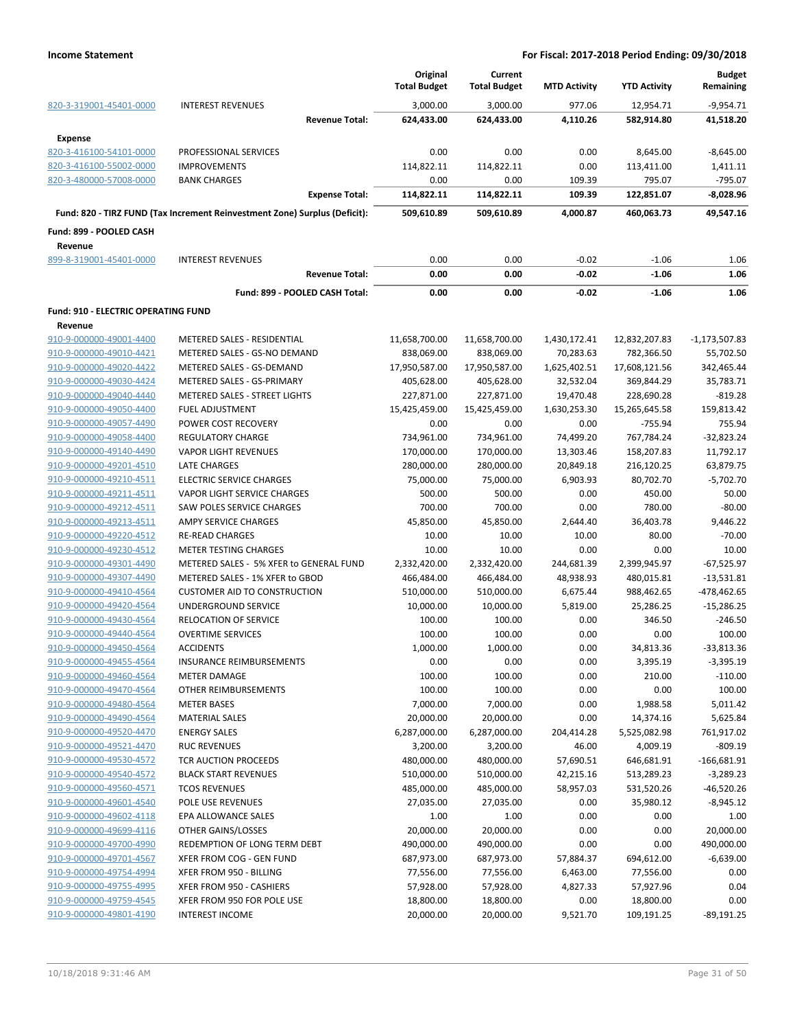| | | Original Total Budget | Current Total Budget | MTD Activity | YTD Activity | Budget Remaining |
|---|---|---|---|---|---|---|
| 820-3-319001-45401-0000 | INTEREST REVENUES | 3,000.00 | 3,000.00 | 977.06 | 12,954.71 | -9,954.71 |
| | **Revenue Total:** | **624,433.00** | **624,433.00** | **4,110.26** | **582,914.80** | **41,518.20** |
| **Expense** | | | | | | |
| 820-3-416100-54101-0000 | PROFESSIONAL SERVICES | 0.00 | 0.00 | 0.00 | 8,645.00 | -8,645.00 |
| 820-3-416100-55002-0000 | IMPROVEMENTS | 114,822.11 | 114,822.11 | 0.00 | 113,411.00 | 1,411.11 |
| 820-3-480000-57008-0000 | BANK CHARGES | 0.00 | 0.00 | 109.39 | 795.07 | -795.07 |
| | **Expense Total:** | **114,822.11** | **114,822.11** | **109.39** | **122,851.07** | **-8,028.96** |
| **Fund: 820 - TIRZ FUND (Tax Increment Reinvestment Zone) Surplus (Deficit):** | | **509,610.89** | **509,610.89** | **4,000.87** | **460,063.73** | **49,547.16** |
| **Fund: 899 - POOLED CASH** | | | | | | |
| **Revenue** | | | | | | |
| 899-8-319001-45401-0000 | INTEREST REVENUES | 0.00 | 0.00 | -0.02 | -1.06 | 1.06 |
| | **Revenue Total:** | **0.00** | **0.00** | **-0.02** | **-1.06** | **1.06** |
| | **Fund: 899 - POOLED CASH Total:** | **0.00** | **0.00** | **-0.02** | **-1.06** | **1.06** |
| **Fund: 910 - ELECTRIC OPERATING FUND** | | | | | | |
| **Revenue** | | | | | | |
| 910-9-000000-49001-4400 | METERED SALES - RESIDENTIAL | 11,658,700.00 | 11,658,700.00 | 1,430,172.41 | 12,832,207.83 | -1,173,507.83 |
| 910-9-000000-49010-4421 | METERED SALES - GS-NO DEMAND | 838,069.00 | 838,069.00 | 70,283.63 | 782,366.50 | 55,702.50 |
| 910-9-000000-49020-4422 | METERED SALES - GS-DEMAND | 17,950,587.00 | 17,950,587.00 | 1,625,402.51 | 17,608,121.56 | 342,465.44 |
| 910-9-000000-49030-4424 | METERED SALES - GS-PRIMARY | 405,628.00 | 405,628.00 | 32,532.04 | 369,844.29 | 35,783.71 |
| 910-9-000000-49040-4440 | METERED SALES - STREET LIGHTS | 227,871.00 | 227,871.00 | 19,470.48 | 228,690.28 | -819.28 |
| 910-9-000000-49050-4400 | FUEL ADJUSTMENT | 15,425,459.00 | 15,425,459.00 | 1,630,253.30 | 15,265,645.58 | 159,813.42 |
| 910-9-000000-49057-4490 | POWER COST RECOVERY | 0.00 | 0.00 | 0.00 | -755.94 | 755.94 |
| 910-9-000000-49058-4400 | REGULATORY CHARGE | 734,961.00 | 734,961.00 | 74,499.20 | 767,784.24 | -32,823.24 |
| 910-9-000000-49140-4490 | VAPOR LIGHT REVENUES | 170,000.00 | 170,000.00 | 13,303.46 | 158,207.83 | 11,792.17 |
| 910-9-000000-49201-4510 | LATE CHARGES | 280,000.00 | 280,000.00 | 20,849.18 | 216,120.25 | 63,879.75 |
| 910-9-000000-49210-4511 | ELECTRIC SERVICE CHARGES | 75,000.00 | 75,000.00 | 6,903.93 | 80,702.70 | -5,702.70 |
| 910-9-000000-49211-4511 | VAPOR LIGHT SERVICE CHARGES | 500.00 | 500.00 | 0.00 | 450.00 | 50.00 |
| 910-9-000000-49212-4511 | SAW POLES SERVICE CHARGES | 700.00 | 700.00 | 0.00 | 780.00 | -80.00 |
| 910-9-000000-49213-4511 | AMPY SERVICE CHARGES | 45,850.00 | 45,850.00 | 2,644.40 | 36,403.78 | 9,446.22 |
| 910-9-000000-49220-4512 | RE-READ CHARGES | 10.00 | 10.00 | 10.00 | 80.00 | -70.00 |
| 910-9-000000-49230-4512 | METER TESTING CHARGES | 10.00 | 10.00 | 0.00 | 0.00 | 10.00 |
| 910-9-000000-49301-4490 | METERED SALES - 5% XFER to GENERAL FUND | 2,332,420.00 | 2,332,420.00 | 244,681.39 | 2,399,945.97 | -67,525.97 |
| 910-9-000000-49307-4490 | METERED SALES - 1% XFER to GBOD | 466,484.00 | 466,484.00 | 48,938.93 | 480,015.81 | -13,531.81 |
| 910-9-000000-49410-4564 | CUSTOMER AID TO CONSTRUCTION | 510,000.00 | 510,000.00 | 6,675.44 | 988,462.65 | -478,462.65 |
| 910-9-000000-49420-4564 | UNDERGROUND SERVICE | 10,000.00 | 10,000.00 | 5,819.00 | 25,286.25 | -15,286.25 |
| 910-9-000000-49430-4564 | RELOCATION OF SERVICE | 100.00 | 100.00 | 0.00 | 346.50 | -246.50 |
| 910-9-000000-49440-4564 | OVERTIME SERVICES | 100.00 | 100.00 | 0.00 | 0.00 | 100.00 |
| 910-9-000000-49450-4564 | ACCIDENTS | 1,000.00 | 1,000.00 | 0.00 | 34,813.36 | -33,813.36 |
| 910-9-000000-49455-4564 | INSURANCE REIMBURSEMENTS | 0.00 | 0.00 | 0.00 | 3,395.19 | -3,395.19 |
| 910-9-000000-49460-4564 | METER DAMAGE | 100.00 | 100.00 | 0.00 | 210.00 | -110.00 |
| 910-9-000000-49470-4564 | OTHER REIMBURSEMENTS | 100.00 | 100.00 | 0.00 | 0.00 | 100.00 |
| 910-9-000000-49480-4564 | METER BASES | 7,000.00 | 7,000.00 | 0.00 | 1,988.58 | 5,011.42 |
| 910-9-000000-49490-4564 | MATERIAL SALES | 20,000.00 | 20,000.00 | 0.00 | 14,374.16 | 5,625.84 |
| 910-9-000000-49520-4470 | ENERGY SALES | 6,287,000.00 | 6,287,000.00 | 204,414.28 | 5,525,082.98 | 761,917.02 |
| 910-9-000000-49521-4470 | RUC REVENUES | 3,200.00 | 3,200.00 | 46.00 | 4,009.19 | -809.19 |
| 910-9-000000-49530-4572 | TCR AUCTION PROCEEDS | 480,000.00 | 480,000.00 | 57,690.51 | 646,681.91 | -166,681.91 |
| 910-9-000000-49540-4572 | BLACK START REVENUES | 510,000.00 | 510,000.00 | 42,215.16 | 513,289.23 | -3,289.23 |
| 910-9-000000-49560-4571 | TCOS REVENUES | 485,000.00 | 485,000.00 | 58,957.03 | 531,520.26 | -46,520.26 |
| 910-9-000000-49601-4540 | POLE USE REVENUES | 27,035.00 | 27,035.00 | 0.00 | 35,980.12 | -8,945.12 |
| 910-9-000000-49602-4118 | EPA ALLOWANCE SALES | 1.00 | 1.00 | 0.00 | 0.00 | 1.00 |
| 910-9-000000-49699-4116 | OTHER GAINS/LOSSES | 20,000.00 | 20,000.00 | 0.00 | 0.00 | 20,000.00 |
| 910-9-000000-49700-4990 | REDEMPTION OF LONG TERM DEBT | 490,000.00 | 490,000.00 | 0.00 | 0.00 | 490,000.00 |
| 910-9-000000-49701-4567 | XFER FROM COG - GEN FUND | 687,973.00 | 687,973.00 | 57,884.37 | 694,612.00 | -6,639.00 |
| 910-9-000000-49754-4994 | XFER FROM 950 - BILLING | 77,556.00 | 77,556.00 | 6,463.00 | 77,556.00 | 0.00 |
| 910-9-000000-49755-4995 | XFER FROM 950 - CASHIERS | 57,928.00 | 57,928.00 | 4,827.33 | 57,927.96 | 0.04 |
| 910-9-000000-49759-4545 | XFER FROM 950 FOR POLE USE | 18,800.00 | 18,800.00 | 0.00 | 18,800.00 | 0.00 |
| 910-9-000000-49801-4190 | INTEREST INCOME | 20,000.00 | 20,000.00 | 9,521.70 | 109,191.25 | -89,191.25 |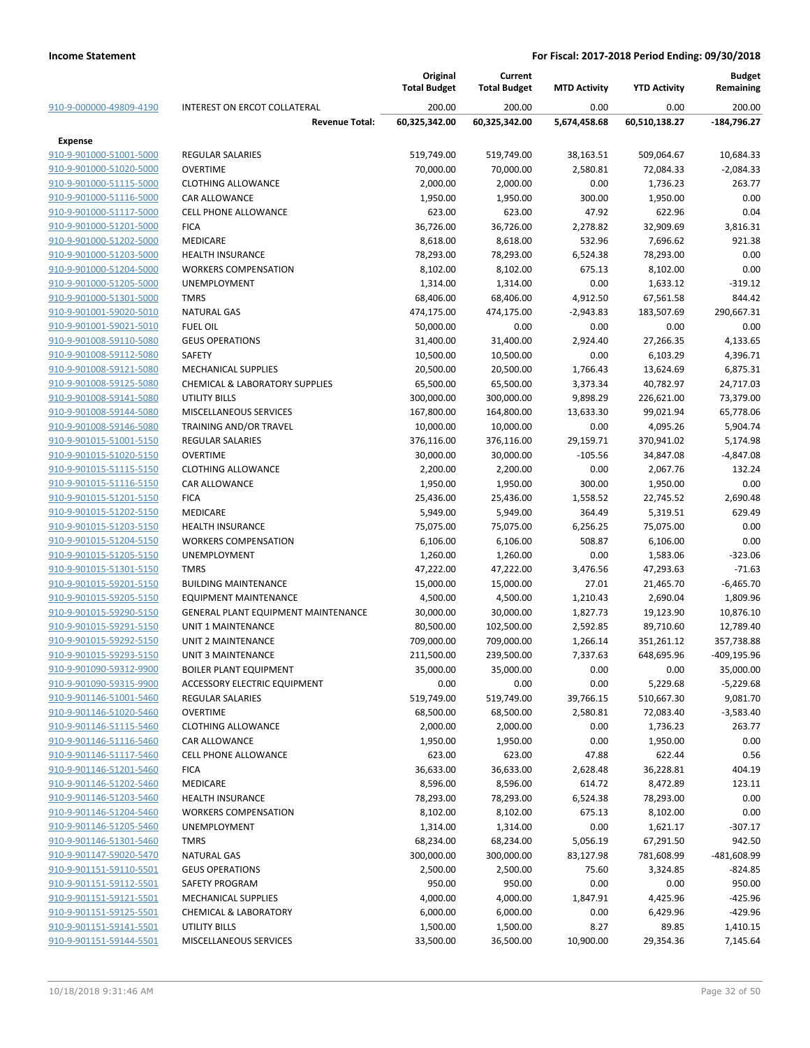**Income Statement** | **For Fiscal: 2017-2018 Period Ending: 09/30/2018**

| | | Original Total Budget | Current Total Budget | MTD Activity | YTD Activity | Budget Remaining |
|---|---|---|---|---|---|---|
| 910-9-000000-49809-4190 | INTEREST ON ERCOT COLLATERAL | 200.00 | 200.00 | 0.00 | 0.00 | 200.00 |
| | **Revenue Total:** | **60,325,342.00** | **60,325,342.00** | **5,674,458.68** | **60,510,138.27** | **-184,796.27** |
| **Expense** | | | | | | |
| 910-9-901000-51001-5000 | REGULAR SALARIES | 519,749.00 | 519,749.00 | 38,163.51 | 509,064.67 | 10,684.33 |
| 910-9-901000-51020-5000 | OVERTIME | 70,000.00 | 70,000.00 | 2,580.81 | 72,084.33 | -2,084.33 |
| 910-9-901000-51115-5000 | CLOTHING ALLOWANCE | 2,000.00 | 2,000.00 | 0.00 | 1,736.23 | 263.77 |
| 910-9-901000-51116-5000 | CAR ALLOWANCE | 1,950.00 | 1,950.00 | 300.00 | 1,950.00 | 0.00 |
| 910-9-901000-51117-5000 | CELL PHONE ALLOWANCE | 623.00 | 623.00 | 47.92 | 622.96 | 0.04 |
| 910-9-901000-51201-5000 | FICA | 36,726.00 | 36,726.00 | 2,278.82 | 32,909.69 | 3,816.31 |
| 910-9-901000-51202-5000 | MEDICARE | 8,618.00 | 8,618.00 | 532.96 | 7,696.62 | 921.38 |
| 910-9-901000-51203-5000 | HEALTH INSURANCE | 78,293.00 | 78,293.00 | 6,524.38 | 78,293.00 | 0.00 |
| 910-9-901000-51204-5000 | WORKERS COMPENSATION | 8,102.00 | 8,102.00 | 675.13 | 8,102.00 | 0.00 |
| 910-9-901000-51205-5000 | UNEMPLOYMENT | 1,314.00 | 1,314.00 | 0.00 | 1,633.12 | -319.12 |
| 910-9-901000-51301-5000 | TMRS | 68,406.00 | 68,406.00 | 4,912.50 | 67,561.58 | 844.42 |
| 910-9-901001-59020-5010 | NATURAL GAS | 474,175.00 | 474,175.00 | -2,943.83 | 183,507.69 | 290,667.31 |
| 910-9-901001-59021-5010 | FUEL OIL | 50,000.00 | 0.00 | 0.00 | 0.00 | 0.00 |
| 910-9-901008-59110-5080 | GEUS OPERATIONS | 31,400.00 | 31,400.00 | 2,924.40 | 27,266.35 | 4,133.65 |
| 910-9-901008-59112-5080 | SAFETY | 10,500.00 | 10,500.00 | 0.00 | 6,103.29 | 4,396.71 |
| 910-9-901008-59121-5080 | MECHANICAL SUPPLIES | 20,500.00 | 20,500.00 | 1,766.43 | 13,624.69 | 6,875.31 |
| 910-9-901008-59125-5080 | CHEMICAL & LABORATORY SUPPLIES | 65,500.00 | 65,500.00 | 3,373.34 | 40,782.97 | 24,717.03 |
| 910-9-901008-59141-5080 | UTILITY BILLS | 300,000.00 | 300,000.00 | 9,898.29 | 226,621.00 | 73,379.00 |
| 910-9-901008-59144-5080 | MISCELLANEOUS SERVICES | 167,800.00 | 164,800.00 | 13,633.30 | 99,021.94 | 65,778.06 |
| 910-9-901008-59146-5080 | TRAINING AND/OR TRAVEL | 10,000.00 | 10,000.00 | 0.00 | 4,095.26 | 5,904.74 |
| 910-9-901015-51001-5150 | REGULAR SALARIES | 376,116.00 | 376,116.00 | 29,159.71 | 370,941.02 | 5,174.98 |
| 910-9-901015-51020-5150 | OVERTIME | 30,000.00 | 30,000.00 | -105.56 | 34,847.08 | -4,847.08 |
| 910-9-901015-51115-5150 | CLOTHING ALLOWANCE | 2,200.00 | 2,200.00 | 0.00 | 2,067.76 | 132.24 |
| 910-9-901015-51116-5150 | CAR ALLOWANCE | 1,950.00 | 1,950.00 | 300.00 | 1,950.00 | 0.00 |
| 910-9-901015-51201-5150 | FICA | 25,436.00 | 25,436.00 | 1,558.52 | 22,745.52 | 2,690.48 |
| 910-9-901015-51202-5150 | MEDICARE | 5,949.00 | 5,949.00 | 364.49 | 5,319.51 | 629.49 |
| 910-9-901015-51203-5150 | HEALTH INSURANCE | 75,075.00 | 75,075.00 | 6,256.25 | 75,075.00 | 0.00 |
| 910-9-901015-51204-5150 | WORKERS COMPENSATION | 6,106.00 | 6,106.00 | 508.87 | 6,106.00 | 0.00 |
| 910-9-901015-51205-5150 | UNEMPLOYMENT | 1,260.00 | 1,260.00 | 0.00 | 1,583.06 | -323.06 |
| 910-9-901015-51301-5150 | TMRS | 47,222.00 | 47,222.00 | 3,476.56 | 47,293.63 | -71.63 |
| 910-9-901015-59201-5150 | BUILDING MAINTENANCE | 15,000.00 | 15,000.00 | 27.01 | 21,465.70 | -6,465.70 |
| 910-9-901015-59205-5150 | EQUIPMENT MAINTENANCE | 4,500.00 | 4,500.00 | 1,210.43 | 2,690.04 | 1,809.96 |
| 910-9-901015-59290-5150 | GENERAL PLANT EQUIPMENT MAINTENANCE | 30,000.00 | 30,000.00 | 1,827.73 | 19,123.90 | 10,876.10 |
| 910-9-901015-59291-5150 | UNIT 1 MAINTENANCE | 80,500.00 | 102,500.00 | 2,592.85 | 89,710.60 | 12,789.40 |
| 910-9-901015-59292-5150 | UNIT 2 MAINTENANCE | 709,000.00 | 709,000.00 | 1,266.14 | 351,261.12 | 357,738.88 |
| 910-9-901015-59293-5150 | UNIT 3 MAINTENANCE | 211,500.00 | 239,500.00 | 7,337.63 | 648,695.96 | -409,195.96 |
| 910-9-901090-59312-9900 | BOILER PLANT EQUIPMENT | 35,000.00 | 35,000.00 | 0.00 | 0.00 | 35,000.00 |
| 910-9-901090-59315-9900 | ACCESSORY ELECTRIC EQUIPMENT | 0.00 | 0.00 | 0.00 | 5,229.68 | -5,229.68 |
| 910-9-901146-51001-5460 | REGULAR SALARIES | 519,749.00 | 519,749.00 | 39,766.15 | 510,667.30 | 9,081.70 |
| 910-9-901146-51020-5460 | OVERTIME | 68,500.00 | 68,500.00 | 2,580.81 | 72,083.40 | -3,583.40 |
| 910-9-901146-51115-5460 | CLOTHING ALLOWANCE | 2,000.00 | 2,000.00 | 0.00 | 1,736.23 | 263.77 |
| 910-9-901146-51116-5460 | CAR ALLOWANCE | 1,950.00 | 1,950.00 | 0.00 | 1,950.00 | 0.00 |
| 910-9-901146-51117-5460 | CELL PHONE ALLOWANCE | 623.00 | 623.00 | 47.88 | 622.44 | 0.56 |
| 910-9-901146-51201-5460 | FICA | 36,633.00 | 36,633.00 | 2,628.48 | 36,228.81 | 404.19 |
| 910-9-901146-51202-5460 | MEDICARE | 8,596.00 | 8,596.00 | 614.72 | 8,472.89 | 123.11 |
| 910-9-901146-51203-5460 | HEALTH INSURANCE | 78,293.00 | 78,293.00 | 6,524.38 | 78,293.00 | 0.00 |
| 910-9-901146-51204-5460 | WORKERS COMPENSATION | 8,102.00 | 8,102.00 | 675.13 | 8,102.00 | 0.00 |
| 910-9-901146-51205-5460 | UNEMPLOYMENT | 1,314.00 | 1,314.00 | 0.00 | 1,621.17 | -307.17 |
| 910-9-901146-51301-5460 | TMRS | 68,234.00 | 68,234.00 | 5,056.19 | 67,291.50 | 942.50 |
| 910-9-901147-59020-5470 | NATURAL GAS | 300,000.00 | 300,000.00 | 83,127.98 | 781,608.99 | -481,608.99 |
| 910-9-901151-59110-5501 | GEUS OPERATIONS | 2,500.00 | 2,500.00 | 75.60 | 3,324.85 | -824.85 |
| 910-9-901151-59112-5501 | SAFETY PROGRAM | 950.00 | 950.00 | 0.00 | 0.00 | 950.00 |
| 910-9-901151-59121-5501 | MECHANICAL SUPPLIES | 4,000.00 | 4,000.00 | 1,847.91 | 4,425.96 | -425.96 |
| 910-9-901151-59125-5501 | CHEMICAL & LABORATORY | 6,000.00 | 6,000.00 | 0.00 | 6,429.96 | -429.96 |
| 910-9-901151-59141-5501 | UTILITY BILLS | 1,500.00 | 1,500.00 | 8.27 | 89.85 | 1,410.15 |
| 910-9-901151-59144-5501 | MISCELLANEOUS SERVICES | 33,500.00 | 36,500.00 | 10,900.00 | 29,354.36 | 7,145.64 |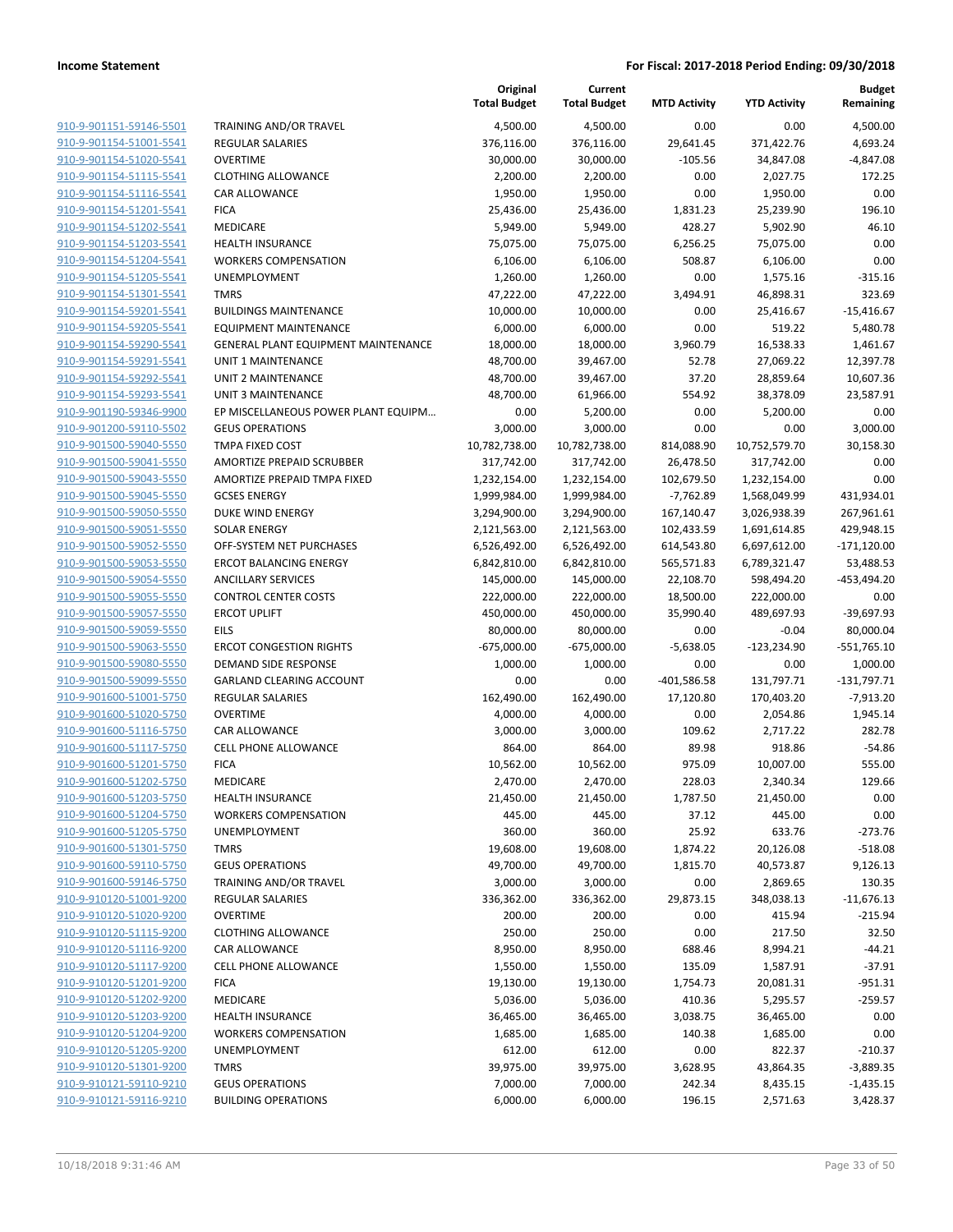**Income Statement** **For Fiscal: 2017-2018 Period Ending: 09/30/2018**

| | | Original Total Budget | Current Total Budget | MTD Activity | YTD Activity | Budget Remaining |
|---|---|---|---|---|---|---|
| 910-9-901151-59146-5501 | TRAINING AND/OR TRAVEL | 4,500.00 | 4,500.00 | 0.00 | 0.00 | 4,500.00 |
| 910-9-901154-51001-5541 | REGULAR SALARIES | 376,116.00 | 376,116.00 | 29,641.45 | 371,422.76 | 4,693.24 |
| 910-9-901154-51020-5541 | OVERTIME | 30,000.00 | 30,000.00 | -105.56 | 34,847.08 | -4,847.08 |
| 910-9-901154-51115-5541 | CLOTHING ALLOWANCE | 2,200.00 | 2,200.00 | 0.00 | 2,027.75 | 172.25 |
| 910-9-901154-51116-5541 | CAR ALLOWANCE | 1,950.00 | 1,950.00 | 0.00 | 1,950.00 | 0.00 |
| 910-9-901154-51201-5541 | FICA | 25,436.00 | 25,436.00 | 1,831.23 | 25,239.90 | 196.10 |
| 910-9-901154-51202-5541 | MEDICARE | 5,949.00 | 5,949.00 | 428.27 | 5,902.90 | 46.10 |
| 910-9-901154-51203-5541 | HEALTH INSURANCE | 75,075.00 | 75,075.00 | 6,256.25 | 75,075.00 | 0.00 |
| 910-9-901154-51204-5541 | WORKERS COMPENSATION | 6,106.00 | 6,106.00 | 508.87 | 6,106.00 | 0.00 |
| 910-9-901154-51205-5541 | UNEMPLOYMENT | 1,260.00 | 1,260.00 | 0.00 | 1,575.16 | -315.16 |
| 910-9-901154-51301-5541 | TMRS | 47,222.00 | 47,222.00 | 3,494.91 | 46,898.31 | 323.69 |
| 910-9-901154-59201-5541 | BUILDINGS MAINTENANCE | 10,000.00 | 10,000.00 | 0.00 | 25,416.67 | -15,416.67 |
| 910-9-901154-59205-5541 | EQUIPMENT MAINTENANCE | 6,000.00 | 6,000.00 | 0.00 | 519.22 | 5,480.78 |
| 910-9-901154-59290-5541 | GENERAL PLANT EQUIPMENT MAINTENANCE | 18,000.00 | 18,000.00 | 3,960.79 | 16,538.33 | 1,461.67 |
| 910-9-901154-59291-5541 | UNIT 1 MAINTENANCE | 48,700.00 | 39,467.00 | 52.78 | 27,069.22 | 12,397.78 |
| 910-9-901154-59292-5541 | UNIT 2 MAINTENANCE | 48,700.00 | 39,467.00 | 37.20 | 28,859.64 | 10,607.36 |
| 910-9-901154-59293-5541 | UNIT 3 MAINTENANCE | 48,700.00 | 61,966.00 | 554.92 | 38,378.09 | 23,587.91 |
| 910-9-901190-59346-9900 | EP MISCELLANEOUS POWER PLANT EQUIPM... | 0.00 | 5,200.00 | 0.00 | 5,200.00 | 0.00 |
| 910-9-901200-59110-5502 | GEUS OPERATIONS | 3,000.00 | 3,000.00 | 0.00 | 0.00 | 3,000.00 |
| 910-9-901500-59040-5550 | TMPA FIXED COST | 10,782,738.00 | 10,782,738.00 | 814,088.90 | 10,752,579.70 | 30,158.30 |
| 910-9-901500-59041-5550 | AMORTIZE PREPAID SCRUBBER | 317,742.00 | 317,742.00 | 26,478.50 | 317,742.00 | 0.00 |
| 910-9-901500-59043-5550 | AMORTIZE PREPAID TMPA FIXED | 1,232,154.00 | 1,232,154.00 | 102,679.50 | 1,232,154.00 | 0.00 |
| 910-9-901500-59045-5550 | GCSES ENERGY | 1,999,984.00 | 1,999,984.00 | -7,762.89 | 1,568,049.99 | 431,934.01 |
| 910-9-901500-59050-5550 | DUKE WIND ENERGY | 3,294,900.00 | 3,294,900.00 | 167,140.47 | 3,026,938.39 | 267,961.61 |
| 910-9-901500-59051-5550 | SOLAR ENERGY | 2,121,563.00 | 2,121,563.00 | 102,433.59 | 1,691,614.85 | 429,948.15 |
| 910-9-901500-59052-5550 | OFF-SYSTEM NET PURCHASES | 6,526,492.00 | 6,526,492.00 | 614,543.80 | 6,697,612.00 | -171,120.00 |
| 910-9-901500-59053-5550 | ERCOT BALANCING ENERGY | 6,842,810.00 | 6,842,810.00 | 565,571.83 | 6,789,321.47 | 53,488.53 |
| 910-9-901500-59054-5550 | ANCILLARY SERVICES | 145,000.00 | 145,000.00 | 22,108.70 | 598,494.20 | -453,494.20 |
| 910-9-901500-59055-5550 | CONTROL CENTER COSTS | 222,000.00 | 222,000.00 | 18,500.00 | 222,000.00 | 0.00 |
| 910-9-901500-59057-5550 | ERCOT UPLIFT | 450,000.00 | 450,000.00 | 35,990.40 | 489,697.93 | -39,697.93 |
| 910-9-901500-59059-5550 | EILS | 80,000.00 | 80,000.00 | 0.00 | -0.04 | 80,000.04 |
| 910-9-901500-59063-5550 | ERCOT CONGESTION RIGHTS | -675,000.00 | -675,000.00 | -5,638.05 | -123,234.90 | -551,765.10 |
| 910-9-901500-59080-5550 | DEMAND SIDE RESPONSE | 1,000.00 | 1,000.00 | 0.00 | 0.00 | 1,000.00 |
| 910-9-901500-59099-5550 | GARLAND CLEARING ACCOUNT | 0.00 | 0.00 | -401,586.58 | 131,797.71 | -131,797.71 |
| 910-9-901600-51001-5750 | REGULAR SALARIES | 162,490.00 | 162,490.00 | 17,120.80 | 170,403.20 | -7,913.20 |
| 910-9-901600-51020-5750 | OVERTIME | 4,000.00 | 4,000.00 | 0.00 | 2,054.86 | 1,945.14 |
| 910-9-901600-51116-5750 | CAR ALLOWANCE | 3,000.00 | 3,000.00 | 109.62 | 2,717.22 | 282.78 |
| 910-9-901600-51117-5750 | CELL PHONE ALLOWANCE | 864.00 | 864.00 | 89.98 | 918.86 | -54.86 |
| 910-9-901600-51201-5750 | FICA | 10,562.00 | 10,562.00 | 975.09 | 10,007.00 | 555.00 |
| 910-9-901600-51202-5750 | MEDICARE | 2,470.00 | 2,470.00 | 228.03 | 2,340.34 | 129.66 |
| 910-9-901600-51203-5750 | HEALTH INSURANCE | 21,450.00 | 21,450.00 | 1,787.50 | 21,450.00 | 0.00 |
| 910-9-901600-51204-5750 | WORKERS COMPENSATION | 445.00 | 445.00 | 37.12 | 445.00 | 0.00 |
| 910-9-901600-51205-5750 | UNEMPLOYMENT | 360.00 | 360.00 | 25.92 | 633.76 | -273.76 |
| 910-9-901600-51301-5750 | TMRS | 19,608.00 | 19,608.00 | 1,874.22 | 20,126.08 | -518.08 |
| 910-9-901600-59110-5750 | GEUS OPERATIONS | 49,700.00 | 49,700.00 | 1,815.70 | 40,573.87 | 9,126.13 |
| 910-9-901600-59146-5750 | TRAINING AND/OR TRAVEL | 3,000.00 | 3,000.00 | 0.00 | 2,869.65 | 130.35 |
| 910-9-910120-51001-9200 | REGULAR SALARIES | 336,362.00 | 336,362.00 | 29,873.15 | 348,038.13 | -11,676.13 |
| 910-9-910120-51020-9200 | OVERTIME | 200.00 | 200.00 | 0.00 | 415.94 | -215.94 |
| 910-9-910120-51115-9200 | CLOTHING ALLOWANCE | 250.00 | 250.00 | 0.00 | 217.50 | 32.50 |
| 910-9-910120-51116-9200 | CAR ALLOWANCE | 8,950.00 | 8,950.00 | 688.46 | 8,994.21 | -44.21 |
| 910-9-910120-51117-9200 | CELL PHONE ALLOWANCE | 1,550.00 | 1,550.00 | 135.09 | 1,587.91 | -37.91 |
| 910-9-910120-51201-9200 | FICA | 19,130.00 | 19,130.00 | 1,754.73 | 20,081.31 | -951.31 |
| 910-9-910120-51202-9200 | MEDICARE | 5,036.00 | 5,036.00 | 410.36 | 5,295.57 | -259.57 |
| 910-9-910120-51203-9200 | HEALTH INSURANCE | 36,465.00 | 36,465.00 | 3,038.75 | 36,465.00 | 0.00 |
| 910-9-910120-51204-9200 | WORKERS COMPENSATION | 1,685.00 | 1,685.00 | 140.38 | 1,685.00 | 0.00 |
| 910-9-910120-51205-9200 | UNEMPLOYMENT | 612.00 | 612.00 | 0.00 | 822.37 | -210.37 |
| 910-9-910120-51301-9200 | TMRS | 39,975.00 | 39,975.00 | 3,628.95 | 43,864.35 | -3,889.35 |
| 910-9-910121-59110-9210 | GEUS OPERATIONS | 7,000.00 | 7,000.00 | 242.34 | 8,435.15 | -1,435.15 |
| 910-9-910121-59116-9210 | BUILDING OPERATIONS | 6,000.00 | 6,000.00 | 196.15 | 2,571.63 | 3,428.37 |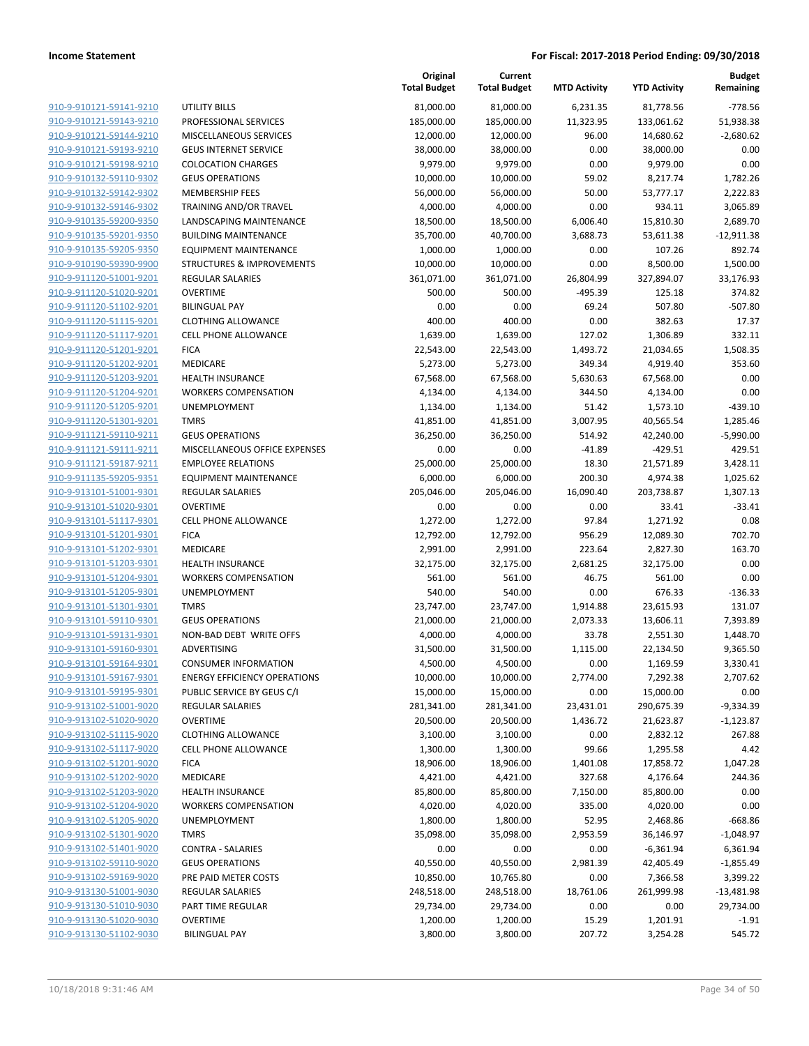**Income Statement** **For Fiscal: 2017-2018 Period Ending: 09/30/2018**

| | | Original Total Budget | Current Total Budget | MTD Activity | YTD Activity | Budget Remaining |
|---|---|---|---|---|---|---|
| 910-9-910121-59141-9210 | UTILITY BILLS | 81,000.00 | 81,000.00 | 6,231.35 | 81,778.56 | -778.56 |
| 910-9-910121-59143-9210 | PROFESSIONAL SERVICES | 185,000.00 | 185,000.00 | 11,323.95 | 133,061.62 | 51,938.38 |
| 910-9-910121-59144-9210 | MISCELLANEOUS SERVICES | 12,000.00 | 12,000.00 | 96.00 | 14,680.62 | -2,680.62 |
| 910-9-910121-59193-9210 | GEUS INTERNET SERVICE | 38,000.00 | 38,000.00 | 0.00 | 38,000.00 | 0.00 |
| 910-9-910121-59198-9210 | COLOCATION CHARGES | 9,979.00 | 9,979.00 | 0.00 | 9,979.00 | 0.00 |
| 910-9-910132-59110-9302 | GEUS OPERATIONS | 10,000.00 | 10,000.00 | 59.02 | 8,217.74 | 1,782.26 |
| 910-9-910132-59142-9302 | MEMBERSHIP FEES | 56,000.00 | 56,000.00 | 50.00 | 53,777.17 | 2,222.83 |
| 910-9-910132-59146-9302 | TRAINING AND/OR TRAVEL | 4,000.00 | 4,000.00 | 0.00 | 934.11 | 3,065.89 |
| 910-9-910135-59200-9350 | LANDSCAPING MAINTENANCE | 18,500.00 | 18,500.00 | 6,006.40 | 15,810.30 | 2,689.70 |
| 910-9-910135-59201-9350 | BUILDING MAINTENANCE | 35,700.00 | 40,700.00 | 3,688.73 | 53,611.38 | -12,911.38 |
| 910-9-910135-59205-9350 | EQUIPMENT MAINTENANCE | 1,000.00 | 1,000.00 | 0.00 | 107.26 | 892.74 |
| 910-9-910190-59390-9900 | STRUCTURES & IMPROVEMENTS | 10,000.00 | 10,000.00 | 0.00 | 8,500.00 | 1,500.00 |
| 910-9-911120-51001-9201 | REGULAR SALARIES | 361,071.00 | 361,071.00 | 26,804.99 | 327,894.07 | 33,176.93 |
| 910-9-911120-51020-9201 | OVERTIME | 500.00 | 500.00 | -495.39 | 125.18 | 374.82 |
| 910-9-911120-51102-9201 | BILINGUAL PAY | 0.00 | 0.00 | 69.24 | 507.80 | -507.80 |
| 910-9-911120-51115-9201 | CLOTHING ALLOWANCE | 400.00 | 400.00 | 0.00 | 382.63 | 17.37 |
| 910-9-911120-51117-9201 | CELL PHONE ALLOWANCE | 1,639.00 | 1,639.00 | 127.02 | 1,306.89 | 332.11 |
| 910-9-911120-51201-9201 | FICA | 22,543.00 | 22,543.00 | 1,493.72 | 21,034.65 | 1,508.35 |
| 910-9-911120-51202-9201 | MEDICARE | 5,273.00 | 5,273.00 | 349.34 | 4,919.40 | 353.60 |
| 910-9-911120-51203-9201 | HEALTH INSURANCE | 67,568.00 | 67,568.00 | 5,630.63 | 67,568.00 | 0.00 |
| 910-9-911120-51204-9201 | WORKERS COMPENSATION | 4,134.00 | 4,134.00 | 344.50 | 4,134.00 | 0.00 |
| 910-9-911120-51205-9201 | UNEMPLOYMENT | 1,134.00 | 1,134.00 | 51.42 | 1,573.10 | -439.10 |
| 910-9-911120-51301-9201 | TMRS | 41,851.00 | 41,851.00 | 3,007.95 | 40,565.54 | 1,285.46 |
| 910-9-911121-59110-9211 | GEUS OPERATIONS | 36,250.00 | 36,250.00 | 514.92 | 42,240.00 | -5,990.00 |
| 910-9-911121-59111-9211 | MISCELLANEOUS OFFICE EXPENSES | 0.00 | 0.00 | -41.89 | -429.51 | 429.51 |
| 910-9-911121-59187-9211 | EMPLOYEE RELATIONS | 25,000.00 | 25,000.00 | 18.30 | 21,571.89 | 3,428.11 |
| 910-9-911135-59205-9351 | EQUIPMENT MAINTENANCE | 6,000.00 | 6,000.00 | 200.30 | 4,974.38 | 1,025.62 |
| 910-9-913101-51001-9301 | REGULAR SALARIES | 205,046.00 | 205,046.00 | 16,090.40 | 203,738.87 | 1,307.13 |
| 910-9-913101-51020-9301 | OVERTIME | 0.00 | 0.00 | 0.00 | 33.41 | -33.41 |
| 910-9-913101-51117-9301 | CELL PHONE ALLOWANCE | 1,272.00 | 1,272.00 | 97.84 | 1,271.92 | 0.08 |
| 910-9-913101-51201-9301 | FICA | 12,792.00 | 12,792.00 | 956.29 | 12,089.30 | 702.70 |
| 910-9-913101-51202-9301 | MEDICARE | 2,991.00 | 2,991.00 | 223.64 | 2,827.30 | 163.70 |
| 910-9-913101-51203-9301 | HEALTH INSURANCE | 32,175.00 | 32,175.00 | 2,681.25 | 32,175.00 | 0.00 |
| 910-9-913101-51204-9301 | WORKERS COMPENSATION | 561.00 | 561.00 | 46.75 | 561.00 | 0.00 |
| 910-9-913101-51205-9301 | UNEMPLOYMENT | 540.00 | 540.00 | 0.00 | 676.33 | -136.33 |
| 910-9-913101-51301-9301 | TMRS | 23,747.00 | 23,747.00 | 1,914.88 | 23,615.93 | 131.07 |
| 910-9-913101-59110-9301 | GEUS OPERATIONS | 21,000.00 | 21,000.00 | 2,073.33 | 13,606.11 | 7,393.89 |
| 910-9-913101-59131-9301 | NON-BAD DEBT WRITE OFFS | 4,000.00 | 4,000.00 | 33.78 | 2,551.30 | 1,448.70 |
| 910-9-913101-59160-9301 | ADVERTISING | 31,500.00 | 31,500.00 | 1,115.00 | 22,134.50 | 9,365.50 |
| 910-9-913101-59164-9301 | CONSUMER INFORMATION | 4,500.00 | 4,500.00 | 0.00 | 1,169.59 | 3,330.41 |
| 910-9-913101-59167-9301 | ENERGY EFFICIENCY OPERATIONS | 10,000.00 | 10,000.00 | 2,774.00 | 7,292.38 | 2,707.62 |
| 910-9-913101-59195-9301 | PUBLIC SERVICE BY GEUS C/I | 15,000.00 | 15,000.00 | 0.00 | 15,000.00 | 0.00 |
| 910-9-913102-51001-9020 | REGULAR SALARIES | 281,341.00 | 281,341.00 | 23,431.01 | 290,675.39 | -9,334.39 |
| 910-9-913102-51020-9020 | OVERTIME | 20,500.00 | 20,500.00 | 1,436.72 | 21,623.87 | -1,123.87 |
| 910-9-913102-51115-9020 | CLOTHING ALLOWANCE | 3,100.00 | 3,100.00 | 0.00 | 2,832.12 | 267.88 |
| 910-9-913102-51117-9020 | CELL PHONE ALLOWANCE | 1,300.00 | 1,300.00 | 99.66 | 1,295.58 | 4.42 |
| 910-9-913102-51201-9020 | FICA | 18,906.00 | 18,906.00 | 1,401.08 | 17,858.72 | 1,047.28 |
| 910-9-913102-51202-9020 | MEDICARE | 4,421.00 | 4,421.00 | 327.68 | 4,176.64 | 244.36 |
| 910-9-913102-51203-9020 | HEALTH INSURANCE | 85,800.00 | 85,800.00 | 7,150.00 | 85,800.00 | 0.00 |
| 910-9-913102-51204-9020 | WORKERS COMPENSATION | 4,020.00 | 4,020.00 | 335.00 | 4,020.00 | 0.00 |
| 910-9-913102-51205-9020 | UNEMPLOYMENT | 1,800.00 | 1,800.00 | 52.95 | 2,468.86 | -668.86 |
| 910-9-913102-51301-9020 | TMRS | 35,098.00 | 35,098.00 | 2,953.59 | 36,146.97 | -1,048.97 |
| 910-9-913102-51401-9020 | CONTRA - SALARIES | 0.00 | 0.00 | 0.00 | -6,361.94 | 6,361.94 |
| 910-9-913102-59110-9020 | GEUS OPERATIONS | 40,550.00 | 40,550.00 | 2,981.39 | 42,405.49 | -1,855.49 |
| 910-9-913102-59169-9020 | PRE PAID METER COSTS | 10,850.00 | 10,765.80 | 0.00 | 7,366.58 | 3,399.22 |
| 910-9-913130-51001-9030 | REGULAR SALARIES | 248,518.00 | 248,518.00 | 18,761.06 | 261,999.98 | -13,481.98 |
| 910-9-913130-51010-9030 | PART TIME REGULAR | 29,734.00 | 29,734.00 | 0.00 | 0.00 | 29,734.00 |
| 910-9-913130-51020-9030 | OVERTIME | 1,200.00 | 1,200.00 | 15.29 | 1,201.91 | -1.91 |
| 910-9-913130-51102-9030 | BILINGUAL PAY | 3,800.00 | 3,800.00 | 207.72 | 3,254.28 | 545.72 |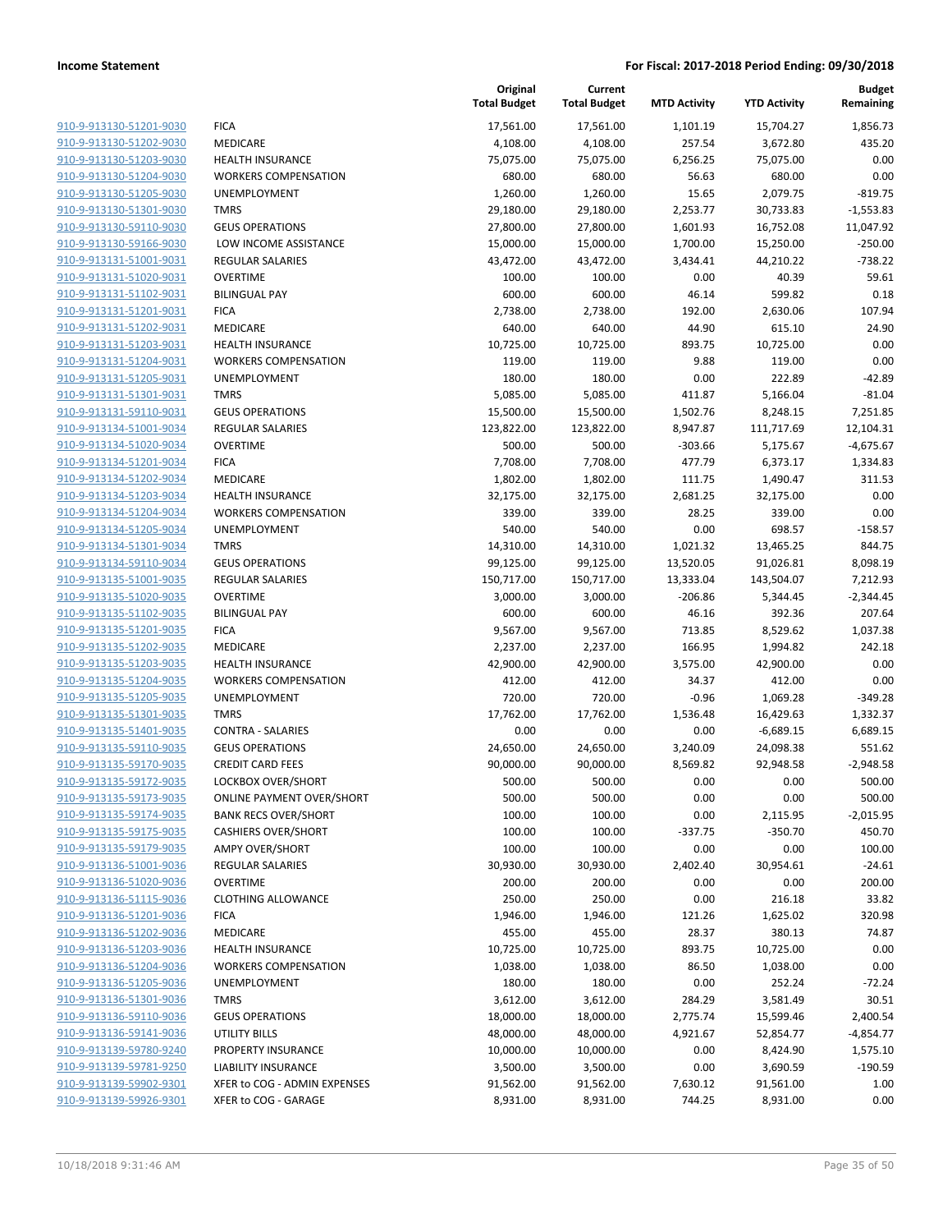| | | Original Total Budget | Current Total Budget | MTD Activity | YTD Activity | Budget Remaining |
|---|---|---|---|---|---|---|
| 910-9-913130-51201-9030 | FICA | 17,561.00 | 17,561.00 | 1,101.19 | 15,704.27 | 1,856.73 |
| 910-9-913130-51202-9030 | MEDICARE | 4,108.00 | 4,108.00 | 257.54 | 3,672.80 | 435.20 |
| 910-9-913130-51203-9030 | HEALTH INSURANCE | 75,075.00 | 75,075.00 | 6,256.25 | 75,075.00 | 0.00 |
| 910-9-913130-51204-9030 | WORKERS COMPENSATION | 680.00 | 680.00 | 56.63 | 680.00 | 0.00 |
| 910-9-913130-51205-9030 | UNEMPLOYMENT | 1,260.00 | 1,260.00 | 15.65 | 2,079.75 | -819.75 |
| 910-9-913130-51301-9030 | TMRS | 29,180.00 | 29,180.00 | 2,253.77 | 30,733.83 | -1,553.83 |
| 910-9-913130-59110-9030 | GEUS OPERATIONS | 27,800.00 | 27,800.00 | 1,601.93 | 16,752.08 | 11,047.92 |
| 910-9-913130-59166-9030 | LOW INCOME ASSISTANCE | 15,000.00 | 15,000.00 | 1,700.00 | 15,250.00 | -250.00 |
| 910-9-913131-51001-9031 | REGULAR SALARIES | 43,472.00 | 43,472.00 | 3,434.41 | 44,210.22 | -738.22 |
| 910-9-913131-51020-9031 | OVERTIME | 100.00 | 100.00 | 0.00 | 40.39 | 59.61 |
| 910-9-913131-51102-9031 | BILINGUAL PAY | 600.00 | 600.00 | 46.14 | 599.82 | 0.18 |
| 910-9-913131-51201-9031 | FICA | 2,738.00 | 2,738.00 | 192.00 | 2,630.06 | 107.94 |
| 910-9-913131-51202-9031 | MEDICARE | 640.00 | 640.00 | 44.90 | 615.10 | 24.90 |
| 910-9-913131-51203-9031 | HEALTH INSURANCE | 10,725.00 | 10,725.00 | 893.75 | 10,725.00 | 0.00 |
| 910-9-913131-51204-9031 | WORKERS COMPENSATION | 119.00 | 119.00 | 9.88 | 119.00 | 0.00 |
| 910-9-913131-51205-9031 | UNEMPLOYMENT | 180.00 | 180.00 | 0.00 | 222.89 | -42.89 |
| 910-9-913131-51301-9031 | TMRS | 5,085.00 | 5,085.00 | 411.87 | 5,166.04 | -81.04 |
| 910-9-913131-59110-9031 | GEUS OPERATIONS | 15,500.00 | 15,500.00 | 1,502.76 | 8,248.15 | 7,251.85 |
| 910-9-913134-51001-9034 | REGULAR SALARIES | 123,822.00 | 123,822.00 | 8,947.87 | 111,717.69 | 12,104.31 |
| 910-9-913134-51020-9034 | OVERTIME | 500.00 | 500.00 | -303.66 | 5,175.67 | -4,675.67 |
| 910-9-913134-51201-9034 | FICA | 7,708.00 | 7,708.00 | 477.79 | 6,373.17 | 1,334.83 |
| 910-9-913134-51202-9034 | MEDICARE | 1,802.00 | 1,802.00 | 111.75 | 1,490.47 | 311.53 |
| 910-9-913134-51203-9034 | HEALTH INSURANCE | 32,175.00 | 32,175.00 | 2,681.25 | 32,175.00 | 0.00 |
| 910-9-913134-51204-9034 | WORKERS COMPENSATION | 339.00 | 339.00 | 28.25 | 339.00 | 0.00 |
| 910-9-913134-51205-9034 | UNEMPLOYMENT | 540.00 | 540.00 | 0.00 | 698.57 | -158.57 |
| 910-9-913134-51301-9034 | TMRS | 14,310.00 | 14,310.00 | 1,021.32 | 13,465.25 | 844.75 |
| 910-9-913134-59110-9034 | GEUS OPERATIONS | 99,125.00 | 99,125.00 | 13,520.05 | 91,026.81 | 8,098.19 |
| 910-9-913135-51001-9035 | REGULAR SALARIES | 150,717.00 | 150,717.00 | 13,333.04 | 143,504.07 | 7,212.93 |
| 910-9-913135-51020-9035 | OVERTIME | 3,000.00 | 3,000.00 | -206.86 | 5,344.45 | -2,344.45 |
| 910-9-913135-51102-9035 | BILINGUAL PAY | 600.00 | 600.00 | 46.16 | 392.36 | 207.64 |
| 910-9-913135-51201-9035 | FICA | 9,567.00 | 9,567.00 | 713.85 | 8,529.62 | 1,037.38 |
| 910-9-913135-51202-9035 | MEDICARE | 2,237.00 | 2,237.00 | 166.95 | 1,994.82 | 242.18 |
| 910-9-913135-51203-9035 | HEALTH INSURANCE | 42,900.00 | 42,900.00 | 3,575.00 | 42,900.00 | 0.00 |
| 910-9-913135-51204-9035 | WORKERS COMPENSATION | 412.00 | 412.00 | 34.37 | 412.00 | 0.00 |
| 910-9-913135-51205-9035 | UNEMPLOYMENT | 720.00 | 720.00 | -0.96 | 1,069.28 | -349.28 |
| 910-9-913135-51301-9035 | TMRS | 17,762.00 | 17,762.00 | 1,536.48 | 16,429.63 | 1,332.37 |
| 910-9-913135-51401-9035 | CONTRA - SALARIES | 0.00 | 0.00 | 0.00 | -6,689.15 | 6,689.15 |
| 910-9-913135-59110-9035 | GEUS OPERATIONS | 24,650.00 | 24,650.00 | 3,240.09 | 24,098.38 | 551.62 |
| 910-9-913135-59170-9035 | CREDIT CARD FEES | 90,000.00 | 90,000.00 | 8,569.82 | 92,948.58 | -2,948.58 |
| 910-9-913135-59172-9035 | LOCKBOX OVER/SHORT | 500.00 | 500.00 | 0.00 | 0.00 | 500.00 |
| 910-9-913135-59173-9035 | ONLINE PAYMENT OVER/SHORT | 500.00 | 500.00 | 0.00 | 0.00 | 500.00 |
| 910-9-913135-59174-9035 | BANK RECS OVER/SHORT | 100.00 | 100.00 | 0.00 | 2,115.95 | -2,015.95 |
| 910-9-913135-59175-9035 | CASHIERS OVER/SHORT | 100.00 | 100.00 | -337.75 | -350.70 | 450.70 |
| 910-9-913135-59179-9035 | AMPY OVER/SHORT | 100.00 | 100.00 | 0.00 | 0.00 | 100.00 |
| 910-9-913136-51001-9036 | REGULAR SALARIES | 30,930.00 | 30,930.00 | 2,402.40 | 30,954.61 | -24.61 |
| 910-9-913136-51020-9036 | OVERTIME | 200.00 | 200.00 | 0.00 | 0.00 | 200.00 |
| 910-9-913136-51115-9036 | CLOTHING ALLOWANCE | 250.00 | 250.00 | 0.00 | 216.18 | 33.82 |
| 910-9-913136-51201-9036 | FICA | 1,946.00 | 1,946.00 | 121.26 | 1,625.02 | 320.98 |
| 910-9-913136-51202-9036 | MEDICARE | 455.00 | 455.00 | 28.37 | 380.13 | 74.87 |
| 910-9-913136-51203-9036 | HEALTH INSURANCE | 10,725.00 | 10,725.00 | 893.75 | 10,725.00 | 0.00 |
| 910-9-913136-51204-9036 | WORKERS COMPENSATION | 1,038.00 | 1,038.00 | 86.50 | 1,038.00 | 0.00 |
| 910-9-913136-51205-9036 | UNEMPLOYMENT | 180.00 | 180.00 | 0.00 | 252.24 | -72.24 |
| 910-9-913136-51301-9036 | TMRS | 3,612.00 | 3,612.00 | 284.29 | 3,581.49 | 30.51 |
| 910-9-913136-59110-9036 | GEUS OPERATIONS | 18,000.00 | 18,000.00 | 2,775.74 | 15,599.46 | 2,400.54 |
| 910-9-913136-59141-9036 | UTILITY BILLS | 48,000.00 | 48,000.00 | 4,921.67 | 52,854.77 | -4,854.77 |
| 910-9-913139-59780-9240 | PROPERTY INSURANCE | 10,000.00 | 10,000.00 | 0.00 | 8,424.90 | 1,575.10 |
| 910-9-913139-59781-9250 | LIABILITY INSURANCE | 3,500.00 | 3,500.00 | 0.00 | 3,690.59 | -190.59 |
| 910-9-913139-59902-9301 | XFER to COG - ADMIN EXPENSES | 91,562.00 | 91,562.00 | 7,630.12 | 91,561.00 | 1.00 |
| 910-9-913139-59926-9301 | XFER to COG - GARAGE | 8,931.00 | 8,931.00 | 744.25 | 8,931.00 | 0.00 |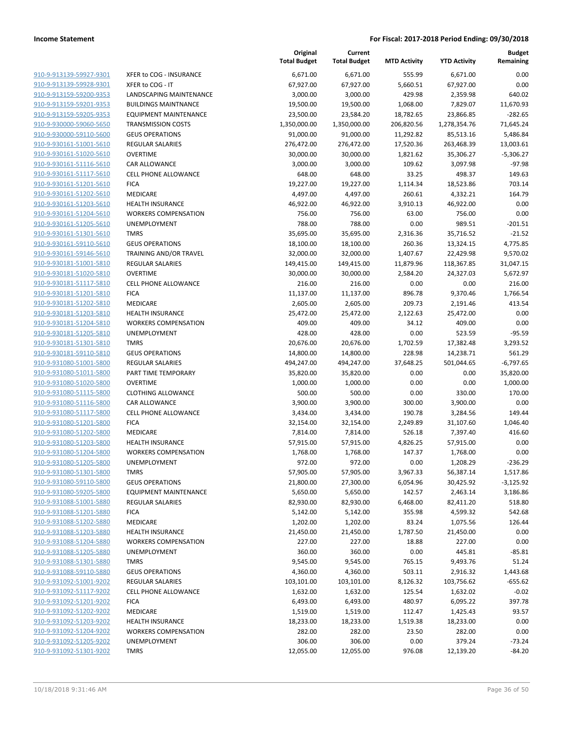**Income Statement** | **For Fiscal: 2017-2018 Period Ending: 09/30/2018**

| | | Original Total Budget | Current Total Budget | MTD Activity | YTD Activity | Budget Remaining |
|---|---|---|---|---|---|---|
| 910-9-913139-59927-9301 | XFER to COG - INSURANCE | 6,671.00 | 6,671.00 | 555.99 | 6,671.00 | 0.00 |
| 910-9-913139-59928-9301 | XFER to COG - IT | 67,927.00 | 67,927.00 | 5,660.51 | 67,927.00 | 0.00 |
| 910-9-913159-59200-9353 | LANDSCAPING MAINTENANCE | 3,000.00 | 3,000.00 | 429.98 | 2,359.98 | 640.02 |
| 910-9-913159-59201-9353 | BUILDINGS MAINTNANCE | 19,500.00 | 19,500.00 | 1,068.00 | 7,829.07 | 11,670.93 |
| 910-9-913159-59205-9353 | EQUIPMENT MAINTENANCE | 23,500.00 | 23,584.20 | 18,782.65 | 23,866.85 | -282.65 |
| 910-9-930000-59060-5650 | TRANSMISSION COSTS | 1,350,000.00 | 1,350,000.00 | 206,820.56 | 1,278,354.76 | 71,645.24 |
| 910-9-930000-59110-5600 | GEUS OPERATIONS | 91,000.00 | 91,000.00 | 11,292.82 | 85,513.16 | 5,486.84 |
| 910-9-930161-51001-5610 | REGULAR SALARIES | 276,472.00 | 276,472.00 | 17,520.36 | 263,468.39 | 13,003.61 |
| 910-9-930161-51020-5610 | OVERTIME | 30,000.00 | 30,000.00 | 1,821.62 | 35,306.27 | -5,306.27 |
| 910-9-930161-51116-5610 | CAR ALLOWANCE | 3,000.00 | 3,000.00 | 109.62 | 3,097.98 | -97.98 |
| 910-9-930161-51117-5610 | CELL PHONE ALLOWANCE | 648.00 | 648.00 | 33.25 | 498.37 | 149.63 |
| 910-9-930161-51201-5610 | FICA | 19,227.00 | 19,227.00 | 1,114.34 | 18,523.86 | 703.14 |
| 910-9-930161-51202-5610 | MEDICARE | 4,497.00 | 4,497.00 | 260.61 | 4,332.21 | 164.79 |
| 910-9-930161-51203-5610 | HEALTH INSURANCE | 46,922.00 | 46,922.00 | 3,910.13 | 46,922.00 | 0.00 |
| 910-9-930161-51204-5610 | WORKERS COMPENSATION | 756.00 | 756.00 | 63.00 | 756.00 | 0.00 |
| 910-9-930161-51205-5610 | UNEMPLOYMENT | 788.00 | 788.00 | 0.00 | 989.51 | -201.51 |
| 910-9-930161-51301-5610 | TMRS | 35,695.00 | 35,695.00 | 2,316.36 | 35,716.52 | -21.52 |
| 910-9-930161-59110-5610 | GEUS OPERATIONS | 18,100.00 | 18,100.00 | 260.36 | 13,324.15 | 4,775.85 |
| 910-9-930161-59146-5610 | TRAINING AND/OR TRAVEL | 32,000.00 | 32,000.00 | 1,407.67 | 22,429.98 | 9,570.02 |
| 910-9-930181-51001-5810 | REGULAR SALARIES | 149,415.00 | 149,415.00 | 11,879.96 | 118,367.85 | 31,047.15 |
| 910-9-930181-51020-5810 | OVERTIME | 30,000.00 | 30,000.00 | 2,584.20 | 24,327.03 | 5,672.97 |
| 910-9-930181-51117-5810 | CELL PHONE ALLOWANCE | 216.00 | 216.00 | 0.00 | 0.00 | 216.00 |
| 910-9-930181-51201-5810 | FICA | 11,137.00 | 11,137.00 | 896.78 | 9,370.46 | 1,766.54 |
| 910-9-930181-51202-5810 | MEDICARE | 2,605.00 | 2,605.00 | 209.73 | 2,191.46 | 413.54 |
| 910-9-930181-51203-5810 | HEALTH INSURANCE | 25,472.00 | 25,472.00 | 2,122.63 | 25,472.00 | 0.00 |
| 910-9-930181-51204-5810 | WORKERS COMPENSATION | 409.00 | 409.00 | 34.12 | 409.00 | 0.00 |
| 910-9-930181-51205-5810 | UNEMPLOYMENT | 428.00 | 428.00 | 0.00 | 523.59 | -95.59 |
| 910-9-930181-51301-5810 | TMRS | 20,676.00 | 20,676.00 | 1,702.59 | 17,382.48 | 3,293.52 |
| 910-9-930181-59110-5810 | GEUS OPERATIONS | 14,800.00 | 14,800.00 | 228.98 | 14,238.71 | 561.29 |
| 910-9-931080-51001-5800 | REGULAR SALARIES | 494,247.00 | 494,247.00 | 37,648.25 | 501,044.65 | -6,797.65 |
| 910-9-931080-51011-5800 | PART TIME TEMPORARY | 35,820.00 | 35,820.00 | 0.00 | 0.00 | 35,820.00 |
| 910-9-931080-51020-5800 | OVERTIME | 1,000.00 | 1,000.00 | 0.00 | 0.00 | 1,000.00 |
| 910-9-931080-51115-5800 | CLOTHING ALLOWANCE | 500.00 | 500.00 | 0.00 | 330.00 | 170.00 |
| 910-9-931080-51116-5800 | CAR ALLOWANCE | 3,900.00 | 3,900.00 | 300.00 | 3,900.00 | 0.00 |
| 910-9-931080-51117-5800 | CELL PHONE ALLOWANCE | 3,434.00 | 3,434.00 | 190.78 | 3,284.56 | 149.44 |
| 910-9-931080-51201-5800 | FICA | 32,154.00 | 32,154.00 | 2,249.89 | 31,107.60 | 1,046.40 |
| 910-9-931080-51202-5800 | MEDICARE | 7,814.00 | 7,814.00 | 526.18 | 7,397.40 | 416.60 |
| 910-9-931080-51203-5800 | HEALTH INSURANCE | 57,915.00 | 57,915.00 | 4,826.25 | 57,915.00 | 0.00 |
| 910-9-931080-51204-5800 | WORKERS COMPENSATION | 1,768.00 | 1,768.00 | 147.37 | 1,768.00 | 0.00 |
| 910-9-931080-51205-5800 | UNEMPLOYMENT | 972.00 | 972.00 | 0.00 | 1,208.29 | -236.29 |
| 910-9-931080-51301-5800 | TMRS | 57,905.00 | 57,905.00 | 3,967.33 | 56,387.14 | 1,517.86 |
| 910-9-931080-59110-5800 | GEUS OPERATIONS | 21,800.00 | 27,300.00 | 6,054.96 | 30,425.92 | -3,125.92 |
| 910-9-931080-59205-5800 | EQUIPMENT MAINTENANCE | 5,650.00 | 5,650.00 | 142.57 | 2,463.14 | 3,186.86 |
| 910-9-931088-51001-5880 | REGULAR SALARIES | 82,930.00 | 82,930.00 | 6,468.00 | 82,411.20 | 518.80 |
| 910-9-931088-51201-5880 | FICA | 5,142.00 | 5,142.00 | 355.98 | 4,599.32 | 542.68 |
| 910-9-931088-51202-5880 | MEDICARE | 1,202.00 | 1,202.00 | 83.24 | 1,075.56 | 126.44 |
| 910-9-931088-51203-5880 | HEALTH INSURANCE | 21,450.00 | 21,450.00 | 1,787.50 | 21,450.00 | 0.00 |
| 910-9-931088-51204-5880 | WORKERS COMPENSATION | 227.00 | 227.00 | 18.88 | 227.00 | 0.00 |
| 910-9-931088-51205-5880 | UNEMPLOYMENT | 360.00 | 360.00 | 0.00 | 445.81 | -85.81 |
| 910-9-931088-51301-5880 | TMRS | 9,545.00 | 9,545.00 | 765.15 | 9,493.76 | 51.24 |
| 910-9-931088-59110-5880 | GEUS OPERATIONS | 4,360.00 | 4,360.00 | 503.11 | 2,916.32 | 1,443.68 |
| 910-9-931092-51001-9202 | REGULAR SALARIES | 103,101.00 | 103,101.00 | 8,126.32 | 103,756.62 | -655.62 |
| 910-9-931092-51117-9202 | CELL PHONE ALLOWANCE | 1,632.00 | 1,632.00 | 125.54 | 1,632.02 | -0.02 |
| 910-9-931092-51201-9202 | FICA | 6,493.00 | 6,493.00 | 480.97 | 6,095.22 | 397.78 |
| 910-9-931092-51202-9202 | MEDICARE | 1,519.00 | 1,519.00 | 112.47 | 1,425.43 | 93.57 |
| 910-9-931092-51203-9202 | HEALTH INSURANCE | 18,233.00 | 18,233.00 | 1,519.38 | 18,233.00 | 0.00 |
| 910-9-931092-51204-9202 | WORKERS COMPENSATION | 282.00 | 282.00 | 23.50 | 282.00 | 0.00 |
| 910-9-931092-51205-9202 | UNEMPLOYMENT | 306.00 | 306.00 | 0.00 | 379.24 | -73.24 |
| 910-9-931092-51301-9202 | TMRS | 12,055.00 | 12,055.00 | 976.08 | 12,139.20 | -84.20 |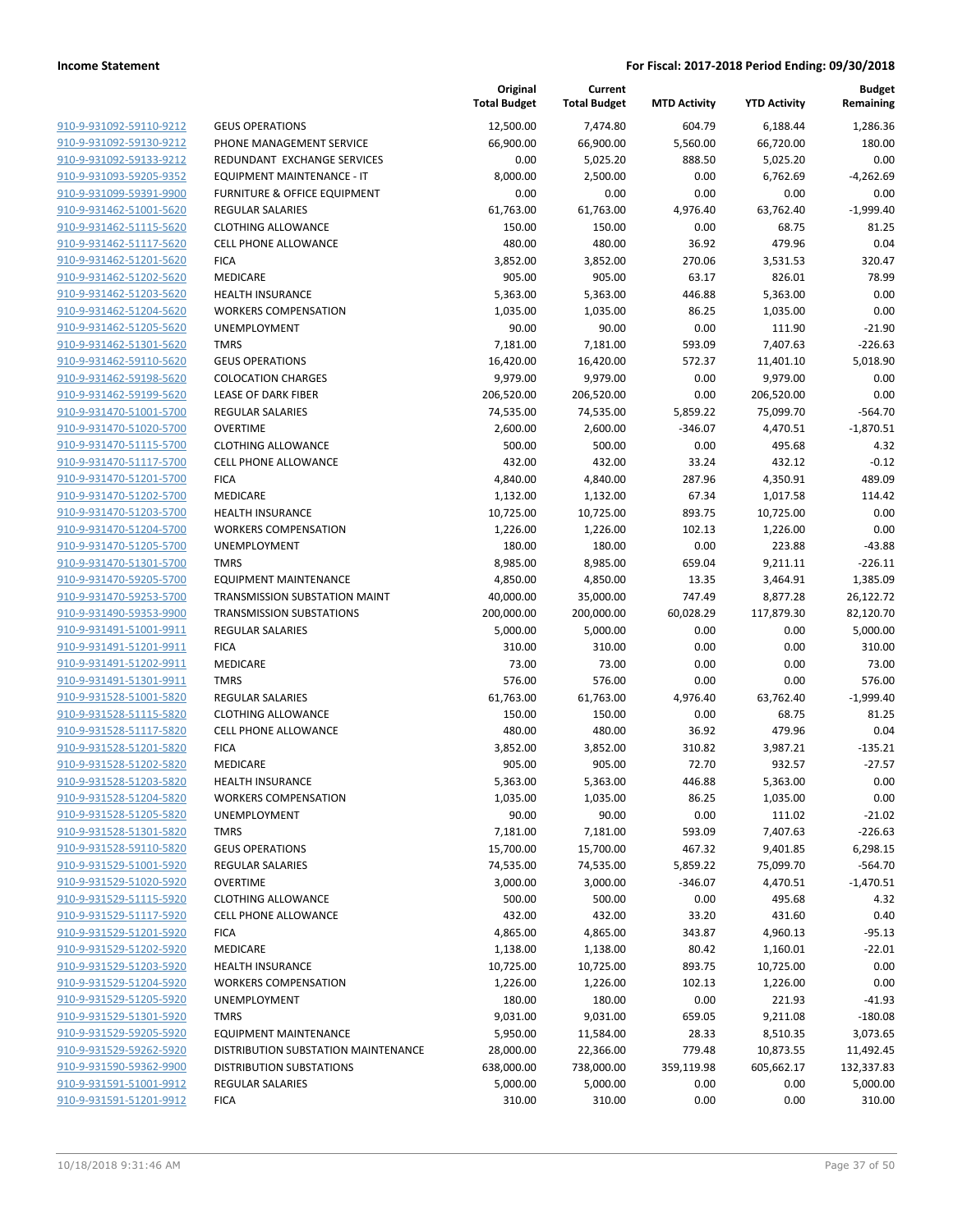**Income Statement** — **For Fiscal: 2017-2018 Period Ending: 09/30/2018**

| | | Original Total Budget | Current Total Budget | MTD Activity | YTD Activity | Budget Remaining |
|---|---|---|---|---|---|---|
| 910-9-931092-59110-9212 | GEUS OPERATIONS | 12,500.00 | 7,474.80 | 604.79 | 6,188.44 | 1,286.36 |
| 910-9-931092-59130-9212 | PHONE MANAGEMENT SERVICE | 66,900.00 | 66,900.00 | 5,560.00 | 66,720.00 | 180.00 |
| 910-9-931092-59133-9212 | REDUNDANT EXCHANGE SERVICES | 0.00 | 5,025.20 | 888.50 | 5,025.20 | 0.00 |
| 910-9-931093-59205-9352 | EQUIPMENT MAINTENANCE - IT | 8,000.00 | 2,500.00 | 0.00 | 6,762.69 | -4,262.69 |
| 910-9-931099-59391-9900 | FURNITURE & OFFICE EQUIPMENT | 0.00 | 0.00 | 0.00 | 0.00 | 0.00 |
| 910-9-931462-51001-5620 | REGULAR SALARIES | 61,763.00 | 61,763.00 | 4,976.40 | 63,762.40 | -1,999.40 |
| 910-9-931462-51115-5620 | CLOTHING ALLOWANCE | 150.00 | 150.00 | 0.00 | 68.75 | 81.25 |
| 910-9-931462-51117-5620 | CELL PHONE ALLOWANCE | 480.00 | 480.00 | 36.92 | 479.96 | 0.04 |
| 910-9-931462-51201-5620 | FICA | 3,852.00 | 3,852.00 | 270.06 | 3,531.53 | 320.47 |
| 910-9-931462-51202-5620 | MEDICARE | 905.00 | 905.00 | 63.17 | 826.01 | 78.99 |
| 910-9-931462-51203-5620 | HEALTH INSURANCE | 5,363.00 | 5,363.00 | 446.88 | 5,363.00 | 0.00 |
| 910-9-931462-51204-5620 | WORKERS COMPENSATION | 1,035.00 | 1,035.00 | 86.25 | 1,035.00 | 0.00 |
| 910-9-931462-51205-5620 | UNEMPLOYMENT | 90.00 | 90.00 | 0.00 | 111.90 | -21.90 |
| 910-9-931462-51301-5620 | TMRS | 7,181.00 | 7,181.00 | 593.09 | 7,407.63 | -226.63 |
| 910-9-931462-59110-5620 | GEUS OPERATIONS | 16,420.00 | 16,420.00 | 572.37 | 11,401.10 | 5,018.90 |
| 910-9-931462-59198-5620 | COLOCATION CHARGES | 9,979.00 | 9,979.00 | 0.00 | 9,979.00 | 0.00 |
| 910-9-931462-59199-5620 | LEASE OF DARK FIBER | 206,520.00 | 206,520.00 | 0.00 | 206,520.00 | 0.00 |
| 910-9-931470-51001-5700 | REGULAR SALARIES | 74,535.00 | 74,535.00 | 5,859.22 | 75,099.70 | -564.70 |
| 910-9-931470-51020-5700 | OVERTIME | 2,600.00 | 2,600.00 | -346.07 | 4,470.51 | -1,870.51 |
| 910-9-931470-51115-5700 | CLOTHING ALLOWANCE | 500.00 | 500.00 | 0.00 | 495.68 | 4.32 |
| 910-9-931470-51117-5700 | CELL PHONE ALLOWANCE | 432.00 | 432.00 | 33.24 | 432.12 | -0.12 |
| 910-9-931470-51201-5700 | FICA | 4,840.00 | 4,840.00 | 287.96 | 4,350.91 | 489.09 |
| 910-9-931470-51202-5700 | MEDICARE | 1,132.00 | 1,132.00 | 67.34 | 1,017.58 | 114.42 |
| 910-9-931470-51203-5700 | HEALTH INSURANCE | 10,725.00 | 10,725.00 | 893.75 | 10,725.00 | 0.00 |
| 910-9-931470-51204-5700 | WORKERS COMPENSATION | 1,226.00 | 1,226.00 | 102.13 | 1,226.00 | 0.00 |
| 910-9-931470-51205-5700 | UNEMPLOYMENT | 180.00 | 180.00 | 0.00 | 223.88 | -43.88 |
| 910-9-931470-51301-5700 | TMRS | 8,985.00 | 8,985.00 | 659.04 | 9,211.11 | -226.11 |
| 910-9-931470-59205-5700 | EQUIPMENT MAINTENANCE | 4,850.00 | 4,850.00 | 13.35 | 3,464.91 | 1,385.09 |
| 910-9-931470-59253-5700 | TRANSMISSION SUBSTATION MAINT | 40,000.00 | 35,000.00 | 747.49 | 8,877.28 | 26,122.72 |
| 910-9-931490-59353-9900 | TRANSMISSION SUBSTATIONS | 200,000.00 | 200,000.00 | 60,028.29 | 117,879.30 | 82,120.70 |
| 910-9-931491-51001-9911 | REGULAR SALARIES | 5,000.00 | 5,000.00 | 0.00 | 0.00 | 5,000.00 |
| 910-9-931491-51201-9911 | FICA | 310.00 | 310.00 | 0.00 | 0.00 | 310.00 |
| 910-9-931491-51202-9911 | MEDICARE | 73.00 | 73.00 | 0.00 | 0.00 | 73.00 |
| 910-9-931491-51301-9911 | TMRS | 576.00 | 576.00 | 0.00 | 0.00 | 576.00 |
| 910-9-931528-51001-5820 | REGULAR SALARIES | 61,763.00 | 61,763.00 | 4,976.40 | 63,762.40 | -1,999.40 |
| 910-9-931528-51115-5820 | CLOTHING ALLOWANCE | 150.00 | 150.00 | 0.00 | 68.75 | 81.25 |
| 910-9-931528-51117-5820 | CELL PHONE ALLOWANCE | 480.00 | 480.00 | 36.92 | 479.96 | 0.04 |
| 910-9-931528-51201-5820 | FICA | 3,852.00 | 3,852.00 | 310.82 | 3,987.21 | -135.21 |
| 910-9-931528-51202-5820 | MEDICARE | 905.00 | 905.00 | 72.70 | 932.57 | -27.57 |
| 910-9-931528-51203-5820 | HEALTH INSURANCE | 5,363.00 | 5,363.00 | 446.88 | 5,363.00 | 0.00 |
| 910-9-931528-51204-5820 | WORKERS COMPENSATION | 1,035.00 | 1,035.00 | 86.25 | 1,035.00 | 0.00 |
| 910-9-931528-51205-5820 | UNEMPLOYMENT | 90.00 | 90.00 | 0.00 | 111.02 | -21.02 |
| 910-9-931528-51301-5820 | TMRS | 7,181.00 | 7,181.00 | 593.09 | 7,407.63 | -226.63 |
| 910-9-931528-59110-5820 | GEUS OPERATIONS | 15,700.00 | 15,700.00 | 467.32 | 9,401.85 | 6,298.15 |
| 910-9-931529-51001-5920 | REGULAR SALARIES | 74,535.00 | 74,535.00 | 5,859.22 | 75,099.70 | -564.70 |
| 910-9-931529-51020-5920 | OVERTIME | 3,000.00 | 3,000.00 | -346.07 | 4,470.51 | -1,470.51 |
| 910-9-931529-51115-5920 | CLOTHING ALLOWANCE | 500.00 | 500.00 | 0.00 | 495.68 | 4.32 |
| 910-9-931529-51117-5920 | CELL PHONE ALLOWANCE | 432.00 | 432.00 | 33.20 | 431.60 | 0.40 |
| 910-9-931529-51201-5920 | FICA | 4,865.00 | 4,865.00 | 343.87 | 4,960.13 | -95.13 |
| 910-9-931529-51202-5920 | MEDICARE | 1,138.00 | 1,138.00 | 80.42 | 1,160.01 | -22.01 |
| 910-9-931529-51203-5920 | HEALTH INSURANCE | 10,725.00 | 10,725.00 | 893.75 | 10,725.00 | 0.00 |
| 910-9-931529-51204-5920 | WORKERS COMPENSATION | 1,226.00 | 1,226.00 | 102.13 | 1,226.00 | 0.00 |
| 910-9-931529-51205-5920 | UNEMPLOYMENT | 180.00 | 180.00 | 0.00 | 221.93 | -41.93 |
| 910-9-931529-51301-5920 | TMRS | 9,031.00 | 9,031.00 | 659.05 | 9,211.08 | -180.08 |
| 910-9-931529-59205-5920 | EQUIPMENT MAINTENANCE | 5,950.00 | 11,584.00 | 28.33 | 8,510.35 | 3,073.65 |
| 910-9-931529-59262-5920 | DISTRIBUTION SUBSTATION MAINTENANCE | 28,000.00 | 22,366.00 | 779.48 | 10,873.55 | 11,492.45 |
| 910-9-931590-59362-9900 | DISTRIBUTION SUBSTATIONS | 638,000.00 | 738,000.00 | 359,119.98 | 605,662.17 | 132,337.83 |
| 910-9-931591-51001-9912 | REGULAR SALARIES | 5,000.00 | 5,000.00 | 0.00 | 0.00 | 5,000.00 |
| 910-9-931591-51201-9912 | FICA | 310.00 | 310.00 | 0.00 | 0.00 | 310.00 |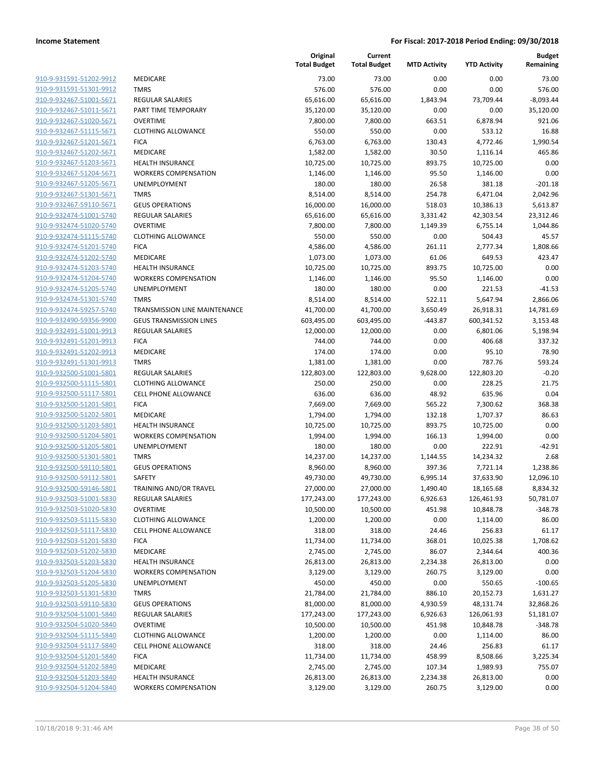**Income Statement** | **For Fiscal: 2017-2018 Period Ending: 09/30/2018**

| | | Original Total Budget | Current Total Budget | MTD Activity | YTD Activity | Budget Remaining |
|---|---|---|---|---|---|---|
| 910-9-931591-51202-9912 | MEDICARE | 73.00 | 73.00 | 0.00 | 0.00 | 73.00 |
| 910-9-931591-51301-9912 | TMRS | 576.00 | 576.00 | 0.00 | 0.00 | 576.00 |
| 910-9-932467-51001-5671 | REGULAR SALARIES | 65,616.00 | 65,616.00 | 1,843.94 | 73,709.44 | -8,093.44 |
| 910-9-932467-51011-5671 | PART TIME TEMPORARY | 35,120.00 | 35,120.00 | 0.00 | 0.00 | 35,120.00 |
| 910-9-932467-51020-5671 | OVERTIME | 7,800.00 | 7,800.00 | 663.51 | 6,878.94 | 921.06 |
| 910-9-932467-51115-5671 | CLOTHING ALLOWANCE | 550.00 | 550.00 | 0.00 | 533.12 | 16.88 |
| 910-9-932467-51201-5671 | FICA | 6,763.00 | 6,763.00 | 130.43 | 4,772.46 | 1,990.54 |
| 910-9-932467-51202-5671 | MEDICARE | 1,582.00 | 1,582.00 | 30.50 | 1,116.14 | 465.86 |
| 910-9-932467-51203-5671 | HEALTH INSURANCE | 10,725.00 | 10,725.00 | 893.75 | 10,725.00 | 0.00 |
| 910-9-932467-51204-5671 | WORKERS COMPENSATION | 1,146.00 | 1,146.00 | 95.50 | 1,146.00 | 0.00 |
| 910-9-932467-51205-5671 | UNEMPLOYMENT | 180.00 | 180.00 | 26.58 | 381.18 | -201.18 |
| 910-9-932467-51301-5671 | TMRS | 8,514.00 | 8,514.00 | 254.78 | 6,471.04 | 2,042.96 |
| 910-9-932467-59110-5671 | GEUS OPERATIONS | 16,000.00 | 16,000.00 | 518.03 | 10,386.13 | 5,613.87 |
| 910-9-932474-51001-5740 | REGULAR SALARIES | 65,616.00 | 65,616.00 | 3,331.42 | 42,303.54 | 23,312.46 |
| 910-9-932474-51020-5740 | OVERTIME | 7,800.00 | 7,800.00 | 1,149.39 | 6,755.14 | 1,044.86 |
| 910-9-932474-51115-5740 | CLOTHING ALLOWANCE | 550.00 | 550.00 | 0.00 | 504.43 | 45.57 |
| 910-9-932474-51201-5740 | FICA | 4,586.00 | 4,586.00 | 261.11 | 2,777.34 | 1,808.66 |
| 910-9-932474-51202-5740 | MEDICARE | 1,073.00 | 1,073.00 | 61.06 | 649.53 | 423.47 |
| 910-9-932474-51203-5740 | HEALTH INSURANCE | 10,725.00 | 10,725.00 | 893.75 | 10,725.00 | 0.00 |
| 910-9-932474-51204-5740 | WORKERS COMPENSATION | 1,146.00 | 1,146.00 | 95.50 | 1,146.00 | 0.00 |
| 910-9-932474-51205-5740 | UNEMPLOYMENT | 180.00 | 180.00 | 0.00 | 221.53 | -41.53 |
| 910-9-932474-51301-5740 | TMRS | 8,514.00 | 8,514.00 | 522.11 | 5,647.94 | 2,866.06 |
| 910-9-932474-59257-5740 | TRANSMISSION LINE MAINTENANCE | 41,700.00 | 41,700.00 | 3,650.49 | 26,918.31 | 14,781.69 |
| 910-9-932490-59356-9900 | GEUS TRANSMISSION LINES | 603,495.00 | 603,495.00 | -443.87 | 600,341.52 | 3,153.48 |
| 910-9-932491-51001-9913 | REGULAR SALARIES | 12,000.00 | 12,000.00 | 0.00 | 6,801.06 | 5,198.94 |
| 910-9-932491-51201-9913 | FICA | 744.00 | 744.00 | 0.00 | 406.68 | 337.32 |
| 910-9-932491-51202-9913 | MEDICARE | 174.00 | 174.00 | 0.00 | 95.10 | 78.90 |
| 910-9-932491-51301-9913 | TMRS | 1,381.00 | 1,381.00 | 0.00 | 787.76 | 593.24 |
| 910-9-932500-51001-5801 | REGULAR SALARIES | 122,803.00 | 122,803.00 | 9,628.00 | 122,803.20 | -0.20 |
| 910-9-932500-51115-5801 | CLOTHING ALLOWANCE | 250.00 | 250.00 | 0.00 | 228.25 | 21.75 |
| 910-9-932500-51117-5801 | CELL PHONE ALLOWANCE | 636.00 | 636.00 | 48.92 | 635.96 | 0.04 |
| 910-9-932500-51201-5801 | FICA | 7,669.00 | 7,669.00 | 565.22 | 7,300.62 | 368.38 |
| 910-9-932500-51202-5801 | MEDICARE | 1,794.00 | 1,794.00 | 132.18 | 1,707.37 | 86.63 |
| 910-9-932500-51203-5801 | HEALTH INSURANCE | 10,725.00 | 10,725.00 | 893.75 | 10,725.00 | 0.00 |
| 910-9-932500-51204-5801 | WORKERS COMPENSATION | 1,994.00 | 1,994.00 | 166.13 | 1,994.00 | 0.00 |
| 910-9-932500-51205-5801 | UNEMPLOYMENT | 180.00 | 180.00 | 0.00 | 222.91 | -42.91 |
| 910-9-932500-51301-5801 | TMRS | 14,237.00 | 14,237.00 | 1,144.55 | 14,234.32 | 2.68 |
| 910-9-932500-59110-5801 | GEUS OPERATIONS | 8,960.00 | 8,960.00 | 397.36 | 7,721.14 | 1,238.86 |
| 910-9-932500-59112-5801 | SAFETY | 49,730.00 | 49,730.00 | 6,995.14 | 37,633.90 | 12,096.10 |
| 910-9-932500-59146-5801 | TRAINING AND/OR TRAVEL | 27,000.00 | 27,000.00 | 1,490.40 | 18,165.68 | 8,834.32 |
| 910-9-932503-51001-5830 | REGULAR SALARIES | 177,243.00 | 177,243.00 | 6,926.63 | 126,461.93 | 50,781.07 |
| 910-9-932503-51020-5830 | OVERTIME | 10,500.00 | 10,500.00 | 451.98 | 10,848.78 | -348.78 |
| 910-9-932503-51115-5830 | CLOTHING ALLOWANCE | 1,200.00 | 1,200.00 | 0.00 | 1,114.00 | 86.00 |
| 910-9-932503-51117-5830 | CELL PHONE ALLOWANCE | 318.00 | 318.00 | 24.46 | 256.83 | 61.17 |
| 910-9-932503-51201-5830 | FICA | 11,734.00 | 11,734.00 | 368.01 | 10,025.38 | 1,708.62 |
| 910-9-932503-51202-5830 | MEDICARE | 2,745.00 | 2,745.00 | 86.07 | 2,344.64 | 400.36 |
| 910-9-932503-51203-5830 | HEALTH INSURANCE | 26,813.00 | 26,813.00 | 2,234.38 | 26,813.00 | 0.00 |
| 910-9-932503-51204-5830 | WORKERS COMPENSATION | 3,129.00 | 3,129.00 | 260.75 | 3,129.00 | 0.00 |
| 910-9-932503-51205-5830 | UNEMPLOYMENT | 450.00 | 450.00 | 0.00 | 550.65 | -100.65 |
| 910-9-932503-51301-5830 | TMRS | 21,784.00 | 21,784.00 | 886.10 | 20,152.73 | 1,631.27 |
| 910-9-932503-59110-5830 | GEUS OPERATIONS | 81,000.00 | 81,000.00 | 4,930.59 | 48,131.74 | 32,868.26 |
| 910-9-932504-51001-5840 | REGULAR SALARIES | 177,243.00 | 177,243.00 | 6,926.63 | 126,061.93 | 51,181.07 |
| 910-9-932504-51020-5840 | OVERTIME | 10,500.00 | 10,500.00 | 451.98 | 10,848.78 | -348.78 |
| 910-9-932504-51115-5840 | CLOTHING ALLOWANCE | 1,200.00 | 1,200.00 | 0.00 | 1,114.00 | 86.00 |
| 910-9-932504-51117-5840 | CELL PHONE ALLOWANCE | 318.00 | 318.00 | 24.46 | 256.83 | 61.17 |
| 910-9-932504-51201-5840 | FICA | 11,734.00 | 11,734.00 | 458.99 | 8,508.66 | 3,225.34 |
| 910-9-932504-51202-5840 | MEDICARE | 2,745.00 | 2,745.00 | 107.34 | 1,989.93 | 755.07 |
| 910-9-932504-51203-5840 | HEALTH INSURANCE | 26,813.00 | 26,813.00 | 2,234.38 | 26,813.00 | 0.00 |
| 910-9-932504-51204-5840 | WORKERS COMPENSATION | 3,129.00 | 3,129.00 | 260.75 | 3,129.00 | 0.00 |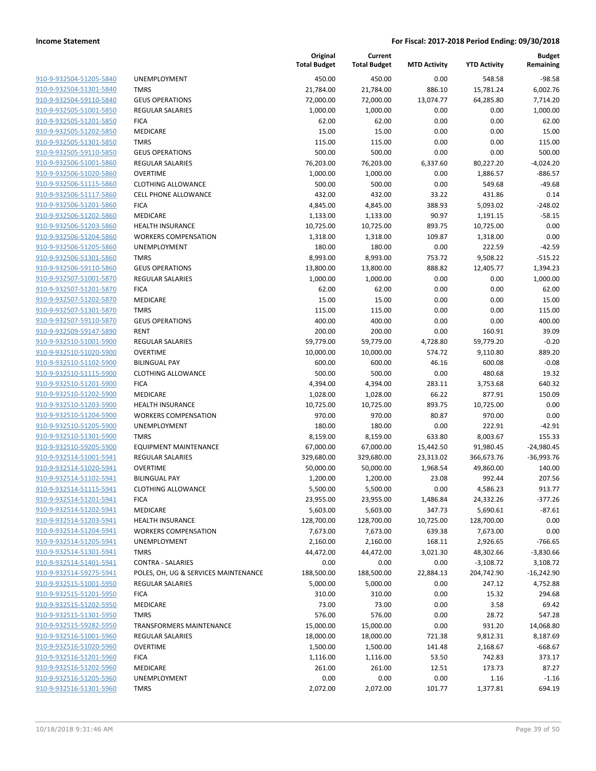**Income Statement** **For Fiscal: 2017-2018 Period Ending: 09/30/2018**

| | | Original Total Budget | Current Total Budget | MTD Activity | YTD Activity | Budget Remaining |
|---|---|---|---|---|---|---|
| 910-9-932504-51205-5840 | UNEMPLOYMENT | 450.00 | 450.00 | 0.00 | 548.58 | -98.58 |
| 910-9-932504-51301-5840 | TMRS | 21,784.00 | 21,784.00 | 886.10 | 15,781.24 | 6,002.76 |
| 910-9-932504-59110-5840 | GEUS OPERATIONS | 72,000.00 | 72,000.00 | 13,074.77 | 64,285.80 | 7,714.20 |
| 910-9-932505-51001-5850 | REGULAR SALARIES | 1,000.00 | 1,000.00 | 0.00 | 0.00 | 1,000.00 |
| 910-9-932505-51201-5850 | FICA | 62.00 | 62.00 | 0.00 | 0.00 | 62.00 |
| 910-9-932505-51202-5850 | MEDICARE | 15.00 | 15.00 | 0.00 | 0.00 | 15.00 |
| 910-9-932505-51301-5850 | TMRS | 115.00 | 115.00 | 0.00 | 0.00 | 115.00 |
| 910-9-932505-59110-5850 | GEUS OPERATIONS | 500.00 | 500.00 | 0.00 | 0.00 | 500.00 |
| 910-9-932506-51001-5860 | REGULAR SALARIES | 76,203.00 | 76,203.00 | 6,337.60 | 80,227.20 | -4,024.20 |
| 910-9-932506-51020-5860 | OVERTIME | 1,000.00 | 1,000.00 | 0.00 | 1,886.57 | -886.57 |
| 910-9-932506-51115-5860 | CLOTHING ALLOWANCE | 500.00 | 500.00 | 0.00 | 549.68 | -49.68 |
| 910-9-932506-51117-5860 | CELL PHONE ALLOWANCE | 432.00 | 432.00 | 33.22 | 431.86 | 0.14 |
| 910-9-932506-51201-5860 | FICA | 4,845.00 | 4,845.00 | 388.93 | 5,093.02 | -248.02 |
| 910-9-932506-51202-5860 | MEDICARE | 1,133.00 | 1,133.00 | 90.97 | 1,191.15 | -58.15 |
| 910-9-932506-51203-5860 | HEALTH INSURANCE | 10,725.00 | 10,725.00 | 893.75 | 10,725.00 | 0.00 |
| 910-9-932506-51204-5860 | WORKERS COMPENSATION | 1,318.00 | 1,318.00 | 109.87 | 1,318.00 | 0.00 |
| 910-9-932506-51205-5860 | UNEMPLOYMENT | 180.00 | 180.00 | 0.00 | 222.59 | -42.59 |
| 910-9-932506-51301-5860 | TMRS | 8,993.00 | 8,993.00 | 753.72 | 9,508.22 | -515.22 |
| 910-9-932506-59110-5860 | GEUS OPERATIONS | 13,800.00 | 13,800.00 | 888.82 | 12,405.77 | 1,394.23 |
| 910-9-932507-51001-5870 | REGULAR SALARIES | 1,000.00 | 1,000.00 | 0.00 | 0.00 | 1,000.00 |
| 910-9-932507-51201-5870 | FICA | 62.00 | 62.00 | 0.00 | 0.00 | 62.00 |
| 910-9-932507-51202-5870 | MEDICARE | 15.00 | 15.00 | 0.00 | 0.00 | 15.00 |
| 910-9-932507-51301-5870 | TMRS | 115.00 | 115.00 | 0.00 | 0.00 | 115.00 |
| 910-9-932507-59110-5870 | GEUS OPERATIONS | 400.00 | 400.00 | 0.00 | 0.00 | 400.00 |
| 910-9-932509-59147-5890 | RENT | 200.00 | 200.00 | 0.00 | 160.91 | 39.09 |
| 910-9-932510-51001-5900 | REGULAR SALARIES | 59,779.00 | 59,779.00 | 4,728.80 | 59,779.20 | -0.20 |
| 910-9-932510-51020-5900 | OVERTIME | 10,000.00 | 10,000.00 | 574.72 | 9,110.80 | 889.20 |
| 910-9-932510-51102-5900 | BILINGUAL PAY | 600.00 | 600.00 | 46.16 | 600.08 | -0.08 |
| 910-9-932510-51115-5900 | CLOTHING ALLOWANCE | 500.00 | 500.00 | 0.00 | 480.68 | 19.32 |
| 910-9-932510-51201-5900 | FICA | 4,394.00 | 4,394.00 | 283.11 | 3,753.68 | 640.32 |
| 910-9-932510-51202-5900 | MEDICARE | 1,028.00 | 1,028.00 | 66.22 | 877.91 | 150.09 |
| 910-9-932510-51203-5900 | HEALTH INSURANCE | 10,725.00 | 10,725.00 | 893.75 | 10,725.00 | 0.00 |
| 910-9-932510-51204-5900 | WORKERS COMPENSATION | 970.00 | 970.00 | 80.87 | 970.00 | 0.00 |
| 910-9-932510-51205-5900 | UNEMPLOYMENT | 180.00 | 180.00 | 0.00 | 222.91 | -42.91 |
| 910-9-932510-51301-5900 | TMRS | 8,159.00 | 8,159.00 | 633.80 | 8,003.67 | 155.33 |
| 910-9-932510-59205-5900 | EQUIPMENT MAINTENANCE | 67,000.00 | 67,000.00 | 15,442.50 | 91,980.45 | -24,980.45 |
| 910-9-932514-51001-5941 | REGULAR SALARIES | 329,680.00 | 329,680.00 | 23,313.02 | 366,673.76 | -36,993.76 |
| 910-9-932514-51020-5941 | OVERTIME | 50,000.00 | 50,000.00 | 1,968.54 | 49,860.00 | 140.00 |
| 910-9-932514-51102-5941 | BILINGUAL PAY | 1,200.00 | 1,200.00 | 23.08 | 992.44 | 207.56 |
| 910-9-932514-51115-5941 | CLOTHING ALLOWANCE | 5,500.00 | 5,500.00 | 0.00 | 4,586.23 | 913.77 |
| 910-9-932514-51201-5941 | FICA | 23,955.00 | 23,955.00 | 1,486.84 | 24,332.26 | -377.26 |
| 910-9-932514-51202-5941 | MEDICARE | 5,603.00 | 5,603.00 | 347.73 | 5,690.61 | -87.61 |
| 910-9-932514-51203-5941 | HEALTH INSURANCE | 128,700.00 | 128,700.00 | 10,725.00 | 128,700.00 | 0.00 |
| 910-9-932514-51204-5941 | WORKERS COMPENSATION | 7,673.00 | 7,673.00 | 639.38 | 7,673.00 | 0.00 |
| 910-9-932514-51205-5941 | UNEMPLOYMENT | 2,160.00 | 2,160.00 | 168.11 | 2,926.65 | -766.65 |
| 910-9-932514-51301-5941 | TMRS | 44,472.00 | 44,472.00 | 3,021.30 | 48,302.66 | -3,830.66 |
| 910-9-932514-51401-5941 | CONTRA - SALARIES | 0.00 | 0.00 | 0.00 | -3,108.72 | 3,108.72 |
| 910-9-932514-59275-5941 | POLES, OH, UG & SERVICES MAINTENANCE | 188,500.00 | 188,500.00 | 22,884.13 | 204,742.90 | -16,242.90 |
| 910-9-932515-51001-5950 | REGULAR SALARIES | 5,000.00 | 5,000.00 | 0.00 | 247.12 | 4,752.88 |
| 910-9-932515-51201-5950 | FICA | 310.00 | 310.00 | 0.00 | 15.32 | 294.68 |
| 910-9-932515-51202-5950 | MEDICARE | 73.00 | 73.00 | 0.00 | 3.58 | 69.42 |
| 910-9-932515-51301-5950 | TMRS | 576.00 | 576.00 | 0.00 | 28.72 | 547.28 |
| 910-9-932515-59282-5950 | TRANSFORMERS MAINTENANCE | 15,000.00 | 15,000.00 | 0.00 | 931.20 | 14,068.80 |
| 910-9-932516-51001-5960 | REGULAR SALARIES | 18,000.00 | 18,000.00 | 721.38 | 9,812.31 | 8,187.69 |
| 910-9-932516-51020-5960 | OVERTIME | 1,500.00 | 1,500.00 | 141.48 | 2,168.67 | -668.67 |
| 910-9-932516-51201-5960 | FICA | 1,116.00 | 1,116.00 | 53.50 | 742.83 | 373.17 |
| 910-9-932516-51202-5960 | MEDICARE | 261.00 | 261.00 | 12.51 | 173.73 | 87.27 |
| 910-9-932516-51205-5960 | UNEMPLOYMENT | 0.00 | 0.00 | 0.00 | 1.16 | -1.16 |
| 910-9-932516-51301-5960 | TMRS | 2,072.00 | 2,072.00 | 101.77 | 1,377.81 | 694.19 |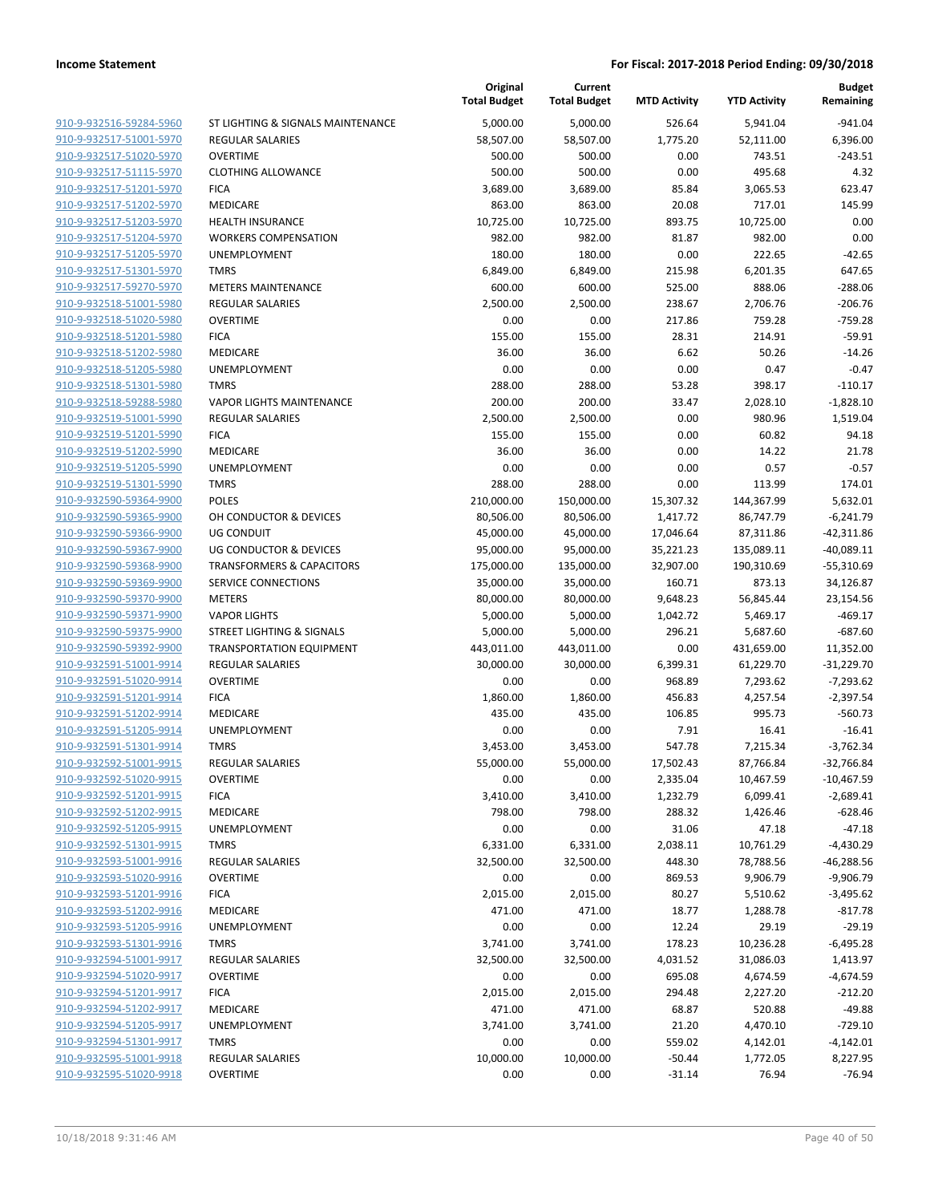**Income Statement** | **For Fiscal: 2017-2018 Period Ending: 09/30/2018**

| | | Original Total Budget | Current Total Budget | MTD Activity | YTD Activity | Budget Remaining |
|---|---|---|---|---|---|---|
| 910-9-932516-59284-5960 | ST LIGHTING & SIGNALS MAINTENANCE | 5,000.00 | 5,000.00 | 526.64 | 5,941.04 | -941.04 |
| 910-9-932517-51001-5970 | REGULAR SALARIES | 58,507.00 | 58,507.00 | 1,775.20 | 52,111.00 | 6,396.00 |
| 910-9-932517-51020-5970 | OVERTIME | 500.00 | 500.00 | 0.00 | 743.51 | -243.51 |
| 910-9-932517-51115-5970 | CLOTHING ALLOWANCE | 500.00 | 500.00 | 0.00 | 495.68 | 4.32 |
| 910-9-932517-51201-5970 | FICA | 3,689.00 | 3,689.00 | 85.84 | 3,065.53 | 623.47 |
| 910-9-932517-51202-5970 | MEDICARE | 863.00 | 863.00 | 20.08 | 717.01 | 145.99 |
| 910-9-932517-51203-5970 | HEALTH INSURANCE | 10,725.00 | 10,725.00 | 893.75 | 10,725.00 | 0.00 |
| 910-9-932517-51204-5970 | WORKERS COMPENSATION | 982.00 | 982.00 | 81.87 | 982.00 | 0.00 |
| 910-9-932517-51205-5970 | UNEMPLOYMENT | 180.00 | 180.00 | 0.00 | 222.65 | -42.65 |
| 910-9-932517-51301-5970 | TMRS | 6,849.00 | 6,849.00 | 215.98 | 6,201.35 | 647.65 |
| 910-9-932517-59270-5970 | METERS MAINTENANCE | 600.00 | 600.00 | 525.00 | 888.06 | -288.06 |
| 910-9-932518-51001-5980 | REGULAR SALARIES | 2,500.00 | 2,500.00 | 238.67 | 2,706.76 | -206.76 |
| 910-9-932518-51020-5980 | OVERTIME | 0.00 | 0.00 | 217.86 | 759.28 | -759.28 |
| 910-9-932518-51201-5980 | FICA | 155.00 | 155.00 | 28.31 | 214.91 | -59.91 |
| 910-9-932518-51202-5980 | MEDICARE | 36.00 | 36.00 | 6.62 | 50.26 | -14.26 |
| 910-9-932518-51205-5980 | UNEMPLOYMENT | 0.00 | 0.00 | 0.00 | 0.47 | -0.47 |
| 910-9-932518-51301-5980 | TMRS | 288.00 | 288.00 | 53.28 | 398.17 | -110.17 |
| 910-9-932518-59288-5980 | VAPOR LIGHTS MAINTENANCE | 200.00 | 200.00 | 33.47 | 2,028.10 | -1,828.10 |
| 910-9-932519-51001-5990 | REGULAR SALARIES | 2,500.00 | 2,500.00 | 0.00 | 980.96 | 1,519.04 |
| 910-9-932519-51201-5990 | FICA | 155.00 | 155.00 | 0.00 | 60.82 | 94.18 |
| 910-9-932519-51202-5990 | MEDICARE | 36.00 | 36.00 | 0.00 | 14.22 | 21.78 |
| 910-9-932519-51205-5990 | UNEMPLOYMENT | 0.00 | 0.00 | 0.00 | 0.57 | -0.57 |
| 910-9-932519-51301-5990 | TMRS | 288.00 | 288.00 | 0.00 | 113.99 | 174.01 |
| 910-9-932590-59364-9900 | POLES | 210,000.00 | 150,000.00 | 15,307.32 | 144,367.99 | 5,632.01 |
| 910-9-932590-59365-9900 | OH CONDUCTOR & DEVICES | 80,506.00 | 80,506.00 | 1,417.72 | 86,747.79 | -6,241.79 |
| 910-9-932590-59366-9900 | UG CONDUIT | 45,000.00 | 45,000.00 | 17,046.64 | 87,311.86 | -42,311.86 |
| 910-9-932590-59367-9900 | UG CONDUCTOR & DEVICES | 95,000.00 | 95,000.00 | 35,221.23 | 135,089.11 | -40,089.11 |
| 910-9-932590-59368-9900 | TRANSFORMERS & CAPACITORS | 175,000.00 | 135,000.00 | 32,907.00 | 190,310.69 | -55,310.69 |
| 910-9-932590-59369-9900 | SERVICE CONNECTIONS | 35,000.00 | 35,000.00 | 160.71 | 873.13 | 34,126.87 |
| 910-9-932590-59370-9900 | METERS | 80,000.00 | 80,000.00 | 9,648.23 | 56,845.44 | 23,154.56 |
| 910-9-932590-59371-9900 | VAPOR LIGHTS | 5,000.00 | 5,000.00 | 1,042.72 | 5,469.17 | -469.17 |
| 910-9-932590-59375-9900 | STREET LIGHTING & SIGNALS | 5,000.00 | 5,000.00 | 296.21 | 5,687.60 | -687.60 |
| 910-9-932590-59392-9900 | TRANSPORTATION EQUIPMENT | 443,011.00 | 443,011.00 | 0.00 | 431,659.00 | 11,352.00 |
| 910-9-932591-51001-9914 | REGULAR SALARIES | 30,000.00 | 30,000.00 | 6,399.31 | 61,229.70 | -31,229.70 |
| 910-9-932591-51020-9914 | OVERTIME | 0.00 | 0.00 | 968.89 | 7,293.62 | -7,293.62 |
| 910-9-932591-51201-9914 | FICA | 1,860.00 | 1,860.00 | 456.83 | 4,257.54 | -2,397.54 |
| 910-9-932591-51202-9914 | MEDICARE | 435.00 | 435.00 | 106.85 | 995.73 | -560.73 |
| 910-9-932591-51205-9914 | UNEMPLOYMENT | 0.00 | 0.00 | 7.91 | 16.41 | -16.41 |
| 910-9-932591-51301-9914 | TMRS | 3,453.00 | 3,453.00 | 547.78 | 7,215.34 | -3,762.34 |
| 910-9-932592-51001-9915 | REGULAR SALARIES | 55,000.00 | 55,000.00 | 17,502.43 | 87,766.84 | -32,766.84 |
| 910-9-932592-51020-9915 | OVERTIME | 0.00 | 0.00 | 2,335.04 | 10,467.59 | -10,467.59 |
| 910-9-932592-51201-9915 | FICA | 3,410.00 | 3,410.00 | 1,232.79 | 6,099.41 | -2,689.41 |
| 910-9-932592-51202-9915 | MEDICARE | 798.00 | 798.00 | 288.32 | 1,426.46 | -628.46 |
| 910-9-932592-51205-9915 | UNEMPLOYMENT | 0.00 | 0.00 | 31.06 | 47.18 | -47.18 |
| 910-9-932592-51301-9915 | TMRS | 6,331.00 | 6,331.00 | 2,038.11 | 10,761.29 | -4,430.29 |
| 910-9-932593-51001-9916 | REGULAR SALARIES | 32,500.00 | 32,500.00 | 448.30 | 78,788.56 | -46,288.56 |
| 910-9-932593-51020-9916 | OVERTIME | 0.00 | 0.00 | 869.53 | 9,906.79 | -9,906.79 |
| 910-9-932593-51201-9916 | FICA | 2,015.00 | 2,015.00 | 80.27 | 5,510.62 | -3,495.62 |
| 910-9-932593-51202-9916 | MEDICARE | 471.00 | 471.00 | 18.77 | 1,288.78 | -817.78 |
| 910-9-932593-51205-9916 | UNEMPLOYMENT | 0.00 | 0.00 | 12.24 | 29.19 | -29.19 |
| 910-9-932593-51301-9916 | TMRS | 3,741.00 | 3,741.00 | 178.23 | 10,236.28 | -6,495.28 |
| 910-9-932594-51001-9917 | REGULAR SALARIES | 32,500.00 | 32,500.00 | 4,031.52 | 31,086.03 | 1,413.97 |
| 910-9-932594-51020-9917 | OVERTIME | 0.00 | 0.00 | 695.08 | 4,674.59 | -4,674.59 |
| 910-9-932594-51201-9917 | FICA | 2,015.00 | 2,015.00 | 294.48 | 2,227.20 | -212.20 |
| 910-9-932594-51202-9917 | MEDICARE | 471.00 | 471.00 | 68.87 | 520.88 | -49.88 |
| 910-9-932594-51205-9917 | UNEMPLOYMENT | 3,741.00 | 3,741.00 | 21.20 | 4,470.10 | -729.10 |
| 910-9-932594-51301-9917 | TMRS | 0.00 | 0.00 | 559.02 | 4,142.01 | -4,142.01 |
| 910-9-932595-51001-9918 | REGULAR SALARIES | 10,000.00 | 10,000.00 | -50.44 | 1,772.05 | 8,227.95 |
| 910-9-932595-51020-9918 | OVERTIME | 0.00 | 0.00 | -31.14 | 76.94 | -76.94 |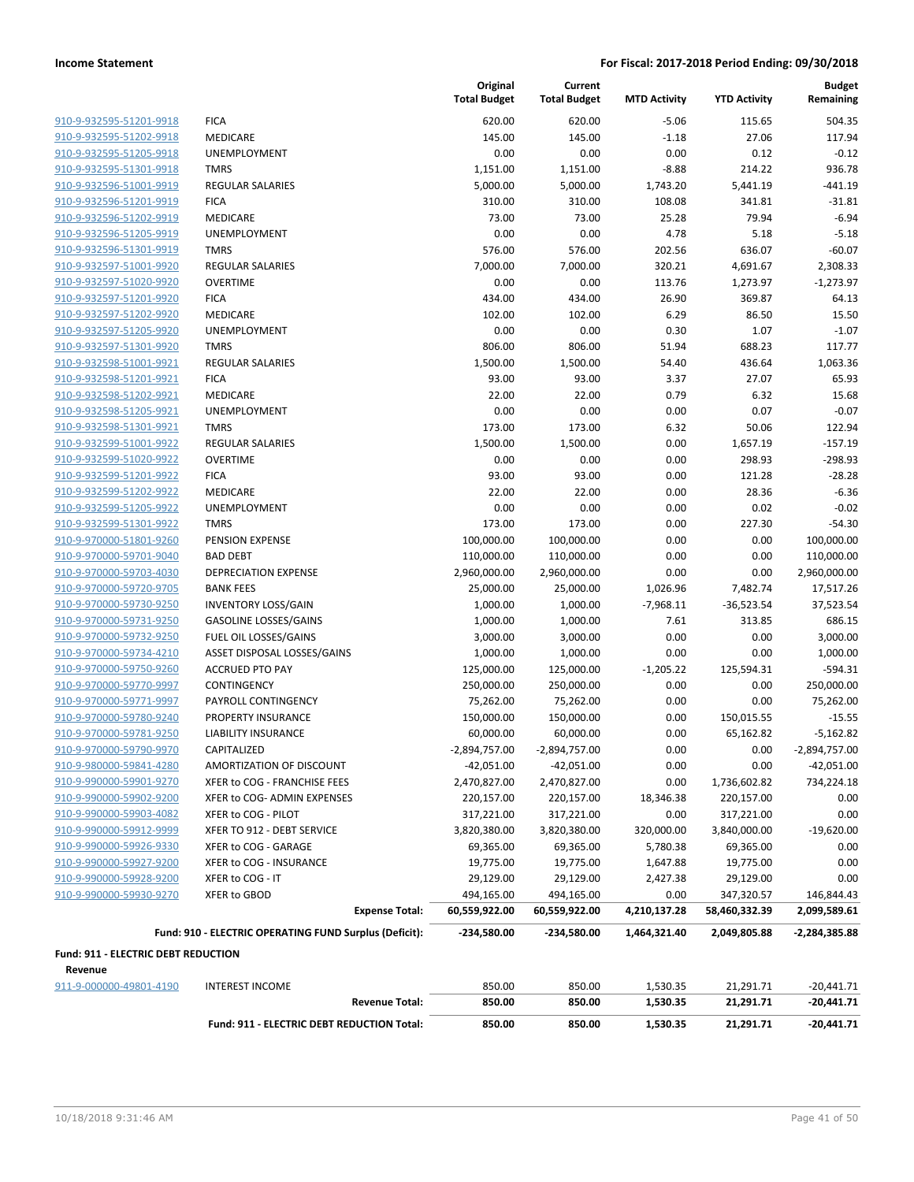**Income Statement** | **For Fiscal: 2017-2018 Period Ending: 09/30/2018**

| | | Original Total Budget | Current Total Budget | MTD Activity | YTD Activity | Budget Remaining |
|---|---|---|---|---|---|---|
| 910-9-932595-51201-9918 | FICA | 620.00 | 620.00 | -5.06 | 115.65 | 504.35 |
| 910-9-932595-51202-9918 | MEDICARE | 145.00 | 145.00 | -1.18 | 27.06 | 117.94 |
| 910-9-932595-51205-9918 | UNEMPLOYMENT | 0.00 | 0.00 | 0.00 | 0.12 | -0.12 |
| 910-9-932595-51301-9918 | TMRS | 1,151.00 | 1,151.00 | -8.88 | 214.22 | 936.78 |
| 910-9-932596-51001-9919 | REGULAR SALARIES | 5,000.00 | 5,000.00 | 1,743.20 | 5,441.19 | -441.19 |
| 910-9-932596-51201-9919 | FICA | 310.00 | 310.00 | 108.08 | 341.81 | -31.81 |
| 910-9-932596-51202-9919 | MEDICARE | 73.00 | 73.00 | 25.28 | 79.94 | -6.94 |
| 910-9-932596-51205-9919 | UNEMPLOYMENT | 0.00 | 0.00 | 4.78 | 5.18 | -5.18 |
| 910-9-932596-51301-9919 | TMRS | 576.00 | 576.00 | 202.56 | 636.07 | -60.07 |
| 910-9-932597-51001-9920 | REGULAR SALARIES | 7,000.00 | 7,000.00 | 320.21 | 4,691.67 | 2,308.33 |
| 910-9-932597-51020-9920 | OVERTIME | 0.00 | 0.00 | 113.76 | 1,273.97 | -1,273.97 |
| 910-9-932597-51201-9920 | FICA | 434.00 | 434.00 | 26.90 | 369.87 | 64.13 |
| 910-9-932597-51202-9920 | MEDICARE | 102.00 | 102.00 | 6.29 | 86.50 | 15.50 |
| 910-9-932597-51205-9920 | UNEMPLOYMENT | 0.00 | 0.00 | 0.30 | 1.07 | -1.07 |
| 910-9-932597-51301-9920 | TMRS | 806.00 | 806.00 | 51.94 | 688.23 | 117.77 |
| 910-9-932598-51001-9921 | REGULAR SALARIES | 1,500.00 | 1,500.00 | 54.40 | 436.64 | 1,063.36 |
| 910-9-932598-51201-9921 | FICA | 93.00 | 93.00 | 3.37 | 27.07 | 65.93 |
| 910-9-932598-51202-9921 | MEDICARE | 22.00 | 22.00 | 0.79 | 6.32 | 15.68 |
| 910-9-932598-51205-9921 | UNEMPLOYMENT | 0.00 | 0.00 | 0.00 | 0.07 | -0.07 |
| 910-9-932598-51301-9921 | TMRS | 173.00 | 173.00 | 6.32 | 50.06 | 122.94 |
| 910-9-932599-51001-9922 | REGULAR SALARIES | 1,500.00 | 1,500.00 | 0.00 | 1,657.19 | -157.19 |
| 910-9-932599-51020-9922 | OVERTIME | 0.00 | 0.00 | 0.00 | 298.93 | -298.93 |
| 910-9-932599-51201-9922 | FICA | 93.00 | 93.00 | 0.00 | 121.28 | -28.28 |
| 910-9-932599-51202-9922 | MEDICARE | 22.00 | 22.00 | 0.00 | 28.36 | -6.36 |
| 910-9-932599-51205-9922 | UNEMPLOYMENT | 0.00 | 0.00 | 0.00 | 0.02 | -0.02 |
| 910-9-932599-51301-9922 | TMRS | 173.00 | 173.00 | 0.00 | 227.30 | -54.30 |
| 910-9-970000-51801-9260 | PENSION EXPENSE | 100,000.00 | 100,000.00 | 0.00 | 0.00 | 100,000.00 |
| 910-9-970000-59701-9040 | BAD DEBT | 110,000.00 | 110,000.00 | 0.00 | 0.00 | 110,000.00 |
| 910-9-970000-59703-4030 | DEPRECIATION EXPENSE | 2,960,000.00 | 2,960,000.00 | 0.00 | 0.00 | 2,960,000.00 |
| 910-9-970000-59720-9705 | BANK FEES | 25,000.00 | 25,000.00 | 1,026.96 | 7,482.74 | 17,517.26 |
| 910-9-970000-59730-9250 | INVENTORY LOSS/GAIN | 1,000.00 | 1,000.00 | -7,968.11 | -36,523.54 | 37,523.54 |
| 910-9-970000-59731-9250 | GASOLINE LOSSES/GAINS | 1,000.00 | 1,000.00 | 7.61 | 313.85 | 686.15 |
| 910-9-970000-59732-9250 | FUEL OIL LOSSES/GAINS | 3,000.00 | 3,000.00 | 0.00 | 0.00 | 3,000.00 |
| 910-9-970000-59734-4210 | ASSET DISPOSAL LOSSES/GAINS | 1,000.00 | 1,000.00 | 0.00 | 0.00 | 1,000.00 |
| 910-9-970000-59750-9260 | ACCRUED PTO PAY | 125,000.00 | 125,000.00 | -1,205.22 | 125,594.31 | -594.31 |
| 910-9-970000-59770-9997 | CONTINGENCY | 250,000.00 | 250,000.00 | 0.00 | 0.00 | 250,000.00 |
| 910-9-970000-59771-9997 | PAYROLL CONTINGENCY | 75,262.00 | 75,262.00 | 0.00 | 0.00 | 75,262.00 |
| 910-9-970000-59780-9240 | PROPERTY INSURANCE | 150,000.00 | 150,000.00 | 0.00 | 150,015.55 | -15.55 |
| 910-9-970000-59781-9250 | LIABILITY INSURANCE | 60,000.00 | 60,000.00 | 0.00 | 65,162.82 | -5,162.82 |
| 910-9-970000-59790-9970 | CAPITALIZED | -2,894,757.00 | -2,894,757.00 | 0.00 | 0.00 | -2,894,757.00 |
| 910-9-980000-59841-4280 | AMORTIZATION OF DISCOUNT | -42,051.00 | -42,051.00 | 0.00 | 0.00 | -42,051.00 |
| 910-9-990000-59901-9270 | XFER to COG - FRANCHISE FEES | 2,470,827.00 | 2,470,827.00 | 0.00 | 1,736,602.82 | 734,224.18 |
| 910-9-990000-59902-9200 | XFER to COG- ADMIN EXPENSES | 220,157.00 | 220,157.00 | 18,346.38 | 220,157.00 | 0.00 |
| 910-9-990000-59903-4082 | XFER to COG - PILOT | 317,221.00 | 317,221.00 | 0.00 | 317,221.00 | 0.00 |
| 910-9-990000-59912-9999 | XFER TO 912 - DEBT SERVICE | 3,820,380.00 | 3,820,380.00 | 320,000.00 | 3,840,000.00 | -19,620.00 |
| 910-9-990000-59926-9330 | XFER to COG - GARAGE | 69,365.00 | 69,365.00 | 5,780.38 | 69,365.00 | 0.00 |
| 910-9-990000-59927-9200 | XFER to COG - INSURANCE | 19,775.00 | 19,775.00 | 1,647.88 | 19,775.00 | 0.00 |
| 910-9-990000-59928-9200 | XFER to COG - IT | 29,129.00 | 29,129.00 | 2,427.38 | 29,129.00 | 0.00 |
| 910-9-990000-59930-9270 | XFER to GBOD | 494,165.00 | 494,165.00 | 0.00 | 347,320.57 | 146,844.43 |
| | **Expense Total:** | **60,559,922.00** | **60,559,922.00** | **4,210,137.28** | **58,460,332.39** | **2,099,589.61** |
| | **Fund: 910 - ELECTRIC OPERATING FUND Surplus (Deficit):** | **-234,580.00** | **-234,580.00** | **1,464,321.40** | **2,049,805.88** | **-2,284,385.88** |

**Fund: 911 - ELECTRIC DEBT REDUCTION**

**Revenue**

| | | Original Total Budget | Current Total Budget | MTD Activity | YTD Activity | Budget Remaining |
|---|---|---|---|---|---|---|
| 911-9-000000-49801-4190 | INTEREST INCOME | 850.00 | 850.00 | 1,530.35 | 21,291.71 | -20,441.71 |
| | **Revenue Total:** | **850.00** | **850.00** | **1,530.35** | **21,291.71** | **-20,441.71** |
| | **Fund: 911 - ELECTRIC DEBT REDUCTION Total:** | **850.00** | **850.00** | **1,530.35** | **21,291.71** | **-20,441.71** |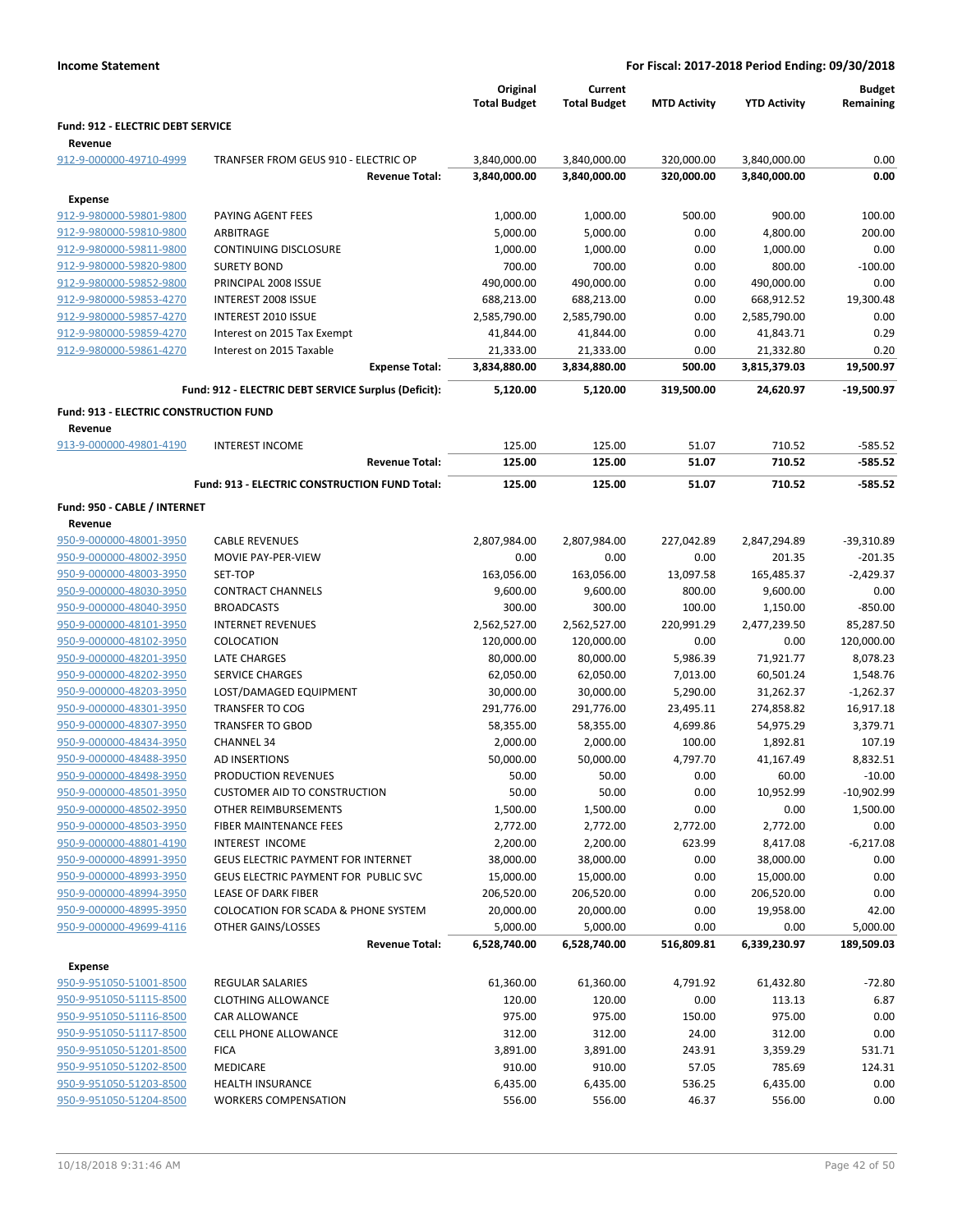**Income Statement** | **For Fiscal: 2017-2018 Period Ending: 09/30/2018**

| | | Original Total Budget | Current Total Budget | MTD Activity | YTD Activity | Budget Remaining |
|---|---|---|---|---|---|---|
| **Fund: 912 - ELECTRIC DEBT SERVICE** | | | | | | |
| **Revenue** | | | | | | |
| 912-9-000000-49710-4999 | TRANFSER FROM GEUS 910 - ELECTRIC OP | 3,840,000.00 | 3,840,000.00 | 320,000.00 | 3,840,000.00 | 0.00 |
| | **Revenue Total:** | **3,840,000.00** | **3,840,000.00** | **320,000.00** | **3,840,000.00** | **0.00** |
| **Expense** | | | | | | |
| 912-9-980000-59801-9800 | PAYING AGENT FEES | 1,000.00 | 1,000.00 | 500.00 | 900.00 | 100.00 |
| 912-9-980000-59810-9800 | ARBITRAGE | 5,000.00 | 5,000.00 | 0.00 | 4,800.00 | 200.00 |
| 912-9-980000-59811-9800 | CONTINUING DISCLOSURE | 1,000.00 | 1,000.00 | 0.00 | 1,000.00 | 0.00 |
| 912-9-980000-59820-9800 | SURETY BOND | 700.00 | 700.00 | 0.00 | 800.00 | -100.00 |
| 912-9-980000-59852-9800 | PRINCIPAL 2008 ISSUE | 490,000.00 | 490,000.00 | 0.00 | 490,000.00 | 0.00 |
| 912-9-980000-59853-4270 | INTEREST 2008 ISSUE | 688,213.00 | 688,213.00 | 0.00 | 668,912.52 | 19,300.48 |
| 912-9-980000-59857-4270 | INTEREST 2010 ISSUE | 2,585,790.00 | 2,585,790.00 | 0.00 | 2,585,790.00 | 0.00 |
| 912-9-980000-59859-4270 | Interest on 2015 Tax Exempt | 41,844.00 | 41,844.00 | 0.00 | 41,843.71 | 0.29 |
| 912-9-980000-59861-4270 | Interest on 2015 Taxable | 21,333.00 | 21,333.00 | 0.00 | 21,332.80 | 0.20 |
| | **Expense Total:** | **3,834,880.00** | **3,834,880.00** | **500.00** | **3,815,379.03** | **19,500.97** |
| | **Fund: 912 - ELECTRIC DEBT SERVICE Surplus (Deficit):** | **5,120.00** | **5,120.00** | **319,500.00** | **24,620.97** | **-19,500.97** |
| **Fund: 913 - ELECTRIC CONSTRUCTION FUND** | | | | | | |
| **Revenue** | | | | | | |
| 913-9-000000-49801-4190 | INTEREST INCOME | 125.00 | 125.00 | 51.07 | 710.52 | -585.52 |
| | **Revenue Total:** | **125.00** | **125.00** | **51.07** | **710.52** | **-585.52** |
| | **Fund: 913 - ELECTRIC CONSTRUCTION FUND Total:** | **125.00** | **125.00** | **51.07** | **710.52** | **-585.52** |
| **Fund: 950 - CABLE / INTERNET** | | | | | | |
| **Revenue** | | | | | | |
| 950-9-000000-48001-3950 | CABLE REVENUES | 2,807,984.00 | 2,807,984.00 | 227,042.89 | 2,847,294.89 | -39,310.89 |
| 950-9-000000-48002-3950 | MOVIE PAY-PER-VIEW | 0.00 | 0.00 | 0.00 | 201.35 | -201.35 |
| 950-9-000000-48003-3950 | SET-TOP | 163,056.00 | 163,056.00 | 13,097.58 | 165,485.37 | -2,429.37 |
| 950-9-000000-48030-3950 | CONTRACT CHANNELS | 9,600.00 | 9,600.00 | 800.00 | 9,600.00 | 0.00 |
| 950-9-000000-48040-3950 | BROADCASTS | 300.00 | 300.00 | 100.00 | 1,150.00 | -850.00 |
| 950-9-000000-48101-3950 | INTERNET REVENUES | 2,562,527.00 | 2,562,527.00 | 220,991.29 | 2,477,239.50 | 85,287.50 |
| 950-9-000000-48102-3950 | COLOCATION | 120,000.00 | 120,000.00 | 0.00 | 0.00 | 120,000.00 |
| 950-9-000000-48201-3950 | LATE CHARGES | 80,000.00 | 80,000.00 | 5,986.39 | 71,921.77 | 8,078.23 |
| 950-9-000000-48202-3950 | SERVICE CHARGES | 62,050.00 | 62,050.00 | 7,013.00 | 60,501.24 | 1,548.76 |
| 950-9-000000-48203-3950 | LOST/DAMAGED EQUIPMENT | 30,000.00 | 30,000.00 | 5,290.00 | 31,262.37 | -1,262.37 |
| 950-9-000000-48301-3950 | TRANSFER TO COG | 291,776.00 | 291,776.00 | 23,495.11 | 274,858.82 | 16,917.18 |
| 950-9-000000-48307-3950 | TRANSFER TO GBOD | 58,355.00 | 58,355.00 | 4,699.86 | 54,975.29 | 3,379.71 |
| 950-9-000000-48434-3950 | CHANNEL 34 | 2,000.00 | 2,000.00 | 100.00 | 1,892.81 | 107.19 |
| 950-9-000000-48488-3950 | AD INSERTIONS | 50,000.00 | 50,000.00 | 4,797.70 | 41,167.49 | 8,832.51 |
| 950-9-000000-48498-3950 | PRODUCTION REVENUES | 50.00 | 50.00 | 0.00 | 60.00 | -10.00 |
| 950-9-000000-48501-3950 | CUSTOMER AID TO CONSTRUCTION | 50.00 | 50.00 | 0.00 | 10,952.99 | -10,902.99 |
| 950-9-000000-48502-3950 | OTHER REIMBURSEMENTS | 1,500.00 | 1,500.00 | 0.00 | 0.00 | 1,500.00 |
| 950-9-000000-48503-3950 | FIBER MAINTENANCE FEES | 2,772.00 | 2,772.00 | 2,772.00 | 2,772.00 | 0.00 |
| 950-9-000000-48801-4190 | INTEREST INCOME | 2,200.00 | 2,200.00 | 623.99 | 8,417.08 | -6,217.08 |
| 950-9-000000-48991-3950 | GEUS ELECTRIC PAYMENT FOR INTERNET | 38,000.00 | 38,000.00 | 0.00 | 38,000.00 | 0.00 |
| 950-9-000000-48993-3950 | GEUS ELECTRIC PAYMENT FOR PUBLIC SVC | 15,000.00 | 15,000.00 | 0.00 | 15,000.00 | 0.00 |
| 950-9-000000-48994-3950 | LEASE OF DARK FIBER | 206,520.00 | 206,520.00 | 0.00 | 206,520.00 | 0.00 |
| 950-9-000000-48995-3950 | COLOCATION FOR SCADA & PHONE SYSTEM | 20,000.00 | 20,000.00 | 0.00 | 19,958.00 | 42.00 |
| 950-9-000000-49699-4116 | OTHER GAINS/LOSSES | 5,000.00 | 5,000.00 | 0.00 | 0.00 | 5,000.00 |
| | **Revenue Total:** | **6,528,740.00** | **6,528,740.00** | **516,809.81** | **6,339,230.97** | **189,509.03** |
| **Expense** | | | | | | |
| 950-9-951050-51001-8500 | REGULAR SALARIES | 61,360.00 | 61,360.00 | 4,791.92 | 61,432.80 | -72.80 |
| 950-9-951050-51115-8500 | CLOTHING ALLOWANCE | 120.00 | 120.00 | 0.00 | 113.13 | 6.87 |
| 950-9-951050-51116-8500 | CAR ALLOWANCE | 975.00 | 975.00 | 150.00 | 975.00 | 0.00 |
| 950-9-951050-51117-8500 | CELL PHONE ALLOWANCE | 312.00 | 312.00 | 24.00 | 312.00 | 0.00 |
| 950-9-951050-51201-8500 | FICA | 3,891.00 | 3,891.00 | 243.91 | 3,359.29 | 531.71 |
| 950-9-951050-51202-8500 | MEDICARE | 910.00 | 910.00 | 57.05 | 785.69 | 124.31 |
| 950-9-951050-51203-8500 | HEALTH INSURANCE | 6,435.00 | 6,435.00 | 536.25 | 6,435.00 | 0.00 |
| 950-9-951050-51204-8500 | WORKERS COMPENSATION | 556.00 | 556.00 | 46.37 | 556.00 | 0.00 |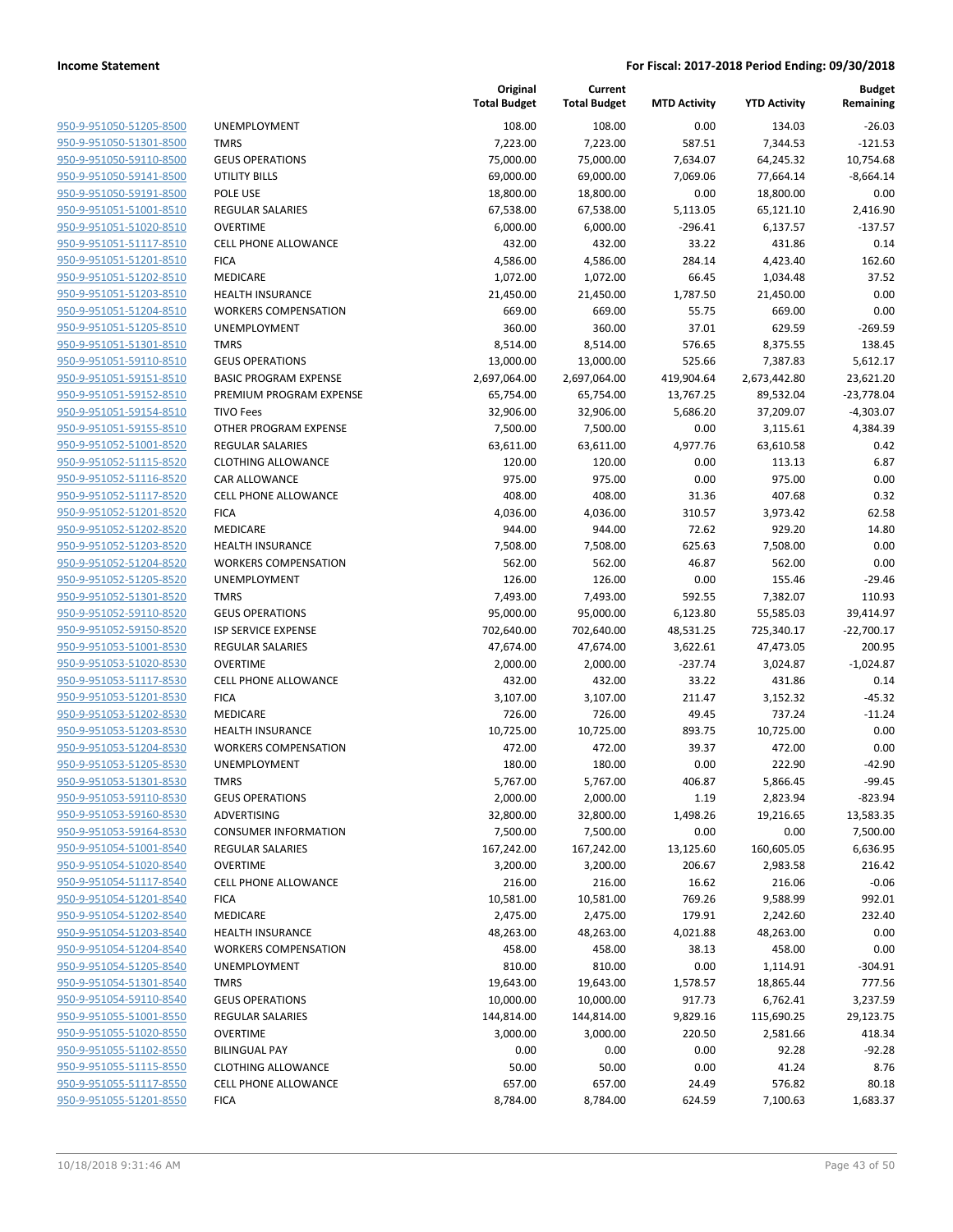**Income Statement** **For Fiscal: 2017-2018 Period Ending: 09/30/2018**

| | | Original Total Budget | Current Total Budget | MTD Activity | YTD Activity | Budget Remaining |
|---|---|---|---|---|---|---|
| 950-9-951050-51205-8500 | UNEMPLOYMENT | 108.00 | 108.00 | 0.00 | 134.03 | -26.03 |
| 950-9-951050-51301-8500 | TMRS | 7,223.00 | 7,223.00 | 587.51 | 7,344.53 | -121.53 |
| 950-9-951050-59110-8500 | GEUS OPERATIONS | 75,000.00 | 75,000.00 | 7,634.07 | 64,245.32 | 10,754.68 |
| 950-9-951050-59141-8500 | UTILITY BILLS | 69,000.00 | 69,000.00 | 7,069.06 | 77,664.14 | -8,664.14 |
| 950-9-951050-59191-8500 | POLE USE | 18,800.00 | 18,800.00 | 0.00 | 18,800.00 | 0.00 |
| 950-9-951051-51001-8510 | REGULAR SALARIES | 67,538.00 | 67,538.00 | 5,113.05 | 65,121.10 | 2,416.90 |
| 950-9-951051-51020-8510 | OVERTIME | 6,000.00 | 6,000.00 | -296.41 | 6,137.57 | -137.57 |
| 950-9-951051-51117-8510 | CELL PHONE ALLOWANCE | 432.00 | 432.00 | 33.22 | 431.86 | 0.14 |
| 950-9-951051-51201-8510 | FICA | 4,586.00 | 4,586.00 | 284.14 | 4,423.40 | 162.60 |
| 950-9-951051-51202-8510 | MEDICARE | 1,072.00 | 1,072.00 | 66.45 | 1,034.48 | 37.52 |
| 950-9-951051-51203-8510 | HEALTH INSURANCE | 21,450.00 | 21,450.00 | 1,787.50 | 21,450.00 | 0.00 |
| 950-9-951051-51204-8510 | WORKERS COMPENSATION | 669.00 | 669.00 | 55.75 | 669.00 | 0.00 |
| 950-9-951051-51205-8510 | UNEMPLOYMENT | 360.00 | 360.00 | 37.01 | 629.59 | -269.59 |
| 950-9-951051-51301-8510 | TMRS | 8,514.00 | 8,514.00 | 576.65 | 8,375.55 | 138.45 |
| 950-9-951051-59110-8510 | GEUS OPERATIONS | 13,000.00 | 13,000.00 | 525.66 | 7,387.83 | 5,612.17 |
| 950-9-951051-59151-8510 | BASIC PROGRAM EXPENSE | 2,697,064.00 | 2,697,064.00 | 419,904.64 | 2,673,442.80 | 23,621.20 |
| 950-9-951051-59152-8510 | PREMIUM PROGRAM EXPENSE | 65,754.00 | 65,754.00 | 13,767.25 | 89,532.04 | -23,778.04 |
| 950-9-951051-59154-8510 | TIVO Fees | 32,906.00 | 32,906.00 | 5,686.20 | 37,209.07 | -4,303.07 |
| 950-9-951051-59155-8510 | OTHER PROGRAM EXPENSE | 7,500.00 | 7,500.00 | 0.00 | 3,115.61 | 4,384.39 |
| 950-9-951052-51001-8520 | REGULAR SALARIES | 63,611.00 | 63,611.00 | 4,977.76 | 63,610.58 | 0.42 |
| 950-9-951052-51115-8520 | CLOTHING ALLOWANCE | 120.00 | 120.00 | 0.00 | 113.13 | 6.87 |
| 950-9-951052-51116-8520 | CAR ALLOWANCE | 975.00 | 975.00 | 0.00 | 975.00 | 0.00 |
| 950-9-951052-51117-8520 | CELL PHONE ALLOWANCE | 408.00 | 408.00 | 31.36 | 407.68 | 0.32 |
| 950-9-951052-51201-8520 | FICA | 4,036.00 | 4,036.00 | 310.57 | 3,973.42 | 62.58 |
| 950-9-951052-51202-8520 | MEDICARE | 944.00 | 944.00 | 72.62 | 929.20 | 14.80 |
| 950-9-951052-51203-8520 | HEALTH INSURANCE | 7,508.00 | 7,508.00 | 625.63 | 7,508.00 | 0.00 |
| 950-9-951052-51204-8520 | WORKERS COMPENSATION | 562.00 | 562.00 | 46.87 | 562.00 | 0.00 |
| 950-9-951052-51205-8520 | UNEMPLOYMENT | 126.00 | 126.00 | 0.00 | 155.46 | -29.46 |
| 950-9-951052-51301-8520 | TMRS | 7,493.00 | 7,493.00 | 592.55 | 7,382.07 | 110.93 |
| 950-9-951052-59110-8520 | GEUS OPERATIONS | 95,000.00 | 95,000.00 | 6,123.80 | 55,585.03 | 39,414.97 |
| 950-9-951052-59150-8520 | ISP SERVICE EXPENSE | 702,640.00 | 702,640.00 | 48,531.25 | 725,340.17 | -22,700.17 |
| 950-9-951053-51001-8530 | REGULAR SALARIES | 47,674.00 | 47,674.00 | 3,622.61 | 47,473.05 | 200.95 |
| 950-9-951053-51020-8530 | OVERTIME | 2,000.00 | 2,000.00 | -237.74 | 3,024.87 | -1,024.87 |
| 950-9-951053-51117-8530 | CELL PHONE ALLOWANCE | 432.00 | 432.00 | 33.22 | 431.86 | 0.14 |
| 950-9-951053-51201-8530 | FICA | 3,107.00 | 3,107.00 | 211.47 | 3,152.32 | -45.32 |
| 950-9-951053-51202-8530 | MEDICARE | 726.00 | 726.00 | 49.45 | 737.24 | -11.24 |
| 950-9-951053-51203-8530 | HEALTH INSURANCE | 10,725.00 | 10,725.00 | 893.75 | 10,725.00 | 0.00 |
| 950-9-951053-51204-8530 | WORKERS COMPENSATION | 472.00 | 472.00 | 39.37 | 472.00 | 0.00 |
| 950-9-951053-51205-8530 | UNEMPLOYMENT | 180.00 | 180.00 | 0.00 | 222.90 | -42.90 |
| 950-9-951053-51301-8530 | TMRS | 5,767.00 | 5,767.00 | 406.87 | 5,866.45 | -99.45 |
| 950-9-951053-59110-8530 | GEUS OPERATIONS | 2,000.00 | 2,000.00 | 1.19 | 2,823.94 | -823.94 |
| 950-9-951053-59160-8530 | ADVERTISING | 32,800.00 | 32,800.00 | 1,498.26 | 19,216.65 | 13,583.35 |
| 950-9-951053-59164-8530 | CONSUMER INFORMATION | 7,500.00 | 7,500.00 | 0.00 | 0.00 | 7,500.00 |
| 950-9-951054-51001-8540 | REGULAR SALARIES | 167,242.00 | 167,242.00 | 13,125.60 | 160,605.05 | 6,636.95 |
| 950-9-951054-51020-8540 | OVERTIME | 3,200.00 | 3,200.00 | 206.67 | 2,983.58 | 216.42 |
| 950-9-951054-51117-8540 | CELL PHONE ALLOWANCE | 216.00 | 216.00 | 16.62 | 216.06 | -0.06 |
| 950-9-951054-51201-8540 | FICA | 10,581.00 | 10,581.00 | 769.26 | 9,588.99 | 992.01 |
| 950-9-951054-51202-8540 | MEDICARE | 2,475.00 | 2,475.00 | 179.91 | 2,242.60 | 232.40 |
| 950-9-951054-51203-8540 | HEALTH INSURANCE | 48,263.00 | 48,263.00 | 4,021.88 | 48,263.00 | 0.00 |
| 950-9-951054-51204-8540 | WORKERS COMPENSATION | 458.00 | 458.00 | 38.13 | 458.00 | 0.00 |
| 950-9-951054-51205-8540 | UNEMPLOYMENT | 810.00 | 810.00 | 0.00 | 1,114.91 | -304.91 |
| 950-9-951054-51301-8540 | TMRS | 19,643.00 | 19,643.00 | 1,578.57 | 18,865.44 | 777.56 |
| 950-9-951054-59110-8540 | GEUS OPERATIONS | 10,000.00 | 10,000.00 | 917.73 | 6,762.41 | 3,237.59 |
| 950-9-951055-51001-8550 | REGULAR SALARIES | 144,814.00 | 144,814.00 | 9,829.16 | 115,690.25 | 29,123.75 |
| 950-9-951055-51020-8550 | OVERTIME | 3,000.00 | 3,000.00 | 220.50 | 2,581.66 | 418.34 |
| 950-9-951055-51102-8550 | BILINGUAL PAY | 0.00 | 0.00 | 0.00 | 92.28 | -92.28 |
| 950-9-951055-51115-8550 | CLOTHING ALLOWANCE | 50.00 | 50.00 | 0.00 | 41.24 | 8.76 |
| 950-9-951055-51117-8550 | CELL PHONE ALLOWANCE | 657.00 | 657.00 | 24.49 | 576.82 | 80.18 |
| 950-9-951055-51201-8550 | FICA | 8,784.00 | 8,784.00 | 624.59 | 7,100.63 | 1,683.37 |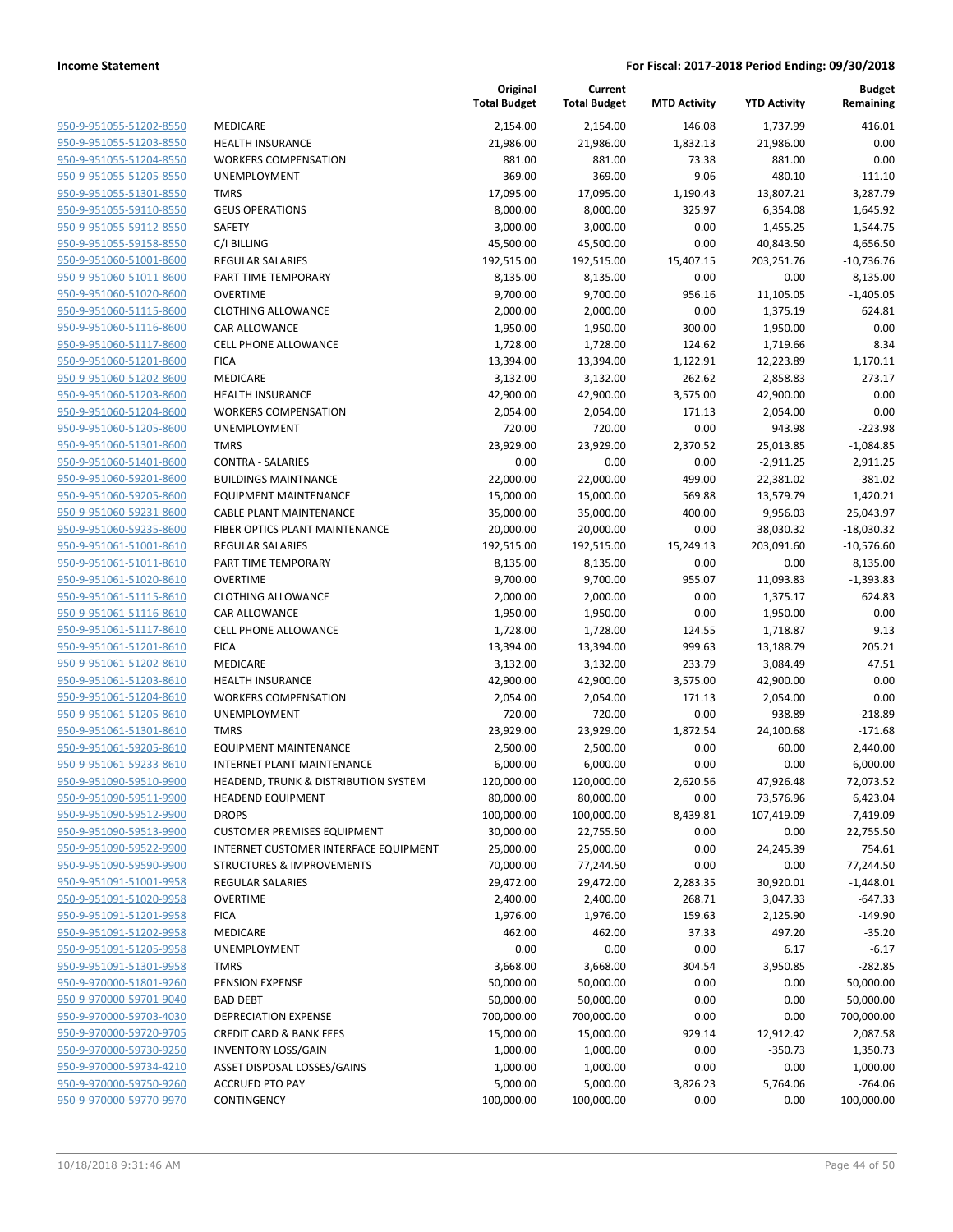**Income Statement** | **For Fiscal: 2017-2018 Period Ending: 09/30/2018**

| | | Original Total Budget | Current Total Budget | MTD Activity | YTD Activity | Budget Remaining |
|---|---|---|---|---|---|---|
| 950-9-951055-51202-8550 | MEDICARE | 2,154.00 | 2,154.00 | 146.08 | 1,737.99 | 416.01 |
| 950-9-951055-51203-8550 | HEALTH INSURANCE | 21,986.00 | 21,986.00 | 1,832.13 | 21,986.00 | 0.00 |
| 950-9-951055-51204-8550 | WORKERS COMPENSATION | 881.00 | 881.00 | 73.38 | 881.00 | 0.00 |
| 950-9-951055-51205-8550 | UNEMPLOYMENT | 369.00 | 369.00 | 9.06 | 480.10 | -111.10 |
| 950-9-951055-51301-8550 | TMRS | 17,095.00 | 17,095.00 | 1,190.43 | 13,807.21 | 3,287.79 |
| 950-9-951055-59110-8550 | GEUS OPERATIONS | 8,000.00 | 8,000.00 | 325.97 | 6,354.08 | 1,645.92 |
| 950-9-951055-59112-8550 | SAFETY | 3,000.00 | 3,000.00 | 0.00 | 1,455.25 | 1,544.75 |
| 950-9-951055-59158-8550 | C/I BILLING | 45,500.00 | 45,500.00 | 0.00 | 40,843.50 | 4,656.50 |
| 950-9-951060-51001-8600 | REGULAR SALARIES | 192,515.00 | 192,515.00 | 15,407.15 | 203,251.76 | -10,736.76 |
| 950-9-951060-51011-8600 | PART TIME TEMPORARY | 8,135.00 | 8,135.00 | 0.00 | 0.00 | 8,135.00 |
| 950-9-951060-51020-8600 | OVERTIME | 9,700.00 | 9,700.00 | 956.16 | 11,105.05 | -1,405.05 |
| 950-9-951060-51115-8600 | CLOTHING ALLOWANCE | 2,000.00 | 2,000.00 | 0.00 | 1,375.19 | 624.81 |
| 950-9-951060-51116-8600 | CAR ALLOWANCE | 1,950.00 | 1,950.00 | 300.00 | 1,950.00 | 0.00 |
| 950-9-951060-51117-8600 | CELL PHONE ALLOWANCE | 1,728.00 | 1,728.00 | 124.62 | 1,719.66 | 8.34 |
| 950-9-951060-51201-8600 | FICA | 13,394.00 | 13,394.00 | 1,122.91 | 12,223.89 | 1,170.11 |
| 950-9-951060-51202-8600 | MEDICARE | 3,132.00 | 3,132.00 | 262.62 | 2,858.83 | 273.17 |
| 950-9-951060-51203-8600 | HEALTH INSURANCE | 42,900.00 | 42,900.00 | 3,575.00 | 42,900.00 | 0.00 |
| 950-9-951060-51204-8600 | WORKERS COMPENSATION | 2,054.00 | 2,054.00 | 171.13 | 2,054.00 | 0.00 |
| 950-9-951060-51205-8600 | UNEMPLOYMENT | 720.00 | 720.00 | 0.00 | 943.98 | -223.98 |
| 950-9-951060-51301-8600 | TMRS | 23,929.00 | 23,929.00 | 2,370.52 | 25,013.85 | -1,084.85 |
| 950-9-951060-51401-8600 | CONTRA - SALARIES | 0.00 | 0.00 | 0.00 | -2,911.25 | 2,911.25 |
| 950-9-951060-59201-8600 | BUILDINGS MAINTNANCE | 22,000.00 | 22,000.00 | 499.00 | 22,381.02 | -381.02 |
| 950-9-951060-59205-8600 | EQUIPMENT MAINTENANCE | 15,000.00 | 15,000.00 | 569.88 | 13,579.79 | 1,420.21 |
| 950-9-951060-59231-8600 | CABLE PLANT MAINTENANCE | 35,000.00 | 35,000.00 | 400.00 | 9,956.03 | 25,043.97 |
| 950-9-951060-59235-8600 | FIBER OPTICS PLANT MAINTENANCE | 20,000.00 | 20,000.00 | 0.00 | 38,030.32 | -18,030.32 |
| 950-9-951061-51001-8610 | REGULAR SALARIES | 192,515.00 | 192,515.00 | 15,249.13 | 203,091.60 | -10,576.60 |
| 950-9-951061-51011-8610 | PART TIME TEMPORARY | 8,135.00 | 8,135.00 | 0.00 | 0.00 | 8,135.00 |
| 950-9-951061-51020-8610 | OVERTIME | 9,700.00 | 9,700.00 | 955.07 | 11,093.83 | -1,393.83 |
| 950-9-951061-51115-8610 | CLOTHING ALLOWANCE | 2,000.00 | 2,000.00 | 0.00 | 1,375.17 | 624.83 |
| 950-9-951061-51116-8610 | CAR ALLOWANCE | 1,950.00 | 1,950.00 | 0.00 | 1,950.00 | 0.00 |
| 950-9-951061-51117-8610 | CELL PHONE ALLOWANCE | 1,728.00 | 1,728.00 | 124.55 | 1,718.87 | 9.13 |
| 950-9-951061-51201-8610 | FICA | 13,394.00 | 13,394.00 | 999.63 | 13,188.79 | 205.21 |
| 950-9-951061-51202-8610 | MEDICARE | 3,132.00 | 3,132.00 | 233.79 | 3,084.49 | 47.51 |
| 950-9-951061-51203-8610 | HEALTH INSURANCE | 42,900.00 | 42,900.00 | 3,575.00 | 42,900.00 | 0.00 |
| 950-9-951061-51204-8610 | WORKERS COMPENSATION | 2,054.00 | 2,054.00 | 171.13 | 2,054.00 | 0.00 |
| 950-9-951061-51205-8610 | UNEMPLOYMENT | 720.00 | 720.00 | 0.00 | 938.89 | -218.89 |
| 950-9-951061-51301-8610 | TMRS | 23,929.00 | 23,929.00 | 1,872.54 | 24,100.68 | -171.68 |
| 950-9-951061-59205-8610 | EQUIPMENT MAINTENANCE | 2,500.00 | 2,500.00 | 0.00 | 60.00 | 2,440.00 |
| 950-9-951061-59233-8610 | INTERNET PLANT MAINTENANCE | 6,000.00 | 6,000.00 | 0.00 | 0.00 | 6,000.00 |
| 950-9-951090-59510-9900 | HEADEND, TRUNK & DISTRIBUTION SYSTEM | 120,000.00 | 120,000.00 | 2,620.56 | 47,926.48 | 72,073.52 |
| 950-9-951090-59511-9900 | HEADEND EQUIPMENT | 80,000.00 | 80,000.00 | 0.00 | 73,576.96 | 6,423.04 |
| 950-9-951090-59512-9900 | DROPS | 100,000.00 | 100,000.00 | 8,439.81 | 107,419.09 | -7,419.09 |
| 950-9-951090-59513-9900 | CUSTOMER PREMISES EQUIPMENT | 30,000.00 | 22,755.50 | 0.00 | 0.00 | 22,755.50 |
| 950-9-951090-59522-9900 | INTERNET CUSTOMER INTERFACE EQUIPMENT | 25,000.00 | 25,000.00 | 0.00 | 24,245.39 | 754.61 |
| 950-9-951090-59590-9900 | STRUCTURES & IMPROVEMENTS | 70,000.00 | 77,244.50 | 0.00 | 0.00 | 77,244.50 |
| 950-9-951091-51001-9958 | REGULAR SALARIES | 29,472.00 | 29,472.00 | 2,283.35 | 30,920.01 | -1,448.01 |
| 950-9-951091-51020-9958 | OVERTIME | 2,400.00 | 2,400.00 | 268.71 | 3,047.33 | -647.33 |
| 950-9-951091-51201-9958 | FICA | 1,976.00 | 1,976.00 | 159.63 | 2,125.90 | -149.90 |
| 950-9-951091-51202-9958 | MEDICARE | 462.00 | 462.00 | 37.33 | 497.20 | -35.20 |
| 950-9-951091-51205-9958 | UNEMPLOYMENT | 0.00 | 0.00 | 0.00 | 6.17 | -6.17 |
| 950-9-951091-51301-9958 | TMRS | 3,668.00 | 3,668.00 | 304.54 | 3,950.85 | -282.85 |
| 950-9-970000-51801-9260 | PENSION EXPENSE | 50,000.00 | 50,000.00 | 0.00 | 0.00 | 50,000.00 |
| 950-9-970000-59701-9040 | BAD DEBT | 50,000.00 | 50,000.00 | 0.00 | 0.00 | 50,000.00 |
| 950-9-970000-59703-4030 | DEPRECIATION EXPENSE | 700,000.00 | 700,000.00 | 0.00 | 0.00 | 700,000.00 |
| 950-9-970000-59720-9705 | CREDIT CARD & BANK FEES | 15,000.00 | 15,000.00 | 929.14 | 12,912.42 | 2,087.58 |
| 950-9-970000-59730-9250 | INVENTORY LOSS/GAIN | 1,000.00 | 1,000.00 | 0.00 | -350.73 | 1,350.73 |
| 950-9-970000-59734-4210 | ASSET DISPOSAL LOSSES/GAINS | 1,000.00 | 1,000.00 | 0.00 | 0.00 | 1,000.00 |
| 950-9-970000-59750-9260 | ACCRUED PTO PAY | 5,000.00 | 5,000.00 | 3,826.23 | 5,764.06 | -764.06 |
| 950-9-970000-59770-9970 | CONTINGENCY | 100,000.00 | 100,000.00 | 0.00 | 0.00 | 100,000.00 |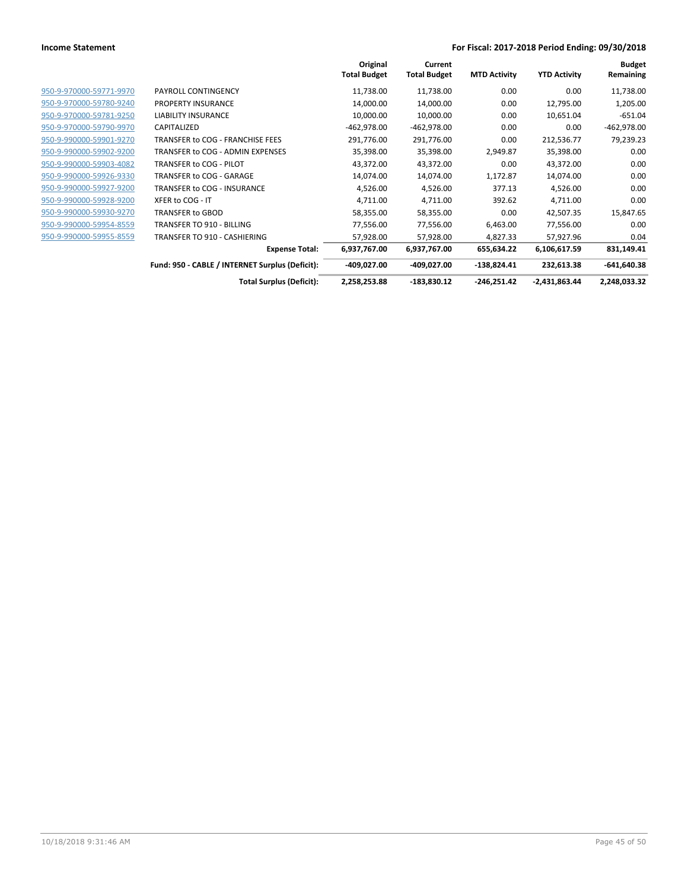**Income Statement** | **For Fiscal: 2017-2018 Period Ending: 09/30/2018**

| | | Original Total Budget | Current Total Budget | MTD Activity | YTD Activity | Budget Remaining |
|---|---|---|---|---|---|---|
| 950-9-970000-59771-9970 | PAYROLL CONTINGENCY | 11,738.00 | 11,738.00 | 0.00 | 0.00 | 11,738.00 |
| 950-9-970000-59780-9240 | PROPERTY INSURANCE | 14,000.00 | 14,000.00 | 0.00 | 12,795.00 | 1,205.00 |
| 950-9-970000-59781-9250 | LIABILITY INSURANCE | 10,000.00 | 10,000.00 | 0.00 | 10,651.04 | -651.04 |
| 950-9-970000-59790-9970 | CAPITALIZED | -462,978.00 | -462,978.00 | 0.00 | 0.00 | -462,978.00 |
| 950-9-990000-59901-9270 | TRANSFER to COG - FRANCHISE FEES | 291,776.00 | 291,776.00 | 0.00 | 212,536.77 | 79,239.23 |
| 950-9-990000-59902-9200 | TRANSFER to COG - ADMIN EXPENSES | 35,398.00 | 35,398.00 | 2,949.87 | 35,398.00 | 0.00 |
| 950-9-990000-59903-4082 | TRANSFER to COG - PILOT | 43,372.00 | 43,372.00 | 0.00 | 43,372.00 | 0.00 |
| 950-9-990000-59926-9330 | TRANSFER to COG - GARAGE | 14,074.00 | 14,074.00 | 1,172.87 | 14,074.00 | 0.00 |
| 950-9-990000-59927-9200 | TRANSFER to COG - INSURANCE | 4,526.00 | 4,526.00 | 377.13 | 4,526.00 | 0.00 |
| 950-9-990000-59928-9200 | XFER to COG - IT | 4,711.00 | 4,711.00 | 392.62 | 4,711.00 | 0.00 |
| 950-9-990000-59930-9270 | TRANSFER to GBOD | 58,355.00 | 58,355.00 | 0.00 | 42,507.35 | 15,847.65 |
| 950-9-990000-59954-8559 | TRANSFER TO 910 - BILLING | 77,556.00 | 77,556.00 | 6,463.00 | 77,556.00 | 0.00 |
| 950-9-990000-59955-8559 | TRANSFER TO 910 - CASHIERING | 57,928.00 | 57,928.00 | 4,827.33 | 57,927.96 | 0.04 |
| | **Expense Total:** | **6,937,767.00** | **6,937,767.00** | **655,634.22** | **6,106,617.59** | **831,149.41** |
| | **Fund: 950 - CABLE / INTERNET Surplus (Deficit):** | **-409,027.00** | **-409,027.00** | **-138,824.41** | **232,613.38** | **-641,640.38** |
| | **Total Surplus (Deficit):** | **2,258,253.88** | **-183,830.12** | **-246,251.42** | **-2,431,863.44** | **2,248,033.32** |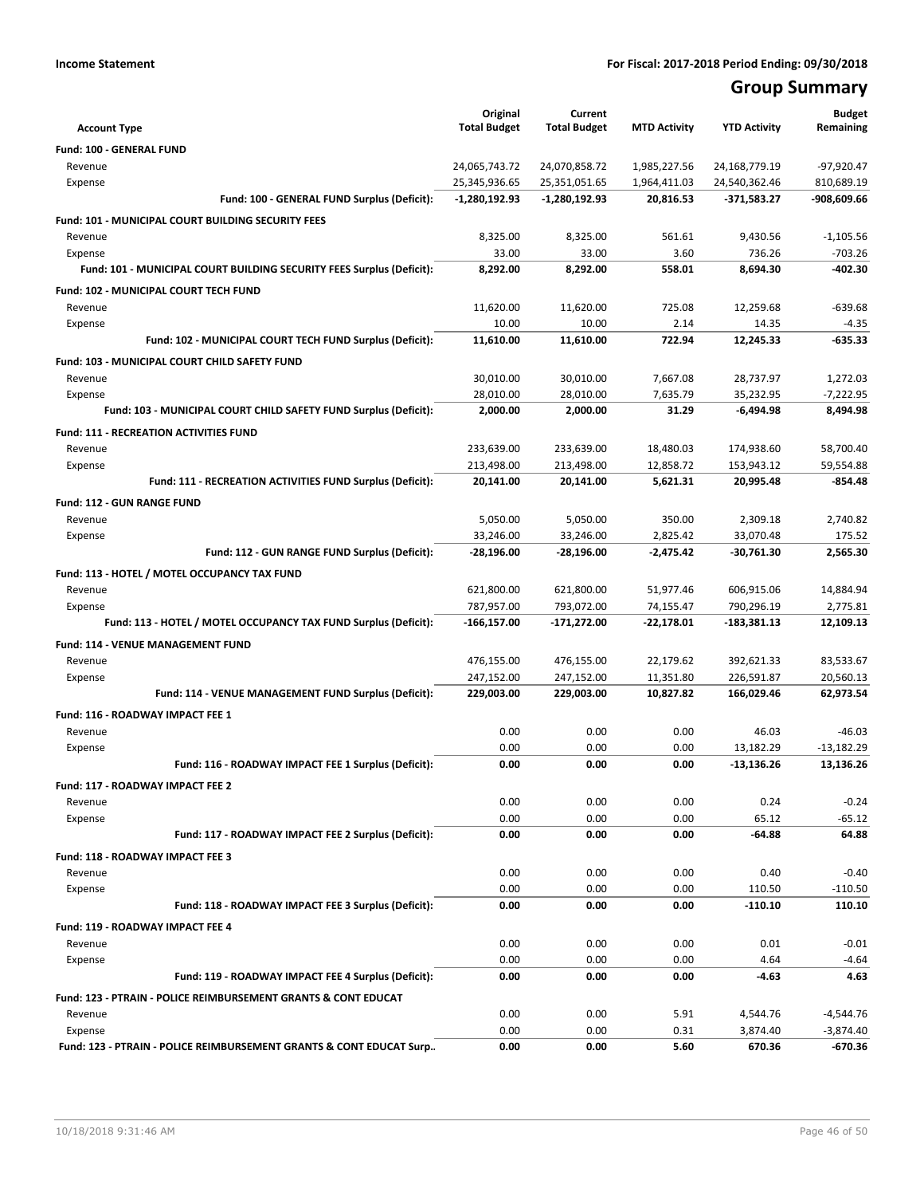**Income Statement** — For Fiscal: 2017-2018 Period Ending: 09/30/2018

# Group Summary

| Account Type | Original Total Budget | Current Total Budget | MTD Activity | YTD Activity | Budget Remaining |
|---|---|---|---|---|---|
| **Fund: 100 - GENERAL FUND** | | | | | |
| Revenue | 24,065,743.72 | 24,070,858.72 | 1,985,227.56 | 24,168,779.19 | -97,920.47 |
| Expense | 25,345,936.65 | 25,351,051.65 | 1,964,411.03 | 24,540,362.46 | 810,689.19 |
| **Fund: 100 - GENERAL FUND Surplus (Deficit):** | **-1,280,192.93** | **-1,280,192.93** | **20,816.53** | **-371,583.27** | **-908,609.66** |
| **Fund: 101 - MUNICIPAL COURT BUILDING SECURITY FEES** | | | | | |
| Revenue | 8,325.00 | 8,325.00 | 561.61 | 9,430.56 | -1,105.56 |
| Expense | 33.00 | 33.00 | 3.60 | 736.26 | -703.26 |
| **Fund: 101 - MUNICIPAL COURT BUILDING SECURITY FEES Surplus (Deficit):** | **8,292.00** | **8,292.00** | **558.01** | **8,694.30** | **-402.30** |
| **Fund: 102 - MUNICIPAL COURT TECH FUND** | | | | | |
| Revenue | 11,620.00 | 11,620.00 | 725.08 | 12,259.68 | -639.68 |
| Expense | 10.00 | 10.00 | 2.14 | 14.35 | -4.35 |
| **Fund: 102 - MUNICIPAL COURT TECH FUND Surplus (Deficit):** | **11,610.00** | **11,610.00** | **722.94** | **12,245.33** | **-635.33** |
| **Fund: 103 - MUNICIPAL COURT CHILD SAFETY FUND** | | | | | |
| Revenue | 30,010.00 | 30,010.00 | 7,667.08 | 28,737.97 | 1,272.03 |
| Expense | 28,010.00 | 28,010.00 | 7,635.79 | 35,232.95 | -7,222.95 |
| **Fund: 103 - MUNICIPAL COURT CHILD SAFETY FUND Surplus (Deficit):** | **2,000.00** | **2,000.00** | **31.29** | **-6,494.98** | **8,494.98** |
| **Fund: 111 - RECREATION ACTIVITIES FUND** | | | | | |
| Revenue | 233,639.00 | 233,639.00 | 18,480.03 | 174,938.60 | 58,700.40 |
| Expense | 213,498.00 | 213,498.00 | 12,858.72 | 153,943.12 | 59,554.88 |
| **Fund: 111 - RECREATION ACTIVITIES FUND Surplus (Deficit):** | **20,141.00** | **20,141.00** | **5,621.31** | **20,995.48** | **-854.48** |
| **Fund: 112 - GUN RANGE FUND** | | | | | |
| Revenue | 5,050.00 | 5,050.00 | 350.00 | 2,309.18 | 2,740.82 |
| Expense | 33,246.00 | 33,246.00 | 2,825.42 | 33,070.48 | 175.52 |
| **Fund: 112 - GUN RANGE FUND Surplus (Deficit):** | **-28,196.00** | **-28,196.00** | **-2,475.42** | **-30,761.30** | **2,565.30** |
| **Fund: 113 - HOTEL / MOTEL OCCUPANCY TAX FUND** | | | | | |
| Revenue | 621,800.00 | 621,800.00 | 51,977.46 | 606,915.06 | 14,884.94 |
| Expense | 787,957.00 | 793,072.00 | 74,155.47 | 790,296.19 | 2,775.81 |
| **Fund: 113 - HOTEL / MOTEL OCCUPANCY TAX FUND Surplus (Deficit):** | **-166,157.00** | **-171,272.00** | **-22,178.01** | **-183,381.13** | **12,109.13** |
| **Fund: 114 - VENUE MANAGEMENT FUND** | | | | | |
| Revenue | 476,155.00 | 476,155.00 | 22,179.62 | 392,621.33 | 83,533.67 |
| Expense | 247,152.00 | 247,152.00 | 11,351.80 | 226,591.87 | 20,560.13 |
| **Fund: 114 - VENUE MANAGEMENT FUND Surplus (Deficit):** | **229,003.00** | **229,003.00** | **10,827.82** | **166,029.46** | **62,973.54** |
| **Fund: 116 - ROADWAY IMPACT FEE 1** | | | | | |
| Revenue | 0.00 | 0.00 | 0.00 | 46.03 | -46.03 |
| Expense | 0.00 | 0.00 | 0.00 | 13,182.29 | -13,182.29 |
| **Fund: 116 - ROADWAY IMPACT FEE 1 Surplus (Deficit):** | **0.00** | **0.00** | **0.00** | **-13,136.26** | **13,136.26** |
| **Fund: 117 - ROADWAY IMPACT FEE 2** | | | | | |
| Revenue | 0.00 | 0.00 | 0.00 | 0.24 | -0.24 |
| Expense | 0.00 | 0.00 | 0.00 | 65.12 | -65.12 |
| **Fund: 117 - ROADWAY IMPACT FEE 2 Surplus (Deficit):** | **0.00** | **0.00** | **0.00** | **-64.88** | **64.88** |
| **Fund: 118 - ROADWAY IMPACT FEE 3** | | | | | |
| Revenue | 0.00 | 0.00 | 0.00 | 0.40 | -0.40 |
| Expense | 0.00 | 0.00 | 0.00 | 110.50 | -110.50 |
| **Fund: 118 - ROADWAY IMPACT FEE 3 Surplus (Deficit):** | **0.00** | **0.00** | **0.00** | **-110.10** | **110.10** |
| **Fund: 119 - ROADWAY IMPACT FEE 4** | | | | | |
| Revenue | 0.00 | 0.00 | 0.00 | 0.01 | -0.01 |
| Expense | 0.00 | 0.00 | 0.00 | 4.64 | -4.64 |
| **Fund: 119 - ROADWAY IMPACT FEE 4 Surplus (Deficit):** | **0.00** | **0.00** | **0.00** | **-4.63** | **4.63** |
| **Fund: 123 - PTRAIN - POLICE REIMBURSEMENT GRANTS & CONT EDUCAT** | | | | | |
| Revenue | 0.00 | 0.00 | 5.91 | 4,544.76 | -4,544.76 |
| Expense | 0.00 | 0.00 | 0.31 | 3,874.40 | -3,874.40 |
| **Fund: 123 - PTRAIN - POLICE REIMBURSEMENT GRANTS & CONT EDUCAT Surp..** | **0.00** | **0.00** | **5.60** | **670.36** | **-670.36** |

10/18/2018 9:31:46 AM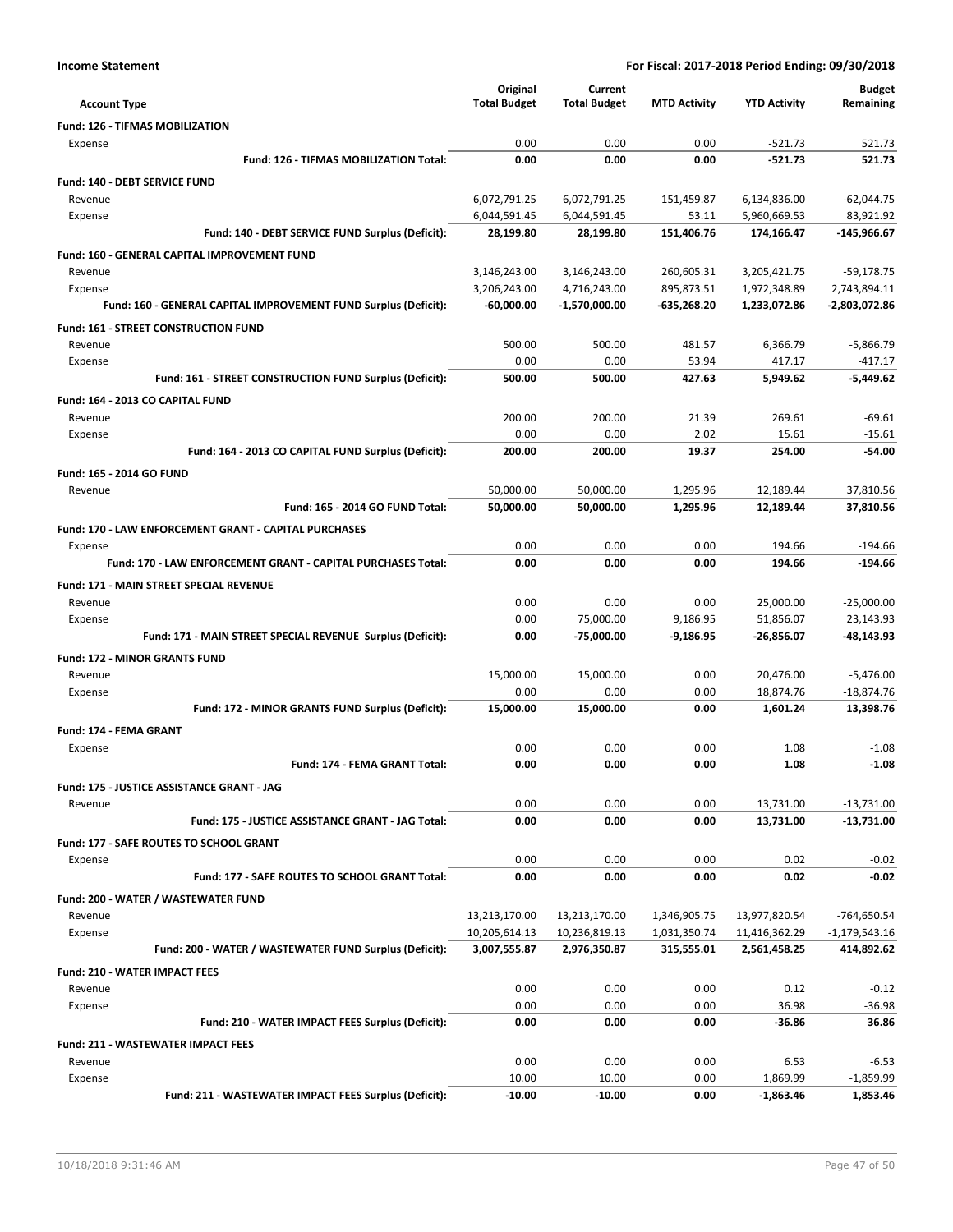**Income Statement** — **For Fiscal: 2017-2018 Period Ending: 09/30/2018**

| Account Type | Original Total Budget | Current Total Budget | MTD Activity | YTD Activity | Budget Remaining |
|---|---|---|---|---|---|
| **Fund: 126 - TIFMAS MOBILIZATION** | | | | | |
| Expense | 0.00 | 0.00 | 0.00 | -521.73 | 521.73 |
| **Fund: 126 - TIFMAS MOBILIZATION Total:** | **0.00** | **0.00** | **0.00** | **-521.73** | **521.73** |
| **Fund: 140 - DEBT SERVICE FUND** | | | | | |
| Revenue | 6,072,791.25 | 6,072,791.25 | 151,459.87 | 6,134,836.00 | -62,044.75 |
| Expense | 6,044,591.45 | 6,044,591.45 | 53.11 | 5,960,669.53 | 83,921.92 |
| **Fund: 140 - DEBT SERVICE FUND Surplus (Deficit):** | **28,199.80** | **28,199.80** | **151,406.76** | **174,166.47** | **-145,966.67** |
| **Fund: 160 - GENERAL CAPITAL IMPROVEMENT FUND** | | | | | |
| Revenue | 3,146,243.00 | 3,146,243.00 | 260,605.31 | 3,205,421.75 | -59,178.75 |
| Expense | 3,206,243.00 | 4,716,243.00 | 895,873.51 | 1,972,348.89 | 2,743,894.11 |
| **Fund: 160 - GENERAL CAPITAL IMPROVEMENT FUND Surplus (Deficit):** | **-60,000.00** | **-1,570,000.00** | **-635,268.20** | **1,233,072.86** | **-2,803,072.86** |
| **Fund: 161 - STREET CONSTRUCTION FUND** | | | | | |
| Revenue | 500.00 | 500.00 | 481.57 | 6,366.79 | -5,866.79 |
| Expense | 0.00 | 0.00 | 53.94 | 417.17 | -417.17 |
| **Fund: 161 - STREET CONSTRUCTION FUND Surplus (Deficit):** | **500.00** | **500.00** | **427.63** | **5,949.62** | **-5,449.62** |
| **Fund: 164 - 2013 CO CAPITAL FUND** | | | | | |
| Revenue | 200.00 | 200.00 | 21.39 | 269.61 | -69.61 |
| Expense | 0.00 | 0.00 | 2.02 | 15.61 | -15.61 |
| **Fund: 164 - 2013 CO CAPITAL FUND Surplus (Deficit):** | **200.00** | **200.00** | **19.37** | **254.00** | **-54.00** |
| **Fund: 165 - 2014 GO FUND** | | | | | |
| Revenue | 50,000.00 | 50,000.00 | 1,295.96 | 12,189.44 | 37,810.56 |
| **Fund: 165 - 2014 GO FUND Total:** | **50,000.00** | **50,000.00** | **1,295.96** | **12,189.44** | **37,810.56** |
| **Fund: 170 - LAW ENFORCEMENT GRANT - CAPITAL PURCHASES** | | | | | |
| Expense | 0.00 | 0.00 | 0.00 | 194.66 | -194.66 |
| **Fund: 170 - LAW ENFORCEMENT GRANT - CAPITAL PURCHASES Total:** | **0.00** | **0.00** | **0.00** | **194.66** | **-194.66** |
| **Fund: 171 - MAIN STREET SPECIAL REVENUE** | | | | | |
| Revenue | 0.00 | 0.00 | 0.00 | 25,000.00 | -25,000.00 |
| Expense | 0.00 | 75,000.00 | 9,186.95 | 51,856.07 | 23,143.93 |
| **Fund: 171 - MAIN STREET SPECIAL REVENUE Surplus (Deficit):** | **0.00** | **-75,000.00** | **-9,186.95** | **-26,856.07** | **-48,143.93** |
| **Fund: 172 - MINOR GRANTS FUND** | | | | | |
| Revenue | 15,000.00 | 15,000.00 | 0.00 | 20,476.00 | -5,476.00 |
| Expense | 0.00 | 0.00 | 0.00 | 18,874.76 | -18,874.76 |
| **Fund: 172 - MINOR GRANTS FUND Surplus (Deficit):** | **15,000.00** | **15,000.00** | **0.00** | **1,601.24** | **13,398.76** |
| **Fund: 174 - FEMA GRANT** | | | | | |
| Expense | 0.00 | 0.00 | 0.00 | 1.08 | -1.08 |
| **Fund: 174 - FEMA GRANT Total:** | **0.00** | **0.00** | **0.00** | **1.08** | **-1.08** |
| **Fund: 175 - JUSTICE ASSISTANCE GRANT - JAG** | | | | | |
| Revenue | 0.00 | 0.00 | 0.00 | 13,731.00 | -13,731.00 |
| **Fund: 175 - JUSTICE ASSISTANCE GRANT - JAG Total:** | **0.00** | **0.00** | **0.00** | **13,731.00** | **-13,731.00** |
| **Fund: 177 - SAFE ROUTES TO SCHOOL GRANT** | | | | | |
| Expense | 0.00 | 0.00 | 0.00 | 0.02 | -0.02 |
| **Fund: 177 - SAFE ROUTES TO SCHOOL GRANT Total:** | **0.00** | **0.00** | **0.00** | **0.02** | **-0.02** |
| **Fund: 200 - WATER / WASTEWATER FUND** | | | | | |
| Revenue | 13,213,170.00 | 13,213,170.00 | 1,346,905.75 | 13,977,820.54 | -764,650.54 |
| Expense | 10,205,614.13 | 10,236,819.13 | 1,031,350.74 | 11,416,362.29 | -1,179,543.16 |
| **Fund: 200 - WATER / WASTEWATER FUND Surplus (Deficit):** | **3,007,555.87** | **2,976,350.87** | **315,555.01** | **2,561,458.25** | **414,892.62** |
| **Fund: 210 - WATER IMPACT FEES** | | | | | |
| Revenue | 0.00 | 0.00 | 0.00 | 0.12 | -0.12 |
| Expense | 0.00 | 0.00 | 0.00 | 36.98 | -36.98 |
| **Fund: 210 - WATER IMPACT FEES Surplus (Deficit):** | **0.00** | **0.00** | **0.00** | **-36.86** | **36.86** |
| **Fund: 211 - WASTEWATER IMPACT FEES** | | | | | |
| Revenue | 0.00 | 0.00 | 0.00 | 6.53 | -6.53 |
| Expense | 10.00 | 10.00 | 0.00 | 1,869.99 | -1,859.99 |
| **Fund: 211 - WASTEWATER IMPACT FEES Surplus (Deficit):** | **-10.00** | **-10.00** | **0.00** | **-1,863.46** | **1,853.46** |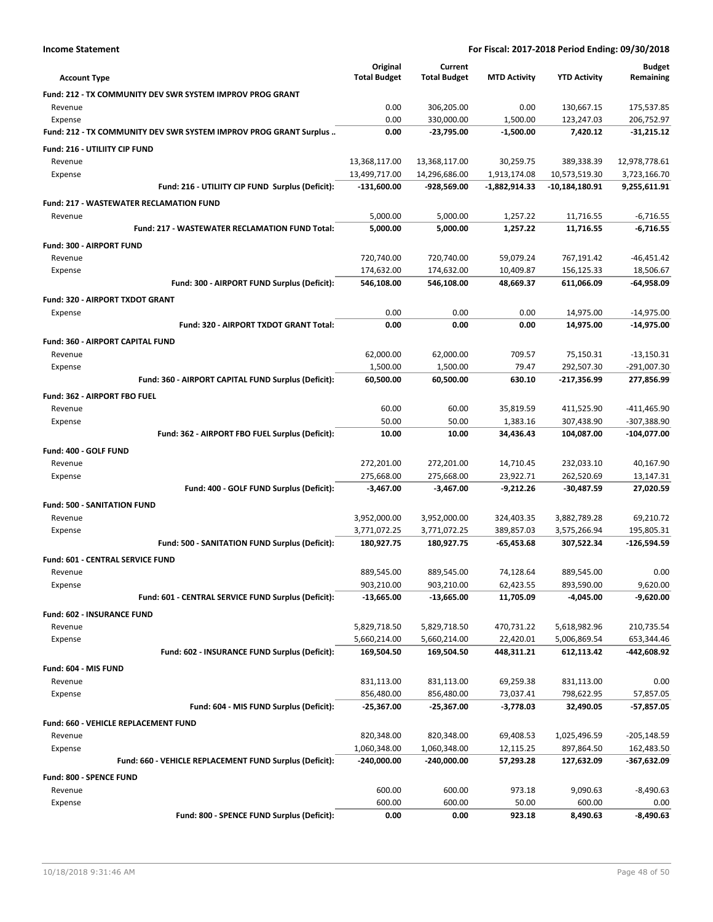**Income Statement** — **For Fiscal: 2017-2018 Period Ending: 09/30/2018**

| Account Type | Original Total Budget | Current Total Budget | MTD Activity | YTD Activity | Budget Remaining |
|---|---|---|---|---|---|
| **Fund: 212 - TX COMMUNITY DEV SWR SYSTEM IMPROV PROG GRANT** | | | | | |
| Revenue | 0.00 | 306,205.00 | 0.00 | 130,667.15 | 175,537.85 |
| Expense | 0.00 | 330,000.00 | 1,500.00 | 123,247.03 | 206,752.97 |
| **Fund: 212 - TX COMMUNITY DEV SWR SYSTEM IMPROV PROG GRANT Surplus ..** | **0.00** | **-23,795.00** | **-1,500.00** | **7,420.12** | **-31,215.12** |
| **Fund: 216 - UTILIITY CIP FUND** | | | | | |
| Revenue | 13,368,117.00 | 13,368,117.00 | 30,259.75 | 389,338.39 | 12,978,778.61 |
| Expense | 13,499,717.00 | 14,296,686.00 | 1,913,174.08 | 10,573,519.30 | 3,723,166.70 |
| **Fund: 216 - UTILIITY CIP FUND Surplus (Deficit):** | **-131,600.00** | **-928,569.00** | **-1,882,914.33** | **-10,184,180.91** | **9,255,611.91** |
| **Fund: 217 - WASTEWATER RECLAMATION FUND** | | | | | |
| Revenue | 5,000.00 | 5,000.00 | 1,257.22 | 11,716.55 | -6,716.55 |
| **Fund: 217 - WASTEWATER RECLAMATION FUND Total:** | **5,000.00** | **5,000.00** | **1,257.22** | **11,716.55** | **-6,716.55** |
| **Fund: 300 - AIRPORT FUND** | | | | | |
| Revenue | 720,740.00 | 720,740.00 | 59,079.24 | 767,191.42 | -46,451.42 |
| Expense | 174,632.00 | 174,632.00 | 10,409.87 | 156,125.33 | 18,506.67 |
| **Fund: 300 - AIRPORT FUND Surplus (Deficit):** | **546,108.00** | **546,108.00** | **48,669.37** | **611,066.09** | **-64,958.09** |
| **Fund: 320 - AIRPORT TXDOT GRANT** | | | | | |
| Expense | 0.00 | 0.00 | 0.00 | 14,975.00 | -14,975.00 |
| **Fund: 320 - AIRPORT TXDOT GRANT Total:** | **0.00** | **0.00** | **0.00** | **14,975.00** | **-14,975.00** |
| **Fund: 360 - AIRPORT CAPITAL FUND** | | | | | |
| Revenue | 62,000.00 | 62,000.00 | 709.57 | 75,150.31 | -13,150.31 |
| Expense | 1,500.00 | 1,500.00 | 79.47 | 292,507.30 | -291,007.30 |
| **Fund: 360 - AIRPORT CAPITAL FUND Surplus (Deficit):** | **60,500.00** | **60,500.00** | **630.10** | **-217,356.99** | **277,856.99** |
| **Fund: 362 - AIRPORT FBO FUEL** | | | | | |
| Revenue | 60.00 | 60.00 | 35,819.59 | 411,525.90 | -411,465.90 |
| Expense | 50.00 | 50.00 | 1,383.16 | 307,438.90 | -307,388.90 |
| **Fund: 362 - AIRPORT FBO FUEL Surplus (Deficit):** | **10.00** | **10.00** | **34,436.43** | **104,087.00** | **-104,077.00** |
| **Fund: 400 - GOLF FUND** | | | | | |
| Revenue | 272,201.00 | 272,201.00 | 14,710.45 | 232,033.10 | 40,167.90 |
| Expense | 275,668.00 | 275,668.00 | 23,922.71 | 262,520.69 | 13,147.31 |
| **Fund: 400 - GOLF FUND Surplus (Deficit):** | **-3,467.00** | **-3,467.00** | **-9,212.26** | **-30,487.59** | **27,020.59** |
| **Fund: 500 - SANITATION FUND** | | | | | |
| Revenue | 3,952,000.00 | 3,952,000.00 | 324,403.35 | 3,882,789.28 | 69,210.72 |
| Expense | 3,771,072.25 | 3,771,072.25 | 389,857.03 | 3,575,266.94 | 195,805.31 |
| **Fund: 500 - SANITATION FUND Surplus (Deficit):** | **180,927.75** | **180,927.75** | **-65,453.68** | **307,522.34** | **-126,594.59** |
| **Fund: 601 - CENTRAL SERVICE FUND** | | | | | |
| Revenue | 889,545.00 | 889,545.00 | 74,128.64 | 889,545.00 | 0.00 |
| Expense | 903,210.00 | 903,210.00 | 62,423.55 | 893,590.00 | 9,620.00 |
| **Fund: 601 - CENTRAL SERVICE FUND Surplus (Deficit):** | **-13,665.00** | **-13,665.00** | **11,705.09** | **-4,045.00** | **-9,620.00** |
| **Fund: 602 - INSURANCE FUND** | | | | | |
| Revenue | 5,829,718.50 | 5,829,718.50 | 470,731.22 | 5,618,982.96 | 210,735.54 |
| Expense | 5,660,214.00 | 5,660,214.00 | 22,420.01 | 5,006,869.54 | 653,344.46 |
| **Fund: 602 - INSURANCE FUND Surplus (Deficit):** | **169,504.50** | **169,504.50** | **448,311.21** | **612,113.42** | **-442,608.92** |
| **Fund: 604 - MIS FUND** | | | | | |
| Revenue | 831,113.00 | 831,113.00 | 69,259.38 | 831,113.00 | 0.00 |
| Expense | 856,480.00 | 856,480.00 | 73,037.41 | 798,622.95 | 57,857.05 |
| **Fund: 604 - MIS FUND Surplus (Deficit):** | **-25,367.00** | **-25,367.00** | **-3,778.03** | **32,490.05** | **-57,857.05** |
| **Fund: 660 - VEHICLE REPLACEMENT FUND** | | | | | |
| Revenue | 820,348.00 | 820,348.00 | 69,408.53 | 1,025,496.59 | -205,148.59 |
| Expense | 1,060,348.00 | 1,060,348.00 | 12,115.25 | 897,864.50 | 162,483.50 |
| **Fund: 660 - VEHICLE REPLACEMENT FUND Surplus (Deficit):** | **-240,000.00** | **-240,000.00** | **57,293.28** | **127,632.09** | **-367,632.09** |
| **Fund: 800 - SPENCE FUND** | | | | | |
| Revenue | 600.00 | 600.00 | 973.18 | 9,090.63 | -8,490.63 |
| Expense | 600.00 | 600.00 | 50.00 | 600.00 | 0.00 |
| **Fund: 800 - SPENCE FUND Surplus (Deficit):** | **0.00** | **0.00** | **923.18** | **8,490.63** | **-8,490.63** |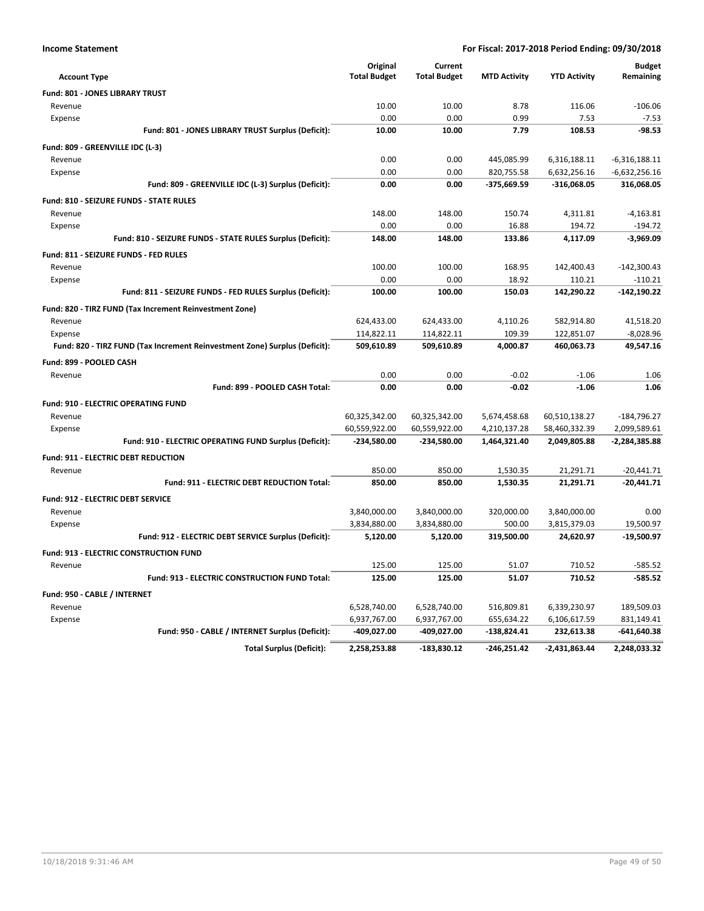**Income Statement** — For Fiscal: 2017-2018 Period Ending: 09/30/2018

| Account Type | Original Total Budget | Current Total Budget | MTD Activity | YTD Activity | Budget Remaining |
|---|---|---|---|---|---|
| **Fund: 801 - JONES LIBRARY TRUST** | | | | | |
| Revenue | 10.00 | 10.00 | 8.78 | 116.06 | -106.06 |
| Expense | 0.00 | 0.00 | 0.99 | 7.53 | -7.53 |
| **Fund: 801 - JONES LIBRARY TRUST Surplus (Deficit):** | **10.00** | **10.00** | **7.79** | **108.53** | **-98.53** |
| **Fund: 809 - GREENVILLE IDC (L-3)** | | | | | |
| Revenue | 0.00 | 0.00 | 445,085.99 | 6,316,188.11 | -6,316,188.11 |
| Expense | 0.00 | 0.00 | 820,755.58 | 6,632,256.16 | -6,632,256.16 |
| **Fund: 809 - GREENVILLE IDC (L-3) Surplus (Deficit):** | **0.00** | **0.00** | **-375,669.59** | **-316,068.05** | **316,068.05** |
| **Fund: 810 - SEIZURE FUNDS - STATE RULES** | | | | | |
| Revenue | 148.00 | 148.00 | 150.74 | 4,311.81 | -4,163.81 |
| Expense | 0.00 | 0.00 | 16.88 | 194.72 | -194.72 |
| **Fund: 810 - SEIZURE FUNDS - STATE RULES Surplus (Deficit):** | **148.00** | **148.00** | **133.86** | **4,117.09** | **-3,969.09** |
| **Fund: 811 - SEIZURE FUNDS - FED RULES** | | | | | |
| Revenue | 100.00 | 100.00 | 168.95 | 142,400.43 | -142,300.43 |
| Expense | 0.00 | 0.00 | 18.92 | 110.21 | -110.21 |
| **Fund: 811 - SEIZURE FUNDS - FED RULES Surplus (Deficit):** | **100.00** | **100.00** | **150.03** | **142,290.22** | **-142,190.22** |
| **Fund: 820 - TIRZ FUND (Tax Increment Reinvestment Zone)** | | | | | |
| Revenue | 624,433.00 | 624,433.00 | 4,110.26 | 582,914.80 | 41,518.20 |
| Expense | 114,822.11 | 114,822.11 | 109.39 | 122,851.07 | -8,028.96 |
| **Fund: 820 - TIRZ FUND (Tax Increment Reinvestment Zone) Surplus (Deficit):** | **509,610.89** | **509,610.89** | **4,000.87** | **460,063.73** | **49,547.16** |
| **Fund: 899 - POOLED CASH** | | | | | |
| Revenue | 0.00 | 0.00 | -0.02 | -1.06 | 1.06 |
| **Fund: 899 - POOLED CASH Total:** | **0.00** | **0.00** | **-0.02** | **-1.06** | **1.06** |
| **Fund: 910 - ELECTRIC OPERATING FUND** | | | | | |
| Revenue | 60,325,342.00 | 60,325,342.00 | 5,674,458.68 | 60,510,138.27 | -184,796.27 |
| Expense | 60,559,922.00 | 60,559,922.00 | 4,210,137.28 | 58,460,332.39 | 2,099,589.61 |
| **Fund: 910 - ELECTRIC OPERATING FUND Surplus (Deficit):** | **-234,580.00** | **-234,580.00** | **1,464,321.40** | **2,049,805.88** | **-2,284,385.88** |
| **Fund: 911 - ELECTRIC DEBT REDUCTION** | | | | | |
| Revenue | 850.00 | 850.00 | 1,530.35 | 21,291.71 | -20,441.71 |
| **Fund: 911 - ELECTRIC DEBT REDUCTION Total:** | **850.00** | **850.00** | **1,530.35** | **21,291.71** | **-20,441.71** |
| **Fund: 912 - ELECTRIC DEBT SERVICE** | | | | | |
| Revenue | 3,840,000.00 | 3,840,000.00 | 320,000.00 | 3,840,000.00 | 0.00 |
| Expense | 3,834,880.00 | 3,834,880.00 | 500.00 | 3,815,379.03 | 19,500.97 |
| **Fund: 912 - ELECTRIC DEBT SERVICE Surplus (Deficit):** | **5,120.00** | **5,120.00** | **319,500.00** | **24,620.97** | **-19,500.97** |
| **Fund: 913 - ELECTRIC CONSTRUCTION FUND** | | | | | |
| Revenue | 125.00 | 125.00 | 51.07 | 710.52 | -585.52 |
| **Fund: 913 - ELECTRIC CONSTRUCTION FUND Total:** | **125.00** | **125.00** | **51.07** | **710.52** | **-585.52** |
| **Fund: 950 - CABLE / INTERNET** | | | | | |
| Revenue | 6,528,740.00 | 6,528,740.00 | 516,809.81 | 6,339,230.97 | 189,509.03 |
| Expense | 6,937,767.00 | 6,937,767.00 | 655,634.22 | 6,106,617.59 | 831,149.41 |
| **Fund: 950 - CABLE / INTERNET Surplus (Deficit):** | **-409,027.00** | **-409,027.00** | **-138,824.41** | **232,613.38** | **-641,640.38** |
| **Total Surplus (Deficit):** | **2,258,253.88** | **-183,830.12** | **-246,251.42** | **-2,431,863.44** | **2,248,033.32** |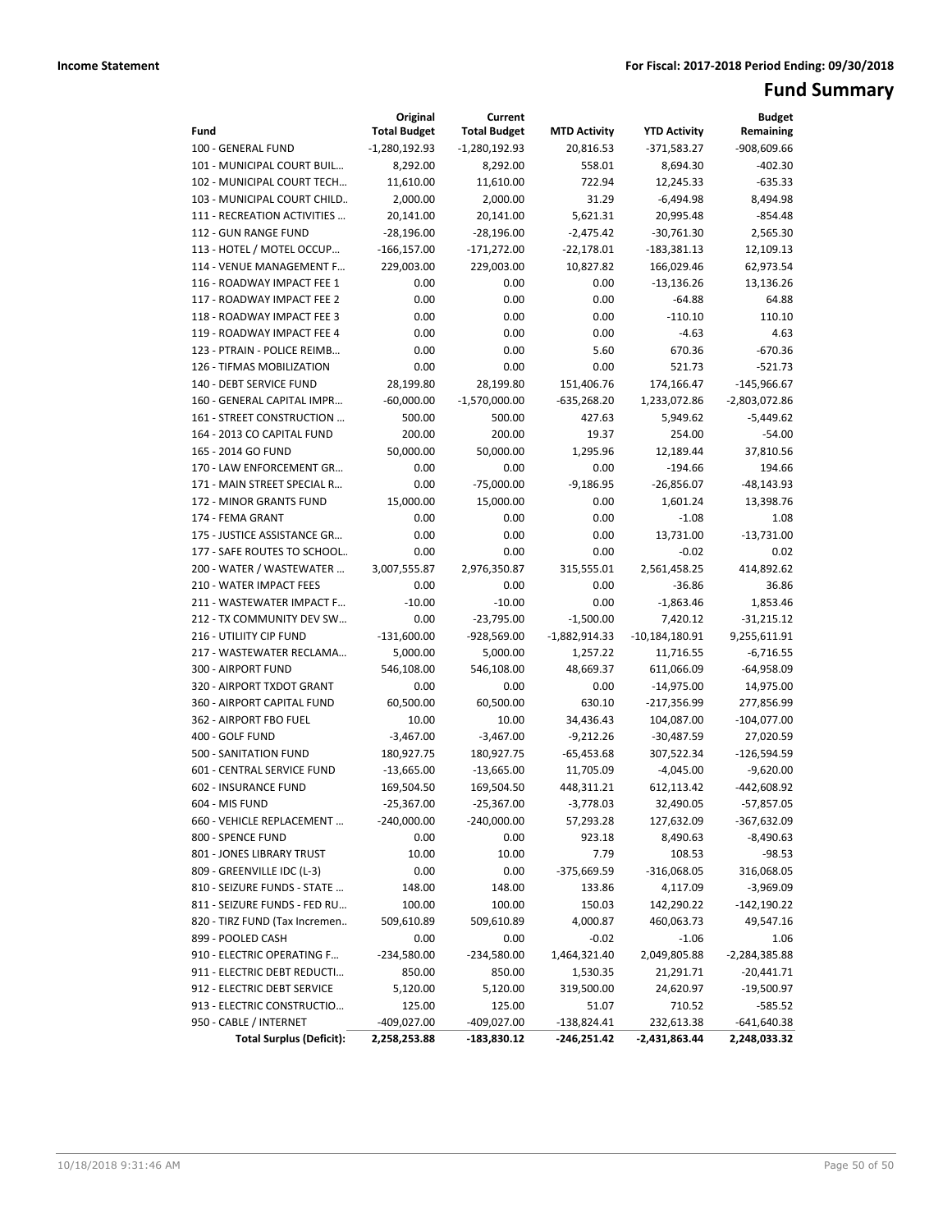**Income Statement** **For Fiscal: 2017-2018 Period Ending: 09/30/2018**

# Fund Summary

| Fund | Original Total Budget | Current Total Budget | MTD Activity | YTD Activity | Budget Remaining |
|---|---|---|---|---|---|
| 100 - GENERAL FUND | -1,280,192.93 | -1,280,192.93 | 20,816.53 | -371,583.27 | -908,609.66 |
| 101 - MUNICIPAL COURT BUIL… | 8,292.00 | 8,292.00 | 558.01 | 8,694.30 | -402.30 |
| 102 - MUNICIPAL COURT TECH… | 11,610.00 | 11,610.00 | 722.94 | 12,245.33 | -635.33 |
| 103 - MUNICIPAL COURT CHILD.. | 2,000.00 | 2,000.00 | 31.29 | -6,494.98 | 8,494.98 |
| 111 - RECREATION ACTIVITIES … | 20,141.00 | 20,141.00 | 5,621.31 | 20,995.48 | -854.48 |
| 112 - GUN RANGE FUND | -28,196.00 | -28,196.00 | -2,475.42 | -30,761.30 | 2,565.30 |
| 113 - HOTEL / MOTEL OCCUP… | -166,157.00 | -171,272.00 | -22,178.01 | -183,381.13 | 12,109.13 |
| 114 - VENUE MANAGEMENT F… | 229,003.00 | 229,003.00 | 10,827.82 | 166,029.46 | 62,973.54 |
| 116 - ROADWAY IMPACT FEE 1 | 0.00 | 0.00 | 0.00 | -13,136.26 | 13,136.26 |
| 117 - ROADWAY IMPACT FEE 2 | 0.00 | 0.00 | 0.00 | -64.88 | 64.88 |
| 118 - ROADWAY IMPACT FEE 3 | 0.00 | 0.00 | 0.00 | -110.10 | 110.10 |
| 119 - ROADWAY IMPACT FEE 4 | 0.00 | 0.00 | 0.00 | -4.63 | 4.63 |
| 123 - PTRAIN - POLICE REIMB… | 0.00 | 0.00 | 5.60 | 670.36 | -670.36 |
| 126 - TIFMAS MOBILIZATION | 0.00 | 0.00 | 0.00 | 521.73 | -521.73 |
| 140 - DEBT SERVICE FUND | 28,199.80 | 28,199.80 | 151,406.76 | 174,166.47 | -145,966.67 |
| 160 - GENERAL CAPITAL IMPR… | -60,000.00 | -1,570,000.00 | -635,268.20 | 1,233,072.86 | -2,803,072.86 |
| 161 - STREET CONSTRUCTION … | 500.00 | 500.00 | 427.63 | 5,949.62 | -5,449.62 |
| 164 - 2013 CO CAPITAL FUND | 200.00 | 200.00 | 19.37 | 254.00 | -54.00 |
| 165 - 2014 GO FUND | 50,000.00 | 50,000.00 | 1,295.96 | 12,189.44 | 37,810.56 |
| 170 - LAW ENFORCEMENT GR… | 0.00 | 0.00 | 0.00 | -194.66 | 194.66 |
| 171 - MAIN STREET SPECIAL R… | 0.00 | -75,000.00 | -9,186.95 | -26,856.07 | -48,143.93 |
| 172 - MINOR GRANTS FUND | 15,000.00 | 15,000.00 | 0.00 | 1,601.24 | 13,398.76 |
| 174 - FEMA GRANT | 0.00 | 0.00 | 0.00 | -1.08 | 1.08 |
| 175 - JUSTICE ASSISTANCE GR… | 0.00 | 0.00 | 0.00 | 13,731.00 | -13,731.00 |
| 177 - SAFE ROUTES TO SCHOOL.. | 0.00 | 0.00 | 0.00 | -0.02 | 0.02 |
| 200 - WATER / WASTEWATER … | 3,007,555.87 | 2,976,350.87 | 315,555.01 | 2,561,458.25 | 414,892.62 |
| 210 - WATER IMPACT FEES | 0.00 | 0.00 | 0.00 | -36.86 | 36.86 |
| 211 - WASTEWATER IMPACT F… | -10.00 | -10.00 | 0.00 | -1,863.46 | 1,853.46 |
| 212 - TX COMMUNITY DEV SW… | 0.00 | -23,795.00 | -1,500.00 | 7,420.12 | -31,215.12 |
| 216 - UTILIITY CIP FUND | -131,600.00 | -928,569.00 | -1,882,914.33 | -10,184,180.91 | 9,255,611.91 |
| 217 - WASTEWATER RECLAMA… | 5,000.00 | 5,000.00 | 1,257.22 | 11,716.55 | -6,716.55 |
| 300 - AIRPORT FUND | 546,108.00 | 546,108.00 | 48,669.37 | 611,066.09 | -64,958.09 |
| 320 - AIRPORT TXDOT GRANT | 0.00 | 0.00 | 0.00 | -14,975.00 | 14,975.00 |
| 360 - AIRPORT CAPITAL FUND | 60,500.00 | 60,500.00 | 630.10 | -217,356.99 | 277,856.99 |
| 362 - AIRPORT FBO FUEL | 10.00 | 10.00 | 34,436.43 | 104,087.00 | -104,077.00 |
| 400 - GOLF FUND | -3,467.00 | -3,467.00 | -9,212.26 | -30,487.59 | 27,020.59 |
| 500 - SANITATION FUND | 180,927.75 | 180,927.75 | -65,453.68 | 307,522.34 | -126,594.59 |
| 601 - CENTRAL SERVICE FUND | -13,665.00 | -13,665.00 | 11,705.09 | -4,045.00 | -9,620.00 |
| 602 - INSURANCE FUND | 169,504.50 | 169,504.50 | 448,311.21 | 612,113.42 | -442,608.92 |
| 604 - MIS FUND | -25,367.00 | -25,367.00 | -3,778.03 | 32,490.05 | -57,857.05 |
| 660 - VEHICLE REPLACEMENT … | -240,000.00 | -240,000.00 | 57,293.28 | 127,632.09 | -367,632.09 |
| 800 - SPENCE FUND | 0.00 | 0.00 | 923.18 | 8,490.63 | -8,490.63 |
| 801 - JONES LIBRARY TRUST | 10.00 | 10.00 | 7.79 | 108.53 | -98.53 |
| 809 - GREENVILLE IDC (L-3) | 0.00 | 0.00 | -375,669.59 | -316,068.05 | 316,068.05 |
| 810 - SEIZURE FUNDS - STATE … | 148.00 | 148.00 | 133.86 | 4,117.09 | -3,969.09 |
| 811 - SEIZURE FUNDS - FED RU… | 100.00 | 100.00 | 150.03 | 142,290.22 | -142,190.22 |
| 820 - TIRZ FUND (Tax Incremen.. | 509,610.89 | 509,610.89 | 4,000.87 | 460,063.73 | 49,547.16 |
| 899 - POOLED CASH | 0.00 | 0.00 | -0.02 | -1.06 | 1.06 |
| 910 - ELECTRIC OPERATING F… | -234,580.00 | -234,580.00 | 1,464,321.40 | 2,049,805.88 | -2,284,385.88 |
| 911 - ELECTRIC DEBT REDUCTI… | 850.00 | 850.00 | 1,530.35 | 21,291.71 | -20,441.71 |
| 912 - ELECTRIC DEBT SERVICE | 5,120.00 | 5,120.00 | 319,500.00 | 24,620.97 | -19,500.97 |
| 913 - ELECTRIC CONSTRUCTIO… | 125.00 | 125.00 | 51.07 | 710.52 | -585.52 |
| 950 - CABLE / INTERNET | -409,027.00 | -409,027.00 | -138,824.41 | 232,613.38 | -641,640.38 |
| **Total Surplus (Deficit):** | **2,258,253.88** | **-183,830.12** | **-246,251.42** | **-2,431,863.44** | **2,248,033.32** |